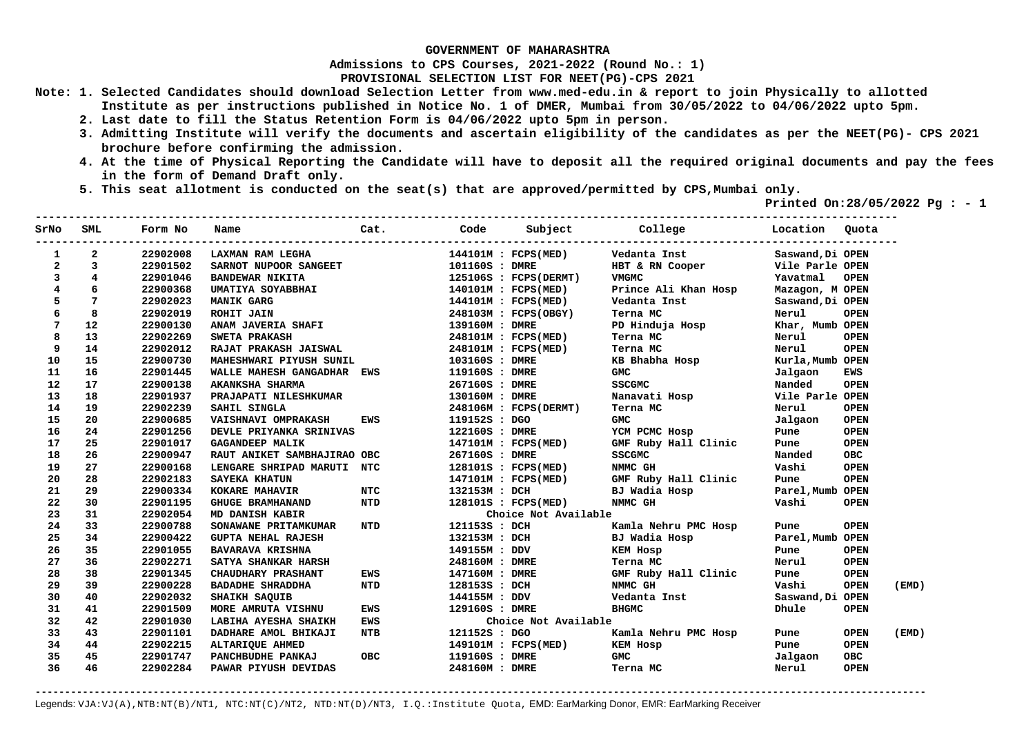**GOVERNMENT OF MAHARASHTRA**

**Admissions to CPS Courses, 2021-2022 (Round No.: 1)**

**PROVISIONAL SELECTION LIST FOR NEET(PG)-CPS 2021**

Note:
1. Selected Candidates should download Selection Letter from www.med-edu.in & report to join Physically to allotted Institute as per instructions published in Notice No. 1 of DMER, Mumbai from 30/05/2022 to 04/06/2022 upto 5pm.
2. Last date to fill the Status Retention Form is 04/06/2022 upto 5pm in person.
3. Admitting Institute will verify the documents and ascertain eligibility of the candidates as per the NEET(PG)- CPS 2021 brochure before confirming the admission.
4. At the time of Physical Reporting the Candidate will have to deposit all the required original documents and pay the fees in the form of Demand Draft only.
5. This seat allotment is conducted on the seat(s) that are approved/permitted by CPS,Mumbai only.

Printed On:28/05/2022

| SrNo | SML | Form No | Name | Cat. | Code | Subject | College | Location | Quota | |
|---|---|---|---|---|---|---|---|---|---|---|
| 1 | 2 | 22902008 | LAXMAN RAM LEGHA | | 144101M | FCPS(MED) | Vedanta Inst | Saswand,Di | OPEN | |
| 2 | 3 | 22901502 | SARNOT NUPOOR SANGEET | | 101160S | DMRE | HBT & RN Cooper | Vile Parle | OPEN | |
| 3 | 4 | 22901046 | BANDEWAR NIKITA | | 125106S | FCPS(DERMT) | VMGMC | Yavatmal | OPEN | |
| 4 | 6 | 22900368 | UMATIYA SOYABBHAI | | 140101M | FCPS(MED) | Prince Ali Khan Hosp | Mazagon, M | OPEN | |
| 5 | 7 | 22902023 | MANIK GARG | | 144101M | FCPS(MED) | Vedanta Inst | Saswand,Di | OPEN | |
| 6 | 8 | 22902019 | ROHIT JAIN | | 248103M | FCPS(OBGY) | Terna MC | Nerul | OPEN | |
| 7 | 12 | 22900130 | ANAM JAVERIA SHAFI | | 139160M | DMRE | PD Hinduja Hosp | Khar, Mumb | OPEN | |
| 8 | 13 | 22902269 | SWETA PRAKASH | | 248101M | FCPS(MED) | Terna MC | Nerul | OPEN | |
| 9 | 14 | 22902012 | RAJAT PRAKASH JAISWAL | | 248101M | FCPS(MED) | Terna MC | Nerul | OPEN | |
| 10 | 15 | 22900730 | MAHESHWARI PIYUSH SUNIL | | 103160S | DMRE | KB Bhabha Hosp | Kurla,Mumb | OPEN | |
| 11 | 16 | 22901445 | WALLE MAHESH GANGADHAR | EWS | 119160S | DMRE | GMC | Jalgaon | EWS | |
| 12 | 17 | 22900138 | AKANKSHA SHARMA | | 267160S | DMRE | SSCGMC | Nanded | OPEN | |
| 13 | 18 | 22901937 | PRAJAPATI NILESHKUMAR | | 130160M | DMRE | Nanavati Hosp | Vile Parle | OPEN | |
| 14 | 19 | 22902239 | SAHIL SINGLA | | 248106M | FCPS(DERMT) | Terna MC | Nerul | OPEN | |
| 15 | 20 | 22900685 | VAISHNAVI OMPRAKASH | EWS | 119152S | DGO | GMC | Jalgaon | OPEN | |
| 16 | 24 | 22901256 | DEVLE PRIYANKA SRINIVAS | | 122160S | DMRE | YCM PCMC Hosp | Pune | OPEN | |
| 17 | 25 | 22901017 | GAGANDEEP MALIK | | 147101M | FCPS(MED) | GMF Ruby Hall Clinic | Pune | OPEN | |
| 18 | 26 | 22900947 | RAUT ANIKET SAMBHAJIRAO | OBC | 267160S | DMRE | SSCGMC | Nanded | OBC | |
| 19 | 27 | 22900168 | LENGARE SHRIPAD MARUTI | NTC | 128101S | FCPS(MED) | NMMC GH | Vashi | OPEN | |
| 20 | 28 | 22902183 | SAYEKA KHATUN | | 147101M | FCPS(MED) | GMF Ruby Hall Clinic | Pune | OPEN | |
| 21 | 29 | 22900334 | KOKARE MAHAVIR | NTC | 132153M | DCH | BJ Wadia Hosp | Parel,Mumb | OPEN | |
| 22 | 30 | 22901195 | GHUGE BRAMHANAND | NTD | 128101S | FCPS(MED) | NMMC GH | Vashi | OPEN | |
| 23 | 31 | 22902054 | MD DANISH KABIR | | | Choice Not Available | | | | |
| 24 | 33 | 22900788 | SONAWANE PRITAMKUMAR | NTD | 121153S | DCH | Kamla Nehru PMC Hosp | Pune | OPEN | |
| 25 | 34 | 22900422 | GUPTA NEHAL RAJESH | | 132153M | DCH | BJ Wadia Hosp | Parel,Mumb | OPEN | |
| 26 | 35 | 22901055 | BAVARAVA KRISHNA | | 149155M | DDV | KEM Hosp | Pune | OPEN | |
| 27 | 36 | 22902271 | SATYA SHANKAR HARSH | | 248160M | DMRE | Terna MC | Nerul | OPEN | |
| 28 | 38 | 22901345 | CHAUDHARY PRASHANT | EWS | 147160M | DMRE | GMF Ruby Hall Clinic | Pune | OPEN | |
| 29 | 39 | 22900228 | BADADHE SHRADDHA | NTD | 128153S | DCH | NMMC GH | Vashi | OPEN | (EMD) |
| 30 | 40 | 22902032 | SHAIKH SAQUIB | | 144155M | DDV | Vedanta Inst | Saswand,Di | OPEN | |
| 31 | 41 | 22901509 | MORE AMRUTA VISHNU | EWS | 129160S | DMRE | BHGMC | Dhule | OPEN | |
| 32 | 42 | 22901030 | LABIHA AYESHA SHAIKH | EWS | | Choice Not Available | | | | |
| 33 | 43 | 22901101 | DADHARE AMOL BHIKAJI | NTB | 121152S | DGO | Kamla Nehru PMC Hosp | Pune | OPEN | (EMD) |
| 34 | 44 | 22902215 | ALTARIQUE AHMED | | 149101M | FCPS(MED) | KEM Hosp | Pune | OPEN | |
| 35 | 45 | 22901747 | PANCHBUDHE PANKAJ | OBC | 119160S | DMRE | GMC | Jalgaon | OBC | |
| 36 | 46 | 22902284 | PAWAR PIYUSH DEVIDAS | | 248160M | DMRE | Terna MC | Nerul | OPEN | |

Legends: VJA:VJ(A),NTB:NT(B)/NT1, NTC:NT(C)/NT2, NTD:NT(D)/NT3, I.Q.:Institute Quota, EMD: EarMarking Donor, EMR: EarMarking Receiver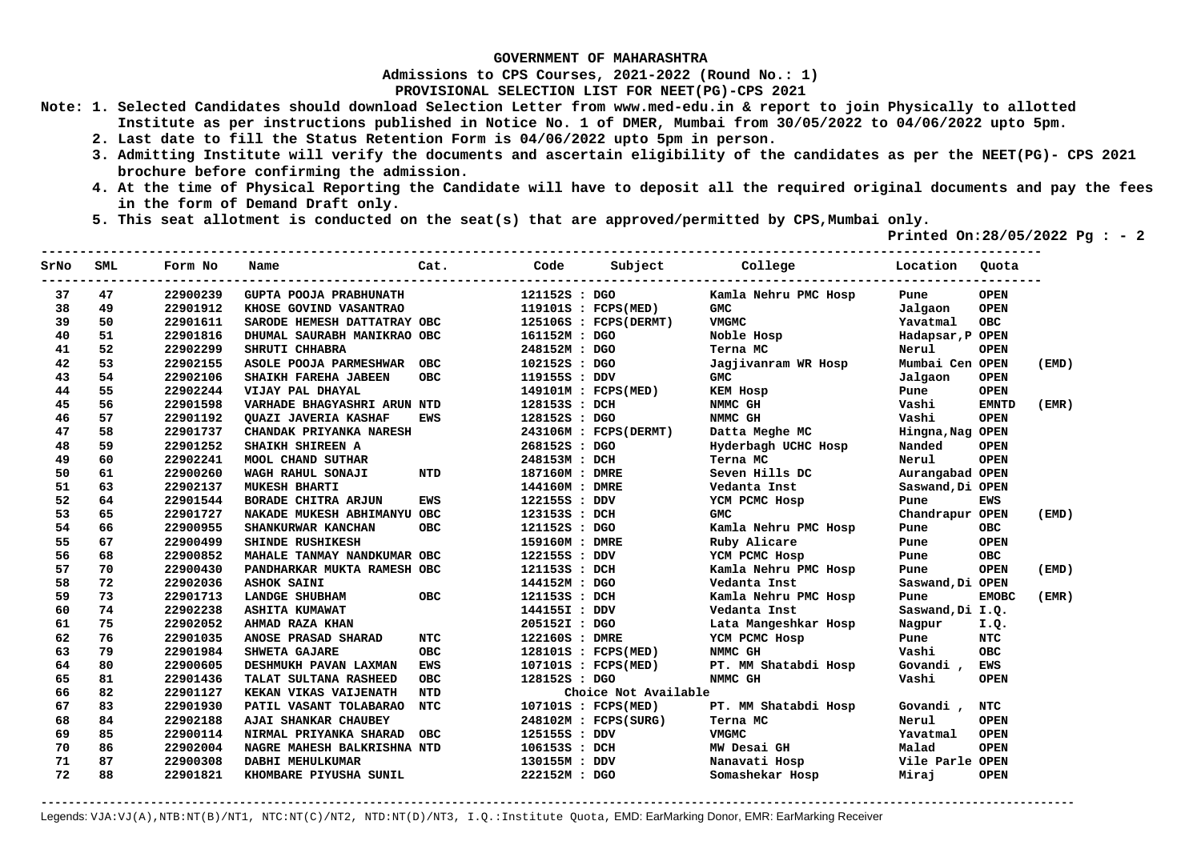**GOVERNMENT OF MAHARASHTRA**

**Admissions to CPS Courses, 2021-2022 (Round No.: 1)**

**PROVISIONAL SELECTION LIST FOR NEET(PG)-CPS 2021**

**Note: 1. Selected Candidates should download Selection Letter from www.med-edu.in & report to join Physically to allotted Institute as per instructions published in Notice No. 1 of DMER, Mumbai from 30/05/2022 to 04/06/2022 upto 5pm.**

**2. Last date to fill the Status Retention Form is 04/06/2022 upto 5pm in person.**

**3. Admitting Institute will verify the documents and ascertain eligibility of the candidates as per the NEET(PG)- CPS 2021 brochure before confirming the admission.**

**4. At the time of Physical Reporting the Candidate will have to deposit all the required original documents and pay the fees in the form of Demand Draft only.**

**5. This seat allotment is conducted on the seat(s) that are approved/permitted by CPS,Mumbai only.**

**Printed On:28/05/2022 Pg : - 2**

| SrNo | SML | Form No | Name | Cat. | Code | Subject | College | Location | Quota | |
|---|---|---|---|---|---|---|---|---|---|---|
| 37 | 47 | 22900239 | GUPTA POOJA PRABHUNATH | | 121152S | DGO | Kamla Nehru PMC Hosp | Pune | OPEN | |
| 38 | 49 | 22901912 | KHOSE GOVIND VASANTRAO | | 119101S | FCPS(MED) | GMC | Jalgaon | OPEN | |
| 39 | 50 | 22901611 | SARODE HEMESH DATTATRAY | OBC | 125106S | FCPS(DERMT) | VMGMC | Yavatmal | OBC | |
| 40 | 51 | 22901816 | DHUMAL SAURABH MANIKRAO | OBC | 161152M | DGO | Noble Hosp | Hadapsar,P | OPEN | |
| 41 | 52 | 22902299 | SHRUTI CHHABRA | | 248152M | DGO | Terna MC | Nerul | OPEN | |
| 42 | 53 | 22902155 | ASOLE POOJA PARMESHWAR | OBC | 102152S | DGO | Jagjivanram WR Hosp | Mumbai Cen | OPEN | (EMD) |
| 43 | 54 | 22902106 | SHAIKH FAREHA JABEEN | OBC | 119155S | DDV | GMC | Jalgaon | OPEN | |
| 44 | 55 | 22902244 | VIJAY PAL DHAYAL | | 149101M | FCPS(MED) | KEM Hosp | Pune | OPEN | |
| 45 | 56 | 22901598 | VARHADE BHAGYASHRI ARUN | NTD | 128153S | DCH | NMMC GH | Vashi | EMNTD | (EMR) |
| 46 | 57 | 22901192 | QUAZI JAVERIA KASHAF | EWS | 128152S | DGO | NMMC GH | Vashi | OPEN | |
| 47 | 58 | 22901737 | CHANDAK PRIYANKA NARESH | | 243106M | FCPS(DERMT) | Datta Meghe MC | Hingna,Nag | OPEN | |
| 48 | 59 | 22901252 | SHAIKH SHIREEN A | | 268152S | DGO | Hyderbagh UCHC Hosp | Nanded | OPEN | |
| 49 | 60 | 22902241 | MOOL CHAND SUTHAR | | 248153M | DCH | Terna MC | Nerul | OPEN | |
| 50 | 61 | 22900260 | WAGH RAHUL SONAJI | NTD | 187160M | DMRE | Seven Hills DC | Aurangabad | OPEN | |
| 51 | 63 | 22902137 | MUKESH BHARTI | | 144160M | DMRE | Vedanta Inst | Saswand,Di | OPEN | |
| 52 | 64 | 22901544 | BORADE CHITRA ARJUN | EWS | 122155S | DDV | YCM PCMC Hosp | Pune | EWS | |
| 53 | 65 | 22901727 | NAKADE MUKESH ABHIMANYU | OBC | 123153S | DCH | GMC | Chandrapur | OPEN | (EMD) |
| 54 | 66 | 22900955 | SHANKURWAR KANCHAN | OBC | 121152S | DGO | Kamla Nehru PMC Hosp | Pune | OBC | |
| 55 | 67 | 22900499 | SHINDE RUSHIKESH | | 159160M | DMRE | Ruby Alicare | Pune | OPEN | |
| 56 | 68 | 22900852 | MAHALE TANMAY NANDKUMAR | OBC | 122155S | DDV | YCM PCMC Hosp | Pune | OBC | |
| 57 | 70 | 22900430 | PANDHARKAR MUKTA RAMESH | OBC | 121153S | DCH | Kamla Nehru PMC Hosp | Pune | OPEN | (EMD) |
| 58 | 72 | 22902036 | ASHOK SAINI | | 144152M | DGO | Vedanta Inst | Saswand,Di | OPEN | |
| 59 | 73 | 22901713 | LANDGE SHUBHAM | OBC | 121153S | DCH | Kamla Nehru PMC Hosp | Pune | EMOBC | (EMR) |
| 60 | 74 | 22902238 | ASHITA KUMAWAT | | 144155I | DDV | Vedanta Inst | Saswand,Di | I.Q. | |
| 61 | 75 | 22902052 | AHMAD RAZA KHAN | | 205152I | DGO | Lata Mangeshkar Hosp | Nagpur | I.Q. | |
| 62 | 76 | 22901035 | ANOSE PRASAD SHARAD | NTC | 122160S | DMRE | YCM PCMC Hosp | Pune | NTC | |
| 63 | 79 | 22901984 | SHWETA GAJARE | OBC | 128101S | FCPS(MED) | NMMC GH | Vashi | OBC | |
| 64 | 80 | 22900605 | DESHMUKH PAVAN LAXMAN | EWS | 107101S | FCPS(MED) | PT. MM Shatabdi Hosp | Govandi , | EWS | |
| 65 | 81 | 22901436 | TALAT SULTANA RASHEED | OBC | 128152S | DGO | NMMC GH | Vashi | OPEN | |
| 66 | 82 | 22901127 | KEKAN VIKAS VAIJENATH | NTD | | Choice Not Available | | | | |
| 67 | 83 | 22901930 | PATIL VASANT TOLABARAO | NTC | 107101S | FCPS(MED) | PT. MM Shatabdi Hosp | Govandi , | NTC | |
| 68 | 84 | 22902188 | AJAI SHANKAR CHAUBEY | | 248102M | FCPS(SURG) | Terna MC | Nerul | OPEN | |
| 69 | 85 | 22900114 | NIRMAL PRIYANKA SHARAD | OBC | 125155S | DDV | VMGMC | Yavatmal | OPEN | |
| 70 | 86 | 22902004 | NAGRE MAHESH BALKRISHNA | NTD | 106153S | DCH | MW Desai GH | Malad | OPEN | |
| 71 | 87 | 22900308 | DABHI MEHULKUMAR | | 130155M | DDV | Nanavati Hosp | Vile Parle | OPEN | |
| 72 | 88 | 22901821 | KHOMBARE PIYUSHA SUNIL | | 222152M | DGO | Somashekar Hosp | Miraj | OPEN | |

Legends: VJA:VJ(A),NTB:NT(B)/NT1, NTC:NT(C)/NT2, NTD:NT(D)/NT3, I.Q.:Institute Quota, EMD: EarMarking Donor, EMR: EarMarking Receiver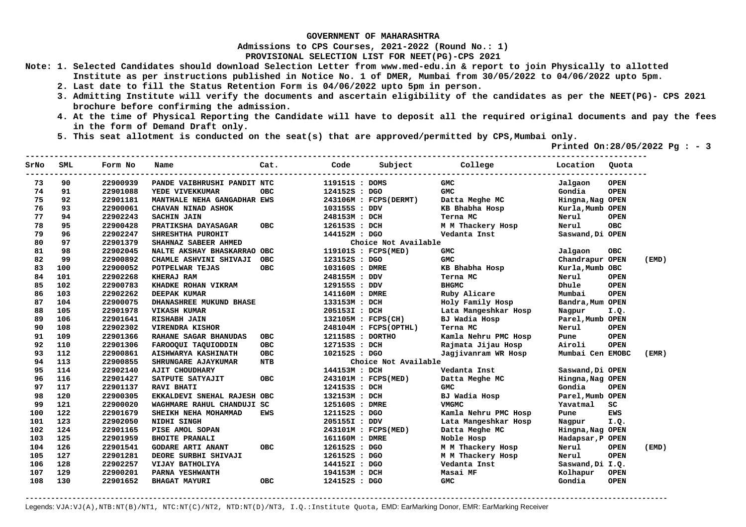GOVERNMENT OF MAHARASHTRA

Admissions to CPS Courses, 2021-2022 (Round No.: 1)

PROVISIONAL SELECTION LIST FOR NEET(PG)-CPS 2021

**Note:**
1. Selected Candidates should download Selection Letter from www.med-edu.in & report to join Physically to allotted Institute as per instructions published in Notice No. 1 of DMER, Mumbai from 30/05/2022 to 04/06/2022 upto 5pm.
2. Last date to fill the Status Retention Form is 04/06/2022 upto 5pm in person.
3. Admitting Institute will verify the documents and ascertain eligibility of the candidates as per the NEET(PG)- CPS 2021 brochure before confirming the admission.
4. At the time of Physical Reporting the Candidate will have to deposit all the required original documents and pay the fees in the form of Demand Draft only.
5. This seat allotment is conducted on the seat(s) that are approved/permitted by CPS,Mumbai only.

Printed On:28/05/2022 Pg : - 3

| SrNo | SML | Form No | Name | Cat. | Code | Subject | College | Location | Quota | |
|---|---|---|---|---|---|---|---|---|---|---|
| 73 | 90 | 22900939 | PANDE VAIBHRUSHI PANDIT | NTC | 119151S | DOMS | GMC | Jalgaon | OPEN | |
| 74 | 91 | 22901088 | YEDE VIVEKKUMAR | OBC | 124152S | DGO | GMC | Gondia | OPEN | |
| 75 | 92 | 22901181 | MANTHALE NEHA GANGADHAR | EWS | 243106M | FCPS(DERMT) | Datta Meghe MC | Hingna,Nag | OPEN | |
| 76 | 93 | 22900061 | CHAVAN NINAD ASHOK | | 103155S | DDV | KB Bhabha Hosp | Kurla,Mumb | OPEN | |
| 77 | 94 | 22902243 | SACHIN JAIN | | 248153M | DCH | Terna MC | Nerul | OPEN | |
| 78 | 95 | 22900428 | PRATIKSHA DAYASAGAR | OBC | 126153S | DCH | M M Thackery Hosp | Nerul | OBC | |
| 79 | 96 | 22902247 | SHRESHTHA PUROHIT | | 144152M | DGO | Vedanta Inst | Saswand,Di | OPEN | |
| 80 | 97 | 22901379 | SHAHNAZ SABEER AHMED | | | Choice Not Available | | | | |
| 81 | 98 | 22902045 | NALTE AKSHAY BHASKARRAO | OBC | 119101S | FCPS(MED) | GMC | Jalgaon | OBC | |
| 82 | 99 | 22900892 | CHAMLE ASHVINI SHIVAJI | OBC | 123152S | DGO | GMC | Chandrapur | OPEN | (EMD) |
| 83 | 100 | 22900052 | POTPELWAR TEJAS | OBC | 103160S | DMRE | KB Bhabha Hosp | Kurla,Mumb | OBC | |
| 84 | 101 | 22902268 | KHERAJ RAM | | 248155M | DDV | Terna MC | Nerul | OPEN | |
| 85 | 102 | 22900783 | KHADKE ROHAN VIKRAM | | 129155S | DDV | BHGMC | Dhule | OPEN | |
| 86 | 103 | 22902262 | DEEPAK KUMAR | | 141160M | DMRE | Ruby Alicare | Mumbai | OPEN | |
| 87 | 104 | 22900075 | DHANASHREE MUKUND BHASE | | 133153M | DCH | Holy Family Hosp | Bandra,Mum | OPEN | |
| 88 | 105 | 22901978 | VIKASH KUMAR | | 205153I | DCH | Lata Mangeshkar Hosp | Nagpur | I.Q. | |
| 89 | 106 | 22901641 | RISHABH JAIN | | 132105M | FCPS(CH) | BJ Wadia Hosp | Parel,Mumb | OPEN | |
| 90 | 108 | 22902302 | VIRENDRA KISHOR | | 248104M | FCPS(OPTHL) | Terna MC | Nerul | OPEN | |
| 91 | 109 | 22901366 | RAHANE SAGAR BHANUDAS | OBC | 121158S | DORTHO | Kamla Nehru PMC Hosp | Pune | OPEN | |
| 92 | 110 | 22901306 | FAROOQUI TAQUIODDIN | OBC | 127153S | DCH | Rajmata Jijau Hosp | Airoli | OPEN | |
| 93 | 112 | 22900861 | AISHWARYA KASHINATH | OBC | 102152S | DGO | Jagjivanram WR Hosp | Mumbai Cen | EMOBC | (EMR) |
| 94 | 113 | 22900855 | SHRUNGARE AJAYKUMAR | NTB | | Choice Not Available | | | | |
| 95 | 114 | 22902140 | AJIT CHOUDHARY | | 144153M | DCH | Vedanta Inst | Saswand,Di | OPEN | |
| 96 | 116 | 22901427 | SATPUTE SATYAJIT | OBC | 243101M | FCPS(MED) | Datta Meghe MC | Hingna,Nag | OPEN | |
| 97 | 117 | 22901137 | RAVI BHATI | | 124153S | DCH | GMC | Gondia | OPEN | |
| 98 | 120 | 22900305 | EKKALDEVI SNEHAL RAJESH | OBC | 132153M | DCH | BJ Wadia Hosp | Parel,Mumb | OPEN | |
| 99 | 121 | 22900020 | WAGHMARE RAHUL CHANDUJI | SC | 125160S | DMRE | VMGMC | Yavatmal | SC | |
| 100 | 122 | 22901679 | SHEIKH NEHA MOHAMMAD | EWS | 121152S | DGO | Kamla Nehru PMC Hosp | Pune | EWS | |
| 101 | 123 | 22902050 | NIDHI SINGH | | 205155I | DDV | Lata Mangeshkar Hosp | Nagpur | I.Q. | |
| 102 | 124 | 22901165 | PISE AMOL SOPAN | | 243101M | FCPS(MED) | Datta Meghe MC | Hingna,Nag | OPEN | |
| 103 | 125 | 22901959 | BHOITE PRANALI | | 161160M | DMRE | Noble Hosp | Hadapsar,P | OPEN | |
| 104 | 126 | 22901541 | GODARE ARTI ANANT | OBC | 126152S | DGO | M M Thackery Hosp | Nerul | OPEN | (EMD) |
| 105 | 127 | 22901281 | DEORE SURBHI SHIVAJI | | 126152S | DGO | M M Thackery Hosp | Nerul | OPEN | |
| 106 | 128 | 22902257 | VIJAY BATHOLIYA | | 144152I | DGO | Vedanta Inst | Saswand,Di | I.Q. | |
| 107 | 129 | 22900201 | PARNA YESHWANTH | | 194153M | DCH | Masai MF | Kolhapur | OPEN | |
| 108 | 130 | 22901652 | BHAGAT MAYURI | OBC | 124152S | DGO | GMC | Gondia | OPEN | |

Legends: VJA:VJ(A),NTB:NT(B)/NT1, NTC:NT(C)/NT2, NTD:NT(D)/NT3, I.Q.:Institute Quota, EMD: EarMarking Donor, EMR: EarMarking Receiver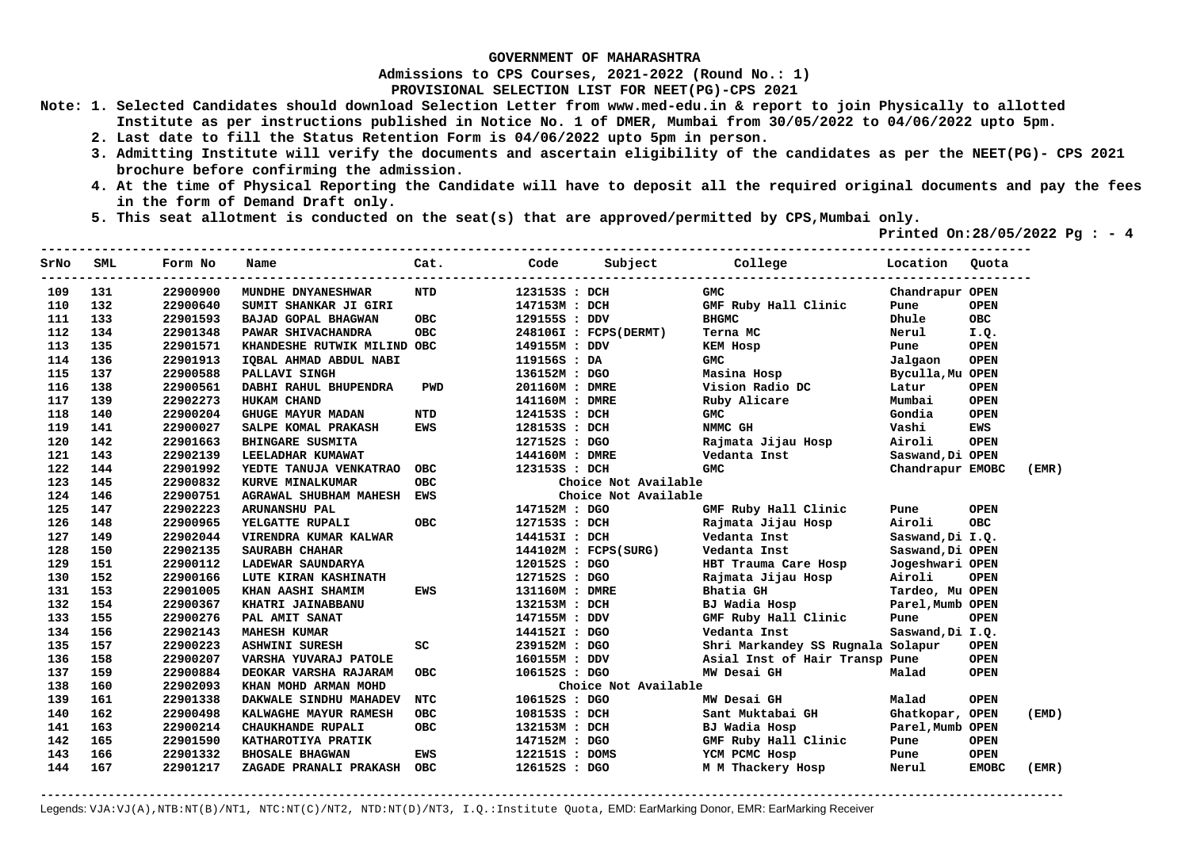**GOVERNMENT OF MAHARASHTRA**

**Admissions to CPS Courses, 2021-2022 (Round No.: 1)**

**PROVISIONAL SELECTION LIST FOR NEET(PG)-CPS 2021**

**Note:**
1. Selected Candidates should download Selection Letter from www.med-edu.in & report to join Physically to allotted Institute as per instructions published in Notice No. 1 of DMER, Mumbai from 30/05/2022 to 04/06/2022 upto 5pm.
2. Last date to fill the Status Retention Form is 04/06/2022 upto 5pm in person.
3. Admitting Institute will verify the documents and ascertain eligibility of the candidates as per the NEET(PG)- CPS 2021 brochure before confirming the admission.
4. At the time of Physical Reporting the Candidate will have to deposit all the required original documents and pay the fees in the form of Demand Draft only.
5. This seat allotment is conducted on the seat(s) that are approved/permitted by CPS,Mumbai only.

**Printed On:28/05/2022 Pg : - 4**

| SrNo | SML | Form No | Name | Cat. | Code | Subject | College | Location | Quota | |
|---|---|---|---|---|---|---|---|---|---|---|
| 109 | 131 | 22900900 | MUNDHE DNYANESHWAR | NTD | 123153S | DCH | GMC | Chandrapur | OPEN | |
| 110 | 132 | 22900640 | SUMIT SHANKAR JI GIRI | | 147153M | DCH | GMF Ruby Hall Clinic | Pune | OPEN | |
| 111 | 133 | 22901593 | BAJAD GOPAL BHAGWAN | OBC | 129155S | DDV | BHGMC | Dhule | OBC | |
| 112 | 134 | 22901348 | PAWAR SHIVACHANDRA | OBC | 248106I | FCPS(DERMT) | Terna MC | Nerul | I.Q. | |
| 113 | 135 | 22901571 | KHANDESHE RUTWIK MILIND | OBC | 149155M | DDV | KEM Hosp | Pune | OPEN | |
| 114 | 136 | 22901913 | IQBAL AHMAD ABDUL NABI | | 119156S | DA | GMC | Jalgaon | OPEN | |
| 115 | 137 | 22900588 | PALLAVI SINGH | | 136152M | DGO | Masina Hosp | Byculla,Mu | OPEN | |
| 116 | 138 | 22900561 | DABHI RAHUL BHUPENDRA | PWD | 201160M | DMRE | Vision Radio DC | Latur | OPEN | |
| 117 | 139 | 22902273 | HUKAM CHAND | | 141160M | DMRE | Ruby Alicare | Mumbai | OPEN | |
| 118 | 140 | 22900204 | GHUGE MAYUR MADAN | NTD | 124153S | DCH | GMC | Gondia | OPEN | |
| 119 | 141 | 22900027 | SALPE KOMAL PRAKASH | EWS | 128153S | DCH | NMMC GH | Vashi | EWS | |
| 120 | 142 | 22901663 | BHINGARE SUSMITA | | 127152S | DGO | Rajmata Jijau Hosp | Airoli | OPEN | |
| 121 | 143 | 22902139 | LEELADHAR KUMAWAT | | 144160M | DMRE | Vedanta Inst | Saswand,Di | OPEN | |
| 122 | 144 | 22901992 | YEDTE TANUJA VENKATRAO | OBC | 123153S | DCH | GMC | Chandrapur | EMOBC | (EMR) |
| 123 | 145 | 22900832 | KURVE MINALKUMAR | OBC | | Choice Not Available | | | | |
| 124 | 146 | 22900751 | AGRAWAL SHUBHAM MAHESH | EWS | | Choice Not Available | | | | |
| 125 | 147 | 22902223 | ARUNANSHU PAL | | 147152M | DGO | GMF Ruby Hall Clinic | Pune | OPEN | |
| 126 | 148 | 22900965 | YELGATTE RUPALI | OBC | 127153S | DCH | Rajmata Jijau Hosp | Airoli | OBC | |
| 127 | 149 | 22902044 | VIRENDRA KUMAR KALWAR | | 144153I | DCH | Vedanta Inst | Saswand,Di | I.Q. | |
| 128 | 150 | 22902135 | SAURABH CHAHAR | | 144102M | FCPS(SURG) | Vedanta Inst | Saswand,Di | OPEN | |
| 129 | 151 | 22900112 | LADEWAR SAUNDARYA | | 120152S | DGO | HBT Trauma Care Hosp | Jogeshwari | OPEN | |
| 130 | 152 | 22900166 | LUTE KIRAN KASHINATH | | 127152S | DGO | Rajmata Jijau Hosp | Airoli | OPEN | |
| 131 | 153 | 22901005 | KHAN AASHI SHAMIM | EWS | 131160M | DMRE | Bhatia GH | Tardeo, Mu | OPEN | |
| 132 | 154 | 22900367 | KHATRI JAINABBANU | | 132153M | DCH | BJ Wadia Hosp | Parel,Mumb | OPEN | |
| 133 | 155 | 22900276 | PAL AMIT SANAT | | 147155M | DDV | GMF Ruby Hall Clinic | Pune | OPEN | |
| 134 | 156 | 22902143 | MAHESH KUMAR | | 144152I | DGO | Vedanta Inst | Saswand,Di | I.Q. | |
| 135 | 157 | 22900223 | ASHWINI SURESH | SC | 239152M | DGO | Shri Markandey SS Rugnala | Solapur | OPEN | |
| 136 | 158 | 22900207 | VARSHA YUVARAJ PATOLE | | 160155M | DDV | Asial Inst of Hair Transp | Pune | OPEN | |
| 137 | 159 | 22900884 | DEOKAR VARSHA RAJARAM | OBC | 106152S | DGO | MW Desai GH | Malad | OPEN | |
| 138 | 160 | 22902093 | KHAN MOHD ARMAN MOHD | | | Choice Not Available | | | | |
| 139 | 161 | 22901338 | DAKWALE SINDHU MAHADEV | NTC | 106152S | DGO | MW Desai GH | Malad | OPEN | |
| 140 | 162 | 22900498 | KALWAGHE MAYUR RAMESH | OBC | 108153S | DCH | Sant Muktabai GH | Ghatkopar, | OPEN | (EMD) |
| 141 | 163 | 22900214 | CHAUKHANDE RUPALI | OBC | 132153M | DCH | BJ Wadia Hosp | Parel,Mumb | OPEN | |
| 142 | 165 | 22901590 | KATHAROTIYA PRATIK | | 147152M | DGO | GMF Ruby Hall Clinic | Pune | OPEN | |
| 143 | 166 | 22901332 | BHOSALE BHAGWAN | EWS | 122151S | DOMS | YCM PCMC Hosp | Pune | OPEN | |
| 144 | 167 | 22901217 | ZAGADE PRANALI PRAKASH | OBC | 126152S | DGO | M M Thackery Hosp | Nerul | EMOBC | (EMR) |

Legends: VJA:VJ(A),NTB:NT(B)/NT1, NTC:NT(C)/NT2, NTD:NT(D)/NT3, I.Q.:Institute Quota, EMD: EarMarking Donor, EMR: EarMarking Receiver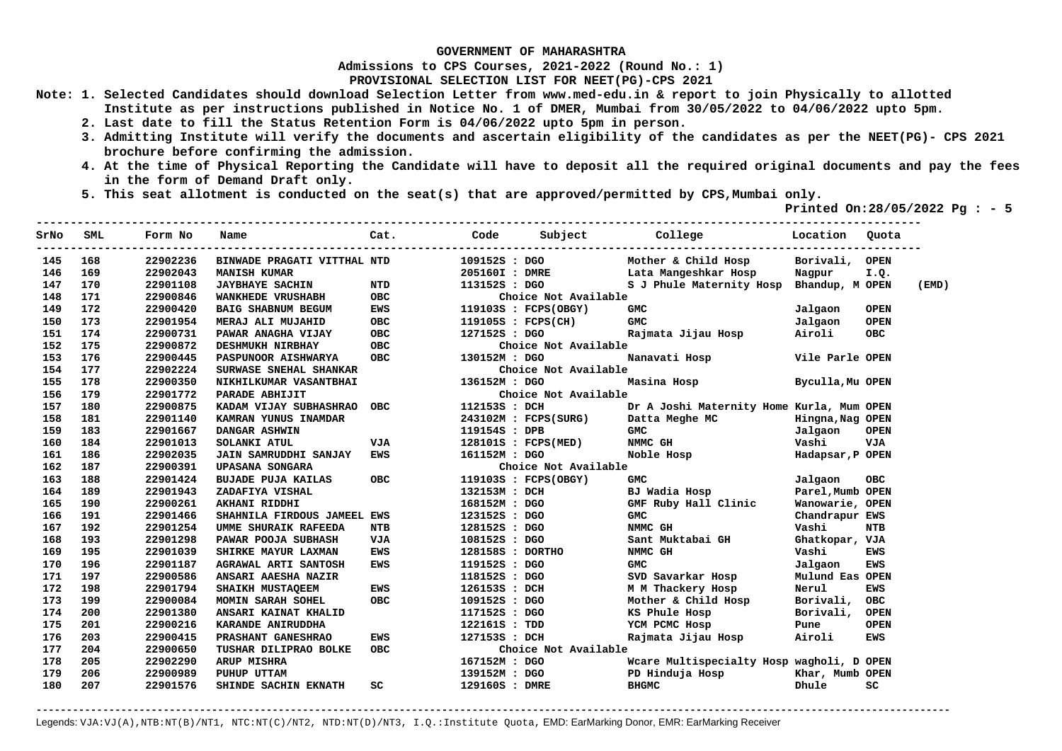# GOVERNMENT OF MAHARASHTRA

**Admissions to CPS Courses, 2021-2022 (Round No.: 1)**

**PROVISIONAL SELECTION LIST FOR NEET(PG)-CPS 2021**

**Note:**
1. Selected Candidates should download Selection Letter from www.med-edu.in & report to join Physically to allotted Institute as per instructions published in Notice No. 1 of DMER, Mumbai from 30/05/2022 to 04/06/2022 upto 5pm.
2. Last date to fill the Status Retention Form is 04/06/2022 upto 5pm in person.
3. Admitting Institute will verify the documents and ascertain eligibility of the candidates as per the NEET(PG)- CPS 2021 brochure before confirming the admission.
4. At the time of Physical Reporting the Candidate will have to deposit all the required original documents and pay the fees in the form of Demand Draft only.
5. This seat allotment is conducted on the seat(s) that are approved/permitted by CPS,Mumbai only.

**Printed On:28/05/2022 Pg : - 5**

| SrNo | SML | Form No | Name | Cat. | Code | Subject | College | Location | Quota | |
|---|---|---|---|---|---|---|---|---|---|---|
| 145 | 168 | 22902236 | BINWADE PRAGATI VITTHAL | NTD | 109152S : | DGO | Mother & Child Hosp | Borivali, | OPEN | |
| 146 | 169 | 22902043 | MANISH KUMAR | | 205160I : | DMRE | Lata Mangeshkar Hosp | Nagpur | I.Q. | |
| 147 | 170 | 22901108 | JAYBHAYE SACHIN | NTD | 113152S : | DGO | S J Phule Maternity Hosp | Bhandup, M | OPEN | (EMD) |
| 148 | 171 | 22900846 | WANKHEDE VRUSHABH | OBC | | Choice Not Available | | | | |
| 149 | 172 | 22900420 | BAIG SHABNUM BEGUM | EWS | 119103S : | FCPS(OBGY) | GMC | Jalgaon | OPEN | |
| 150 | 173 | 22901954 | MERAJ ALI MUJAHID | OBC | 119105S : | FCPS(CH) | GMC | Jalgaon | OPEN | |
| 151 | 174 | 22900731 | PAWAR ANAGHA VIJAY | OBC | 127152S : | DGO | Rajmata Jijau Hosp | Airoli | OBC | |
| 152 | 175 | 22900872 | DESHMUKH NIRBHAY | OBC | | Choice Not Available | | | | |
| 153 | 176 | 22900445 | PASPUNOOR AISHWARYA | OBC | 130152M : | DGO | Nanavati Hosp | Vile Parle | OPEN | |
| 154 | 177 | 22902224 | SURWASE SNEHAL SHANKAR | | | Choice Not Available | | | | |
| 155 | 178 | 22900350 | NIKHILKUMAR VASANTBHAI | | 136152M : | DGO | Masina Hosp | Byculla,Mu | OPEN | |
| 156 | 179 | 22901772 | PARADE ABHIJIT | | | Choice Not Available | | | | |
| 157 | 180 | 22900875 | KADAM VIJAY SUBHASHRAO | OBC | 112153S : | DCH | Dr A Joshi Maternity Home | Kurla, Mum | OPEN | |
| 158 | 181 | 22901140 | KAMRAN YUNUS INAMDAR | | 243102M : | FCPS(SURG) | Datta Meghe MC | Hingna,Nag | OPEN | |
| 159 | 183 | 22901667 | DANGAR ASHWIN | | 119154S : | DPB | GMC | Jalgaon | OPEN | |
| 160 | 184 | 22901013 | SOLANKI ATUL | VJA | 128101S : | FCPS(MED) | NMMC GH | Vashi | VJA | |
| 161 | 186 | 22902035 | JAIN SAMRUDDHI SANJAY | EWS | 161152M : | DGO | Noble Hosp | Hadapsar,P | OPEN | |
| 162 | 187 | 22900391 | UPASANA SONGARA | | | Choice Not Available | | | | |
| 163 | 188 | 22901424 | BUJADE PUJA KAILAS | OBC | 119103S : | FCPS(OBGY) | GMC | Jalgaon | OBC | |
| 164 | 189 | 22901943 | ZADAFIYA VISHAL | | 132153M : | DCH | BJ Wadia Hosp | Parel,Mumb | OPEN | |
| 165 | 190 | 22900261 | AKHANI RIDDHI | | 168152M : | DGO | GMF Ruby Hall Clinic | Wanowarie, | OPEN | |
| 166 | 191 | 22901466 | SHAHNILA FIRDOUS JAMEEL | EWS | 123152S : | DGO | GMC | Chandrapur | EWS | |
| 167 | 192 | 22901254 | UMME SHURAIK RAFEEDA | NTB | 128152S : | DGO | NMMC GH | Vashi | NTB | |
| 168 | 193 | 22901298 | PAWAR POOJA SUBHASH | VJA | 108152S : | DGO | Sant Muktabai GH | Ghatkopar, | VJA | |
| 169 | 195 | 22901039 | SHIRKE MAYUR LAXMAN | EWS | 128158S : | DORTHO | NMMC GH | Vashi | EWS | |
| 170 | 196 | 22901187 | AGRAWAL ARTI SANTOSH | EWS | 119152S : | DGO | GMC | Jalgaon | EWS | |
| 171 | 197 | 22900586 | ANSARI AAESHA NAZIR | | 118152S : | DGO | SVD Savarkar Hosp | Mulund Eas | OPEN | |
| 172 | 198 | 22901794 | SHAIKH MUSTAQEEM | EWS | 126153S : | DCH | M M Thackery Hosp | Nerul | EWS | |
| 173 | 199 | 22900084 | MOMIN SARAH SOHEL | OBC | 109152S : | DGO | Mother & Child Hosp | Borivali, | OBC | |
| 174 | 200 | 22901380 | ANSARI KAINAT KHALID | | 117152S : | DGO | KS Phule Hosp | Borivali, | OPEN | |
| 175 | 201 | 22900216 | KARANDE ANIRUDDHA | | 122161S : | TDD | YCM PCMC Hosp | Pune | OPEN | |
| 176 | 203 | 22900415 | PRASHANT GANESHRAO | EWS | 127153S : | DCH | Rajmata Jijau Hosp | Airoli | EWS | |
| 177 | 204 | 22900650 | TUSHAR DILIPRAO BOLKE | OBC | | Choice Not Available | | | | |
| 178 | 205 | 22902290 | ARUP MISHRA | | 167152M : | DGO | Wcare Multispecialty Hosp | wagholi, D | OPEN | |
| 179 | 206 | 22900989 | PUHUP UTTAM | | 139152M : | DGO | PD Hinduja Hosp | Khar, Mumb | OPEN | |
| 180 | 207 | 22901576 | SHINDE SACHIN EKNATH | SC | 129160S : | DMRE | BHGMC | Dhule | SC | |

Legends: VJA:VJ(A),NTB:NT(B)/NT1, NTC:NT(C)/NT2, NTD:NT(D)/NT3, I.Q.:Institute Quota, EMD: EarMarking Donor, EMR: EarMarking Receiver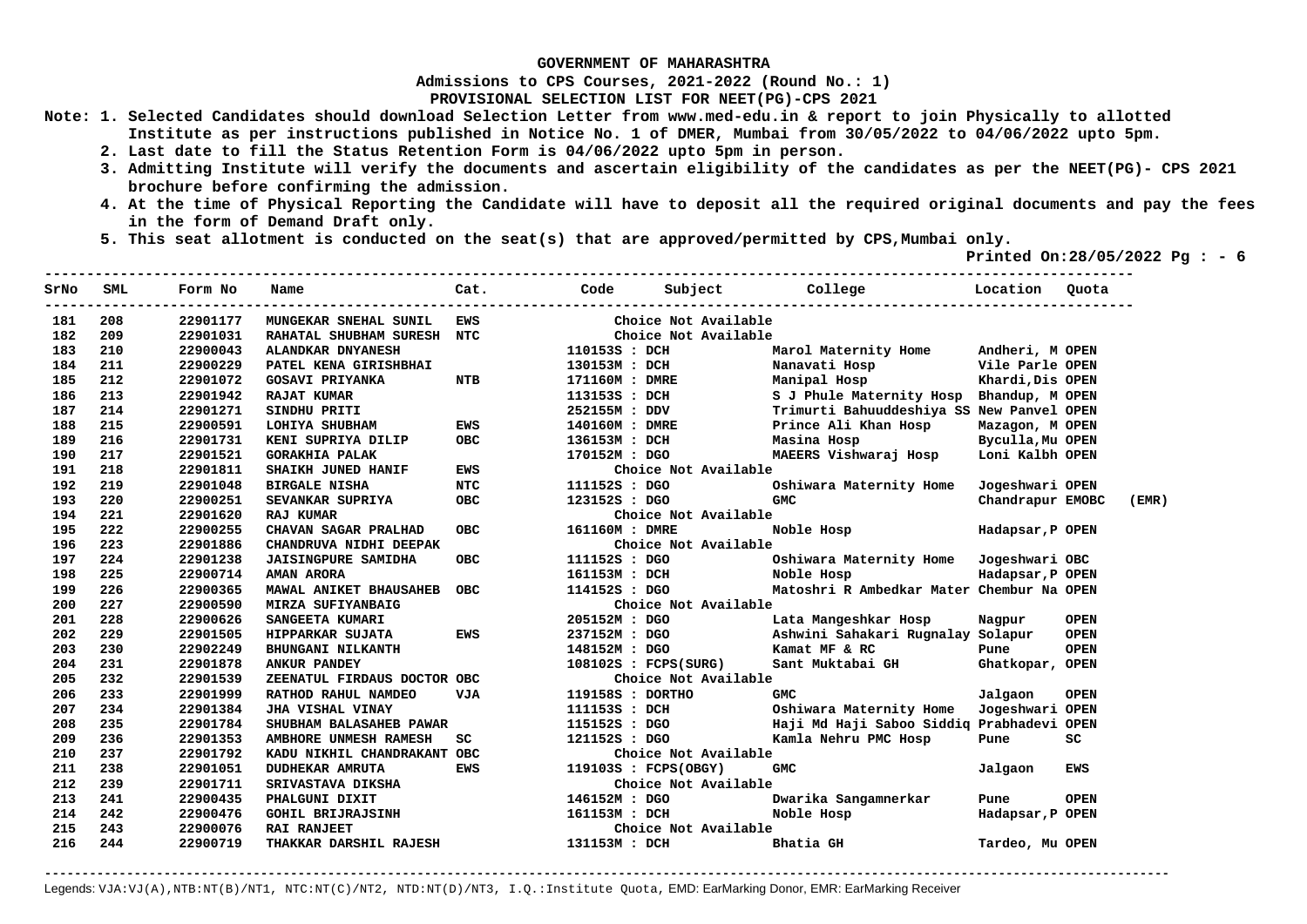**GOVERNMENT OF MAHARASHTRA**

**Admissions to CPS Courses, 2021-2022 (Round No.: 1)**

**PROVISIONAL SELECTION LIST FOR NEET(PG)-CPS 2021**

**Note:**
1. Selected Candidates should download Selection Letter from www.med-edu.in & report to join Physically to allotted Institute as per instructions published in Notice No. 1 of DMER, Mumbai from 30/05/2022 to 04/06/2022 upto 5pm.
2. Last date to fill the Status Retention Form is 04/06/2022 upto 5pm in person.
3. Admitting Institute will verify the documents and ascertain eligibility of the candidates as per the NEET(PG)- CPS 2021 brochure before confirming the admission.
4. At the time of Physical Reporting the Candidate will have to deposit all the required original documents and pay the fees in the form of Demand Draft only.
5. This seat allotment is conducted on the seat(s) that are approved/permitted by CPS,Mumbai only.

**Printed On:28/05/2022 Pg : - 6**

| SrNo | SML | Form No | Name | Cat. | Code | Subject | College | Location | Quota | |
|---|---|---|---|---|---|---|---|---|---|---|
| 181 | 208 | 22901177 | MUNGEKAR SNEHAL SUNIL | EWS | | Choice Not Available | | | | |
| 182 | 209 | 22901031 | RAHATAL SHUBHAM SURESH | NTC | | Choice Not Available | | | | |
| 183 | 210 | 22900043 | ALANDKAR DNYANESH | | 110153S | DCH | Marol Maternity Home | Andheri, M | OPEN | |
| 184 | 211 | 22900229 | PATEL KENA GIRISHBHAI | | 130153M | DCH | Nanavati Hosp | Vile Parle | OPEN | |
| 185 | 212 | 22901072 | GOSAVI PRIYANKA | NTB | 171160M | DMRE | Manipal Hosp | Khardi,Dis | OPEN | |
| 186 | 213 | 22901942 | RAJAT KUMAR | | 113153S | DCH | S J Phule Maternity Hosp | Bhandup, M | OPEN | |
| 187 | 214 | 22901271 | SINDHU PRITI | | 252155M | DDV | Trimurti Bahuuddeshiya SS | New Panvel | OPEN | |
| 188 | 215 | 22900591 | LOHIYA SHUBHAM | EWS | 140160M | DMRE | Prince Ali Khan Hosp | Mazagon, M | OPEN | |
| 189 | 216 | 22901731 | KENI SUPRIYA DILIP | OBC | 136153M | DCH | Masina Hosp | Byculla,Mu | OPEN | |
| 190 | 217 | 22901521 | GORAKHIA PALAK | | 170152M | DGO | MAEERS Vishwaraj Hosp | Loni Kalbh | OPEN | |
| 191 | 218 | 22901811 | SHAIKH JUNED HANIF | EWS | | Choice Not Available | | | | |
| 192 | 219 | 22901048 | BIRGALE NISHA | NTC | 111152S | DGO | Oshiwara Maternity Home | Jogeshwari | OPEN | |
| 193 | 220 | 22900251 | SEVANKAR SUPRIYA | OBC | 123152S | DGO | GMC | Chandrapur | EMOBC | (EMR) |
| 194 | 221 | 22901620 | RAJ KUMAR | | | Choice Not Available | | | | |
| 195 | 222 | 22900255 | CHAVAN SAGAR PRALHAD | OBC | 161160M | DMRE | Noble Hosp | Hadapsar,P | OPEN | |
| 196 | 223 | 22901886 | CHANDRUVA NIDHI DEEPAK | | | Choice Not Available | | | | |
| 197 | 224 | 22901238 | JAISINGPURE SAMIDHA | OBC | 111152S | DGO | Oshiwara Maternity Home | Jogeshwari | OBC | |
| 198 | 225 | 22900714 | AMAN ARORA | | 161153M | DCH | Noble Hosp | Hadapsar,P | OPEN | |
| 199 | 226 | 22900365 | MAWAL ANIKET BHAUSAHEB | OBC | 114152S | DGO | Matoshri R Ambedkar Mater | Chembur Na | OPEN | |
| 200 | 227 | 22900590 | MIRZA SUFIYANBAIG | | | Choice Not Available | | | | |
| 201 | 228 | 22900626 | SANGEETA KUMARI | | 205152M | DGO | Lata Mangeshkar Hosp | Nagpur | OPEN | |
| 202 | 229 | 22901505 | HIPPARKAR SUJATA | EWS | 237152M | DGO | Ashwini Sahakari Rugnalay | Solapur | OPEN | |
| 203 | 230 | 22902249 | BHUNGANI NILKANTH | | 148152M | DGO | Kamat MF & RC | Pune | OPEN | |
| 204 | 231 | 22901878 | ANKUR PANDEY | | 108102S | FCPS(SURG) | Sant Muktabai GH | Ghatkopar, | OPEN | |
| 205 | 232 | 22901539 | ZEENATUL FIRDAUS DOCTOR | OBC | | Choice Not Available | | | | |
| 206 | 233 | 22901999 | RATHOD RAHUL NAMDEO | VJA | 119158S | DORTHO | GMC | Jalgaon | OPEN | |
| 207 | 234 | 22901384 | JHA VISHAL VINAY | | 111153S | DCH | Oshiwara Maternity Home | Jogeshwari | OPEN | |
| 208 | 235 | 22901784 | SHUBHAM BALASAHEB PAWAR | | 115152S | DGO | Haji Md Haji Saboo Siddiq | Prabhadevi | OPEN | |
| 209 | 236 | 22901353 | AMBHORE UNMESH RAMESH | SC | 121152S | DGO | Kamla Nehru PMC Hosp | Pune | SC | |
| 210 | 237 | 22901792 | KADU NIKHIL CHANDRAKANT | OBC | | Choice Not Available | | | | |
| 211 | 238 | 22901051 | DUDHEKAR AMRUTA | EWS | 119103S | FCPS(OBGY) | GMC | Jalgaon | EWS | |
| 212 | 239 | 22901711 | SRIVASTAVA DIKSHA | | | Choice Not Available | | | | |
| 213 | 241 | 22900435 | PHALGUNI DIXIT | | 146152M | DGO | Dwarika Sangamnerkar | Pune | OPEN | |
| 214 | 242 | 22900476 | GOHIL BRIJRAJSINH | | 161153M | DCH | Noble Hosp | Hadapsar,P | OPEN | |
| 215 | 243 | 22900076 | RAI RANJEET | | | Choice Not Available | | | | |
| 216 | 244 | 22900719 | THAKKAR DARSHIL RAJESH | | 131153M | DCH | Bhatia GH | Tardeo, Mu | OPEN | |

Legends: VJA:VJ(A),NTB:NT(B)/NT1, NTC:NT(C)/NT2, NTD:NT(D)/NT3, I.Q.:Institute Quota, EMD: EarMarking Donor, EMR: EarMarking Receiver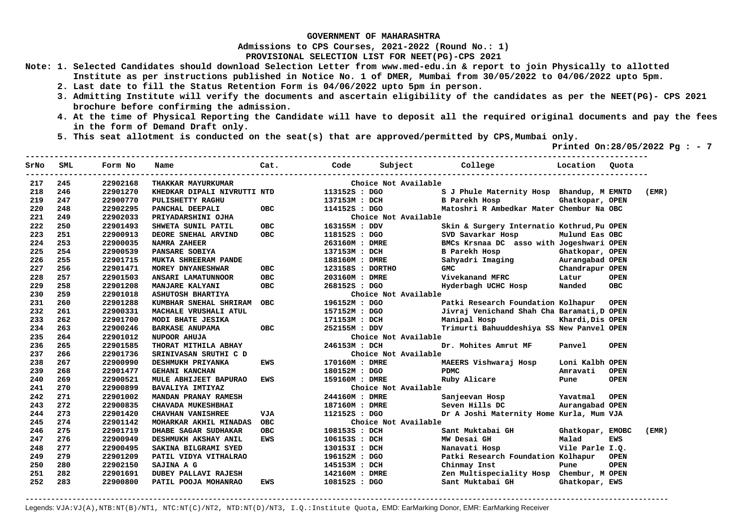GOVERNMENT OF MAHARASHTRA

**Admissions to CPS Courses, 2021-2022 (Round No.: 1)**

**PROVISIONAL SELECTION LIST FOR NEET(PG)-CPS 2021**

Note: 1. Selected Candidates should download Selection Letter from www.med-edu.in & report to join Physically to allotted Institute as per instructions published in Notice No. 1 of DMER, Mumbai from 30/05/2022 to 04/06/2022 upto 5pm.

2. Last date to fill the Status Retention Form is 04/06/2022 upto 5pm in person.

3. Admitting Institute will verify the documents and ascertain eligibility of the candidates as per the NEET(PG)- CPS 2021 brochure before confirming the admission.

4. At the time of Physical Reporting the Candidate will have to deposit all the required original documents and pay the fees in the form of Demand Draft only.

5. This seat allotment is conducted on the seat(s) that are approved/permitted by CPS,Mumbai only.

Printed On:28/05/2022

| SrNo | SML | Form No | Name | Cat. | Code | Subject | College | Location | Quota | |
|---|---|---|---|---|---|---|---|---|---|---|
| 217 | 245 | 22902168 | THAKKAR MAYURKUMAR | | Choice Not Available | | | | | |
| 218 | 246 | 22901270 | KHEDKAR DIPALI NIVRUTTI | NTD | 113152S | DGO | S J Phule Maternity Hosp | Bhandup, M | EMNTD | (EMR) |
| 219 | 247 | 22900770 | PULISHETTY RAGHU | | 137153M | DCH | B Parekh Hosp | Ghatkopar, | OPEN | |
| 220 | 248 | 22902295 | PANCHAL DEEPALI | OBC | 114152S | DGO | Matoshri R Ambedkar Mater | Chembur Na | OBC | |
| 221 | 249 | 22902033 | PRIYADARSHINI OJHA | | Choice Not Available | | | | | |
| 222 | 250 | 22901493 | SHWETA SUNIL PATIL | OBC | 163155M | DDV | Skin & Surgery Internatio | Kothrud,Pu | OPEN | |
| 223 | 251 | 22900913 | DEORE SNEHAL ARVIND | OBC | 118152S | DGO | SVD Savarkar Hosp | Mulund Eas | OBC | |
| 224 | 253 | 22900035 | NAMRA ZAHEER | | 263160M | DMRE | BMCs Krsnaa DC asso with | Jogeshwari | OPEN | |
| 225 | 254 | 22900539 | PANSARE SOBIYA | | 137153M | DCH | B Parekh Hosp | Ghatkopar, | OPEN | |
| 226 | 255 | 22901715 | MUKTA SHREERAM PANDE | | 188160M | DMRE | Sahyadri Imaging | Aurangabad | OPEN | |
| 227 | 256 | 22901471 | MOREY DNYANESHWAR | OBC | 123158S | DORTHO | GMC | Chandrapur | OPEN | |
| 228 | 257 | 22901503 | ANSARI LAMATUNNOOR | OBC | 203160M | DMRE | Vivekanand MFRC | Latur | OPEN | |
| 229 | 258 | 22901208 | MANJARE KALYANI | OBC | 268152S | DGO | Hyderbagh UCHC Hosp | Nanded | OBC | |
| 230 | 259 | 22901018 | ASHUTOSH BHARTIYA | | Choice Not Available | | | | | |
| 231 | 260 | 22901288 | KUMBHAR SNEHAL SHRIRAM | OBC | 196152M | DGO | Patki Research Foundation | Kolhapur | OPEN | |
| 232 | 261 | 22900331 | MACHALE VRUSHALI ATUL | | 157152M | DGO | Jivraj Venichand Shah Cha | Baramati,D | OPEN | |
| 233 | 262 | 22901700 | MODI BHATE JESIKA | | 171153M | DCH | Manipal Hosp | Khardi,Dis | OPEN | |
| 234 | 263 | 22900246 | BARKASE ANUPAMA | OBC | 252155M | DDV | Trimurti Bahuuddeshiya SS | New Panvel | OPEN | |
| 235 | 264 | 22901012 | NUPOOR AHUJA | | Choice Not Available | | | | | |
| 236 | 265 | 22901585 | THORAT MITHILA ABHAY | | 246153M | DCH | Dr. Mohites Amrut MF | Panvel | OPEN | |
| 237 | 266 | 22901736 | SRINIVASAN SRUTHI C D | | Choice Not Available | | | | | |
| 238 | 267 | 22900990 | DESHMUKH PRIYANKA | EWS | 170160M | DMRE | MAEERS Vishwaraj Hosp | Loni Kalbh | OPEN | |
| 239 | 268 | 22901477 | GEHANI KANCHAN | | 180152M | DGO | PDMC | Amravati | OPEN | |
| 240 | 269 | 22900521 | MULE ABHIJEET BAPURAO | EWS | 159160M | DMRE | Ruby Alicare | Pune | OPEN | |
| 241 | 270 | 22900899 | BAVALIYA IMTIYAZ | | Choice Not Available | | | | | |
| 242 | 271 | 22901002 | MANDAN PRANAY RAMESH | | 244160M | DMRE | Sanjeevan Hosp | Yavatmal | OPEN | |
| 243 | 272 | 22900835 | CHAVADA MUKESHBHAI | | 187160M | DMRE | Seven Hills DC | Aurangabad | OPEN | |
| 244 | 273 | 22901420 | CHAVHAN VANISHREE | VJA | 112152S | DGO | Dr A Joshi Maternity Home | Kurla, Mum | VJA | |
| 245 | 274 | 22901142 | MOHARKAR AKHIL MINADAS | OBC | Choice Not Available | | | | | |
| 246 | 275 | 22901719 | DHABE SAGAR SUDHAKAR | OBC | 108153S | DCH | Sant Muktabai GH | Ghatkopar, | EMOBC | (EMR) |
| 247 | 276 | 22900949 | DESHMUKH AKSHAY ANIL | EWS | 106153S | DCH | MW Desai GH | Malad | EWS | |
| 248 | 277 | 22900495 | SAKINA BILGRAMI SYED | | 130153I | DCH | Nanavati Hosp | Vile Parle | I.Q. | |
| 249 | 279 | 22901209 | PATIL VIDYA VITHALRAO | | 196152M | DGO | Patki Research Foundation | Kolhapur | OPEN | |
| 250 | 280 | 22902150 | SAJINA A G | | 145153M | DCH | Chinmay Inst | Pune | OPEN | |
| 251 | 282 | 22901691 | DUBEY PALLAVI RAJESH | | 142160M | DMRE | Zen Multispeciality Hosp | Chembur, M | OPEN | |
| 252 | 283 | 22900800 | PATIL POOJA MOHANRAO | EWS | 108152S | DGO | Sant Muktabai GH | Ghatkopar, | EWS | |

Legends: VJA:VJ(A),NTB:NT(B)/NT1, NTC:NT(C)/NT2, NTD:NT(D)/NT3, I.Q.:Institute Quota, EMD: EarMarking Donor, EMR: EarMarking Receiver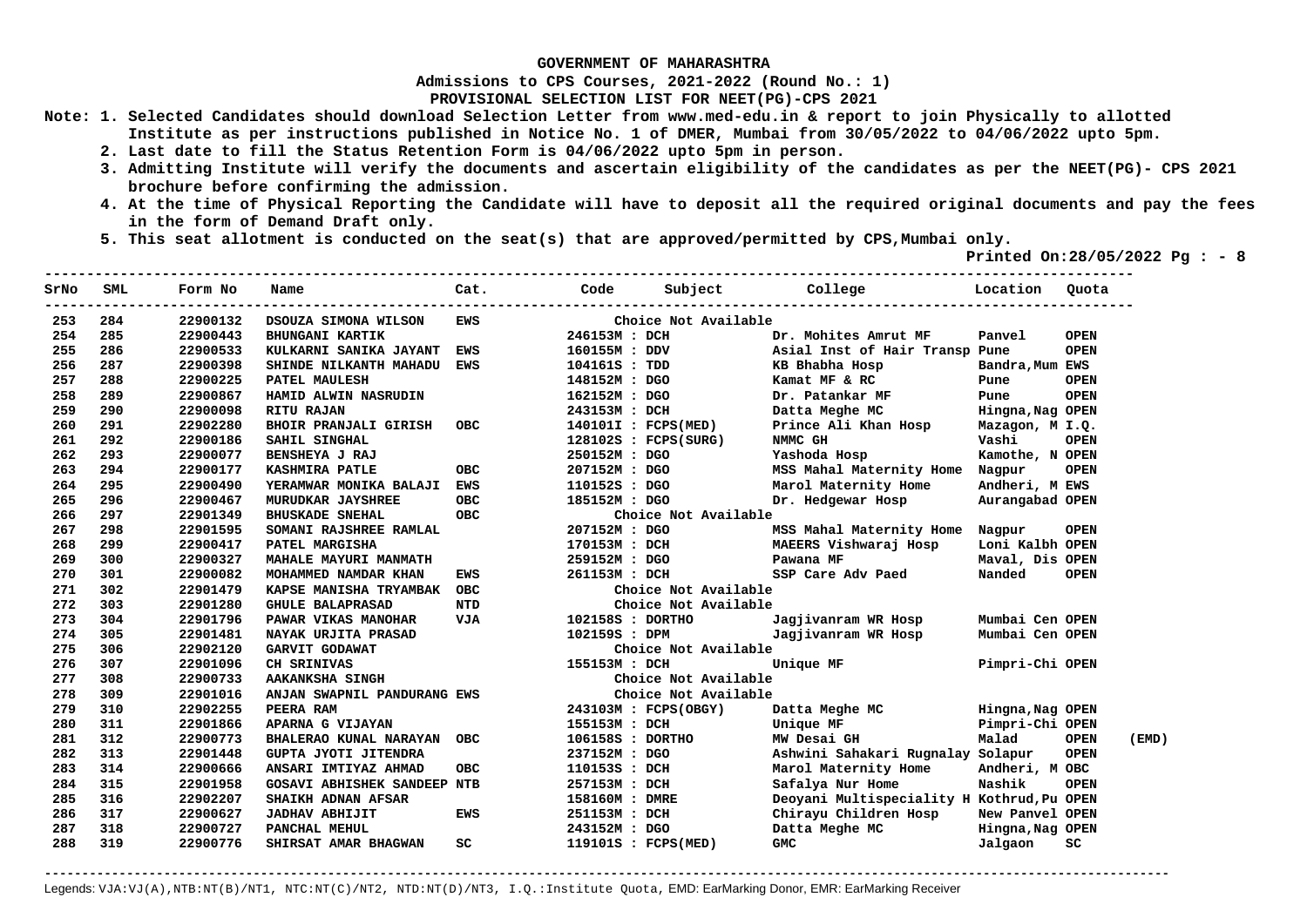# GOVERNMENT OF MAHARASHTRA

## Admissions to CPS Courses, 2021-2022 (Round No.: 1)

## PROVISIONAL SELECTION LIST FOR NEET(PG)-CPS 2021

**Note: 1. Selected Candidates should download Selection Letter from www.med-edu.in & report to join Physically to allotted Institute as per instructions published in Notice No. 1 of DMER, Mumbai from 30/05/2022 to 04/06/2022 upto 5pm.**

**2. Last date to fill the Status Retention Form is 04/06/2022 upto 5pm in person.**

**3. Admitting Institute will verify the documents and ascertain eligibility of the candidates as per the NEET(PG)- CPS 2021 brochure before confirming the admission.**

**4. At the time of Physical Reporting the Candidate will have to deposit all the required original documents and pay the fees in the form of Demand Draft only.**

**5. This seat allotment is conducted on the seat(s) that are approved/permitted by CPS,Mumbai only.**

**Printed On:28/05/2022 Pg : - 8**

| SrNo | SML | Form No | Name | Cat. | Code | Subject | College | Location | Quota | |
|---|---|---|---|---|---|---|---|---|---|---|
| 253 | 284 | 22900132 | DSOUZA SIMONA WILSON | EWS | Choice Not Available | | | | | |
| 254 | 285 | 22900443 | BHUNGANI KARTIK | | 246153M | DCH | Dr. Mohites Amrut MF | Panvel | OPEN | |
| 255 | 286 | 22900533 | KULKARNI SANIKA JAYANT | EWS | 160155M | DDV | Asial Inst of Hair Transp | Pune | OPEN | |
| 256 | 287 | 22900398 | SHINDE NILKANTH MAHADU | EWS | 104161S | TDD | KB Bhabha Hosp | Bandra,Mum | EWS | |
| 257 | 288 | 22900225 | PATEL MAULESH | | 148152M | DGO | Kamat MF & RC | Pune | OPEN | |
| 258 | 289 | 22900867 | HAMID ALWIN NASRUDIN | | 162152M | DGO | Dr. Patankar MF | Pune | OPEN | |
| 259 | 290 | 22900098 | RITU RAJAN | | 243153M | DCH | Datta Meghe MC | Hingna,Nag | OPEN | |
| 260 | 291 | 22902280 | BHOIR PRANJALI GIRISH | OBC | 140101I | FCPS(MED) | Prince Ali Khan Hosp | Mazagon, M | I.Q. | |
| 261 | 292 | 22900186 | SAHIL SINGHAL | | 128102S | FCPS(SURG) | NMMC GH | Vashi | OPEN | |
| 262 | 293 | 22900077 | BENSHEYA J RAJ | | 250152M | DGO | Yashoda Hosp | Kamothe, N | OPEN | |
| 263 | 294 | 22900177 | KASHMIRA PATLE | OBC | 207152M | DGO | MSS Mahal Maternity Home | Nagpur | OPEN | |
| 264 | 295 | 22900490 | YERAMWAR MONIKA BALAJI | EWS | 110152S | DGO | Marol Maternity Home | Andheri, M | EWS | |
| 265 | 296 | 22900467 | MURUDKAR JAYSHREE | OBC | 185152M | DGO | Dr. Hedgewar Hosp | Aurangabad | OPEN | |
| 266 | 297 | 22901349 | BHUSKADE SNEHAL | OBC | Choice Not Available | | | | | |
| 267 | 298 | 22901595 | SOMANI RAJSHREE RAMLAL | | 207152M | DGO | MSS Mahal Maternity Home | Nagpur | OPEN | |
| 268 | 299 | 22900417 | PATEL MARGISHA | | 170153M | DCH | MAEERS Vishwaraj Hosp | Loni Kalbh | OPEN | |
| 269 | 300 | 22900327 | MAHALE MAYURI MANMATH | | 259152M | DGO | Pawana MF | Maval, Dis | OPEN | |
| 270 | 301 | 22900082 | MOHAMMED NAMDAR KHAN | EWS | 261153M | DCH | SSP Care Adv Paed | Nanded | OPEN | |
| 271 | 302 | 22901479 | KAPSE MANISHA TRYAMBAK | OBC | Choice Not Available | | | | | |
| 272 | 303 | 22901280 | GHULE BALAPRASAD | NTD | Choice Not Available | | | | | |
| 273 | 304 | 22901796 | PAWAR VIKAS MANOHAR | VJA | 102158S | DORTHO | Jagjivanram WR Hosp | Mumbai Cen | OPEN | |
| 274 | 305 | 22901481 | NAYAK URJITA PRASAD | | 102159S | DPM | Jagjivanram WR Hosp | Mumbai Cen | OPEN | |
| 275 | 306 | 22902120 | GARVIT GODAWAT | | Choice Not Available | | | | | |
| 276 | 307 | 22901096 | CH SRINIVAS | | 155153M | DCH | Unique MF | Pimpri-Chi | OPEN | |
| 277 | 308 | 22900733 | AAKANKSHA SINGH | | Choice Not Available | | | | | |
| 278 | 309 | 22901016 | ANJAN SWAPNIL PANDURANG | EWS | Choice Not Available | | | | | |
| 279 | 310 | 22902255 | PEERA RAM | | 243103M | FCPS(OBGY) | Datta Meghe MC | Hingna,Nag | OPEN | |
| 280 | 311 | 22901866 | APARNA G VIJAYAN | | 155153M | DCH | Unique MF | Pimpri-Chi | OPEN | |
| 281 | 312 | 22900773 | BHALERAO KUNAL NARAYAN | OBC | 106158S | DORTHO | MW Desai GH | Malad | OPEN | (EMD) |
| 282 | 313 | 22901448 | GUPTA JYOTI JITENDRA | | 237152M | DGO | Ashwini Sahakari Rugnalay | Solapur | OPEN | |
| 283 | 314 | 22900666 | ANSARI IMTIYAZ AHMAD | OBC | 110153S | DCH | Marol Maternity Home | Andheri, M | OBC | |
| 284 | 315 | 22901958 | GOSAVI ABHISHEK SANDEEP | NTB | 257153M | DCH | Safalya Nur Home | Nashik | OPEN | |
| 285 | 316 | 22902207 | SHAIKH ADNAN AFSAR | | 158160M | DMRE | Deoyani Multispeciality H | Kothrud,Pu | OPEN | |
| 286 | 317 | 22900627 | JADHAV ABHIJIT | EWS | 251153M | DCH | Chirayu Children Hosp | New Panvel | OPEN | |
| 287 | 318 | 22900727 | PANCHAL MEHUL | | 243152M | DGO | Datta Meghe MC | Hingna,Nag | OPEN | |
| 288 | 319 | 22900776 | SHIRSAT AMAR BHAGWAN | SC | 119101S | FCPS(MED) | GMC | Jalgaon | SC | |

Legends: VJA:VJ(A),NTB:NT(B)/NT1, NTC:NT(C)/NT2, NTD:NT(D)/NT3, I.Q.:Institute Quota, EMD: EarMarking Donor, EMR: EarMarking Receiver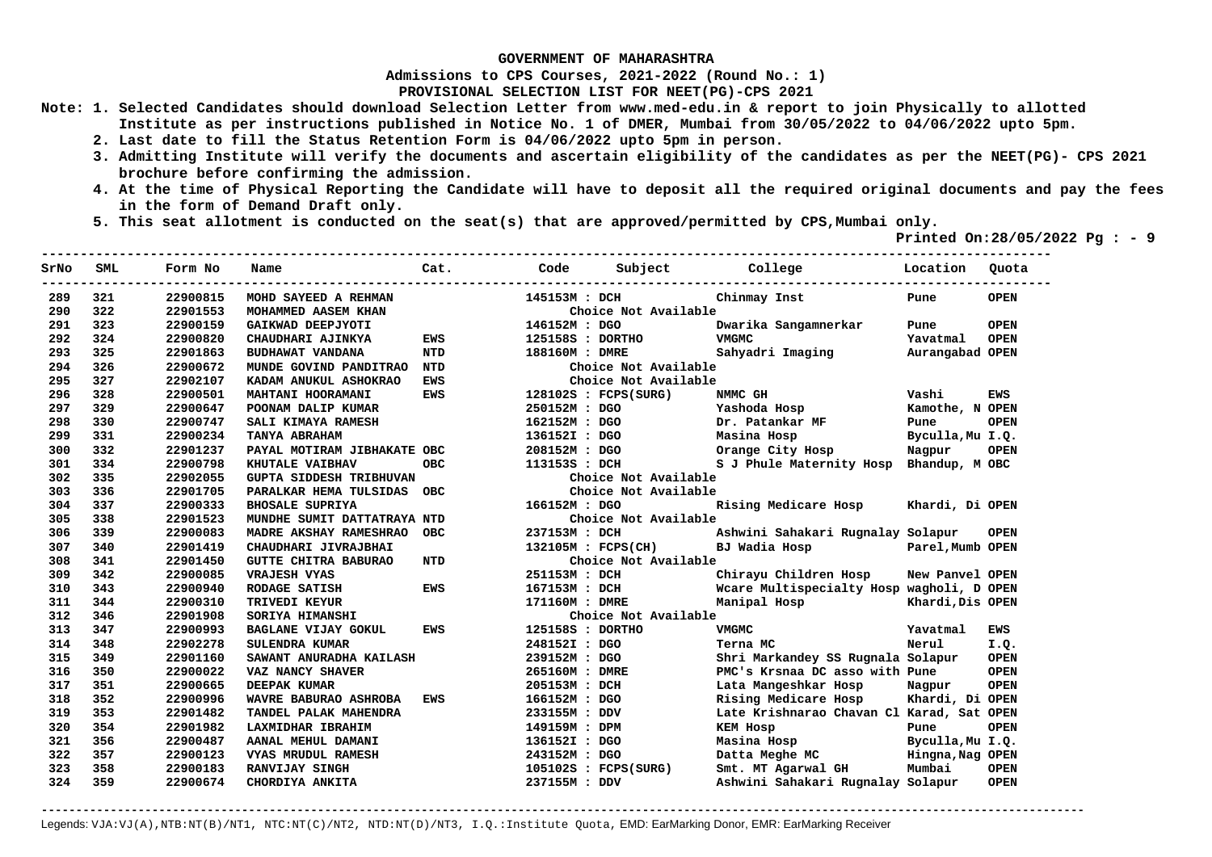**GOVERNMENT OF MAHARASHTRA**

**Admissions to CPS Courses, 2021-2022 (Round No.: 1)**

**PROVISIONAL SELECTION LIST FOR NEET(PG)-CPS 2021**

**Note:**
1. Selected Candidates should download Selection Letter from www.med-edu.in & report to join Physically to allotted Institute as per instructions published in Notice No. 1 of DMER, Mumbai from 30/05/2022 to 04/06/2022 upto 5pm.
2. Last date to fill the Status Retention Form is 04/06/2022 upto 5pm in person.
3. Admitting Institute will verify the documents and ascertain eligibility of the candidates as per the NEET(PG)- CPS 2021 brochure before confirming the admission.
4. At the time of Physical Reporting the Candidate will have to deposit all the required original documents and pay the fees in the form of Demand Draft only.
5. This seat allotment is conducted on the seat(s) that are approved/permitted by CPS,Mumbai only.

**Printed On:28/05/2022 Pg : - 9**

| SrNo | SML | Form No | Name | Cat. | Code | Subject | College | Location | Quota |
|---|---|---|---|---|---|---|---|---|---|
| 289 | 321 | 22900815 | MOHD SAYEED A REHMAN | | 145153M | DCH | Chinmay Inst | Pune | OPEN |
| 290 | 322 | 22901553 | MOHAMMED AASEM KHAN | | | Choice Not Available | | | |
| 291 | 323 | 22900159 | GAIKWAD DEEPJYOTI | | 146152M | DGO | Dwarika Sangamnerkar | Pune | OPEN |
| 292 | 324 | 22900820 | CHAUDHARI AJINKYA | EWS | 125158S | DORTHO | VMGMC | Yavatmal | OPEN |
| 293 | 325 | 22901863 | BUDHAWAT VANDANA | NTD | 188160M | DMRE | Sahyadri Imaging | Aurangabad | OPEN |
| 294 | 326 | 22900672 | MUNDE GOVIND PANDITRAO | NTD | | Choice Not Available | | | |
| 295 | 327 | 22902107 | KADAM ANUKUL ASHOKRAO | EWS | | Choice Not Available | | | |
| 296 | 328 | 22900501 | MAHTANI HOORAMANI | EWS | 128102S | FCPS(SURG) | NMMC GH | Vashi | EWS |
| 297 | 329 | 22900647 | POONAM DALIP KUMAR | | 250152M | DGO | Yashoda Hosp | Kamothe, N | OPEN |
| 298 | 330 | 22900747 | SALI KIMAYA RAMESH | | 162152M | DGO | Dr. Patankar MF | Pune | OPEN |
| 299 | 331 | 22900234 | TANYA ABRAHAM | | 136152I | DGO | Masina Hosp | Byculla,Mu | I.Q. |
| 300 | 332 | 22901237 | PAYAL MOTIRAM JIBHAKATE | OBC | 208152M | DGO | Orange City Hosp | Nagpur | OPEN |
| 301 | 334 | 22900798 | KHUTALE VAIBHAV | OBC | 113153S | DCH | S J Phule Maternity Hosp | Bhandup, M | OBC |
| 302 | 335 | 22902055 | GUPTA SIDDESH TRIBHUVAN | | | Choice Not Available | | | |
| 303 | 336 | 22901705 | PARALKAR HEMA TULSIDAS | OBC | | Choice Not Available | | | |
| 304 | 337 | 22900333 | BHOSALE SUPRIYA | | 166152M | DGO | Rising Medicare Hosp | Khardi, Di | OPEN |
| 305 | 338 | 22901523 | MUNDHE SUMIT DATTATRAYA | NTD | | Choice Not Available | | | |
| 306 | 339 | 22900083 | MADRE AKSHAY RAMESHRAO | OBC | 237153M | DCH | Ashwini Sahakari Rugnalay | Solapur | OPEN |
| 307 | 340 | 22901419 | CHAUDHARI JIVRAJBHAI | | 132105M | FCPS(CH) | BJ Wadia Hosp | Parel,Mumb | OPEN |
| 308 | 341 | 22901450 | GUTTE CHITRA BABURAO | NTD | | Choice Not Available | | | |
| 309 | 342 | 22900085 | VRAJESH VYAS | | 251153M | DCH | Chirayu Children Hosp | New Panvel | OPEN |
| 310 | 343 | 22900940 | RODAGE SATISH | EWS | 167153M | DCH | Wcare Multispecialty Hosp | wagholi, D | OPEN |
| 311 | 344 | 22900310 | TRIVEDI KEYUR | | 171160M | DMRE | Manipal Hosp | Khardi,Dis | OPEN |
| 312 | 346 | 22901908 | SORIYA HIMANSHI | | | Choice Not Available | | | |
| 313 | 347 | 22900993 | BAGLANE VIJAY GOKUL | EWS | 125158S | DORTHO | VMGMC | Yavatmal | EWS |
| 314 | 348 | 22902278 | SULENDRA KUMAR | | 248152I | DGO | Terna MC | Nerul | I.Q. |
| 315 | 349 | 22901160 | SAWANT ANURADHA KAILASH | | 239152M | DGO | Shri Markandey SS Rugnala | Solapur | OPEN |
| 316 | 350 | 22900022 | VAZ NANCY SHAVER | | 265160M | DMRE | PMC's Krsnaa DC asso with | Pune | OPEN |
| 317 | 351 | 22900665 | DEEPAK KUMAR | | 205153M | DCH | Lata Mangeshkar Hosp | Nagpur | OPEN |
| 318 | 352 | 22900996 | WAVRE BABURAO ASHROBA | EWS | 166152M | DGO | Rising Medicare Hosp | Khardi, Di | OPEN |
| 319 | 353 | 22901482 | TANDEL PALAK MAHENDRA | | 233155M | DDV | Late Krishnarao Chavan Cl | Karad, Sat | OPEN |
| 320 | 354 | 22901982 | LAXMIDHAR IBRAHIM | | 149159M | DPM | KEM Hosp | Pune | OPEN |
| 321 | 356 | 22900487 | AANAL MEHUL DAMANI | | 136152I | DGO | Masina Hosp | Byculla,Mu | I.Q. |
| 322 | 357 | 22900123 | VYAS MRUDUL RAMESH | | 243152M | DGO | Datta Meghe MC | Hingna,Nag | OPEN |
| 323 | 358 | 22900183 | RANVIJAY SINGH | | 105102S | FCPS(SURG) | Smt. MT Agarwal GH | Mumbai | OPEN |
| 324 | 359 | 22900674 | CHORDIYA ANKITA | | 237155M | DDV | Ashwini Sahakari Rugnalay | Solapur | OPEN |

Legends: VJA:VJ(A),NTB:NT(B)/NT1, NTC:NT(C)/NT2, NTD:NT(D)/NT3, I.Q.:Institute Quota, EMD: EarMarking Donor, EMR: EarMarking Receiver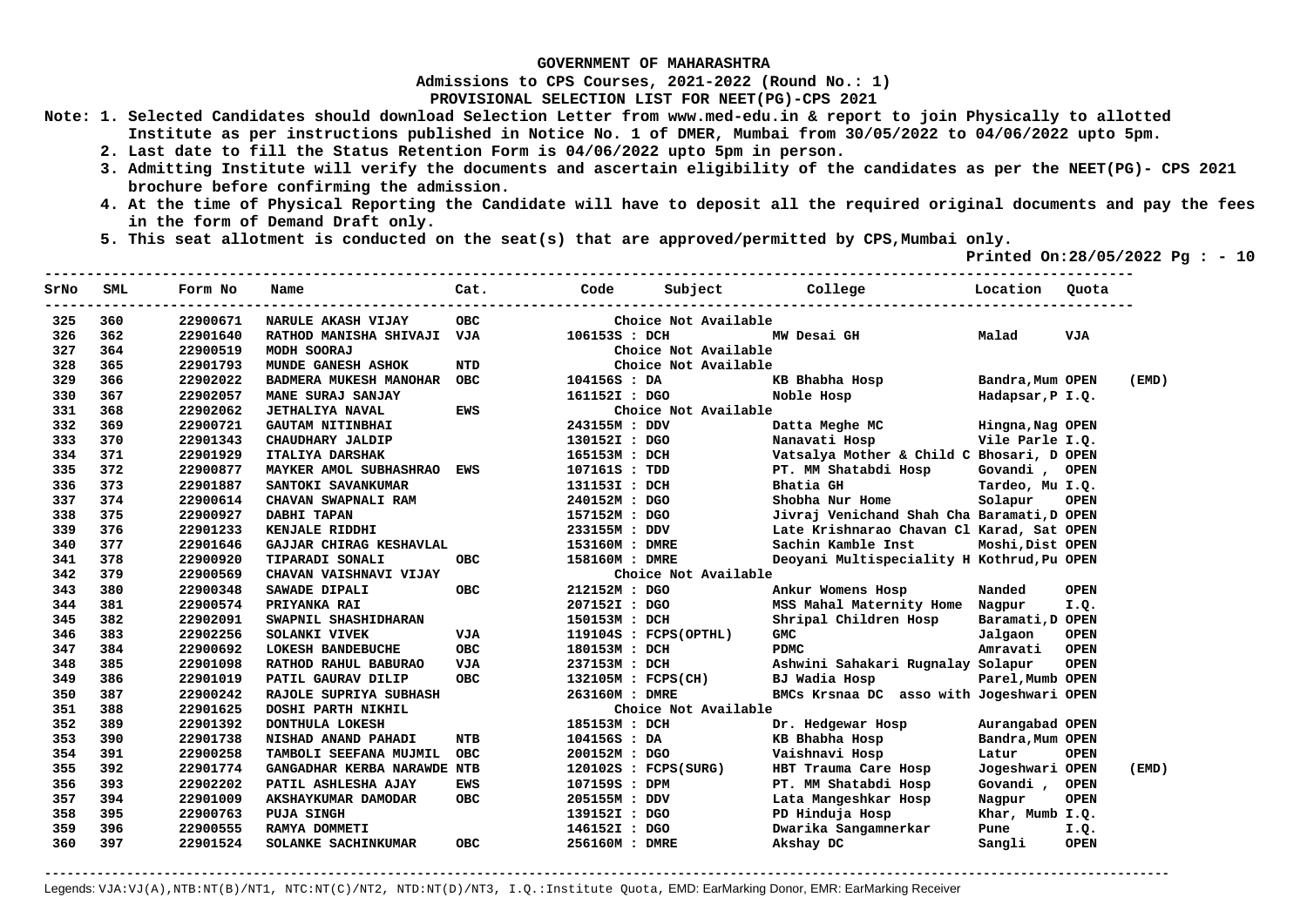# GOVERNMENT OF MAHARASHTRA

## Admissions to CPS Courses, 2021-2022 (Round No.: 1)

### PROVISIONAL SELECTION LIST FOR NEET(PG)-CPS 2021

**Note: 1. Selected Candidates should download Selection Letter from www.med-edu.in & report to join Physically to allotted Institute as per instructions published in Notice No. 1 of DMER, Mumbai from 30/05/2022 to 04/06/2022 upto 5pm.**

**2. Last date to fill the Status Retention Form is 04/06/2022 upto 5pm in person.**

**3. Admitting Institute will verify the documents and ascertain eligibility of the candidates as per the NEET(PG)- CPS 2021 brochure before confirming the admission.**

**4. At the time of Physical Reporting the Candidate will have to deposit all the required original documents and pay the fees in the form of Demand Draft only.**

**5. This seat allotment is conducted on the seat(s) that are approved/permitted by CPS,Mumbai only.**

**Printed On:28/05/2022 Pg : - 10**

| SrNo | SML | Form No | Name | Cat. | Code | Subject | College | Location | Quota | |
|---|---|---|---|---|---|---|---|---|---|---|
| 325 | 360 | 22900671 | NARULE AKASH VIJAY | OBC | | Choice Not Available | | | | |
| 326 | 362 | 22901640 | RATHOD MANISHA SHIVAJI | VJA | 106153S | DCH | MW Desai GH | Malad | VJA | |
| 327 | 364 | 22900519 | MODH SOORAJ | | | Choice Not Available | | | | |
| 328 | 365 | 22901793 | MUNDE GANESH ASHOK | NTD | | Choice Not Available | | | | |
| 329 | 366 | 22902022 | BADMERA MUKESH MANOHAR | OBC | 104156S | DA | KB Bhabha Hosp | Bandra,Mum | OPEN | (EMD) |
| 330 | 367 | 22902057 | MANE SURAJ SANJAY | | 161152I | DGO | Noble Hosp | Hadapsar,P | I.Q. | |
| 331 | 368 | 22902062 | JETHALIYA NAVAL | EWS | | Choice Not Available | | | | |
| 332 | 369 | 22900721 | GAUTAM NITINBHAI | | 243155M | DDV | Datta Meghe MC | Hingna,Nag | OPEN | |
| 333 | 370 | 22901343 | CHAUDHARY JALDIP | | 130152I | DGO | Nanavati Hosp | Vile Parle | I.Q. | |
| 334 | 371 | 22901929 | ITALIYA DARSHAK | | 165153M | DCH | Vatsalya Mother & Child C | Bhosari, D | OPEN | |
| 335 | 372 | 22900877 | MAYKER AMOL SUBHASHRAO | EWS | 107161S | TDD | PT. MM Shatabdi Hosp | Govandi , | OPEN | |
| 336 | 373 | 22901887 | SANTOKI SAVANKUMAR | | 131153I | DCH | Bhatia GH | Tardeo, Mu | I.Q. | |
| 337 | 374 | 22900614 | CHAVAN SWAPNALI RAM | | 240152M | DGO | Shobha Nur Home | Solapur | OPEN | |
| 338 | 375 | 22900927 | DABHI TAPAN | | 157152M | DGO | Jivraj Venichand Shah Cha | Baramati,D | OPEN | |
| 339 | 376 | 22901233 | KENJALE RIDDHI | | 233155M | DDV | Late Krishnarao Chavan Cl | Karad, Sat | OPEN | |
| 340 | 377 | 22901646 | GAJJAR CHIRAG KESHAVLAL | | 153160M | DMRE | Sachin Kamble Inst | Moshi,Dist | OPEN | |
| 341 | 378 | 22900920 | TIPARADI SONALI | OBC | 158160M | DMRE | Deoyani Multispeciality H | Kothrud,Pu | OPEN | |
| 342 | 379 | 22900569 | CHAVAN VAISHNAVI VIJAY | | | Choice Not Available | | | | |
| 343 | 380 | 22900348 | SAWADE DIPALI | OBC | 212152M | DGO | Ankur Womens Hosp | Nanded | OPEN | |
| 344 | 381 | 22900574 | PRIYANKA RAI | | 207152I | DGO | MSS Mahal Maternity Home | Nagpur | I.Q. | |
| 345 | 382 | 22902091 | SWAPNIL SHASHIDHARAN | | 150153M | DCH | Shripal Children Hosp | Baramati,D | OPEN | |
| 346 | 383 | 22902256 | SOLANKI VIVEK | VJA | 119104S | FCPS(OPTHL) | GMC | Jalgaon | OPEN | |
| 347 | 384 | 22900692 | LOKESH BANDEBUCHE | OBC | 180153M | DCH | PDMC | Amravati | OPEN | |
| 348 | 385 | 22901098 | RATHOD RAHUL BABURAO | VJA | 237153M | DCH | Ashwini Sahakari Rugnalay | Solapur | OPEN | |
| 349 | 386 | 22901019 | PATIL GAURAV DILIP | OBC | 132105M | FCPS(CH) | BJ Wadia Hosp | Parel,Mumb | OPEN | |
| 350 | 387 | 22900242 | RAJOLE SUPRIYA SUBHASH | | 263160M | DMRE | BMCs Krsnaa DC asso with | Jogeshwari | OPEN | |
| 351 | 388 | 22901625 | DOSHI PARTH NIKHIL | | | Choice Not Available | | | | |
| 352 | 389 | 22901392 | DONTHULA LOKESH | | 185153M | DCH | Dr. Hedgewar Hosp | Aurangabad | OPEN | |
| 353 | 390 | 22901738 | NISHAD ANAND PAHADI | NTB | 104156S | DA | KB Bhabha Hosp | Bandra,Mum | OPEN | |
| 354 | 391 | 22900258 | TAMBOLI SEEFANA MUJMIL | OBC | 200152M | DGO | Vaishnavi Hosp | Latur | OPEN | |
| 355 | 392 | 22901774 | GANGADHAR KERBA NARAWDE | NTB | 120102S | FCPS(SURG) | HBT Trauma Care Hosp | Jogeshwari | OPEN | (EMD) |
| 356 | 393 | 22902202 | PATIL ASHLESHA AJAY | EWS | 107159S | DPM | PT. MM Shatabdi Hosp | Govandi , | OPEN | |
| 357 | 394 | 22901009 | AKSHAYKUMAR DAMODAR | OBC | 205155M | DDV | Lata Mangeshkar Hosp | Nagpur | OPEN | |
| 358 | 395 | 22900763 | PUJA SINGH | | 139152I | DGO | PD Hinduja Hosp | Khar, Mumb | I.Q. | |
| 359 | 396 | 22900555 | RAMYA DOMMETI | | 146152I | DGO | Dwarika Sangamnerkar | Pune | I.Q. | |
| 360 | 397 | 22901524 | SOLANKE SACHINKUMAR | OBC | 256160M | DMRE | Akshay DC | Sangli | OPEN | |

Legends: VJA:VJ(A),NTB:NT(B)/NT1, NTC:NT(C)/NT2, NTD:NT(D)/NT3, I.Q.:Institute Quota, EMD: EarMarking Donor, EMR: EarMarking Receiver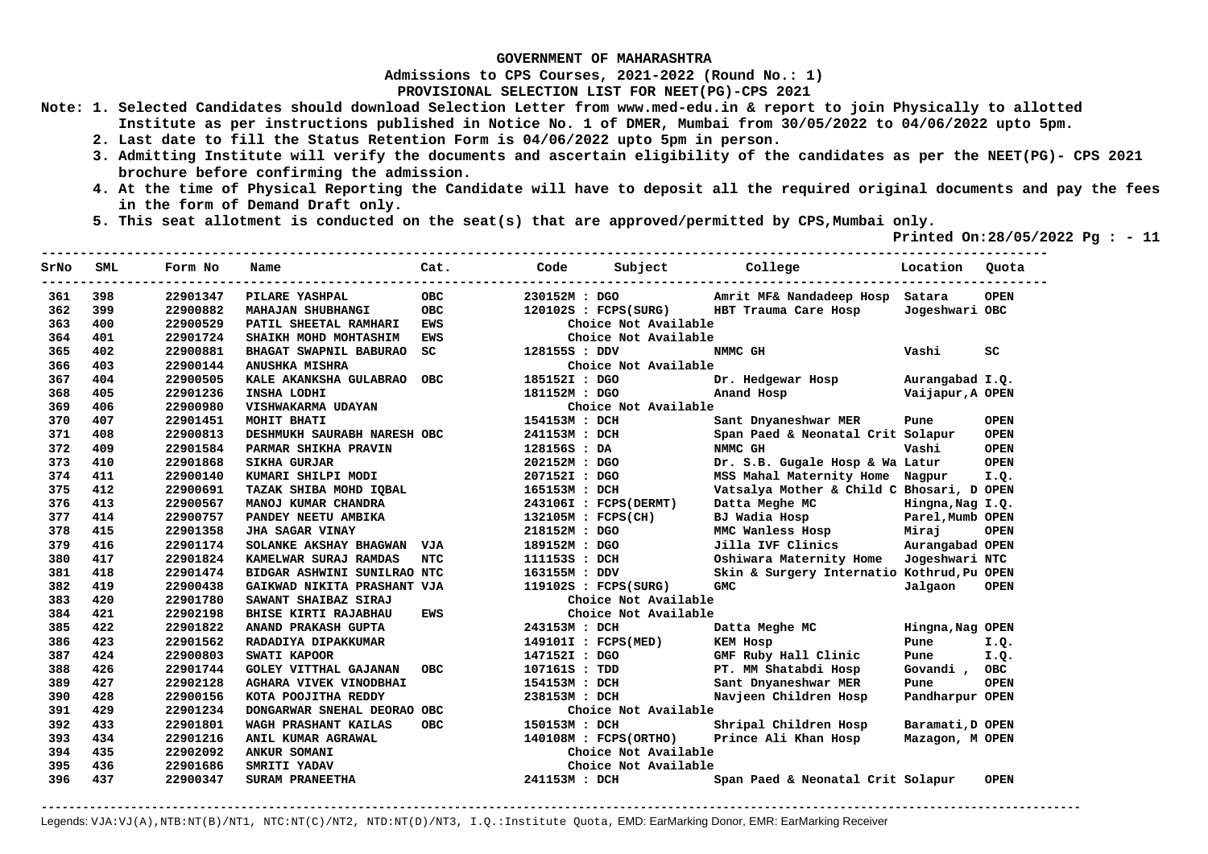# GOVERNMENT OF MAHARASHTRA

## Admissions to CPS Courses, 2021-2022 (Round No.: 1)

### PROVISIONAL SELECTION LIST FOR NEET(PG)-CPS 2021

**Note: 1. Selected Candidates should download Selection Letter from www.med-edu.in & report to join Physically to allotted Institute as per instructions published in Notice No. 1 of DMER, Mumbai from 30/05/2022 to 04/06/2022 upto 5pm.**

**2. Last date to fill the Status Retention Form is 04/06/2022 upto 5pm in person.**

**3. Admitting Institute will verify the documents and ascertain eligibility of the candidates as per the NEET(PG)- CPS 2021 brochure before confirming the admission.**

**4. At the time of Physical Reporting the Candidate will have to deposit all the required original documents and pay the fees in the form of Demand Draft only.**

**5. This seat allotment is conducted on the seat(s) that are approved/permitted by CPS,Mumbai only.**

**Printed On:28/05/2022 Pg : - 11**

| SrNo | SML | Form No | Name | Cat. | Code | Subject | College | Location | Quota |
|---|---|---|---|---|---|---|---|---|---|
| 361 | 398 | 22901347 | PILARE YASHPAL | OBC | 230152M | DGO | Amrit MF& Nandadeep Hosp | Satara | OPEN |
| 362 | 399 | 22900882 | MAHAJAN SHUBHANGI | OBC | 120102S | FCPS(SURG) | HBT Trauma Care Hosp | Jogeshwari | OBC |
| 363 | 400 | 22900529 | PATIL SHEETAL RAMHARI | EWS | | Choice Not Available | | | |
| 364 | 401 | 22901724 | SHAIKH MOHD MOHTASHIM | EWS | | Choice Not Available | | | |
| 365 | 402 | 22900881 | BHAGAT SWAPNIL BABURAO | SC | 128155S | DDV | NMMC GH | Vashi | SC |
| 366 | 403 | 22900144 | ANUSHKA MISHRA | | | Choice Not Available | | | |
| 367 | 404 | 22900505 | KALE AKANKSHA GULABRAO | OBC | 185152I | DGO | Dr. Hedgewar Hosp | Aurangabad | I.Q. |
| 368 | 405 | 22901236 | INSHA LODHI | | 181152M | DGO | Anand Hosp | Vaijapur,A | OPEN |
| 369 | 406 | 22900980 | VISHWAKARMA UDAYAN | | | Choice Not Available | | | |
| 370 | 407 | 22901451 | MOHIT BHATI | | 154153M | DCH | Sant Dnyaneshwar MER | Pune | OPEN |
| 371 | 408 | 22900813 | DESHMUKH SAURABH NARESH | OBC | 241153M | DCH | Span Paed & Neonatal Crit | Solapur | OPEN |
| 372 | 409 | 22901584 | PARMAR SHIKHA PRAVIN | | 128156S | DA | NMMC GH | Vashi | OPEN |
| 373 | 410 | 22901868 | SIKHA GURJAR | | 202152M | DGO | Dr. S.B. Gugale Hosp & Wa | Latur | OPEN |
| 374 | 411 | 22900140 | KUMARI SHILPI MODI | | 207152I | DGO | MSS Mahal Maternity Home | Nagpur | I.Q. |
| 375 | 412 | 22900691 | TAZAK SHIBA MOHD IQBAL | | 165153M | DCH | Vatsalya Mother & Child C | Bhosari, D | OPEN |
| 376 | 413 | 22900567 | MANOJ KUMAR CHANDRA | | 243106I | FCPS(DERMT) | Datta Meghe MC | Hingna,Nag | I.Q. |
| 377 | 414 | 22900757 | PANDEY NEETU AMBIKA | | 132105M | FCPS(CH) | BJ Wadia Hosp | Parel,Mumb | OPEN |
| 378 | 415 | 22901358 | JHA SAGAR VINAY | | 218152M | DGO | MMC Wanless Hosp | Miraj | OPEN |
| 379 | 416 | 22901174 | SOLANKE AKSHAY BHAGWAN | VJA | 189152M | DGO | Jilla IVF Clinics | Aurangabad | OPEN |
| 380 | 417 | 22901824 | KAMELWAR SURAJ RAMDAS | NTC | 111153S | DCH | Oshiwara Maternity Home | Jogeshwari | NTC |
| 381 | 418 | 22901474 | BIDGAR ASHWINI SUNILRAO | NTC | 163155M | DDV | Skin & Surgery Internatio | Kothrud,Pu | OPEN |
| 382 | 419 | 22900438 | GAIKWAD NIKITA PRASHANT | VJA | 119102S | FCPS(SURG) | GMC | Jalgaon | OPEN |
| 383 | 420 | 22901780 | SAWANT SHAIBAZ SIRAJ | | | Choice Not Available | | | |
| 384 | 421 | 22902198 | BHISE KIRTI RAJABHAU | EWS | | Choice Not Available | | | |
| 385 | 422 | 22901822 | ANAND PRAKASH GUPTA | | 243153M | DCH | Datta Meghe MC | Hingna,Nag | OPEN |
| 386 | 423 | 22901562 | RADADIYA DIPAKKUMAR | | 149101I | FCPS(MED) | KEM Hosp | Pune | I.Q. |
| 387 | 424 | 22900803 | SWATI KAPOOR | | 147152I | DGO | GMF Ruby Hall Clinic | Pune | I.Q. |
| 388 | 426 | 22901744 | GOLEY VITTHAL GAJANAN | OBC | 107161S | TDD | PT. MM Shatabdi Hosp | Govandi , | OBC |
| 389 | 427 | 22902128 | AGHARA VIVEK VINODBHAI | | 154153M | DCH | Sant Dnyaneshwar MER | Pune | OPEN |
| 390 | 428 | 22900156 | KOTA POOJITHA REDDY | | 238153M | DCH | Navjeen Children Hosp | Pandharpur | OPEN |
| 391 | 429 | 22901234 | DONGARWAR SNEHAL DEORAO | OBC | | Choice Not Available | | | |
| 392 | 433 | 22901801 | WAGH PRASHANT KAILAS | OBC | 150153M | DCH | Shripal Children Hosp | Baramati,D | OPEN |
| 393 | 434 | 22901216 | ANIL KUMAR AGRAWAL | | 140108M | FCPS(ORTHO) | Prince Ali Khan Hosp | Mazagon, M | OPEN |
| 394 | 435 | 22902092 | ANKUR SOMANI | | | Choice Not Available | | | |
| 395 | 436 | 22901686 | SMRITI YADAV | | | Choice Not Available | | | |
| 396 | 437 | 22900347 | SURAM PRANEETHA | | 241153M | DCH | Span Paed & Neonatal Crit | Solapur | OPEN |

Legends: VJA:VJ(A),NTB:NT(B)/NT1, NTC:NT(C)/NT2, NTD:NT(D)/NT3, I.Q.:Institute Quota, EMD: EarMarking Donor, EMR: EarMarking Receiver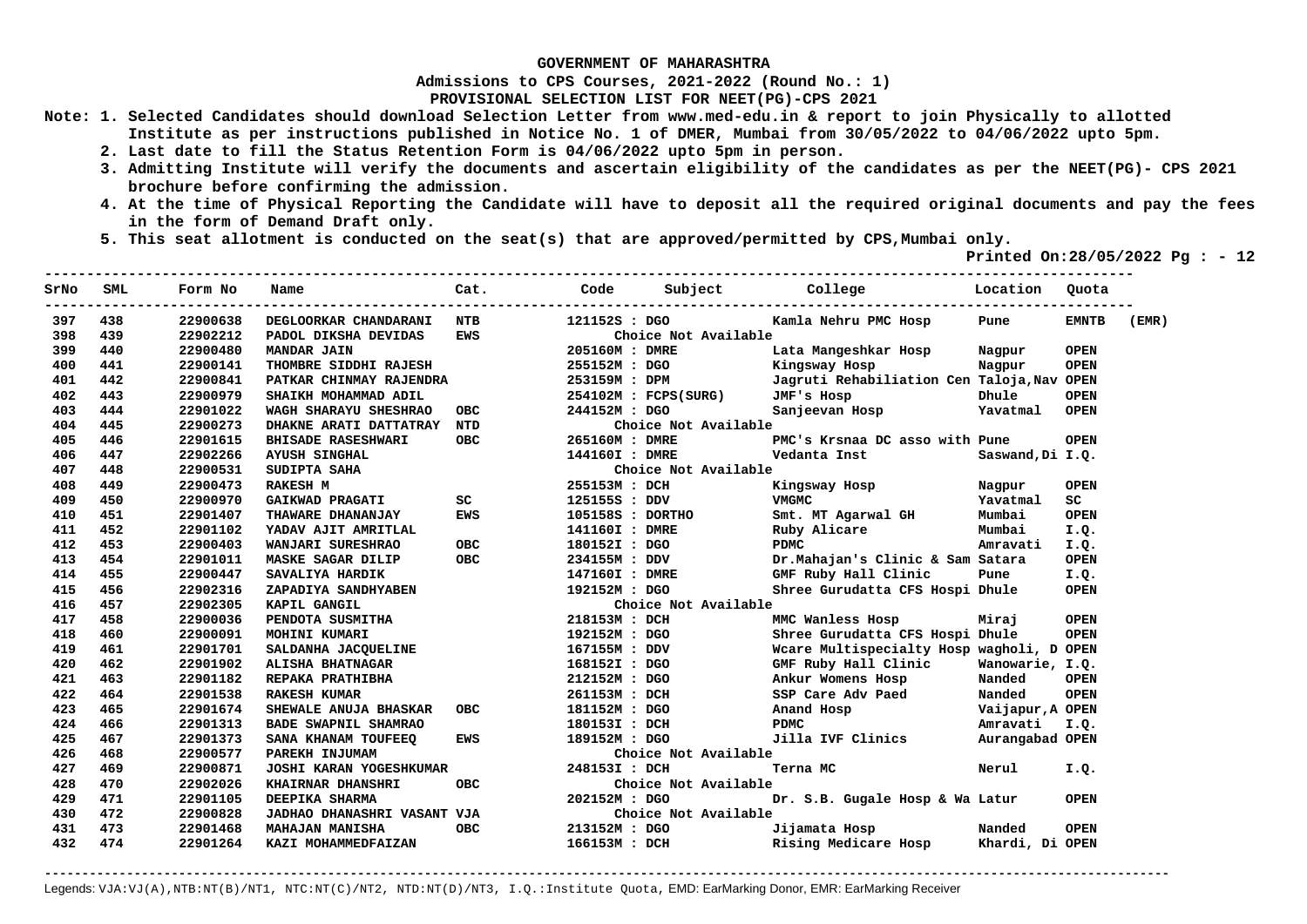**GOVERNMENT OF MAHARASHTRA**

**Admissions to CPS Courses, 2021-2022 (Round No.: 1)**

**PROVISIONAL SELECTION LIST FOR NEET(PG)-CPS 2021**

**Note: 1. Selected Candidates should download Selection Letter from www.med-edu.in & report to join Physically to allotted Institute as per instructions published in Notice No. 1 of DMER, Mumbai from 30/05/2022 to 04/06/2022 upto 5pm.**

**2. Last date to fill the Status Retention Form is 04/06/2022 upto 5pm in person.**

**3. Admitting Institute will verify the documents and ascertain eligibility of the candidates as per the NEET(PG)- CPS 2021 brochure before confirming the admission.**

**4. At the time of Physical Reporting the Candidate will have to deposit all the required original documents and pay the fees in the form of Demand Draft only.**

**5. This seat allotment is conducted on the seat(s) that are approved/permitted by CPS,Mumbai only.**

**Printed On:28/05/2022 Pg : - 12**

| SrNo | SML | Form No | Name | Cat. | Code | Subject | College | Location | Quota | |
|---|---|---|---|---|---|---|---|---|---|---|
| 397 | 438 | 22900638 | DEGLOORKAR CHANDARANI | NTB | 121152S | DGO | Kamla Nehru PMC Hosp | Pune | EMNTB | (EMR) |
| 398 | 439 | 22902212 | PADOL DIKSHA DEVIDAS | EWS | | Choice Not Available | | | | |
| 399 | 440 | 22900480 | MANDAR JAIN | | 205160M | DMRE | Lata Mangeshkar Hosp | Nagpur | OPEN | |
| 400 | 441 | 22900141 | THOMBRE SIDDHI RAJESH | | 255152M | DGO | Kingsway Hosp | Nagpur | OPEN | |
| 401 | 442 | 22900841 | PATKAR CHINMAY RAJENDRA | | 253159M | DPM | Jagruti Rehabiliation Cen | Taloja,Nav | OPEN | |
| 402 | 443 | 22900979 | SHAIKH MOHAMMAD ADIL | | 254102M | FCPS(SURG) | JMF's Hosp | Dhule | OPEN | |
| 403 | 444 | 22901022 | WAGH SHARAYU SHESHRAO | OBC | 244152M | DGO | Sanjeevan Hosp | Yavatmal | OPEN | |
| 404 | 445 | 22900273 | DHAKNE ARATI DATTATRAY | NTD | | Choice Not Available | | | | |
| 405 | 446 | 22901615 | BHISADE RASESHWARI | OBC | 265160M | DMRE | PMC's Krsnaa DC asso with | Pune | OPEN | |
| 406 | 447 | 22902266 | AYUSH SINGHAL | | 144160I | DMRE | Vedanta Inst | Saswand,Di | I.Q. | |
| 407 | 448 | 22900531 | SUDIPTA SAHA | | | Choice Not Available | | | | |
| 408 | 449 | 22900473 | RAKESH M | | 255153M | DCH | Kingsway Hosp | Nagpur | OPEN | |
| 409 | 450 | 22900970 | GAIKWAD PRAGATI | SC | 125155S | DDV | VMGMC | Yavatmal | SC | |
| 410 | 451 | 22901407 | THAWARE DHANANJAY | EWS | 105158S | DORTHO | Smt. MT Agarwal GH | Mumbai | OPEN | |
| 411 | 452 | 22901102 | YADAV AJIT AMRITLAL | | 141160I | DMRE | Ruby Alicare | Mumbai | I.Q. | |
| 412 | 453 | 22900403 | WANJARI SURESHRAO | OBC | 180152I | DGO | PDMC | Amravati | I.Q. | |
| 413 | 454 | 22901011 | MASKE SAGAR DILIP | OBC | 234155M | DDV | Dr.Mahajan's Clinic & Sam | Satara | OPEN | |
| 414 | 455 | 22900447 | SAVALIYA HARDIK | | 147160I | DMRE | GMF Ruby Hall Clinic | Pune | I.Q. | |
| 415 | 456 | 22902316 | ZAPADIYA SANDHYABEN | | 192152M | DGO | Shree Gurudatta CFS Hospi | Dhule | OPEN | |
| 416 | 457 | 22902305 | KAPIL GANGIL | | | Choice Not Available | | | | |
| 417 | 458 | 22900036 | PENDOTA SUSMITHA | | 218153M | DCH | MMC Wanless Hosp | Miraj | OPEN | |
| 418 | 460 | 22900091 | MOHINI KUMARI | | 192152M | DGO | Shree Gurudatta CFS Hospi | Dhule | OPEN | |
| 419 | 461 | 22901701 | SALDANHA JACQUELINE | | 167155M | DDV | Wcare Multispecialty Hosp | wagholi, D | OPEN | |
| 420 | 462 | 22901902 | ALISHA BHATNAGAR | | 168152I | DGO | GMF Ruby Hall Clinic | Wanowarie, | I.Q. | |
| 421 | 463 | 22901182 | REPAKA PRATHIBHA | | 212152M | DGO | Ankur Womens Hosp | Nanded | OPEN | |
| 422 | 464 | 22901538 | RAKESH KUMAR | | 261153M | DCH | SSP Care Adv Paed | Nanded | OPEN | |
| 423 | 465 | 22901674 | SHEWALE ANUJA BHASKAR | OBC | 181152M | DGO | Anand Hosp | Vaijapur,A | OPEN | |
| 424 | 466 | 22901313 | BADE SWAPNIL SHAMRAO | | 180153I | DCH | PDMC | Amravati | I.Q. | |
| 425 | 467 | 22901373 | SANA KHANAM TOUFEEQ | EWS | 189152M | DGO | Jilla IVF Clinics | Aurangabad | OPEN | |
| 426 | 468 | 22900577 | PAREKH INJUMAM | | | Choice Not Available | | | | |
| 427 | 469 | 22900871 | JOSHI KARAN YOGESHKUMAR | | 248153I | DCH | Terna MC | Nerul | I.Q. | |
| 428 | 470 | 22902026 | KHAIRNAR DHANSHRI | OBC | | Choice Not Available | | | | |
| 429 | 471 | 22901105 | DEEPIKA SHARMA | | 202152M | DGO | Dr. S.B. Gugale Hosp & Wa | Latur | OPEN | |
| 430 | 472 | 22900828 | JADHAO DHANASHRI VASANT | VJA | | Choice Not Available | | | | |
| 431 | 473 | 22901468 | MAHAJAN MANISHA | OBC | 213152M | DGO | Jijamata Hosp | Nanded | OPEN | |
| 432 | 474 | 22901264 | KAZI MOHAMMEDFAIZAN | | 166153M | DCH | Rising Medicare Hosp | Khardi, Di | OPEN | |

Legends: VJA:VJ(A),NTB:NT(B)/NT1, NTC:NT(C)/NT2, NTD:NT(D)/NT3, I.Q.:Institute Quota, EMD: EarMarking Donor, EMR: EarMarking Receiver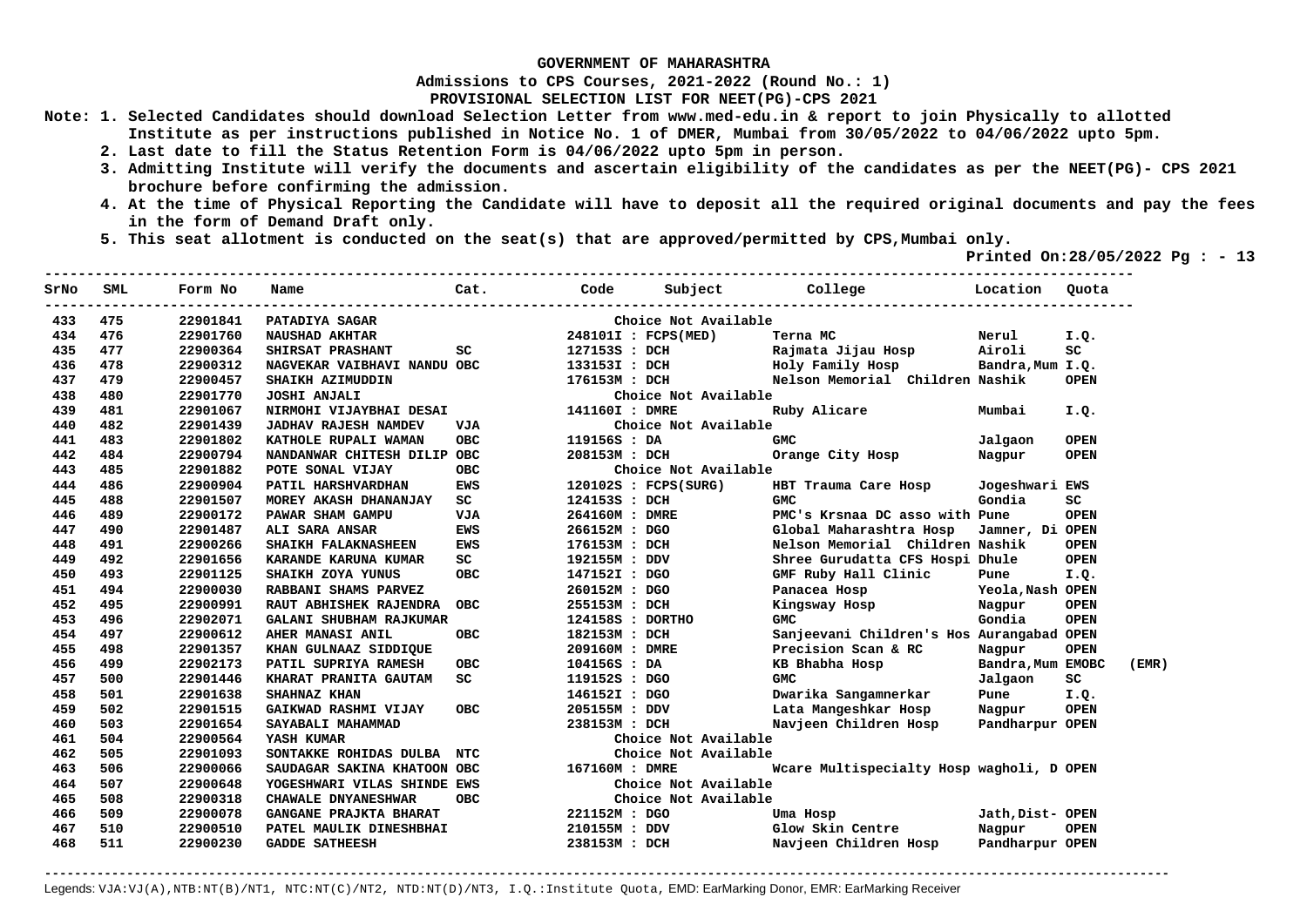**GOVERNMENT OF MAHARASHTRA**

**Admissions to CPS Courses, 2021-2022 (Round No.: 1)**

**PROVISIONAL SELECTION LIST FOR NEET(PG)-CPS 2021**

**Note:**
1. Selected Candidates should download Selection Letter from www.med-edu.in & report to join Physically to allotted Institute as per instructions published in Notice No. 1 of DMER, Mumbai from 30/05/2022 to 04/06/2022 upto 5pm.
2. Last date to fill the Status Retention Form is 04/06/2022 upto 5pm in person.
3. Admitting Institute will verify the documents and ascertain eligibility of the candidates as per the NEET(PG)- CPS 2021 brochure before confirming the admission.
4. At the time of Physical Reporting the Candidate will have to deposit all the required original documents and pay the fees in the form of Demand Draft only.
5. This seat allotment is conducted on the seat(s) that are approved/permitted by CPS,Mumbai only.

Printed On:28/05/2022 Pg : - 13

| SrNo | SML | Form No | Name | Cat. | Code | Subject | College | Location | Quota | |
|---|---|---|---|---|---|---|---|---|---|---|
| 433 | 475 | 22901841 | PATADIYA SAGAR | | | Choice Not Available | | | | |
| 434 | 476 | 22901760 | NAUSHAD AKHTAR | | 248101I | FCPS(MED) | Terna MC | Nerul | I.Q. | |
| 435 | 477 | 22900364 | SHIRSAT PRASHANT | SC | 127153S | DCH | Rajmata Jijau Hosp | Airoli | SC | |
| 436 | 478 | 22900312 | NAGVEKAR VAIBHAVI NANDU | OBC | 133153I | DCH | Holy Family Hosp | Bandra,Mum | I.Q. | |
| 437 | 479 | 22900457 | SHAIKH AZIMUDDIN | | 176153M | DCH | Nelson Memorial Children | Nashik | OPEN | |
| 438 | 480 | 22901770 | JOSHI ANJALI | | | Choice Not Available | | | | |
| 439 | 481 | 22901067 | NIRMOHI VIJAYBHAI DESAI | | 141160I | DMRE | Ruby Alicare | Mumbai | I.Q. | |
| 440 | 482 | 22901439 | JADHAV RAJESH NAMDEV | VJA | | Choice Not Available | | | | |
| 441 | 483 | 22901802 | KATHOLE RUPALI WAMAN | OBC | 119156S | DA | GMC | Jalgaon | OPEN | |
| 442 | 484 | 22900794 | NANDANWAR CHITESH DILIP | OBC | 208153M | DCH | Orange City Hosp | Nagpur | OPEN | |
| 443 | 485 | 22901882 | POTE SONAL VIJAY | OBC | | Choice Not Available | | | | |
| 444 | 486 | 22900904 | PATIL HARSHVARDHAN | EWS | 120102S | FCPS(SURG) | HBT Trauma Care Hosp | Jogeshwari | EWS | |
| 445 | 488 | 22901507 | MOREY AKASH DHANANJAY | SC | 124153S | DCH | GMC | Gondia | SC | |
| 446 | 489 | 22900172 | PAWAR SHAM GAMPU | VJA | 264160M | DMRE | PMC's Krsnaa DC asso with | Pune | OPEN | |
| 447 | 490 | 22901487 | ALI SARA ANSAR | EWS | 266152M | DGO | Global Maharashtra Hosp | Jamner, Di | OPEN | |
| 448 | 491 | 22900266 | SHAIKH FALAKNASHEEN | EWS | 176153M | DCH | Nelson Memorial Children | Nashik | OPEN | |
| 449 | 492 | 22901656 | KARANDE KARUNA KUMAR | SC | 192155M | DDV | Shree Gurudatta CFS Hospi | Dhule | OPEN | |
| 450 | 493 | 22901125 | SHAIKH ZOYA YUNUS | OBC | 147152I | DGO | GMF Ruby Hall Clinic | Pune | I.Q. | |
| 451 | 494 | 22900030 | RABBANI SHAMS PARVEZ | | 260152M | DGO | Panacea Hosp | Yeola,Nash | OPEN | |
| 452 | 495 | 22900991 | RAUT ABHISHEK RAJENDRA | OBC | 255153M | DCH | Kingsway Hosp | Nagpur | OPEN | |
| 453 | 496 | 22902071 | GALANI SHUBHAM RAJKUMAR | | 124158S | DORTHO | GMC | Gondia | OPEN | |
| 454 | 497 | 22900612 | AHER MANASI ANIL | OBC | 182153M | DCH | Sanjeevani Children's Hos | Aurangabad | OPEN | |
| 455 | 498 | 22901357 | KHAN GULNAAZ SIDDIQUE | | 209160M | DMRE | Precision Scan & RC | Nagpur | OPEN | |
| 456 | 499 | 22902173 | PATIL SUPRIYA RAMESH | OBC | 104156S | DA | KB Bhabha Hosp | Bandra,Mum | EMOBC | (EMR) |
| 457 | 500 | 22901446 | KHARAT PRANITA GAUTAM | SC | 119152S | DGO | GMC | Jalgaon | SC | |
| 458 | 501 | 22901638 | SHAHNAZ KHAN | | 146152I | DGO | Dwarika Sangamnerkar | Pune | I.Q. | |
| 459 | 502 | 22901515 | GAIKWAD RASHMI VIJAY | OBC | 205155M | DDV | Lata Mangeshkar Hosp | Nagpur | OPEN | |
| 460 | 503 | 22901654 | SAYABALI MAHAMMAD | | 238153M | DCH | Navjeen Children Hosp | Pandharpur | OPEN | |
| 461 | 504 | 22900564 | YASH KUMAR | | | Choice Not Available | | | | |
| 462 | 505 | 22901093 | SONTAKKE ROHIDAS DULBA | NTC | | Choice Not Available | | | | |
| 463 | 506 | 22900066 | SAUDAGAR SAKINA KHATOON | OBC | 167160M | DMRE | Wcare Multispecialty Hosp | wagholi, D | OPEN | |
| 464 | 507 | 22900648 | YOGESHWARI VILAS SHINDE | EWS | | Choice Not Available | | | | |
| 465 | 508 | 22900318 | CHAWALE DNYANESHWAR | OBC | | Choice Not Available | | | | |
| 466 | 509 | 22900078 | GANGANE PRAJKTA BHARAT | | 221152M | DGO | Uma Hosp | Jath,Dist- | OPEN | |
| 467 | 510 | 22900510 | PATEL MAULIK DINESHBHAI | | 210155M | DDV | Glow Skin Centre | Nagpur | OPEN | |
| 468 | 511 | 22900230 | GADDE SATHEESH | | 238153M | DCH | Navjeen Children Hosp | Pandharpur | OPEN | |

Legends: VJA:VJ(A),NTB:NT(B)/NT1, NTC:NT(C)/NT2, NTD:NT(D)/NT3, I.Q.:Institute Quota, EMD: EarMarking Donor, EMR: EarMarking Receiver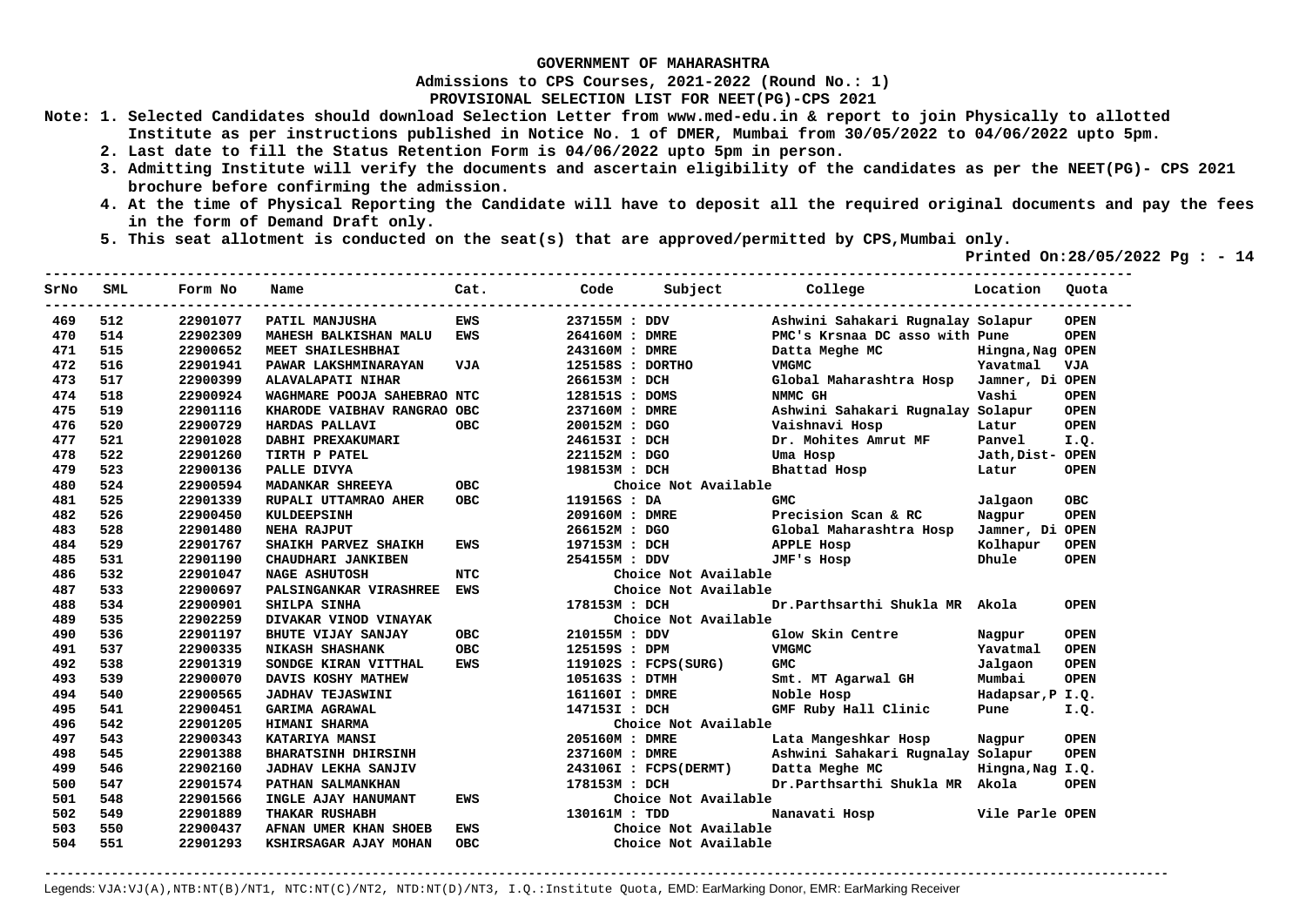**GOVERNMENT OF MAHARASHTRA**

**Admissions to CPS Courses, 2021-2022 (Round No.: 1)**

**PROVISIONAL SELECTION LIST FOR NEET(PG)-CPS 2021**

**Note: 1. Selected Candidates should download Selection Letter from www.med-edu.in & report to join Physically to allotted Institute as per instructions published in Notice No. 1 of DMER, Mumbai from 30/05/2022 to 04/06/2022 upto 5pm.**

**2. Last date to fill the Status Retention Form is 04/06/2022 upto 5pm in person.**

**3. Admitting Institute will verify the documents and ascertain eligibility of the candidates as per the NEET(PG)- CPS 2021 brochure before confirming the admission.**

**4. At the time of Physical Reporting the Candidate will have to deposit all the required original documents and pay the fees in the form of Demand Draft only.**

**5. This seat allotment is conducted on the seat(s) that are approved/permitted by CPS,Mumbai only.**

**Printed On:28/05/2022 Pg : - 14**

| SrNo | SML | Form No | Name | Cat. | Code | Subject | College | Location | Quota |
|---|---|---|---|---|---|---|---|---|---|
| 469 | 512 | 22901077 | PATIL MANJUSHA | EWS | 237155M | DDV | Ashwini Sahakari Rugnalay | Solapur | OPEN |
| 470 | 514 | 22902309 | MAHESH BALKISHAN MALU | EWS | 264160M | DMRE | PMC's Krsnaa DC asso with | Pune | OPEN |
| 471 | 515 | 22900652 | MEET SHAILESHBHAI | | 243160M | DMRE | Datta Meghe MC | Hingna,Nag | OPEN |
| 472 | 516 | 22901941 | PAWAR LAKSHMINARAYAN | VJA | 125158S | DORTHO | VMGMC | Yavatmal | VJA |
| 473 | 517 | 22900399 | ALAVALAPATI NIHAR | | 266153M | DCH | Global Maharashtra Hosp | Jamner, Di | OPEN |
| 474 | 518 | 22900924 | WAGHMARE POOJA SAHEBRAO | NTC | 128151S | DOMS | NMMC GH | Vashi | OPEN |
| 475 | 519 | 22901116 | KHARODE VAIBHAV RANGRAO | OBC | 237160M | DMRE | Ashwini Sahakari Rugnalay | Solapur | OPEN |
| 476 | 520 | 22900729 | HARDAS PALLAVI | OBC | 200152M | DGO | Vaishnavi Hosp | Latur | OPEN |
| 477 | 521 | 22901028 | DABHI PREXAKUMARI | | 246153I | DCH | Dr. Mohites Amrut MF | Panvel | I.Q. |
| 478 | 522 | 22901260 | TIRTH P PATEL | | 221152M | DGO | Uma Hosp | Jath,Dist- | OPEN |
| 479 | 523 | 22900136 | PALLE DIVYA | | 198153M | DCH | Bhattad Hosp | Latur | OPEN |
| 480 | 524 | 22900594 | MADANKAR SHREEYA | OBC | | Choice Not Available | | | |
| 481 | 525 | 22901339 | RUPALI UTTAMRAO AHER | OBC | 119156S | DA | GMC | Jalgaon | OBC |
| 482 | 526 | 22900450 | KULDEEPSINH | | 209160M | DMRE | Precision Scan & RC | Nagpur | OPEN |
| 483 | 528 | 22901480 | NEHA RAJPUT | | 266152M | DGO | Global Maharashtra Hosp | Jamner, Di | OPEN |
| 484 | 529 | 22901767 | SHAIKH PARVEZ SHAIKH | EWS | 197153M | DCH | APPLE Hosp | Kolhapur | OPEN |
| 485 | 531 | 22901190 | CHAUDHARI JANKIBEN | | 254155M | DDV | JMF's Hosp | Dhule | OPEN |
| 486 | 532 | 22901047 | NAGE ASHUTOSH | NTC | | Choice Not Available | | | |
| 487 | 533 | 22900697 | PALSINGANKAR VIRASHREE | EWS | | Choice Not Available | | | |
| 488 | 534 | 22900901 | SHILPA SINHA | | 178153M | DCH | Dr.Parthsarthi Shukla MR | Akola | OPEN |
| 489 | 535 | 22902259 | DIVAKAR VINOD VINAYAK | | | Choice Not Available | | | |
| 490 | 536 | 22901197 | BHUTE VIJAY SANJAY | OBC | 210155M | DDV | Glow Skin Centre | Nagpur | OPEN |
| 491 | 537 | 22900335 | NIKASH SHASHANK | OBC | 125159S | DPM | VMGMC | Yavatmal | OPEN |
| 492 | 538 | 22901319 | SONDGE KIRAN VITTHAL | EWS | 119102S | FCPS(SURG) | GMC | Jalgaon | OPEN |
| 493 | 539 | 22900070 | DAVIS KOSHY MATHEW | | 105163S | DTMH | Smt. MT Agarwal GH | Mumbai | OPEN |
| 494 | 540 | 22900565 | JADHAV TEJASWINI | | 161160I | DMRE | Noble Hosp | Hadapsar,P | I.Q. |
| 495 | 541 | 22900451 | GARIMA AGRAWAL | | 147153I | DCH | GMF Ruby Hall Clinic | Pune | I.Q. |
| 496 | 542 | 22901205 | HIMANI SHARMA | | | Choice Not Available | | | |
| 497 | 543 | 22900343 | KATARIYA MANSI | | 205160M | DMRE | Lata Mangeshkar Hosp | Nagpur | OPEN |
| 498 | 545 | 22901388 | BHARATSINH DHIRSINH | | 237160M | DMRE | Ashwini Sahakari Rugnalay | Solapur | OPEN |
| 499 | 546 | 22902160 | JADHAV LEKHA SANJIV | | 243106I | FCPS(DERMT) | Datta Meghe MC | Hingna,Nag | I.Q. |
| 500 | 547 | 22901574 | PATHAN SALMANKHAN | | 178153M | DCH | Dr.Parthsarthi Shukla MR | Akola | OPEN |
| 501 | 548 | 22901566 | INGLE AJAY HANUMANT | EWS | | Choice Not Available | | | |
| 502 | 549 | 22901889 | THAKAR RUSHABH | | 130161M | TDD | Nanavati Hosp | Vile Parle | OPEN |
| 503 | 550 | 22900437 | AFNAN UMER KHAN SHOEB | EWS | | Choice Not Available | | | |
| 504 | 551 | 22901293 | KSHIRSAGAR AJAY MOHAN | OBC | | Choice Not Available | | | |

Legends: VJA:VJ(A),NTB:NT(B)/NT1, NTC:NT(C)/NT2, NTD:NT(D)/NT3, I.Q.:Institute Quota, EMD: EarMarking Donor, EMR: EarMarking Receiver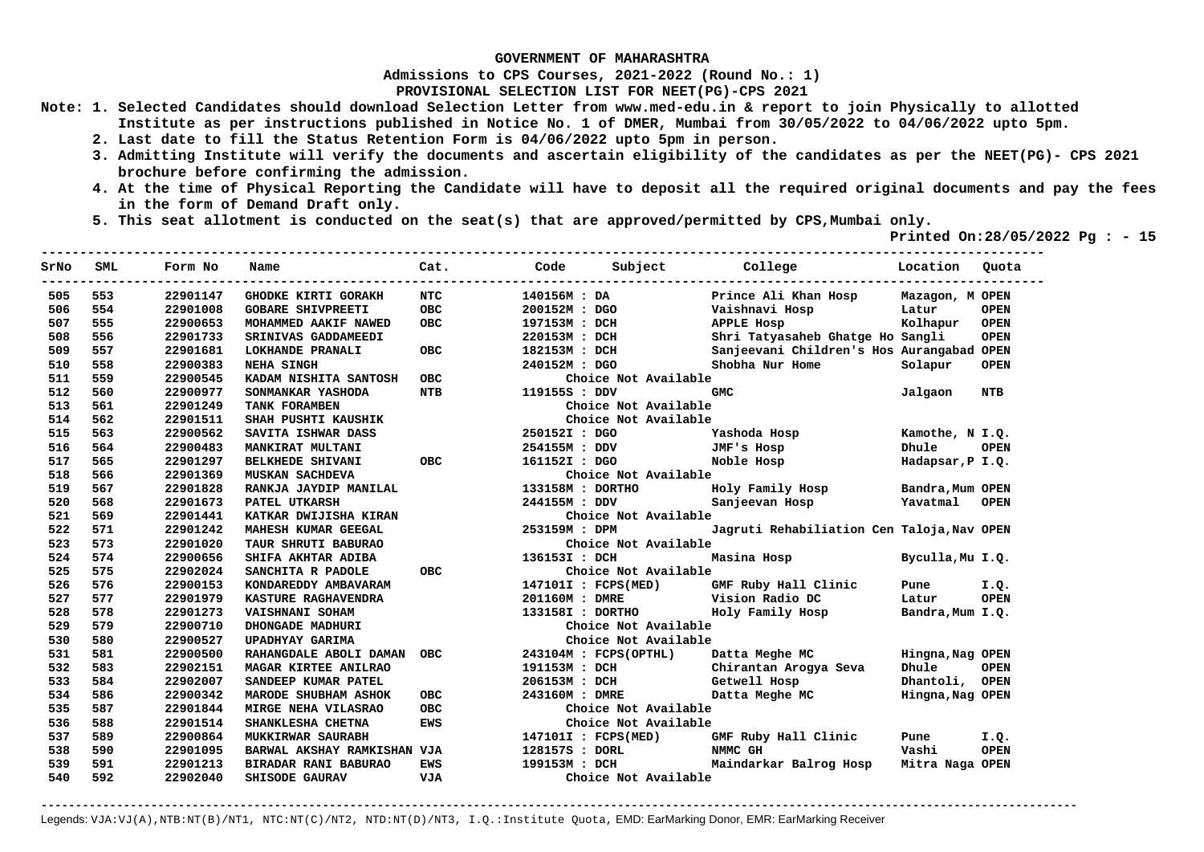**GOVERNMENT OF MAHARASHTRA**

**Admissions to CPS Courses, 2021-2022 (Round No.: 1)**

**PROVISIONAL SELECTION LIST FOR NEET(PG)-CPS 2021**

Note:
1. Selected Candidates should download Selection Letter from www.med-edu.in & report to join Physically to allotted Institute as per instructions published in Notice No. 1 of DMER, Mumbai from 30/05/2022 to 04/06/2022 upto 5pm.
2. Last date to fill the Status Retention Form is 04/06/2022 upto 5pm in person.
3. Admitting Institute will verify the documents and ascertain eligibility of the candidates as per the NEET(PG)- CPS 2021 brochure before confirming the admission.
4. At the time of Physical Reporting the Candidate will have to deposit all the required original documents and pay the fees in the form of Demand Draft only.
5. This seat allotment is conducted on the seat(s) that are approved/permitted by CPS,Mumbai only.

Printed On:28/05/2022 Pg : - 15

| SrNo | SML | Form No | Name | Cat. | Code | Subject | College | Location | Quota |
|---|---|---|---|---|---|---|---|---|---|
| 505 | 553 | 22901147 | GHODKE KIRTI GORAKH | NTC | 140156M | DA | Prince Ali Khan Hosp | Mazagon, M | OPEN |
| 506 | 554 | 22901008 | GOBARE SHIVPREETI | OBC | 200152M | DGO | Vaishnavi Hosp | Latur | OPEN |
| 507 | 555 | 22900653 | MOHAMMED AAKIF NAWED | OBC | 197153M | DCH | APPLE Hosp | Kolhapur | OPEN |
| 508 | 556 | 22901733 | SRINIVAS GADDAMEEDI | | 220153M | DCH | Shri Tatyasaheb Ghatge Ho | Sangli | OPEN |
| 509 | 557 | 22901681 | LOKHANDE PRANALI | OBC | 182153M | DCH | Sanjeevani Children's Hos | Aurangabad | OPEN |
| 510 | 558 | 22900383 | NEHA SINGH | | 240152M | DGO | Shobha Nur Home | Solapur | OPEN |
| 511 | 559 | 22900545 | KADAM NISHITA SANTOSH | OBC | | Choice Not Available | | | |
| 512 | 560 | 22900977 | SONMANKAR YASHODA | NTB | 119155S | DDV | GMC | Jalgaon | NTB |
| 513 | 561 | 22901249 | TANK FORAMBEN | | | Choice Not Available | | | |
| 514 | 562 | 22901511 | SHAH PUSHTI KAUSHIK | | | Choice Not Available | | | |
| 515 | 563 | 22900562 | SAVITA ISHWAR DASS | | 250152I | DGO | Yashoda Hosp | Kamothe, N | I.Q. |
| 516 | 564 | 22900483 | MANKIRAT MULTANI | | 254155M | DDV | JMF's Hosp | Dhule | OPEN |
| 517 | 565 | 22901297 | BELKHEDE SHIVANI | OBC | 161152I | DGO | Noble Hosp | Hadapsar,P | I.Q. |
| 518 | 566 | 22901369 | MUSKAN SACHDEVA | | | Choice Not Available | | | |
| 519 | 567 | 22901828 | RANKJA JAYDIP MANILAL | | 133158M | DORTHO | Holy Family Hosp | Bandra,Mum | OPEN |
| 520 | 568 | 22901673 | PATEL UTKARSH | | 244155M | DDV | Sanjeevan Hosp | Yavatmal | OPEN |
| 521 | 569 | 22901441 | KATKAR DWIJISHA KIRAN | | | Choice Not Available | | | |
| 522 | 571 | 22901242 | MAHESH KUMAR GEEGAL | | 253159M | DPM | Jagruti Rehabiliation Cen | Taloja,Nav | OPEN |
| 523 | 573 | 22901020 | TAUR SHRUTI BABURAO | | | Choice Not Available | | | |
| 524 | 574 | 22900656 | SHIFA AKHTAR ADIBA | | 136153I | DCH | Masina Hosp | Byculla,Mu | I.Q. |
| 525 | 575 | 22902024 | SANCHITA R PADOLE | OBC | | Choice Not Available | | | |
| 526 | 576 | 22900153 | KONDAREDDY AMBAVARAM | | 147101I | FCPS(MED) | GMF Ruby Hall Clinic | Pune | I.Q. |
| 527 | 577 | 22901979 | KASTURE RAGHAVENDRA | | 201160M | DMRE | Vision Radio DC | Latur | OPEN |
| 528 | 578 | 22901273 | VAISHNANI SOHAM | | 133158I | DORTHO | Holy Family Hosp | Bandra,Mum | I.Q. |
| 529 | 579 | 22900710 | DHONGADE MADHURI | | | Choice Not Available | | | |
| 530 | 580 | 22900527 | UPADHYAY GARIMA | | | Choice Not Available | | | |
| 531 | 581 | 22900500 | RAHANGDALE ABOLI DAMAN | OBC | 243104M | FCPS(OPTHL) | Datta Meghe MC | Hingna,Nag | OPEN |
| 532 | 583 | 22902151 | MAGAR KIRTEE ANILRAO | | 191153M | DCH | Chirantan Arogya Seva | Dhule | OPEN |
| 533 | 584 | 22902007 | SANDEEP KUMAR PATEL | | 206153M | DCH | Getwell Hosp | Dhantoli, | OPEN |
| 534 | 586 | 22900342 | MARODE SHUBHAM ASHOK | OBC | 243160M | DMRE | Datta Meghe MC | Hingna,Nag | OPEN |
| 535 | 587 | 22901844 | MIRGE NEHA VILASRAO | OBC | | Choice Not Available | | | |
| 536 | 588 | 22901514 | SHANKLESHA CHETNA | EWS | | Choice Not Available | | | |
| 537 | 589 | 22900864 | MUKKIRWAR SAURABH | | 147101I | FCPS(MED) | GMF Ruby Hall Clinic | Pune | I.Q. |
| 538 | 590 | 22901095 | BARWAL AKSHAY RAMKISHAN | VJA | 128157S | DORL | NMMC GH | Vashi | OPEN |
| 539 | 591 | 22901213 | BIRADAR RANI BABURAO | EWS | 199153M | DCH | Maindarkar Balrog Hosp | Mitra Naga | OPEN |
| 540 | 592 | 22902040 | SHISODE GAURAV | VJA | | Choice Not Available | | | |

Legends: VJA:VJ(A),NTB:NT(B)/NT1, NTC:NT(C)/NT2, NTD:NT(D)/NT3, I.Q.:Institute Quota, EMD: EarMarking Donor, EMR: EarMarking Receiver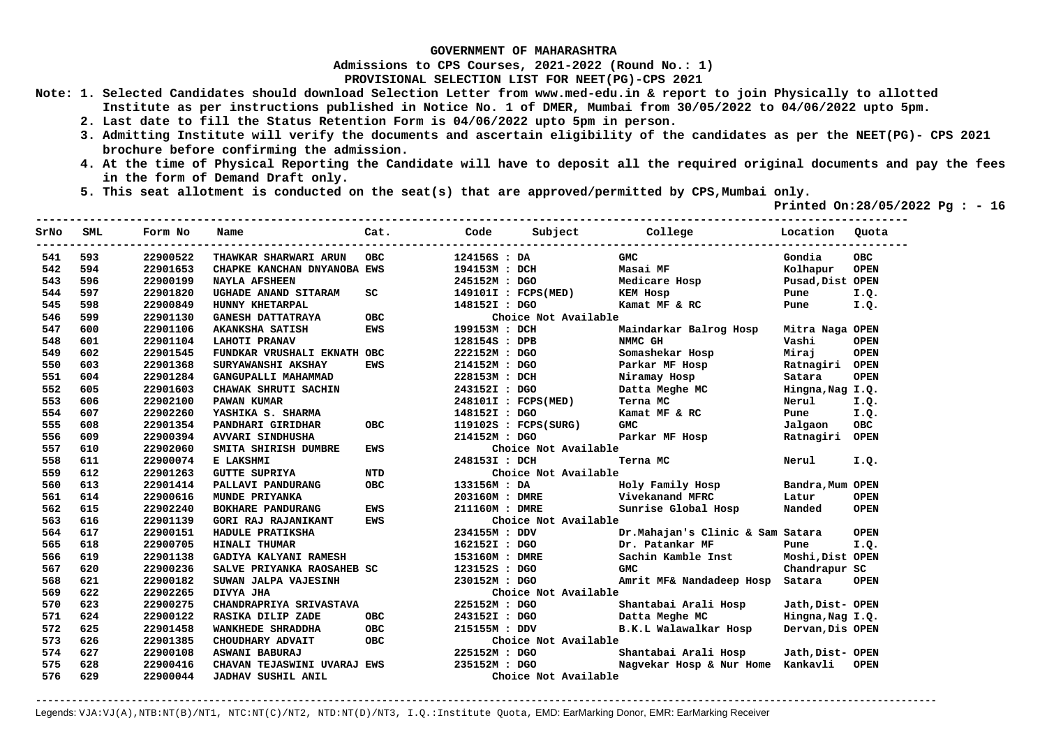**GOVERNMENT OF MAHARASHTRA**

**Admissions to CPS Courses, 2021-2022 (Round No.: 1)**

**PROVISIONAL SELECTION LIST FOR NEET(PG)-CPS 2021**

**Note: 1. Selected Candidates should download Selection Letter from www.med-edu.in & report to join Physically to allotted Institute as per instructions published in Notice No. 1 of DMER, Mumbai from 30/05/2022 to 04/06/2022 upto 5pm.**

**2. Last date to fill the Status Retention Form is 04/06/2022 upto 5pm in person.**

**3. Admitting Institute will verify the documents and ascertain eligibility of the candidates as per the NEET(PG)- CPS 2021 brochure before confirming the admission.**

**4. At the time of Physical Reporting the Candidate will have to deposit all the required original documents and pay the fees in the form of Demand Draft only.**

**5. This seat allotment is conducted on the seat(s) that are approved/permitted by CPS,Mumbai only.**

**Printed On:28/05/2022**

| SrNo | SML | Form No | Name | Cat. | Code | Subject | College | Location | Quota |
|---|---|---|---|---|---|---|---|---|---|
| 541 | 593 | 22900522 | THAWKAR SHARWARI ARUN | OBC | 124156S | DA | GMC | Gondia | OBC |
| 542 | 594 | 22901653 | CHAPKE KANCHAN DNYANOBA | EWS | 194153M | DCH | Masai MF | Kolhapur | OPEN |
| 543 | 596 | 22900199 | NAYLA AFSHEEN | | 245152M | DGO | Medicare Hosp | Pusad,Dist | OPEN |
| 544 | 597 | 22901820 | UGHADE ANAND SITARAM | SC | 149101I | FCPS(MED) | KEM Hosp | Pune | I.Q. |
| 545 | 598 | 22900849 | HUNNY KHETARPAL | | 148152I | DGO | Kamat MF & RC | Pune | I.Q. |
| 546 | 599 | 22901130 | GANESH DATTATRAYA | OBC | | Choice Not Available | | | |
| 547 | 600 | 22901106 | AKANKSHA SATISH | EWS | 199153M | DCH | Maindarkar Balrog Hosp | Mitra Naga | OPEN |
| 548 | 601 | 22901104 | LAHOTI PRANAV | | 128154S | DPB | NMMC GH | Vashi | OPEN |
| 549 | 602 | 22901545 | FUNDKAR VRUSHALI EKNATH | OBC | 222152M | DGO | Somashekar Hosp | Miraj | OPEN |
| 550 | 603 | 22901368 | SURYAWANSHI AKSHAY | EWS | 214152M | DGO | Parkar MF Hosp | Ratnagiri | OPEN |
| 551 | 604 | 22901284 | GANGUPALLI MAHAMMAD | | 228153M | DCH | Niramay Hosp | Satara | OPEN |
| 552 | 605 | 22901603 | CHAWAK SHRUTI SACHIN | | 243152I | DGO | Datta Meghe MC | Hingna,Nag | I.Q. |
| 553 | 606 | 22902100 | PAWAN KUMAR | | 248101I | FCPS(MED) | Terna MC | Nerul | I.Q. |
| 554 | 607 | 22902260 | YASHIKA S. SHARMA | | 148152I | DGO | Kamat MF & RC | Pune | I.Q. |
| 555 | 608 | 22901354 | PANDHARI GIRIDHAR | OBC | 119102S | FCPS(SURG) | GMC | Jalgaon | OBC |
| 556 | 609 | 22900394 | AVVARI SINDHUSHA | | 214152M | DGO | Parkar MF Hosp | Ratnagiri | OPEN |
| 557 | 610 | 22902060 | SMITA SHIRISH DUMBRE | EWS | | Choice Not Available | | | |
| 558 | 611 | 22900074 | E LAKSHMI | | 248153I | DCH | Terna MC | Nerul | I.Q. |
| 559 | 612 | 22901263 | GUTTE SUPRIYA | NTD | | Choice Not Available | | | |
| 560 | 613 | 22901414 | PALLAVI PANDURANG | OBC | 133156M | DA | Holy Family Hosp | Bandra,Mum | OPEN |
| 561 | 614 | 22900616 | MUNDE PRIYANKA | | 203160M | DMRE | Vivekanand MFRC | Latur | OPEN |
| 562 | 615 | 22902240 | BOKHARE PANDURANG | EWS | 211160M | DMRE | Sunrise Global Hosp | Nanded | OPEN |
| 563 | 616 | 22901139 | GORI RAJ RAJANIKANT | EWS | | Choice Not Available | | | |
| 564 | 617 | 22900151 | HADULE PRATIKSHA | | 234155M | DDV | Dr.Mahajan's Clinic & Sam | Satara | OPEN |
| 565 | 618 | 22900705 | HINALI THUMAR | | 162152I | DGO | Dr. Patankar MF | Pune | I.Q. |
| 566 | 619 | 22901138 | GADIYA KALYANI RAMESH | | 153160M | DMRE | Sachin Kamble Inst | Moshi,Dist | OPEN |
| 567 | 620 | 22900236 | SALVE PRIYANKA RAOSAHEB | SC | 123152S | DGO | GMC | Chandrapur | SC |
| 568 | 621 | 22900182 | SUWAN JALPA VAJESINH | | 230152M | DGO | Amrit MF& Nandadeep Hosp | Satara | OPEN |
| 569 | 622 | 22902265 | DIVYA JHA | | | Choice Not Available | | | |
| 570 | 623 | 22900275 | CHANDRAPRIYA SRIVASTAVA | | 225152M | DGO | Shantabai Arali Hosp | Jath,Dist- | OPEN |
| 571 | 624 | 22900122 | RASIKA DILIP ZADE | OBC | 243152I | DGO | Datta Meghe MC | Hingna,Nag | I.Q. |
| 572 | 625 | 22901458 | WANKHEDE SHRADDHA | OBC | 215155M | DDV | B.K.L Walawalkar Hosp | Dervan,Dis | OPEN |
| 573 | 626 | 22901385 | CHOUDHARY ADVAIT | OBC | | Choice Not Available | | | |
| 574 | 627 | 22900108 | ASWANI BABURAJ | | 225152M | DGO | Shantabai Arali Hosp | Jath,Dist- | OPEN |
| 575 | 628 | 22900416 | CHAVAN TEJASWINI UVARAJ | EWS | 235152M | DGO | Nagvekar Hosp & Nur Home | Kankavli | OPEN |
| 576 | 629 | 22900044 | JADHAV SUSHIL ANIL | | | Choice Not Available | | | |

Legends: VJA:VJ(A),NTB:NT(B)/NT1, NTC:NT(C)/NT2, NTD:NT(D)/NT3, I.Q.:Institute Quota, EMD: EarMarking Donor, EMR: EarMarking Receiver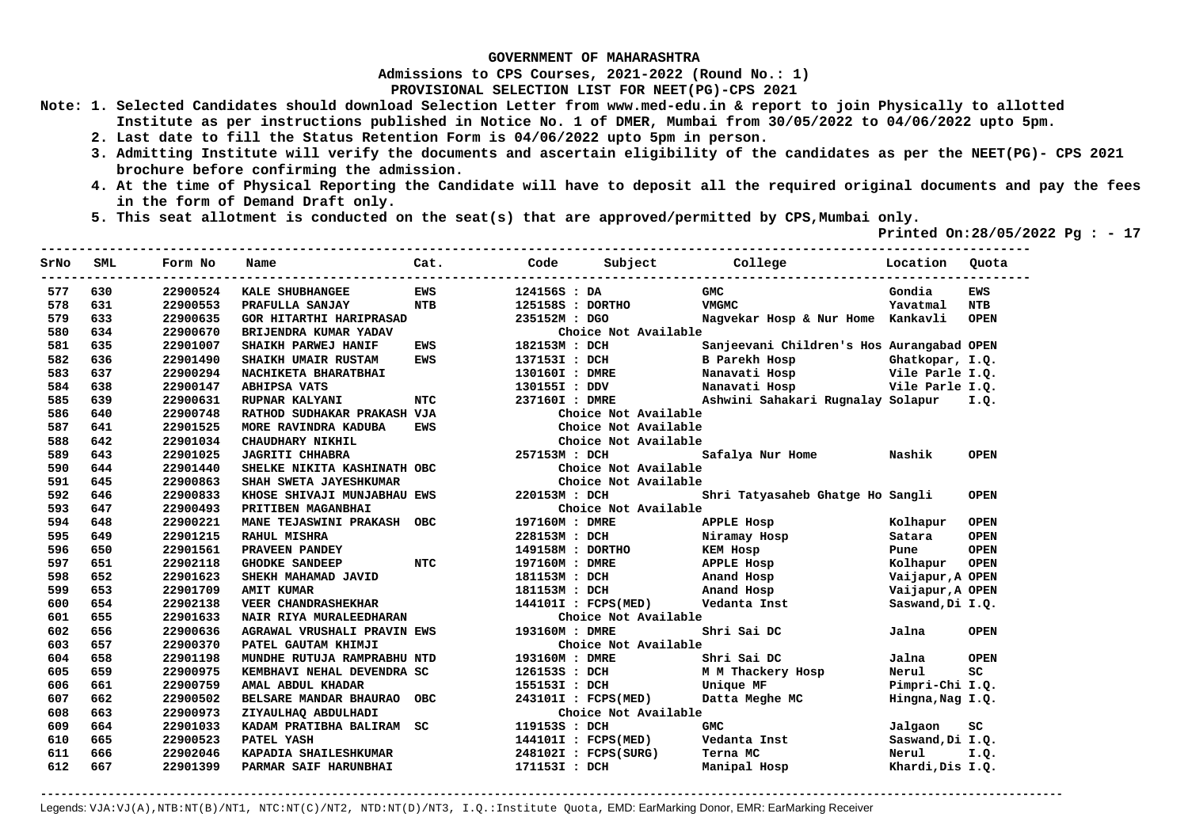GOVERNMENT OF MAHARASHTRA

Admissions to CPS Courses, 2021-2022 (Round No.: 1)

PROVISIONAL SELECTION LIST FOR NEET(PG)-CPS 2021

Note: 1. Selected Candidates should download Selection Letter from www.med-edu.in & report to join Physically to allotted Institute as per instructions published in Notice No. 1 of DMER, Mumbai from 30/05/2022 to 04/06/2022 upto 5pm.

2. Last date to fill the Status Retention Form is 04/06/2022 upto 5pm in person.

3. Admitting Institute will verify the documents and ascertain eligibility of the candidates as per the NEET(PG)- CPS 2021 brochure before confirming the admission.

4. At the time of Physical Reporting the Candidate will have to deposit all the required original documents and pay the fees in the form of Demand Draft only.

5. This seat allotment is conducted on the seat(s) that are approved/permitted by CPS,Mumbai only.

Printed On:28/05/2022 Pg : - 17

| SrNo | SML | Form No | Name | Cat. | Code | Subject | College | Location | Quota |
|---|---|---|---|---|---|---|---|---|---|
| 577 | 630 | 22900524 | KALE SHUBHANGEE | EWS | 124156S | DA | GMC | Gondia | EWS |
| 578 | 631 | 22900553 | PRAFULLA SANJAY | NTB | 125158S | DORTHO | VMGMC | Yavatmal | NTB |
| 579 | 633 | 22900635 | GOR HITARTHI HARIPRASAD | | 235152M | DGO | Nagvekar Hosp & Nur Home | Kankavli | OPEN |
| 580 | 634 | 22900670 | BRIJENDRA KUMAR YADAV | | | Choice Not Available | | | |
| 581 | 635 | 22901007 | SHAIKH PARWEJ HANIF | EWS | 182153M | DCH | Sanjeevani Children's Hos | Aurangabad | OPEN |
| 582 | 636 | 22901490 | SHAIKH UMAIR RUSTAM | EWS | 137153I | DCH | B Parekh Hosp | Ghatkopar, | I.Q. |
| 583 | 637 | 22900294 | NACHIKETA BHARATBHAI | | 130160I | DMRE | Nanavati Hosp | Vile Parle | I.Q. |
| 584 | 638 | 22900147 | ABHIPSA VATS | | 130155I | DDV | Nanavati Hosp | Vile Parle | I.Q. |
| 585 | 639 | 22900631 | RUPNAR KALYANI | NTC | 237160I | DMRE | Ashwini Sahakari Rugnalay | Solapur | I.Q. |
| 586 | 640 | 22900748 | RATHOD SUDHAKAR PRAKASH | VJA | | Choice Not Available | | | |
| 587 | 641 | 22901525 | MORE RAVINDRA KADUBA | EWS | | Choice Not Available | | | |
| 588 | 642 | 22901034 | CHAUDHARY NIKHIL | | | Choice Not Available | | | |
| 589 | 643 | 22901025 | JAGRITI CHHABRA | | 257153M | DCH | Safalya Nur Home | Nashik | OPEN |
| 590 | 644 | 22901440 | SHELKE NIKITA KASHINATH | OBC | | Choice Not Available | | | |
| 591 | 645 | 22900863 | SHAH SWETA JAYESHKUMAR | | | Choice Not Available | | | |
| 592 | 646 | 22900833 | KHOSE SHIVAJI MUNJABHAU | EWS | 220153M | DCH | Shri Tatyasaheb Ghatge Ho | Sangli | OPEN |
| 593 | 647 | 22900493 | PRITIBEN MAGANBHAI | | | Choice Not Available | | | |
| 594 | 648 | 22900221 | MANE TEJASWINI PRAKASH | OBC | 197160M | DMRE | APPLE Hosp | Kolhapur | OPEN |
| 595 | 649 | 22901215 | RAHUL MISHRA | | 228153M | DCH | Niramay Hosp | Satara | OPEN |
| 596 | 650 | 22901561 | PRAVEEN PANDEY | | 149158M | DORTHO | KEM Hosp | Pune | OPEN |
| 597 | 651 | 22902118 | GHODKE SANDEEP | NTC | 197160M | DMRE | APPLE Hosp | Kolhapur | OPEN |
| 598 | 652 | 22901623 | SHEKH MAHAMAD JAVID | | 181153M | DCH | Anand Hosp | Vaijapur,A | OPEN |
| 599 | 653 | 22901709 | AMIT KUMAR | | 181153M | DCH | Anand Hosp | Vaijapur,A | OPEN |
| 600 | 654 | 22902138 | VEER CHANDRASHEKHAR | | 144101I | FCPS(MED) | Vedanta Inst | Saswand,Di | I.Q. |
| 601 | 655 | 22901633 | NAIR RIYA MURALEEDHARAN | | | Choice Not Available | | | |
| 602 | 656 | 22900636 | AGRAWAL VRUSHALI PRAVIN | EWS | 193160M | DMRE | Shri Sai DC | Jalna | OPEN |
| 603 | 657 | 22900370 | PATEL GAUTAM KHIMJI | | | Choice Not Available | | | |
| 604 | 658 | 22901198 | MUNDHE RUTUJA RAMPRABHU | NTD | 193160M | DMRE | Shri Sai DC | Jalna | OPEN |
| 605 | 659 | 22900975 | KEMBHAVI NEHAL DEVENDRA | SC | 126153S | DCH | M M Thackery Hosp | Nerul | SC |
| 606 | 661 | 22900759 | AMAL ABDUL KHADAR | | 155153I | DCH | Unique MF | Pimpri-Chi | I.Q. |
| 607 | 662 | 22900502 | BELSARE MANDAR BHAURAO | OBC | 243101I | FCPS(MED) | Datta Meghe MC | Hingna,Nag | I.Q. |
| 608 | 663 | 22900973 | ZIYAULHAQ ABDULHADI | | | Choice Not Available | | | |
| 609 | 664 | 22901033 | KADAM PRATIBHA BALIRAM | SC | 119153S | DCH | GMC | Jalgaon | SC |
| 610 | 665 | 22900523 | PATEL YASH | | 144101I | FCPS(MED) | Vedanta Inst | Saswand,Di | I.Q. |
| 611 | 666 | 22902046 | KAPADIA SHAILESHKUMAR | | 248102I | FCPS(SURG) | Terna MC | Nerul | I.Q. |
| 612 | 667 | 22901399 | PARMAR SAIF HARUNBHAI | | 171153I | DCH | Manipal Hosp | Khardi,Dis | I.Q. |

Legends: VJA:VJ(A),NTB:NT(B)/NT1, NTC:NT(C)/NT2, NTD:NT(D)/NT3, I.Q.:Institute Quota, EMD: EarMarking Donor, EMR: EarMarking Receiver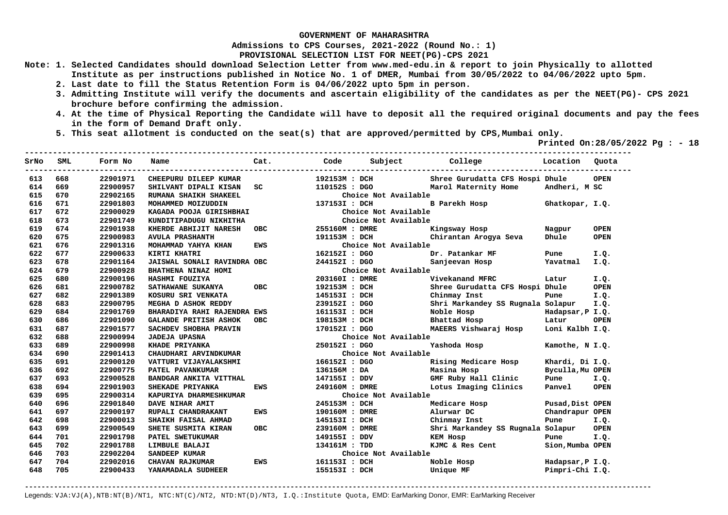# GOVERNMENT OF MAHARASHTRA

**Admissions to CPS Courses, 2021-2022 (Round No.: 1)**

**PROVISIONAL SELECTION LIST FOR NEET(PG)-CPS 2021**

**Note:**
1. Selected Candidates should download Selection Letter from www.med-edu.in & report to join Physically to allotted Institute as per instructions published in Notice No. 1 of DMER, Mumbai from 30/05/2022 to 04/06/2022 upto 5pm.
2. Last date to fill the Status Retention Form is 04/06/2022 upto 5pm in person.
3. Admitting Institute will verify the documents and ascertain eligibility of the candidates as per the NEET(PG)- CPS 2021 brochure before confirming the admission.
4. At the time of Physical Reporting the Candidate will have to deposit all the required original documents and pay the fees in the form of Demand Draft only.
5. This seat allotment is conducted on the seat(s) that are approved/permitted by CPS,Mumbai only.

Printed On:28/05/2022 Pg : - 18

| SrNo | SML | Form No | Name | Cat. | Code | Subject | College | Location | Quota |
|---|---|---|---|---|---|---|---|---|---|
| 613 | 668 | 22901971 | CHEEPURU DILEEP KUMAR | | 192153M | DCH | Shree Gurudatta CFS Hospi | Dhule | OPEN |
| 614 | 669 | 22900957 | SHILVANT DIPALI KISAN | SC | 110152S | DGO | Marol Maternity Home | Andheri, M | SC |
| 615 | 670 | 22902165 | RUMANA SHAIKH SHAKEEL | | | Choice Not Available | | | |
| 616 | 671 | 22901803 | MOHAMMED MOIZUDDIN | | 137153I | DCH | B Parekh Hosp | Ghatkopar, | I.Q. |
| 617 | 672 | 22900029 | KAGADA POOJA GIRISHBHAI | | | Choice Not Available | | | |
| 618 | 673 | 22901749 | KUNDITIPADUGU NIKHITHA | | | Choice Not Available | | | |
| 619 | 674 | 22901938 | KHERDE ABHIJIT NARESH | OBC | 255160M | DMRE | Kingsway Hosp | Nagpur | OPEN |
| 620 | 675 | 22900983 | AVULA PRASHANTH | | 191153M | DCH | Chirantan Arogya Seva | Dhule | OPEN |
| 621 | 676 | 22901316 | MOHAMMAD YAHYA KHAN | EWS | | Choice Not Available | | | |
| 622 | 677 | 22900633 | KIRTI KHATRI | | 162152I | DGO | Dr. Patankar MF | Pune | I.Q. |
| 623 | 678 | 22901164 | JAISWAL SONALI RAVINDRA | OBC | 244152I | DGO | Sanjeevan Hosp | Yavatmal | I.Q. |
| 624 | 679 | 22900928 | BHATHENA NINAZ HOMI | | | Choice Not Available | | | |
| 625 | 680 | 22900196 | HASHMI FOUZIYA | | 203160I | DMRE | Vivekanand MFRC | Latur | I.Q. |
| 626 | 681 | 22900782 | SATHAWANE SUKANYA | OBC | 192153M | DCH | Shree Gurudatta CFS Hospi | Dhule | OPEN |
| 627 | 682 | 22901389 | KOSURU SRI VENKATA | | 145153I | DCH | Chinmay Inst | Pune | I.Q. |
| 628 | 683 | 22900795 | MEGHA D ASHOK REDDY | | 239152I | DGO | Shri Markandey SS Rugnala | Solapur | I.Q. |
| 629 | 684 | 22901769 | BHARADIYA RAHI RAJENDRA | EWS | 161153I | DCH | Noble Hosp | Hadapsar,P | I.Q. |
| 630 | 686 | 22901090 | GALANDE PRITISH ASHOK | OBC | 198153M | DCH | Bhattad Hosp | Latur | OPEN |
| 631 | 687 | 22901577 | SACHDEV SHOBHA PRAVIN | | 170152I | DGO | MAEERS Vishwaraj Hosp | Loni Kalbh | I.Q. |
| 632 | 688 | 22900994 | JADEJA UPASNA | | | Choice Not Available | | | |
| 633 | 689 | 22900998 | KHADE PRIYANKA | | 250152I | DGO | Yashoda Hosp | Kamothe, N | I.Q. |
| 634 | 690 | 22901413 | CHAUDHARI ARVINDKUMAR | | | Choice Not Available | | | |
| 635 | 691 | 22900120 | VATTURI VIJAYALAKSHMI | | 166152I | DGO | Rising Medicare Hosp | Khardi, Di | I.Q. |
| 636 | 692 | 22900775 | PATEL PAVANKUMAR | | 136156M | DA | Masina Hosp | Byculla,Mu | OPEN |
| 637 | 693 | 22900528 | BANDGAR ANKITA VITTHAL | | 147155I | DDV | GMF Ruby Hall Clinic | Pune | I.Q. |
| 638 | 694 | 22901903 | SHEKADE PRIYANKA | EWS | 249160M | DMRE | Lotus Imaging Clinics | Panvel | OPEN |
| 639 | 695 | 22900314 | KAPURIYA DHARMESHKUMAR | | | Choice Not Available | | | |
| 640 | 696 | 22901840 | DAVE NIHAR AMIT | | 245153M | DCH | Medicare Hosp | Pusad,Dist | OPEN |
| 641 | 697 | 22900197 | RUPALI CHANDRAKANT | EWS | 190160M | DMRE | Alurwar DC | Chandrapur | OPEN |
| 642 | 698 | 22900013 | SHAIKH FAISAL AHMAD | | 145153I | DCH | Chinmay Inst | Pune | I.Q. |
| 643 | 699 | 22900549 | SHETE SUSMITA KIRAN | OBC | 239160M | DMRE | Shri Markandey SS Rugnala | Solapur | OPEN |
| 644 | 701 | 22901798 | PATEL SWETUKUMAR | | 149155I | DDV | KEM Hosp | Pune | I.Q. |
| 645 | 702 | 22901788 | LIMBULE BALAJI | | 134161M | TDD | KJMC & Res Cent | Sion,Mumba | OPEN |
| 646 | 703 | 22902204 | SANDEEP KUMAR | | | Choice Not Available | | | |
| 647 | 704 | 22902016 | CHAVAN RAJKUMAR | EWS | 161153I | DCH | Noble Hosp | Hadapsar,P | I.Q. |
| 648 | 705 | 22900433 | YANAMADALA SUDHEER | | 155153I | DCH | Unique MF | Pimpri-Chi | I.Q. |

Legends: VJA:VJ(A),NTB:NT(B)/NT1, NTC:NT(C)/NT2, NTD:NT(D)/NT3, I.Q.:Institute Quota, EMD: EarMarking Donor, EMR: EarMarking Receiver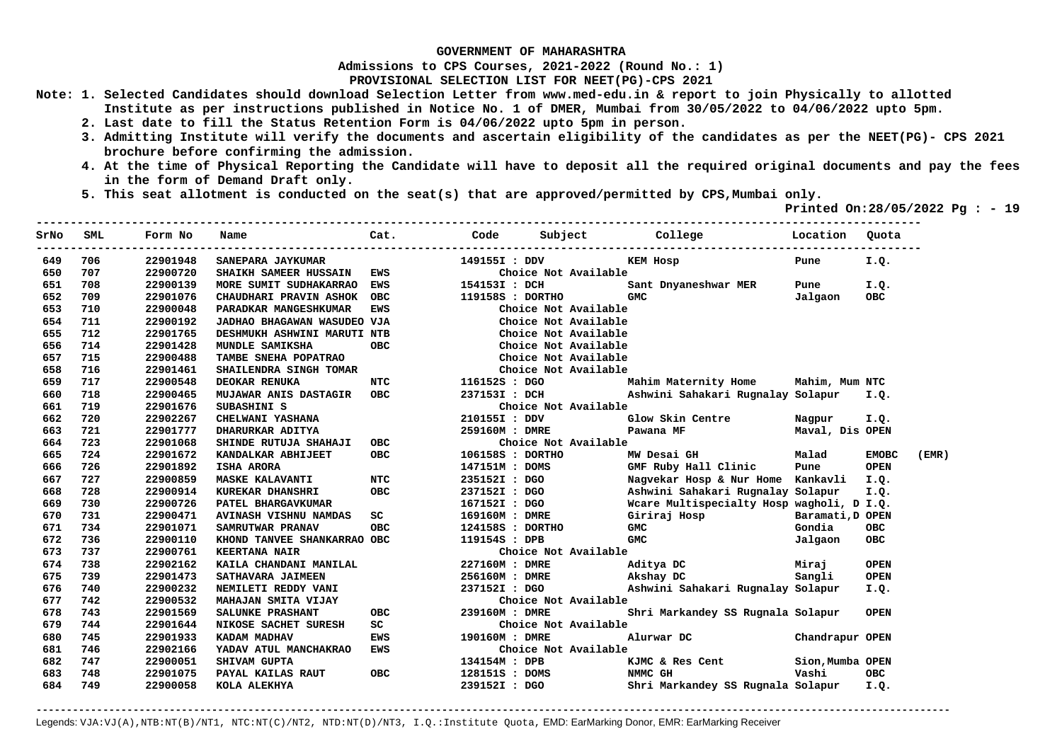GOVERNMENT OF MAHARASHTRA

Admissions to CPS Courses, 2021-2022 (Round No.: 1)

PROVISIONAL SELECTION LIST FOR NEET(PG)-CPS 2021

**Note:**
1. Selected Candidates should download Selection Letter from www.med-edu.in & report to join Physically to allotted Institute as per instructions published in Notice No. 1 of DMER, Mumbai from 30/05/2022 to 04/06/2022 upto 5pm.
2. Last date to fill the Status Retention Form is 04/06/2022 upto 5pm in person.
3. Admitting Institute will verify the documents and ascertain eligibility of the candidates as per the NEET(PG)- CPS 2021 brochure before confirming the admission.
4. At the time of Physical Reporting the Candidate will have to deposit all the required original documents and pay the fees in the form of Demand Draft only.
5. This seat allotment is conducted on the seat(s) that are approved/permitted by CPS,Mumbai only.

Printed On:28/05/2022 Pg : - 19

| SrNo | SML | Form No | Name | Cat. | Code | Subject | College | Location | Quota | |
|---|---|---|---|---|---|---|---|---|---|---|
| 649 | 706 | 22901948 | SANEPARA JAYKUMAR | | 149155I : DDV | | KEM Hosp | Pune | I.Q. | |
| 650 | 707 | 22900720 | SHAIKH SAMEER HUSSAIN | EWS | | Choice Not Available | | | | |
| 651 | 708 | 22900139 | MORE SUMIT SUDHAKARRAO | EWS | 154153I : DCH | | Sant Dnyaneshwar MER | Pune | I.Q. | |
| 652 | 709 | 22901076 | CHAUDHARI PRAVIN ASHOK | OBC | 119158S : DORTHO | | GMC | Jalgaon | OBC | |
| 653 | 710 | 22900048 | PARADKAR MANGESHKUMAR | EWS | | Choice Not Available | | | | |
| 654 | 711 | 22900192 | JADHAO BHAGAWAN WASUDEO | VJA | | Choice Not Available | | | | |
| 655 | 712 | 22901765 | DESHMUKH ASHWINI MARUTI | NTB | | Choice Not Available | | | | |
| 656 | 714 | 22901428 | MUNDLE SAMIKSHA | OBC | | Choice Not Available | | | | |
| 657 | 715 | 22900488 | TAMBE SNEHA POPATRAO | | | Choice Not Available | | | | |
| 658 | 716 | 22901461 | SHAILENDRA SINGH TOMAR | | | Choice Not Available | | | | |
| 659 | 717 | 22900548 | DEOKAR RENUKA | NTC | 116152S : DGO | | Mahim Maternity Home | Mahim, Mum | NTC | |
| 660 | 718 | 22900465 | MUJAWAR ANIS DASTAGIR | OBC | 237153I : DCH | | Ashwini Sahakari Rugnalay | Solapur | I.Q. | |
| 661 | 719 | 22901676 | SUBASHINI S | | | Choice Not Available | | | | |
| 662 | 720 | 22902267 | CHELWANI YASHANA | | 210155I : DDV | | Glow Skin Centre | Nagpur | I.Q. | |
| 663 | 721 | 22901777 | DHARURKAR ADITYA | | 259160M : DMRE | | Pawana MF | Maval, Dis | OPEN | |
| 664 | 723 | 22901068 | SHINDE RUTUJA SHAHAJI | OBC | | Choice Not Available | | | | |
| 665 | 724 | 22901672 | KANDALKAR ABHIJEET | OBC | 106158S : DORTHO | | MW Desai GH | Malad | EMOBC | (EMR) |
| 666 | 726 | 22901892 | ISHA ARORA | | 147151M : DOMS | | GMF Ruby Hall Clinic | Pune | OPEN | |
| 667 | 727 | 22900859 | MASKE KALAVANTI | NTC | 235152I : DGO | | Nagvekar Hosp & Nur Home | Kankavli | I.Q. | |
| 668 | 728 | 22900914 | KUREKAR DHANSHRI | OBC | 237152I : DGO | | Ashwini Sahakari Rugnalay | Solapur | I.Q. | |
| 669 | 730 | 22900726 | PATEL BHARGAVKUMAR | | 167152I : DGO | | Wcare Multispecialty Hosp | wagholi, D | I.Q. | |
| 670 | 731 | 22900471 | AVINASH VISHNU NAMDAS | SC | 169160M : DMRE | | Giriraj Hosp | Baramati,D | OPEN | |
| 671 | 734 | 22901071 | SAMRUTWAR PRANAV | OBC | 124158S : DORTHO | | GMC | Gondia | OBC | |
| 672 | 736 | 22900110 | KHOND TANVEE SHANKARRAO | OBC | 119154S : DPB | | GMC | Jalgaon | OBC | |
| 673 | 737 | 22900761 | KEERTANA NAIR | | | Choice Not Available | | | | |
| 674 | 738 | 22902162 | KAILA CHANDANI MANILAL | | 227160M : DMRE | | Aditya DC | Miraj | OPEN | |
| 675 | 739 | 22901473 | SATHAVARA JAIMEEN | | 256160M : DMRE | | Akshay DC | Sangli | OPEN | |
| 676 | 740 | 22900232 | NEMILETI REDDY VANI | | 237152I : DGO | | Ashwini Sahakari Rugnalay | Solapur | I.Q. | |
| 677 | 742 | 22900532 | MAHAJAN SMITA VIJAY | | | Choice Not Available | | | | |
| 678 | 743 | 22901569 | SALUNKE PRASHANT | OBC | 239160M : DMRE | | Shri Markandey SS Rugnala | Solapur | OPEN | |
| 679 | 744 | 22901644 | NIKOSE SACHET SURESH | SC | | Choice Not Available | | | | |
| 680 | 745 | 22901933 | KADAM MADHAV | EWS | 190160M : DMRE | | Alurwar DC | Chandrapur | OPEN | |
| 681 | 746 | 22902166 | YADAV ATUL MANCHAKRAO | EWS | | Choice Not Available | | | | |
| 682 | 747 | 22900051 | SHIVAM GUPTA | | 134154M : DPB | | KJMC & Res Cent | Sion,Mumba | OPEN | |
| 683 | 748 | 22901075 | PAYAL KAILAS RAUT | OBC | 128151S : DOMS | | NMMC GH | Vashi | OBC | |
| 684 | 749 | 22900058 | KOLA ALEKHYA | | 239152I : DGO | | Shri Markandey SS Rugnala | Solapur | I.Q. | |

Legends: VJA:VJ(A),NTB:NT(B)/NT1, NTC:NT(C)/NT2, NTD:NT(D)/NT3, I.Q.:Institute Quota, EMD: EarMarking Donor, EMR: EarMarking Receiver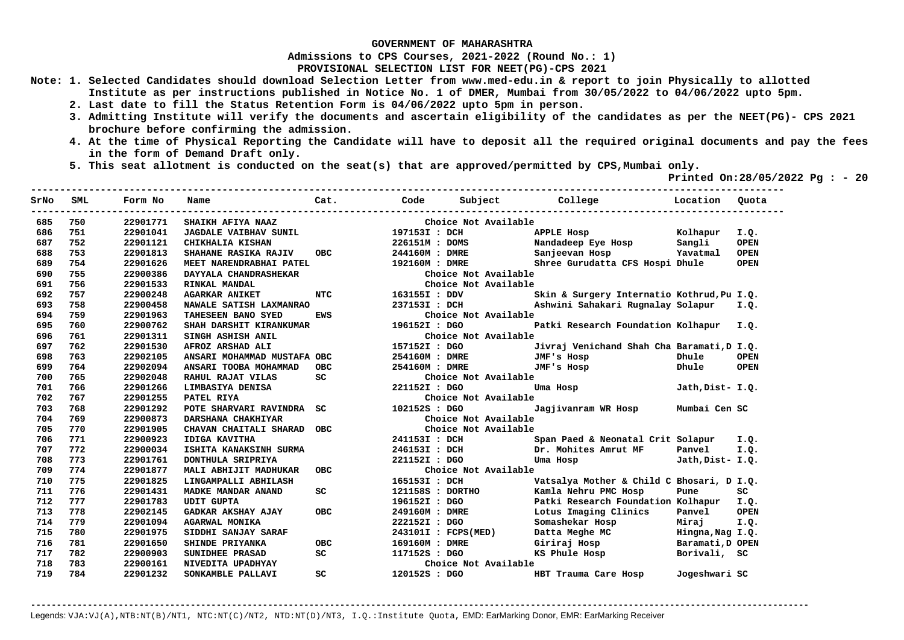GOVERNMENT OF MAHARASHTRA

Admissions to CPS Courses, 2021-2022 (Round No.: 1)

PROVISIONAL SELECTION LIST FOR NEET(PG)-CPS 2021

Note:
1. Selected Candidates should download Selection Letter from www.med-edu.in & report to join Physically to allotted Institute as per instructions published in Notice No. 1 of DMER, Mumbai from 30/05/2022 to 04/06/2022 upto 5pm.
2. Last date to fill the Status Retention Form is 04/06/2022 upto 5pm in person.
3. Admitting Institute will verify the documents and ascertain eligibility of the candidates as per the NEET(PG)- CPS 2021 brochure before confirming the admission.
4. At the time of Physical Reporting the Candidate will have to deposit all the required original documents and pay the fees in the form of Demand Draft only.
5. This seat allotment is conducted on the seat(s) that are approved/permitted by CPS,Mumbai only.

Printed On:28/05/2022 Pg : - 20

| SrNo | SML | Form No | Name | Cat. | Code | Subject | College | Location | Quota |
|---|---|---|---|---|---|---|---|---|---|
| 685 | 750 | 22901771 | SHAIKH AFIYA NAAZ | | | Choice Not Available | | | |
| 686 | 751 | 22901041 | JAGDALE VAIBHAV SUNIL | | 197153I | DCH | APPLE Hosp | Kolhapur | I.Q. |
| 687 | 752 | 22901121 | CHIKHALIA KISHAN | | 226151M | DOMS | Nandadeep Eye Hosp | Sangli | OPEN |
| 688 | 753 | 22901813 | SHAHANE RASIKA RAJIV | OBC | 244160M | DMRE | Sanjeevan Hosp | Yavatmal | OPEN |
| 689 | 754 | 22901626 | MEET NARENDRABHAI PATEL | | 192160M | DMRE | Shree Gurudatta CFS Hospi | Dhule | OPEN |
| 690 | 755 | 22900386 | DAYYALA CHANDRASHEKAR | | | Choice Not Available | | | |
| 691 | 756 | 22901533 | RINKAL MANDAL | | | Choice Not Available | | | |
| 692 | 757 | 22900248 | AGARKAR ANIKET | NTC | 163155I | DDV | Skin & Surgery Internatio | Kothrud,Pu | I.Q. |
| 693 | 758 | 22900458 | NAWALE SATISH LAXMANRAO | | 237153I | DCH | Ashwini Sahakari Rugnalay | Solapur | I.Q. |
| 694 | 759 | 22901963 | TAHESEEN BANO SYED | EWS | | Choice Not Available | | | |
| 695 | 760 | 22900762 | SHAH DARSHIT KIRANKUMAR | | 196152I | DGO | Patki Research Foundation | Kolhapur | I.Q. |
| 696 | 761 | 22901311 | SINGH ASHISH ANIL | | | Choice Not Available | | | |
| 697 | 762 | 22901530 | AFROZ ARSHAD ALI | | 157152I | DGO | Jivraj Venichand Shah Cha | Baramati,D | I.Q. |
| 698 | 763 | 22902105 | ANSARI MOHAMMAD MUSTAFA | OBC | 254160M | DMRE | JMF's Hosp | Dhule | OPEN |
| 699 | 764 | 22902094 | ANSARI TOOBA MOHAMMAD | OBC | 254160M | DMRE | JMF's Hosp | Dhule | OPEN |
| 700 | 765 | 22902048 | RAHUL RAJAT VILAS | SC | | Choice Not Available | | | |
| 701 | 766 | 22901266 | LIMBASIYA DENISA | | 221152I | DGO | Uma Hosp | Jath,Dist- | I.Q. |
| 702 | 767 | 22901255 | PATEL RIYA | | | Choice Not Available | | | |
| 703 | 768 | 22901292 | POTE SHARVARI RAVINDRA | SC | 102152S | DGO | Jagjivanram WR Hosp | Mumbai Cen | SC |
| 704 | 769 | 22900873 | DARSHANA CHAKHIYAR | | | Choice Not Available | | | |
| 705 | 770 | 22901905 | CHAVAN CHAITALI SHARAD | OBC | | Choice Not Available | | | |
| 706 | 771 | 22900923 | IDIGA KAVITHA | | 241153I | DCH | Span Paed & Neonatal Crit | Solapur | I.Q. |
| 707 | 772 | 22900034 | ISHITA KANAKSINH SURMA | | 246153I | DCH | Dr. Mohites Amrut MF | Panvel | I.Q. |
| 708 | 773 | 22901761 | DONTHULA SRIPRIYA | | 221152I | DGO | Uma Hosp | Jath,Dist- | I.Q. |
| 709 | 774 | 22901877 | MALI ABHIJIT MADHUKAR | OBC | | Choice Not Available | | | |
| 710 | 775 | 22901825 | LINGAMPALLI ABHILASH | | 165153I | DCH | Vatsalya Mother & Child C | Bhosari, D | I.Q. |
| 711 | 776 | 22901431 | MADKE MANDAR ANAND | SC | 121158S | DORTHO | Kamla Nehru PMC Hosp | Pune | SC |
| 712 | 777 | 22901783 | UDIT GUPTA | | 196152I | DGO | Patki Research Foundation | Kolhapur | I.Q. |
| 713 | 778 | 22902145 | GADKAR AKSHAY AJAY | OBC | 249160M | DMRE | Lotus Imaging Clinics | Panvel | OPEN |
| 714 | 779 | 22901094 | AGARWAL MONIKA | | 222152I | DGO | Somashekar Hosp | Miraj | I.Q. |
| 715 | 780 | 22901975 | SIDDHI SANJAY SARAF | | 243101I | FCPS(MED) | Datta Meghe MC | Hingna,Nag | I.Q. |
| 716 | 781 | 22901650 | SHINDE PRIYANKA | OBC | 169160M | DMRE | Giriraj Hosp | Baramati,D | OPEN |
| 717 | 782 | 22900903 | SUNIDHEE PRASAD | SC | 117152S | DGO | KS Phule Hosp | Borivali, | SC |
| 718 | 783 | 22900161 | NIVEDITA UPADHYAY | | | Choice Not Available | | | |
| 719 | 784 | 22901232 | SONKAMBLE PALLAVI | SC | 120152S | DGO | HBT Trauma Care Hosp | Jogeshwari | SC |

Legends: VJA:VJ(A),NTB:NT(B)/NT1, NTC:NT(C)/NT2, NTD:NT(D)/NT3, I.Q.:Institute Quota, EMD: EarMarking Donor, EMR: EarMarking Receiver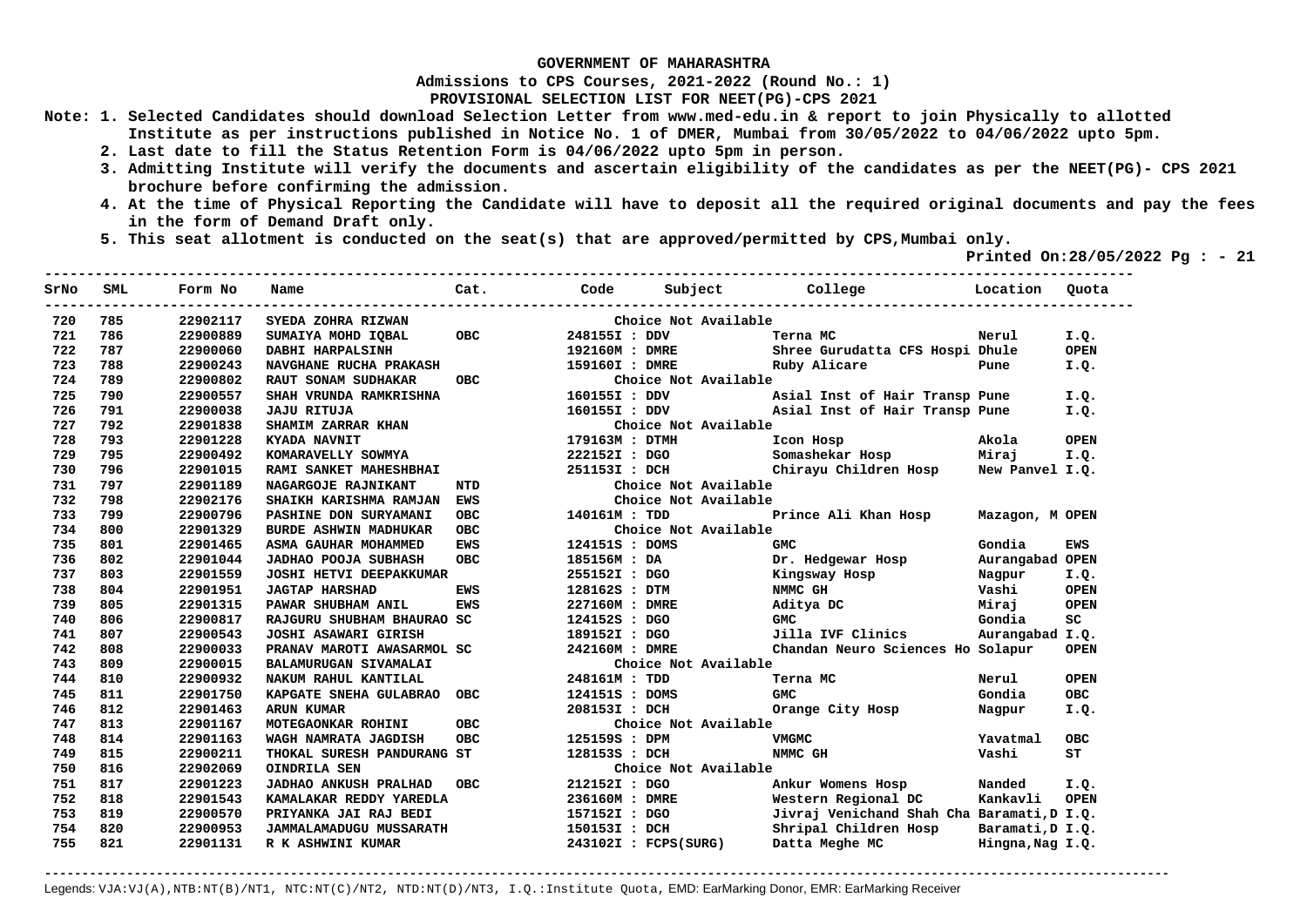**GOVERNMENT OF MAHARASHTRA**

**Admissions to CPS Courses, 2021-2022 (Round No.: 1)**

**PROVISIONAL SELECTION LIST FOR NEET(PG)-CPS 2021**

**Note: 1. Selected Candidates should download Selection Letter from www.med-edu.in & report to join Physically to allotted Institute as per instructions published in Notice No. 1 of DMER, Mumbai from 30/05/2022 to 04/06/2022 upto 5pm.**

**2. Last date to fill the Status Retention Form is 04/06/2022 upto 5pm in person.**

**3. Admitting Institute will verify the documents and ascertain eligibility of the candidates as per the NEET(PG)- CPS 2021 brochure before confirming the admission.**

**4. At the time of Physical Reporting the Candidate will have to deposit all the required original documents and pay the fees in the form of Demand Draft only.**

**5. This seat allotment is conducted on the seat(s) that are approved/permitted by CPS,Mumbai only.**

**Printed On:28/05/2022 Pg : - 21**

| SrNo | SML | Form No | Name | Cat. | Code | Subject | College | Location | Quota |
|---|---|---|---|---|---|---|---|---|---|
| 720 | 785 | 22902117 | SYEDA ZOHRA RIZWAN | | Choice Not Available | | | | |
| 721 | 786 | 22900889 | SUMAIYA MOHD IQBAL | OBC | 248155I | DDV | Terna MC | Nerul | I.Q. |
| 722 | 787 | 22900060 | DABHI HARPALSINH | | 192160M | DMRE | Shree Gurudatta CFS Hospi | Dhule | OPEN |
| 723 | 788 | 22900243 | NAVGHANE RUCHA PRAKASH | | 159160I | DMRE | Ruby Alicare | Pune | I.Q. |
| 724 | 789 | 22900802 | RAUT SONAM SUDHAKAR | OBC | Choice Not Available | | | | |
| 725 | 790 | 22900557 | SHAH VRUNDA RAMKRISHNA | | 160155I | DDV | Asial Inst of Hair Transp | Pune | I.Q. |
| 726 | 791 | 22900038 | JAJU RITUJA | | 160155I | DDV | Asial Inst of Hair Transp | Pune | I.Q. |
| 727 | 792 | 22901838 | SHAMIM ZARRAR KHAN | | Choice Not Available | | | | |
| 728 | 793 | 22901228 | KYADA NAVNIT | | 179163M | DTMH | Icon Hosp | Akola | OPEN |
| 729 | 795 | 22900492 | KOMARAVELLY SOWMYA | | 222152I | DGO | Somashekar Hosp | Miraj | I.Q. |
| 730 | 796 | 22901015 | RAMI SANKET MAHESHBHAI | | 251153I | DCH | Chirayu Children Hosp | New Panvel | I.Q. |
| 731 | 797 | 22901189 | NAGARGOJE RAJNIKANT | NTD | Choice Not Available | | | | |
| 732 | 798 | 22902176 | SHAIKH KARISHMA RAMJAN | EWS | Choice Not Available | | | | |
| 733 | 799 | 22900796 | PASHINE DON SURYAMANI | OBC | 140161M | TDD | Prince Ali Khan Hosp | Mazagon, M | OPEN |
| 734 | 800 | 22901329 | BURDE ASHWIN MADHUKAR | OBC | Choice Not Available | | | | |
| 735 | 801 | 22901465 | ASMA GAUHAR MOHAMMED | EWS | 124151S | DOMS | GMC | Gondia | EWS |
| 736 | 802 | 22901044 | JADHAO POOJA SUBHASH | OBC | 185156M | DA | Dr. Hedgewar Hosp | Aurangabad | OPEN |
| 737 | 803 | 22901559 | JOSHI HETVI DEEPAKKUMAR | | 255152I | DGO | Kingsway Hosp | Nagpur | I.Q. |
| 738 | 804 | 22901951 | JAGTAP HARSHAD | EWS | 128162S | DTM | NMMC GH | Vashi | OPEN |
| 739 | 805 | 22901315 | PAWAR SHUBHAM ANIL | EWS | 227160M | DMRE | Aditya DC | Miraj | OPEN |
| 740 | 806 | 22900817 | RAJGURU SHUBHAM BHAURAO | SC | 124152S | DGO | GMC | Gondia | SC |
| 741 | 807 | 22900543 | JOSHI ASAWARI GIRISH | | 189152I | DGO | Jilla IVF Clinics | Aurangabad | I.Q. |
| 742 | 808 | 22900033 | PRANAV MAROTI AWASARMOL | SC | 242160M | DMRE | Chandan Neuro Sciences Ho | Solapur | OPEN |
| 743 | 809 | 22900015 | BALAMURUGAN SIVAMALAI | | Choice Not Available | | | | |
| 744 | 810 | 22900932 | NAKUM RAHUL KANTILAL | | 248161M | TDD | Terna MC | Nerul | OPEN |
| 745 | 811 | 22901750 | KAPGATE SNEHA GULABRAO | OBC | 124151S | DOMS | GMC | Gondia | OBC |
| 746 | 812 | 22901463 | ARUN KUMAR | | 208153I | DCH | Orange City Hosp | Nagpur | I.Q. |
| 747 | 813 | 22901167 | MOTEGAONKAR ROHINI | OBC | Choice Not Available | | | | |
| 748 | 814 | 22901163 | WAGH NAMRATA JAGDISH | OBC | 125159S | DPM | VMGMC | Yavatmal | OBC |
| 749 | 815 | 22900211 | THOKAL SURESH PANDURANG | ST | 128153S | DCH | NMMC GH | Vashi | ST |
| 750 | 816 | 22902069 | OINDRILA SEN | | Choice Not Available | | | | |
| 751 | 817 | 22901223 | JADHAO ANKUSH PRALHAD | OBC | 212152I | DGO | Ankur Womens Hosp | Nanded | I.Q. |
| 752 | 818 | 22901543 | KAMALAKAR REDDY YAREDLA | | 236160M | DMRE | Western Regional DC | Kankavli | OPEN |
| 753 | 819 | 22900570 | PRIYANKA JAI RAJ BEDI | | 157152I | DGO | Jivraj Venichand Shah Cha | Baramati,D | I.Q. |
| 754 | 820 | 22900953 | JAMMALAMADUGU MUSSARATH | | 150153I | DCH | Shripal Children Hosp | Baramati,D | I.Q. |
| 755 | 821 | 22901131 | R K ASHWINI KUMAR | | 243102I | FCPS(SURG) | Datta Meghe MC | Hingna,Nag | I.Q. |

Legends: VJA:VJ(A),NTB:NT(B)/NT1, NTC:NT(C)/NT2, NTD:NT(D)/NT3, I.Q.:Institute Quota, EMD: EarMarking Donor, EMR: EarMarking Receiver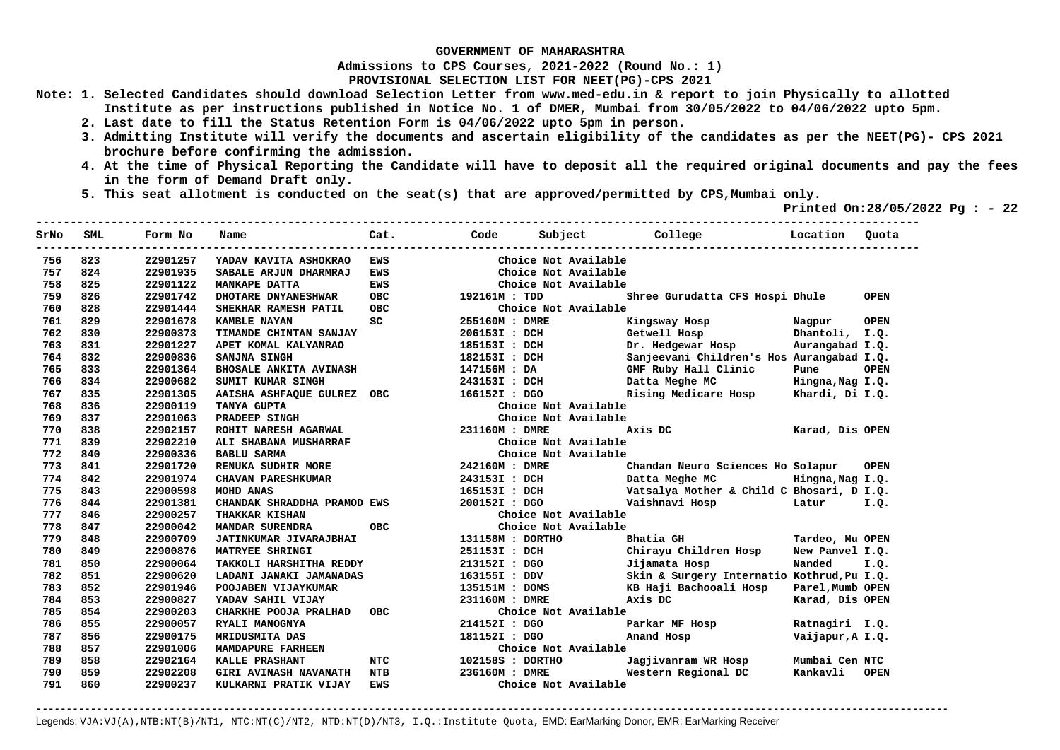**GOVERNMENT OF MAHARASHTRA**

**Admissions to CPS Courses, 2021-2022 (Round No.: 1)**

**PROVISIONAL SELECTION LIST FOR NEET(PG)-CPS 2021**

**Note:**
1. Selected Candidates should download Selection Letter from www.med-edu.in & report to join Physically to allotted Institute as per instructions published in Notice No. 1 of DMER, Mumbai from 30/05/2022 to 04/06/2022 upto 5pm.
2. Last date to fill the Status Retention Form is 04/06/2022 upto 5pm in person.
3. Admitting Institute will verify the documents and ascertain eligibility of the candidates as per the NEET(PG)- CPS 2021 brochure before confirming the admission.
4. At the time of Physical Reporting the Candidate will have to deposit all the required original documents and pay the fees in the form of Demand Draft only.
5. This seat allotment is conducted on the seat(s) that are approved/permitted by CPS,Mumbai only.

**Printed On:28/05/2022 Pg : - 22**

| SrNo | SML | Form No | Name | Cat. | Code | Subject | College | Location | Quota |
|---|---|---|---|---|---|---|---|---|---|
| 756 | 823 | 22901257 | YADAV KAVITA ASHOKRAO | EWS | | Choice Not Available | | | |
| 757 | 824 | 22901935 | SABALE ARJUN DHARMRAJ | EWS | | Choice Not Available | | | |
| 758 | 825 | 22901122 | MANKAPE DATTA | EWS | | Choice Not Available | | | |
| 759 | 826 | 22901742 | DHOTARE DNYANESHWAR | OBC | 192161M | TDD | Shree Gurudatta CFS Hospi | Dhule | OPEN |
| 760 | 828 | 22901444 | SHEKHAR RAMESH PATIL | OBC | | Choice Not Available | | | |
| 761 | 829 | 22901678 | KAMBLE NAYAN | SC | 255160M | DMRE | Kingsway Hosp | Nagpur | OPEN |
| 762 | 830 | 22900373 | TIMANDE CHINTAN SANJAY | | 206153I | DCH | Getwell Hosp | Dhantoli, | I.Q. |
| 763 | 831 | 22901227 | APET KOMAL KALYANRAO | | 185153I | DCH | Dr. Hedgewar Hosp | Aurangabad | I.Q. |
| 764 | 832 | 22900836 | SANJNA SINGH | | 182153I | DCH | Sanjeevani Children's Hos | Aurangabad | I.Q. |
| 765 | 833 | 22901364 | BHOSALE ANKITA AVINASH | | 147156M | DA | GMF Ruby Hall Clinic | Pune | OPEN |
| 766 | 834 | 22900682 | SUMIT KUMAR SINGH | | 243153I | DCH | Datta Meghe MC | Hingna,Nag | I.Q. |
| 767 | 835 | 22901305 | AAISHA ASHFAQUE GULREZ | OBC | 166152I | DGO | Rising Medicare Hosp | Khardi, Di | I.Q. |
| 768 | 836 | 22900119 | TANYA GUPTA | | | Choice Not Available | | | |
| 769 | 837 | 22901063 | PRADEEP SINGH | | | Choice Not Available | | | |
| 770 | 838 | 22902157 | ROHIT NARESH AGARWAL | | 231160M | DMRE | Axis DC | Karad, Dis | OPEN |
| 771 | 839 | 22902210 | ALI SHABANA MUSHARRAF | | | Choice Not Available | | | |
| 772 | 840 | 22900336 | BABLU SARMA | | | Choice Not Available | | | |
| 773 | 841 | 22901720 | RENUKA SUDHIR MORE | | 242160M | DMRE | Chandan Neuro Sciences Ho | Solapur | OPEN |
| 774 | 842 | 22901974 | CHAVAN PARESHKUMAR | | 243153I | DCH | Datta Meghe MC | Hingna,Nag | I.Q. |
| 775 | 843 | 22900598 | MOHD ANAS | | 165153I | DCH | Vatsalya Mother & Child C | Bhosari, D | I.Q. |
| 776 | 844 | 22901381 | CHANDAK SHRADDHA PRAMOD | EWS | 200152I | DGO | Vaishnavi Hosp | Latur | I.Q. |
| 777 | 846 | 22900257 | THAKKAR KISHAN | | | Choice Not Available | | | |
| 778 | 847 | 22900042 | MANDAR SURENDRA | OBC | | Choice Not Available | | | |
| 779 | 848 | 22900709 | JATINKUMAR JIVARAJBHAI | | 131158M | DORTHO | Bhatia GH | Tardeo, Mu | OPEN |
| 780 | 849 | 22900876 | MATRYEE SHRINGI | | 251153I | DCH | Chirayu Children Hosp | New Panvel | I.Q. |
| 781 | 850 | 22900064 | TAKKOLI HARSHITHA REDDY | | 213152I | DGO | Jijamata Hosp | Nanded | I.Q. |
| 782 | 851 | 22900620 | LADANI JANAKI JAMANADAS | | 163155I | DDV | Skin & Surgery Internatio | Kothrud,Pu | I.Q. |
| 783 | 852 | 22901946 | POOJABEN VIJAYKUMAR | | 135151M | DOMS | KB Haji Bachooali Hosp | Parel,Mumb | OPEN |
| 784 | 853 | 22900827 | YADAV SAHIL VIJAY | | 231160M | DMRE | Axis DC | Karad, Dis | OPEN |
| 785 | 854 | 22900203 | CHARKHE POOJA PRALHAD | OBC | | Choice Not Available | | | |
| 786 | 855 | 22900057 | RYALI MANOGNYA | | 214152I | DGO | Parkar MF Hosp | Ratnagiri | I.Q. |
| 787 | 856 | 22900175 | MRIDUSMITA DAS | | 181152I | DGO | Anand Hosp | Vaijapur,A | I.Q. |
| 788 | 857 | 22901006 | MAMDAPURE FARHEEN | | | Choice Not Available | | | |
| 789 | 858 | 22902164 | KALLE PRASHANT | NTC | 102158S | DORTHO | Jagjivanram WR Hosp | Mumbai Cen | NTC |
| 790 | 859 | 22902208 | GIRI AVINASH NAVANATH | NTB | 236160M | DMRE | Western Regional DC | Kankavli | OPEN |
| 791 | 860 | 22900237 | KULKARNI PRATIK VIJAY | EWS | | Choice Not Available | | | |

Legends: VJA:VJ(A),NTB:NT(B)/NT1, NTC:NT(C)/NT2, NTD:NT(D)/NT3, I.Q.:Institute Quota, EMD: EarMarking Donor, EMR: EarMarking Receiver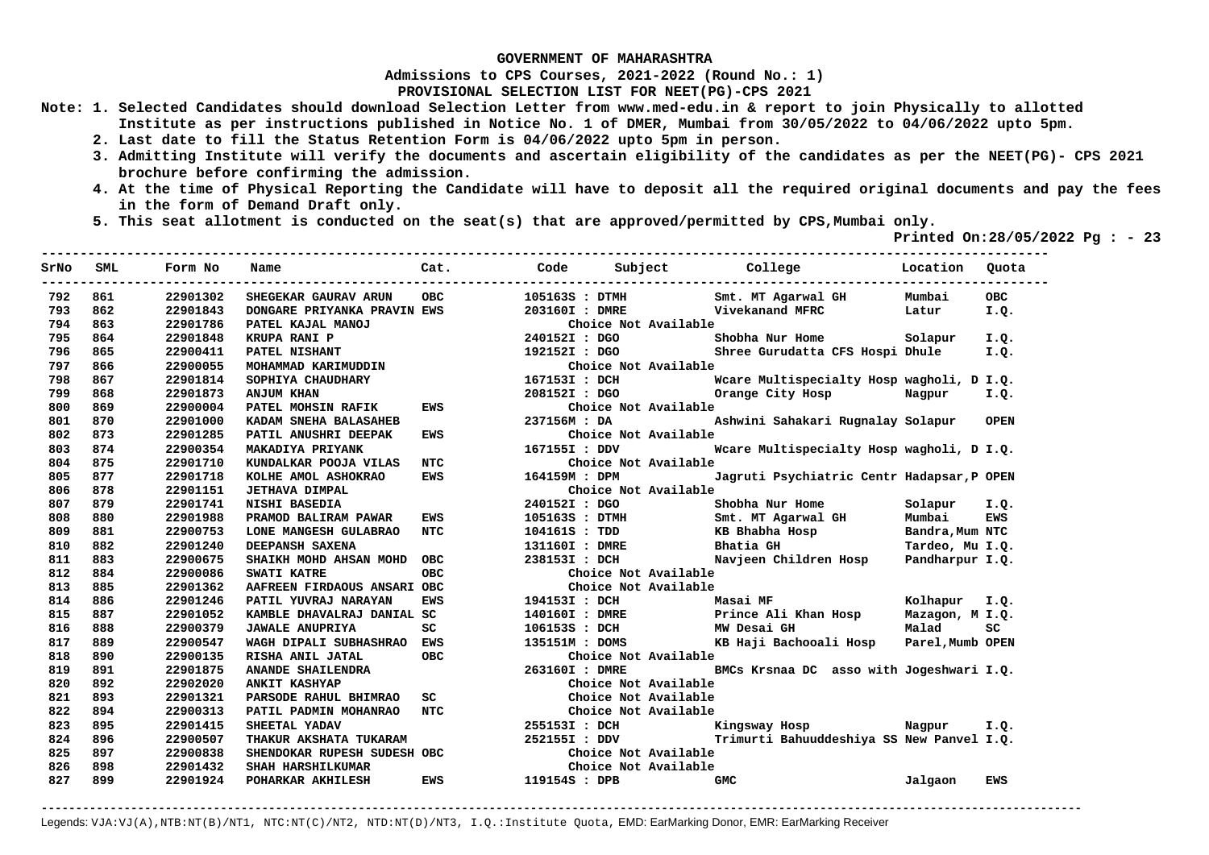**GOVERNMENT OF MAHARASHTRA**

**Admissions to CPS Courses, 2021-2022 (Round No.: 1)**

**PROVISIONAL SELECTION LIST FOR NEET(PG)-CPS 2021**

**Note: 1. Selected Candidates should download Selection Letter from www.med-edu.in & report to join Physically to allotted Institute as per instructions published in Notice No. 1 of DMER, Mumbai from 30/05/2022 to 04/06/2022 upto 5pm.**

**2. Last date to fill the Status Retention Form is 04/06/2022 upto 5pm in person.**

**3. Admitting Institute will verify the documents and ascertain eligibility of the candidates as per the NEET(PG)- CPS 2021 brochure before confirming the admission.**

**4. At the time of Physical Reporting the Candidate will have to deposit all the required original documents and pay the fees in the form of Demand Draft only.**

**5. This seat allotment is conducted on the seat(s) that are approved/permitted by CPS,Mumbai only.**

**Printed On:28/05/2022 Pg : - 23**

| SrNo | SML | Form No | Name | Cat. | Code | Subject | College | Location | Quota |
|---|---|---|---|---|---|---|---|---|---|
| 792 | 861 | 22901302 | SHEGEKAR GAURAV ARUN | OBC | 105163S | DTMH | Smt. MT Agarwal GH | Mumbai | OBC |
| 793 | 862 | 22901843 | DONGARE PRIYANKA PRAVIN | EWS | 203160I | DMRE | Vivekanand MFRC | Latur | I.Q. |
| 794 | 863 | 22901786 | PATEL KAJAL MANOJ | | | Choice Not Available | | | |
| 795 | 864 | 22901848 | KRUPA RANI P | | 240152I | DGO | Shobha Nur Home | Solapur | I.Q. |
| 796 | 865 | 22900411 | PATEL NISHANT | | 192152I | DGO | Shree Gurudatta CFS Hospi | Dhule | I.Q. |
| 797 | 866 | 22900055 | MOHAMMAD KARIMUDDIN | | | Choice Not Available | | | |
| 798 | 867 | 22901814 | SOPHIYA CHAUDHARY | | 167153I | DCH | Wcare Multispecialty Hosp | wagholi, D | I.Q. |
| 799 | 868 | 22901873 | ANJUM KHAN | | 208152I | DGO | Orange City Hosp | Nagpur | I.Q. |
| 800 | 869 | 22900004 | PATEL MOHSIN RAFIK | EWS | | Choice Not Available | | | |
| 801 | 870 | 22901000 | KADAM SNEHA BALASAHEB | | 237156M | DA | Ashwini Sahakari Rugnalay | Solapur | OPEN |
| 802 | 873 | 22901285 | PATIL ANUSHRI DEEPAK | EWS | | Choice Not Available | | | |
| 803 | 874 | 22900354 | MAKADIYA PRIYANK | | 167155I | DDV | Wcare Multispecialty Hosp | wagholi, D | I.Q. |
| 804 | 875 | 22901710 | KUNDALKAR POOJA VILAS | NTC | | Choice Not Available | | | |
| 805 | 877 | 22901718 | KOLHE AMOL ASHOKRAO | EWS | 164159M | DPM | Jagruti Psychiatric Centr | Hadapsar,P | OPEN |
| 806 | 878 | 22901151 | JETHAVA DIMPAL | | | Choice Not Available | | | |
| 807 | 879 | 22901741 | NISHI BASEDIA | | 240152I | DGO | Shobha Nur Home | Solapur | I.Q. |
| 808 | 880 | 22901988 | PRAMOD BALIRAM PAWAR | EWS | 105163S | DTMH | Smt. MT Agarwal GH | Mumbai | EWS |
| 809 | 881 | 22900753 | LONE MANGESH GULABRAO | NTC | 104161S | TDD | KB Bhabha Hosp | Bandra,Mum | NTC |
| 810 | 882 | 22901240 | DEEPANSH SAXENA | | 131160I | DMRE | Bhatia GH | Tardeo, Mu | I.Q. |
| 811 | 883 | 22900675 | SHAIKH MOHD AHSAN MOHD | OBC | 238153I | DCH | Navjeen Children Hosp | Pandharpur | I.Q. |
| 812 | 884 | 22900086 | SWATI KATRE | OBC | | Choice Not Available | | | |
| 813 | 885 | 22901362 | AAFREEN FIRDAOUS ANSARI | OBC | | Choice Not Available | | | |
| 814 | 886 | 22901246 | PATIL YUVRAJ NARAYAN | EWS | 194153I | DCH | Masai MF | Kolhapur | I.Q. |
| 815 | 887 | 22901052 | KAMBLE DHAVALRAJ DANIAL | SC | 140160I | DMRE | Prince Ali Khan Hosp | Mazagon, M | I.Q. |
| 816 | 888 | 22900379 | JAWALE ANUPRIYA | SC | 106153S | DCH | MW Desai GH | Malad | SC |
| 817 | 889 | 22900547 | WAGH DIPALI SUBHASHRAO | EWS | 135151M | DOMS | KB Haji Bachooali Hosp | Parel,Mumb | OPEN |
| 818 | 890 | 22900135 | RISHA ANIL JATAL | OBC | | Choice Not Available | | | |
| 819 | 891 | 22901875 | ANANDE SHAILENDRA | | 263160I | DMRE | BMCs Krsnaa DC asso with | Jogeshwari | I.Q. |
| 820 | 892 | 22902020 | ANKIT KASHYAP | | | Choice Not Available | | | |
| 821 | 893 | 22901321 | PARSODE RAHUL BHIMRAO | SC | | Choice Not Available | | | |
| 822 | 894 | 22900313 | PATIL PADMIN MOHANRAO | NTC | | Choice Not Available | | | |
| 823 | 895 | 22901415 | SHEETAL YADAV | | 255153I | DCH | Kingsway Hosp | Nagpur | I.Q. |
| 824 | 896 | 22900507 | THAKUR AKSHATA TUKARAM | | 252155I | DDV | Trimurti Bahuuddeshiya SS | New Panvel | I.Q. |
| 825 | 897 | 22900838 | SHENDOKAR RUPESH SUDESH | OBC | | Choice Not Available | | | |
| 826 | 898 | 22901432 | SHAH HARSHILKUMAR | | | Choice Not Available | | | |
| 827 | 899 | 22901924 | POHARKAR AKHILESH | EWS | 119154S | DPB | GMC | Jalgaon | EWS |

Legends: VJA:VJ(A),NTB:NT(B)/NT1, NTC:NT(C)/NT2, NTD:NT(D)/NT3, I.Q.:Institute Quota, EMD: EarMarking Donor, EMR: EarMarking Receiver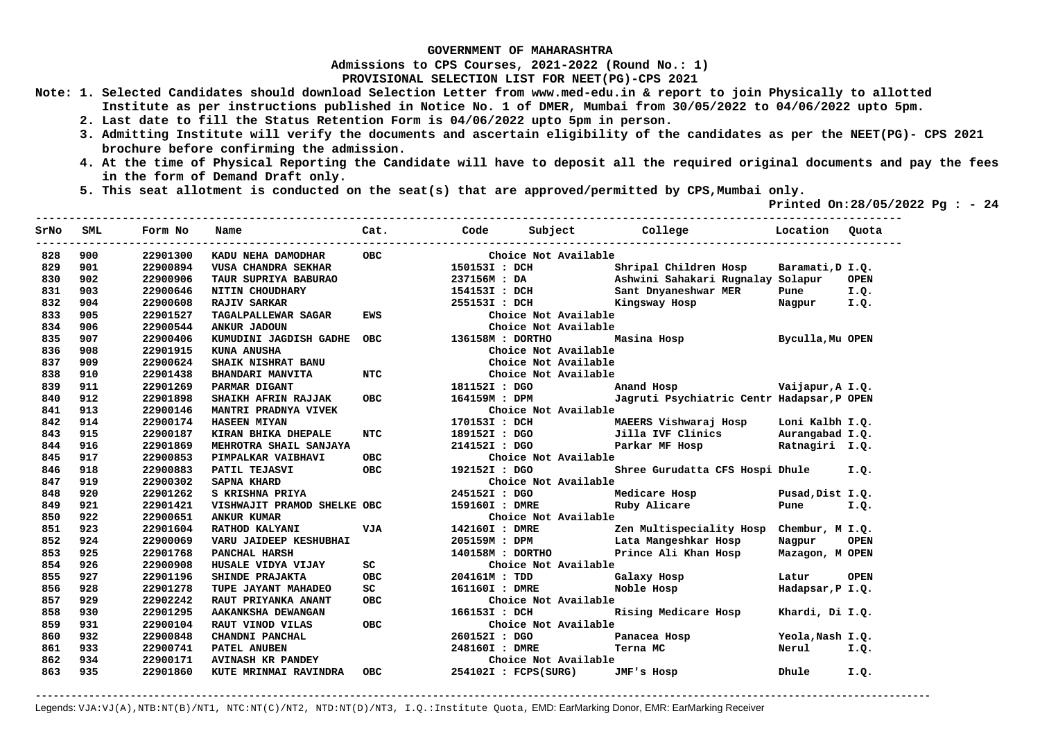**GOVERNMENT OF MAHARASHTRA**

**Admissions to CPS Courses, 2021-2022 (Round No.: 1)**

**PROVISIONAL SELECTION LIST FOR NEET(PG)-CPS 2021**

**Note:**
1. Selected Candidates should download Selection Letter from www.med-edu.in & report to join Physically to allotted Institute as per instructions published in Notice No. 1 of DMER, Mumbai from 30/05/2022 to 04/06/2022 upto 5pm.
2. Last date to fill the Status Retention Form is 04/06/2022 upto 5pm in person.
3. Admitting Institute will verify the documents and ascertain eligibility of the candidates as per the NEET(PG)- CPS 2021 brochure before confirming the admission.
4. At the time of Physical Reporting the Candidate will have to deposit all the required original documents and pay the fees in the form of Demand Draft only.
5. This seat allotment is conducted on the seat(s) that are approved/permitted by CPS,Mumbai only.

Printed On:28/05/2022

| SrNo | SML | Form No | Name | Cat. | Code | Subject | College | Location | Quota |
|---|---|---|---|---|---|---|---|---|---|
| 828 | 900 | 22901300 | KADU NEHA DAMODHAR | OBC | | Choice Not Available | | | |
| 829 | 901 | 22900894 | VUSA CHANDRA SEKHAR | | 150153I | DCH | Shripal Children Hosp | Baramati,D | I.Q. |
| 830 | 902 | 22900906 | TAUR SUPRIYA BABURAO | | 237156M | DA | Ashwini Sahakari Rugnalay | Solapur | OPEN |
| 831 | 903 | 22900646 | NITIN CHOUDHARY | | 154153I | DCH | Sant Dnyaneshwar MER | Pune | I.Q. |
| 832 | 904 | 22900608 | RAJIV SARKAR | | 255153I | DCH | Kingsway Hosp | Nagpur | I.Q. |
| 833 | 905 | 22901527 | TAGALPALLEWAR SAGAR | EWS | | Choice Not Available | | | |
| 834 | 906 | 22900544 | ANKUR JADOUN | | | Choice Not Available | | | |
| 835 | 907 | 22900406 | KUMUDINI JAGDISH GADHE | OBC | 136158M | DORTHO | Masina Hosp | Byculla,Mu | OPEN |
| 836 | 908 | 22901915 | KUNA ANUSHA | | | Choice Not Available | | | |
| 837 | 909 | 22900624 | SHAIK NISHRAT BANU | | | Choice Not Available | | | |
| 838 | 910 | 22901438 | BHANDARI MANVITA | NTC | | Choice Not Available | | | |
| 839 | 911 | 22901269 | PARMAR DIGANT | | 181152I | DGO | Anand Hosp | Vaijapur,A | I.Q. |
| 840 | 912 | 22901898 | SHAIKH AFRIN RAJJAK | OBC | 164159M | DPM | Jagruti Psychiatric Centr | Hadapsar,P | OPEN |
| 841 | 913 | 22900146 | MANTRI PRADNYA VIVEK | | | Choice Not Available | | | |
| 842 | 914 | 22900174 | HASEEN MIYAN | | 170153I | DCH | MAEERS Vishwaraj Hosp | Loni Kalbh | I.Q. |
| 843 | 915 | 22900187 | KIRAN BHIKA DHEPALE | NTC | 189152I | DGO | Jilla IVF Clinics | Aurangabad | I.Q. |
| 844 | 916 | 22901869 | MEHROTRA SHAIL SANJAYA | | 214152I | DGO | Parkar MF Hosp | Ratnagiri | I.Q. |
| 845 | 917 | 22900853 | PIMPALKAR VAIBHAVI | OBC | | Choice Not Available | | | |
| 846 | 918 | 22900883 | PATIL TEJASVI | OBC | 192152I | DGO | Shree Gurudatta CFS Hospi | Dhule | I.Q. |
| 847 | 919 | 22900302 | SAPNA KHARD | | | Choice Not Available | | | |
| 848 | 920 | 22901262 | S KRISHNA PRIYA | | 245152I | DGO | Medicare Hosp | Pusad,Dist | I.Q. |
| 849 | 921 | 22901421 | VISHWAJIT PRAMOD SHELKE | OBC | 159160I | DMRE | Ruby Alicare | Pune | I.Q. |
| 850 | 922 | 22900651 | ANKUR KUMAR | | | Choice Not Available | | | |
| 851 | 923 | 22901604 | RATHOD KALYANI | VJA | 142160I | DMRE | Zen Multispeciality Hosp | Chembur, M | I.Q. |
| 852 | 924 | 22900069 | VARU JAIDEEP KESHUBHAI | | 205159M | DPM | Lata Mangeshkar Hosp | Nagpur | OPEN |
| 853 | 925 | 22901768 | PANCHAL HARSH | | 140158M | DORTHO | Prince Ali Khan Hosp | Mazagon, M | OPEN |
| 854 | 926 | 22900908 | HUSALE VIDYA VIJAY | SC | | Choice Not Available | | | |
| 855 | 927 | 22901196 | SHINDE PRAJAKTA | OBC | 204161M | TDD | Galaxy Hosp | Latur | OPEN |
| 856 | 928 | 22901278 | TUPE JAYANT MAHADEO | SC | 161160I | DMRE | Noble Hosp | Hadapsar,P | I.Q. |
| 857 | 929 | 22902242 | RAUT PRIYANKA ANANT | OBC | | Choice Not Available | | | |
| 858 | 930 | 22901295 | AAKANKSHA DEWANGAN | | 166153I | DCH | Rising Medicare Hosp | Khardi, Di | I.Q. |
| 859 | 931 | 22900104 | RAUT VINOD VILAS | OBC | | Choice Not Available | | | |
| 860 | 932 | 22900848 | CHANDNI PANCHAL | | 260152I | DGO | Panacea Hosp | Yeola,Nash | I.Q. |
| 861 | 933 | 22900741 | PATEL ANUBEN | | 248160I | DMRE | Terna MC | Nerul | I.Q. |
| 862 | 934 | 22900171 | AVINASH KR PANDEY | | | Choice Not Available | | | |
| 863 | 935 | 22901860 | KUTE MRINMAI RAVINDRA | OBC | 254102I | FCPS(SURG) | JMF's Hosp | Dhule | I.Q. |

Legends: VJA:VJ(A),NTB:NT(B)/NT1, NTC:NT(C)/NT2, NTD:NT(D)/NT3, I.Q.:Institute Quota, EMD: EarMarking Donor, EMR: EarMarking Receiver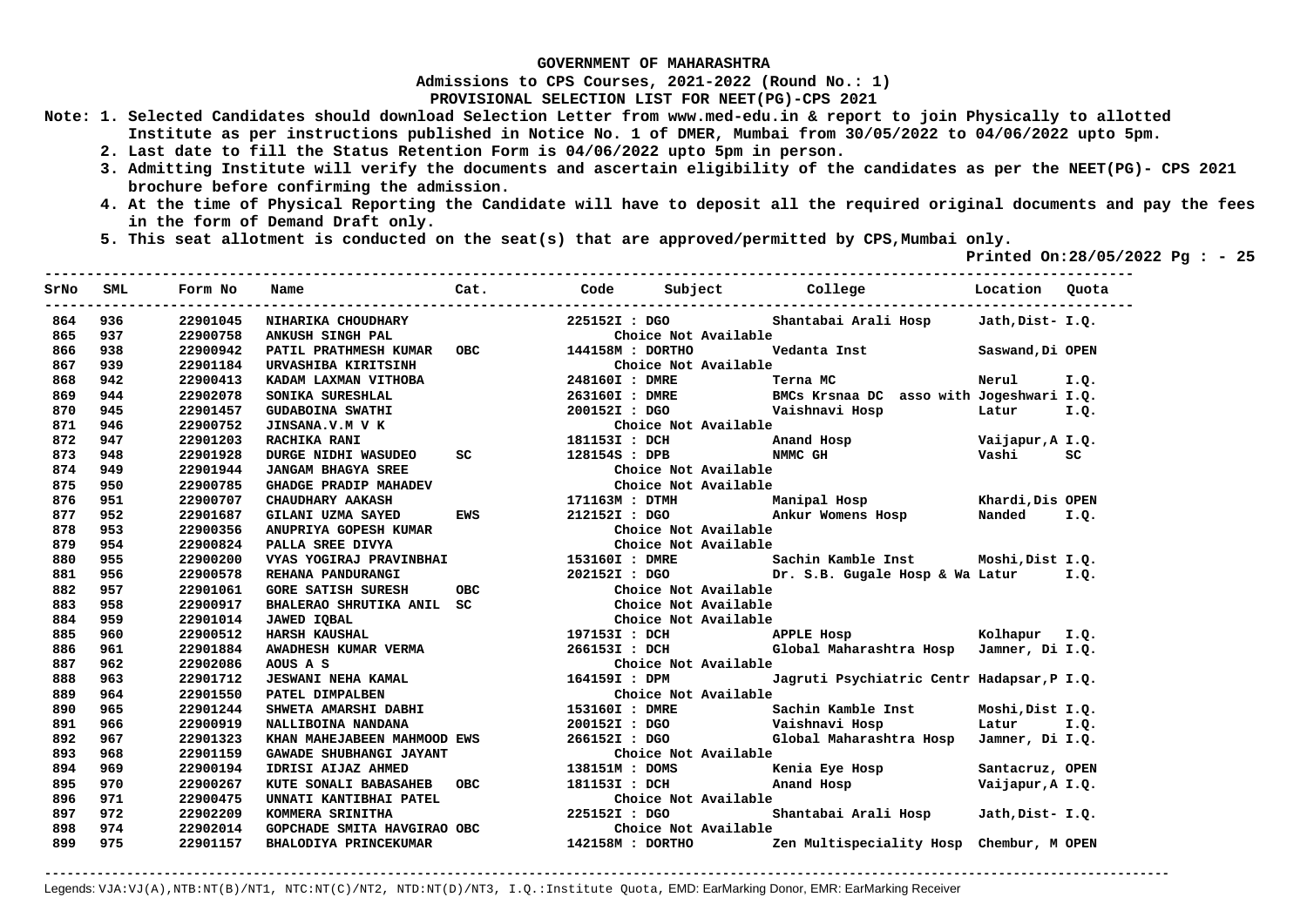**GOVERNMENT OF MAHARASHTRA**

**Admissions to CPS Courses, 2021-2022 (Round No.: 1)**

**PROVISIONAL SELECTION LIST FOR NEET(PG)-CPS 2021**

**Note:**
1. Selected Candidates should download Selection Letter from www.med-edu.in & report to join Physically to allotted Institute as per instructions published in Notice No. 1 of DMER, Mumbai from 30/05/2022 to 04/06/2022 upto 5pm.
2. Last date to fill the Status Retention Form is 04/06/2022 upto 5pm in person.
3. Admitting Institute will verify the documents and ascertain eligibility of the candidates as per the NEET(PG)- CPS 2021 brochure before confirming the admission.
4. At the time of Physical Reporting the Candidate will have to deposit all the required original documents and pay the fees in the form of Demand Draft only.
5. This seat allotment is conducted on the seat(s) that are approved/permitted by CPS,Mumbai only.

Printed On:28/05/2022 Pg : - 25

| SrNo | SML | Form No | Name | Cat. | Code | Subject | College | Location | Quota |
|---|---|---|---|---|---|---|---|---|---|
| 864 | 936 | 22901045 | NIHARIKA CHOUDHARY | | 225152I | DGO | Shantabai Arali Hosp | Jath,Dist- | I.Q. |
| 865 | 937 | 22900758 | ANKUSH SINGH PAL | | | Choice Not Available | | | |
| 866 | 938 | 22900942 | PATIL PRATHMESH KUMAR | OBC | 144158M | DORTHO | Vedanta Inst | Saswand,Di | OPEN |
| 867 | 939 | 22901184 | URVASHIBA KIRITSINH | | | Choice Not Available | | | |
| 868 | 942 | 22900413 | KADAM LAXMAN VITHOBA | | 248160I | DMRE | Terna MC | Nerul | I.Q. |
| 869 | 944 | 22902078 | SONIKA SURESHLAL | | 263160I | DMRE | BMCs Krsnaa DC asso with Jogeshwari | | I.Q. |
| 870 | 945 | 22901457 | GUDABOINA SWATHI | | 200152I | DGO | Vaishnavi Hosp | Latur | I.Q. |
| 871 | 946 | 22900752 | JINSANA.V.M V K | | | Choice Not Available | | | |
| 872 | 947 | 22901203 | RACHIKA RANI | | 181153I | DCH | Anand Hosp | Vaijapur,A | I.Q. |
| 873 | 948 | 22901928 | DURGE NIDHI WASUDEO | SC | 128154S | DPB | NMMC GH | Vashi | SC |
| 874 | 949 | 22901944 | JANGAM BHAGYA SREE | | | Choice Not Available | | | |
| 875 | 950 | 22900785 | GHADGE PRADIP MAHADEV | | | Choice Not Available | | | |
| 876 | 951 | 22900707 | CHAUDHARY AAKASH | | 171163M | DTMH | Manipal Hosp | Khardi,Dis | OPEN |
| 877 | 952 | 22901687 | GILANI UZMA SAYED | EWS | 212152I | DGO | Ankur Womens Hosp | Nanded | I.Q. |
| 878 | 953 | 22900356 | ANUPRIYA GOPESH KUMAR | | | Choice Not Available | | | |
| 879 | 954 | 22900824 | PALLA SREE DIVYA | | | Choice Not Available | | | |
| 880 | 955 | 22900200 | VYAS YOGIRAJ PRAVINBHAI | | 153160I | DMRE | Sachin Kamble Inst | Moshi,Dist | I.Q. |
| 881 | 956 | 22900578 | REHANA PANDURANGI | | 202152I | DGO | Dr. S.B. Gugale Hosp & Wa | Latur | I.Q. |
| 882 | 957 | 22901061 | GORE SATISH SURESH | OBC | | Choice Not Available | | | |
| 883 | 958 | 22900917 | BHALERAO SHRUTIKA ANIL | SC | | Choice Not Available | | | |
| 884 | 959 | 22901014 | JAWED IQBAL | | | Choice Not Available | | | |
| 885 | 960 | 22900512 | HARSH KAUSHAL | | 197153I | DCH | APPLE Hosp | Kolhapur | I.Q. |
| 886 | 961 | 22901884 | AWADHESH KUMAR VERMA | | 266153I | DCH | Global Maharashtra Hosp | Jamner, Di | I.Q. |
| 887 | 962 | 22902086 | AOUS A S | | | Choice Not Available | | | |
| 888 | 963 | 22901712 | JESWANI NEHA KAMAL | | 164159I | DPM | Jagruti Psychiatric Centr | Hadapsar,P | I.Q. |
| 889 | 964 | 22901550 | PATEL DIMPALBEN | | | Choice Not Available | | | |
| 890 | 965 | 22901244 | SHWETA AMARSHI DABHI | | 153160I | DMRE | Sachin Kamble Inst | Moshi,Dist | I.Q. |
| 891 | 966 | 22900919 | NALLIBOINA NANDANA | | 200152I | DGO | Vaishnavi Hosp | Latur | I.Q. |
| 892 | 967 | 22901323 | KHAN MAHEJABEEN MAHMOOD | EWS | 266152I | DGO | Global Maharashtra Hosp | Jamner, Di | I.Q. |
| 893 | 968 | 22901159 | GAWADE SHUBHANGI JAYANT | | | Choice Not Available | | | |
| 894 | 969 | 22900194 | IDRISI AIJAZ AHMED | | 138151M | DOMS | Kenia Eye Hosp | Santacruz, | OPEN |
| 895 | 970 | 22900267 | KUTE SONALI BABASAHEB | OBC | 181153I | DCH | Anand Hosp | Vaijapur,A | I.Q. |
| 896 | 971 | 22900475 | UNNATI KANTIBHAI PATEL | | | Choice Not Available | | | |
| 897 | 972 | 22902209 | KOMMERA SRINITHA | | 225152I | DGO | Shantabai Arali Hosp | Jath,Dist- | I.Q. |
| 898 | 974 | 22902014 | GOPCHADE SMITA HAVGIRAO | OBC | | Choice Not Available | | | |
| 899 | 975 | 22901157 | BHALODIYA PRINCEKUMAR | | 142158M | DORTHO | Zen Multispeciality Hosp | Chembur, M | OPEN |

Legends: VJA:VJ(A),NTB:NT(B)/NT1, NTC:NT(C)/NT2, NTD:NT(D)/NT3, I.Q.:Institute Quota, EMD: EarMarking Donor, EMR: EarMarking Receiver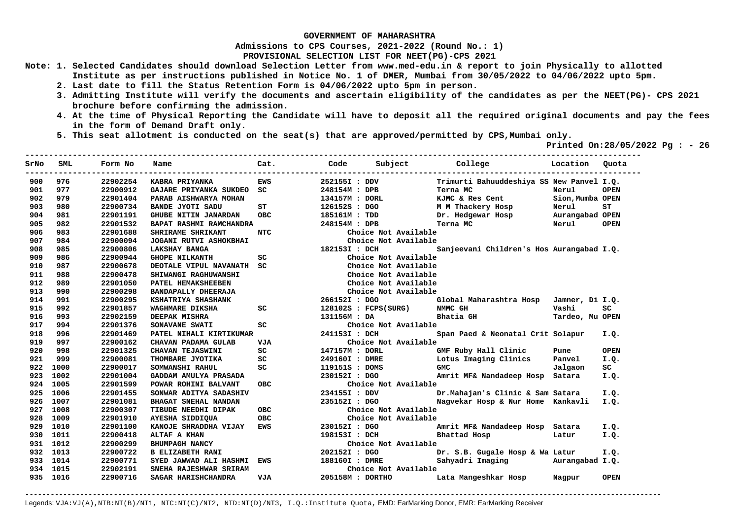**GOVERNMENT OF MAHARASHTRA**

**Admissions to CPS Courses, 2021-2022 (Round No.: 1)**

**PROVISIONAL SELECTION LIST FOR NEET(PG)-CPS 2021**

**Note:**
1. Selected Candidates should download Selection Letter from www.med-edu.in & report to join Physically to allotted Institute as per instructions published in Notice No. 1 of DMER, Mumbai from 30/05/2022 to 04/06/2022 upto 5pm.
2. Last date to fill the Status Retention Form is 04/06/2022 upto 5pm in person.
3. Admitting Institute will verify the documents and ascertain eligibility of the candidates as per the NEET(PG)- CPS 2021 brochure before confirming the admission.
4. At the time of Physical Reporting the Candidate will have to deposit all the required original documents and pay the fees in the form of Demand Draft only.
5. This seat allotment is conducted on the seat(s) that are approved/permitted by CPS,Mumbai only.

Printed On:28/05/2022 Pg : - 26

| SrNo | SML | Form No | Name | Cat. | Code | Subject | College | Location | Quota |
|---|---|---|---|---|---|---|---|---|---|
| 900 | 976 | 22902254 | KABRA PRIYANKA | EWS | 252155I | DDV | Trimurti Bahuuddeshiya SS | New Panvel | I.Q. |
| 901 | 977 | 22900912 | GAJARE PRIYANKA SUKDEO | SC | 248154M | DPB | Terna MC | Nerul | OPEN |
| 902 | 979 | 22901404 | PARAB AISHWARYA MOHAN | | 134157M | DORL | KJMC & Res Cent | Sion,Mumba | OPEN |
| 903 | 980 | 22900734 | BANDE JYOTI SADU | ST | 126152S | DGO | M M Thackery Hosp | Nerul | ST |
| 904 | 981 | 22901191 | GHUBE NITIN JANARDAN | OBC | 185161M | TDD | Dr. Hedgewar Hosp | Aurangabad | OPEN |
| 905 | 982 | 22901532 | BAPAT RASHMI RAMCHANDRA | | 248154M | DPB | Terna MC | Nerul | OPEN |
| 906 | 983 | 22901688 | SHRIRAME SHRIKANT | NTC | | Choice Not Available | | | |
| 907 | 984 | 22900094 | JOGANI RUTVI ASHOKBHAI | | | Choice Not Available | | | |
| 908 | 985 | 22900806 | LAKSHAY BANGA | | 182153I | DCH | Sanjeevani Children's Hos | Aurangabad | I.Q. |
| 909 | 986 | 22900944 | GHOPE NILKANTH | SC | | Choice Not Available | | | |
| 910 | 987 | 22900678 | DEOTALE VIPUL NAVANATH | SC | | Choice Not Available | | | |
| 911 | 988 | 22900478 | SHIWANGI RAGHUWANSHI | | | Choice Not Available | | | |
| 912 | 989 | 22901050 | PATEL HEMAKSHEEBEN | | | Choice Not Available | | | |
| 913 | 990 | 22900298 | BANDAPALLY DHEERAJA | | | Choice Not Available | | | |
| 914 | 991 | 22900295 | KSHATRIYA SHASHANK | | 266152I | DGO | Global Maharashtra Hosp | Jamner, Di | I.Q. |
| 915 | 992 | 22901857 | WAGHMARE DIKSHA | SC | 128102S | FCPS(SURG) | NMMC GH | Vashi | SC |
| 916 | 993 | 22902159 | DEEPAK MISHRA | | 131156M | DA | Bhatia GH | Tardeo, Mu | OPEN |
| 917 | 994 | 22901376 | SONAVANE SWATI | SC | | Choice Not Available | | | |
| 918 | 996 | 22901469 | PATEL NIHALI KIRTIKUMAR | | 241153I | DCH | Span Paed & Neonatal Crit | Solapur | I.Q. |
| 919 | 997 | 22900162 | CHAVAN PADAMA GULAB | VJA | | Choice Not Available | | | |
| 920 | 998 | 22901325 | CHAVAN TEJASWINI | SC | 147157M | DORL | GMF Ruby Hall Clinic | Pune | OPEN |
| 921 | 999 | 22900081 | THOMBARE JYOTIKA | SC | 249160I | DMRE | Lotus Imaging Clinics | Panvel | I.Q. |
| 922 | 1000 | 22900017 | SOMWANSHI RAHUL | SC | 119151S | DOMS | GMC | Jalgaon | SC |
| 923 | 1002 | 22901004 | GADDAM AMULYA PRASADA | | 230152I | DGO | Amrit MF& Nandadeep Hosp | Satara | I.Q. |
| 924 | 1005 | 22901599 | POWAR ROHINI BALVANT | OBC | | Choice Not Available | | | |
| 925 | 1006 | 22901455 | SONWAR ADITYA SADASHIV | | 234155I | DDV | Dr.Mahajan's Clinic & Sam | Satara | I.Q. |
| 926 | 1007 | 22901081 | BHAGAT SNEHAL NANDAN | | 235152I | DGO | Nagvekar Hosp & Nur Home | Kankavli | I.Q. |
| 927 | 1008 | 22900307 | TIBUDE NEEDHI DIPAK | OBC | | Choice Not Available | | | |
| 928 | 1009 | 22901910 | AYESHA SIDDIQUA | OBC | | Choice Not Available | | | |
| 929 | 1010 | 22901100 | KANOJE SHRADDHA VIJAY | EWS | 230152I | DGO | Amrit MF& Nandadeep Hosp | Satara | I.Q. |
| 930 | 1011 | 22900418 | ALTAF A KHAN | | 198153I | DCH | Bhattad Hosp | Latur | I.Q. |
| 931 | 1012 | 22900299 | BHUMPAGH NANCY | | | Choice Not Available | | | |
| 932 | 1013 | 22900722 | B ELIZABETH RANI | | 202152I | DGO | Dr. S.B. Gugale Hosp & Wa | Latur | I.Q. |
| 933 | 1014 | 22900771 | SYED JAWWAD ALI HASHMI | EWS | 188160I | DMRE | Sahyadri Imaging | Aurangabad | I.Q. |
| 934 | 1015 | 22902191 | SNEHA RAJESHWAR SRIRAM | | | Choice Not Available | | | |
| 935 | 1016 | 22900716 | SAGAR HARISHCHANDRA | VJA | 205158M | DORTHO | Lata Mangeshkar Hosp | Nagpur | OPEN |

Legends: VJA:VJ(A),NTB:NT(B)/NT1, NTC:NT(C)/NT2, NTD:NT(D)/NT3, I.Q.:Institute Quota, EMD: EarMarking Donor, EMR: EarMarking Receiver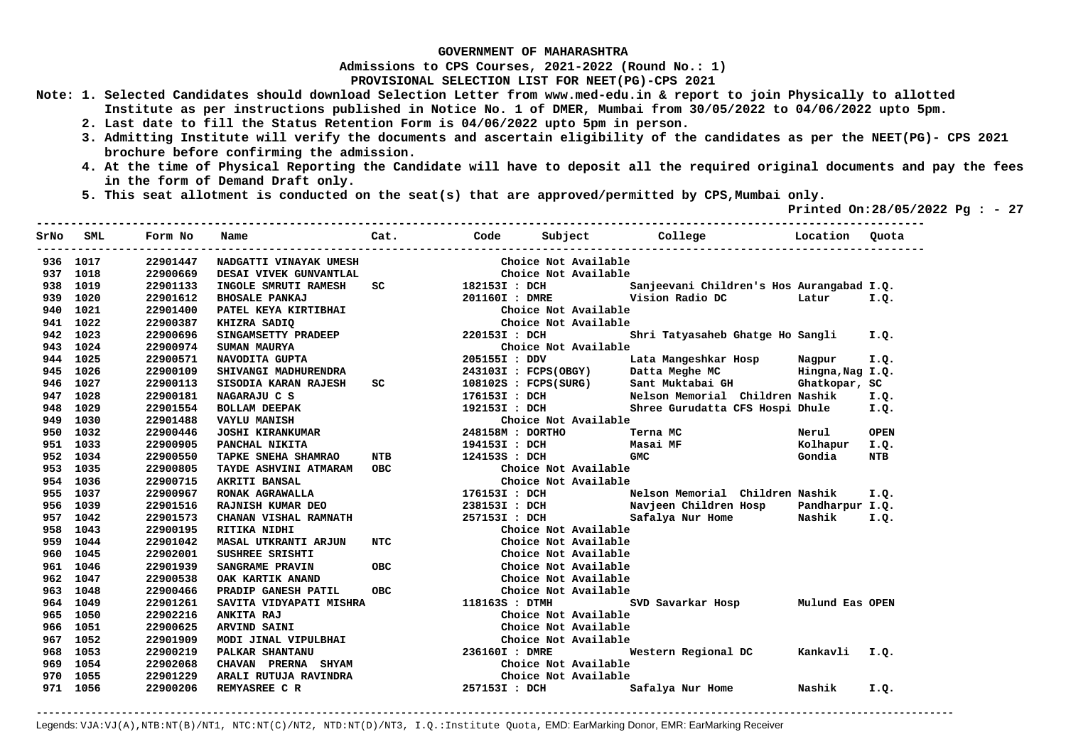**GOVERNMENT OF MAHARASHTRA**

**Admissions to CPS Courses, 2021-2022 (Round No.: 1)**

**PROVISIONAL SELECTION LIST FOR NEET(PG)-CPS 2021**

**Note: 1. Selected Candidates should download Selection Letter from www.med-edu.in & report to join Physically to allotted Institute as per instructions published in Notice No. 1 of DMER, Mumbai from 30/05/2022 to 04/06/2022 upto 5pm.**

**2. Last date to fill the Status Retention Form is 04/06/2022 upto 5pm in person.**

**3. Admitting Institute will verify the documents and ascertain eligibility of the candidates as per the NEET(PG)- CPS 2021 brochure before confirming the admission.**

**4. At the time of Physical Reporting the Candidate will have to deposit all the required original documents and pay the fees in the form of Demand Draft only.**

**5. This seat allotment is conducted on the seat(s) that are approved/permitted by CPS,Mumbai only.**

**Printed On:28/05/2022 Pg : - 27**

| SrNo | SML | Form No | Name | Cat. | Code | Subject | College | Location | Quota |
|---|---|---|---|---|---|---|---|---|---|
| 936 | 1017 | 22901447 | NADGATTI VINAYAK UMESH | | | Choice Not Available | | | |
| 937 | 1018 | 22900669 | DESAI VIVEK GUNVANTLAL | | | Choice Not Available | | | |
| 938 | 1019 | 22901133 | INGOLE SMRUTI RAMESH | SC | 182153I | DCH | Sanjeevani Children's Hos | Aurangabad | I.Q. |
| 939 | 1020 | 22901612 | BHOSALE PANKAJ | | 201160I | DMRE | Vision Radio DC | Latur | I.Q. |
| 940 | 1021 | 22901400 | PATEL KEYA KIRTIBHAI | | | Choice Not Available | | | |
| 941 | 1022 | 22900387 | KHIZRA SADIQ | | | Choice Not Available | | | |
| 942 | 1023 | 22900696 | SINGAMSETTY PRADEEP | | 220153I | DCH | Shri Tatyasaheb Ghatge Ho | Sangli | I.Q. |
| 943 | 1024 | 22900974 | SUMAN MAURYA | | | Choice Not Available | | | |
| 944 | 1025 | 22900571 | NAVODITA GUPTA | | 205155I | DDV | Lata Mangeshkar Hosp | Nagpur | I.Q. |
| 945 | 1026 | 22900109 | SHIVANGI MADHURENDRA | | 243103I | FCPS(OBGY) | Datta Meghe MC | Hingna,Nag | I.Q. |
| 946 | 1027 | 22900113 | SISODIA KARAN RAJESH | SC | 108102S | FCPS(SURG) | Sant Muktabai GH | Ghatkopar, | SC |
| 947 | 1028 | 22900181 | NAGARAJU C S | | 176153I | DCH | Nelson Memorial Children | Nashik | I.Q. |
| 948 | 1029 | 22901554 | BOLLAM DEEPAK | | 192153I | DCH | Shree Gurudatta CFS Hospi | Dhule | I.Q. |
| 949 | 1030 | 22901488 | VAYLU MANISH | | | Choice Not Available | | | |
| 950 | 1032 | 22900446 | JOSHI KIRANKUMAR | | 248158M | DORTHO | Terna MC | Nerul | OPEN |
| 951 | 1033 | 22900905 | PANCHAL NIKITA | | 194153I | DCH | Masai MF | Kolhapur | I.Q. |
| 952 | 1034 | 22900550 | TAPKE SNEHA SHAMRAO | NTB | 124153S | DCH | GMC | Gondia | NTB |
| 953 | 1035 | 22900805 | TAYDE ASHVINI ATMARAM | OBC | | Choice Not Available | | | |
| 954 | 1036 | 22900715 | AKRITI BANSAL | | | Choice Not Available | | | |
| 955 | 1037 | 22900967 | RONAK AGRAWALLA | | 176153I | DCH | Nelson Memorial Children | Nashik | I.Q. |
| 956 | 1039 | 22901516 | RAJNISH KUMAR DEO | | 238153I | DCH | Navjeen Children Hosp | Pandharpur | I.Q. |
| 957 | 1042 | 22901573 | CHANAN VISHAL RAMNATH | | 257153I | DCH | Safalya Nur Home | Nashik | I.Q. |
| 958 | 1043 | 22900195 | RITIKA NIDHI | | | Choice Not Available | | | |
| 959 | 1044 | 22901042 | MASAL UTKRANTI ARJUN | NTC | | Choice Not Available | | | |
| 960 | 1045 | 22902001 | SUSHREE SRISHTI | | | Choice Not Available | | | |
| 961 | 1046 | 22901939 | SANGRAME PRAVIN | OBC | | Choice Not Available | | | |
| 962 | 1047 | 22900538 | OAK KARTIK ANAND | | | Choice Not Available | | | |
| 963 | 1048 | 22900466 | PRADIP GANESH PATIL | OBC | | Choice Not Available | | | |
| 964 | 1049 | 22901261 | SAVITA VIDYAPATI MISHRA | | 118163S | DTMH | SVD Savarkar Hosp | Mulund Eas | OPEN |
| 965 | 1050 | 22902216 | ANKITA RAJ | | | Choice Not Available | | | |
| 966 | 1051 | 22900625 | ARVIND SAINI | | | Choice Not Available | | | |
| 967 | 1052 | 22901909 | MODI JINAL VIPULBHAI | | | Choice Not Available | | | |
| 968 | 1053 | 22900219 | PALKAR SHANTANU | | 236160I | DMRE | Western Regional DC | Kankavli | I.Q. |
| 969 | 1054 | 22902068 | CHAVAN PRERNA SHYAM | | | Choice Not Available | | | |
| 970 | 1055 | 22901229 | ARALI RUTUJA RAVINDRA | | | Choice Not Available | | | |
| 971 | 1056 | 22900206 | REMYASREE C R | | 257153I | DCH | Safalya Nur Home | Nashik | I.Q. |

Legends: VJA:VJ(A),NTB:NT(B)/NT1, NTC:NT(C)/NT2, NTD:NT(D)/NT3, I.Q.:Institute Quota, EMD: EarMarking Donor, EMR: EarMarking Receiver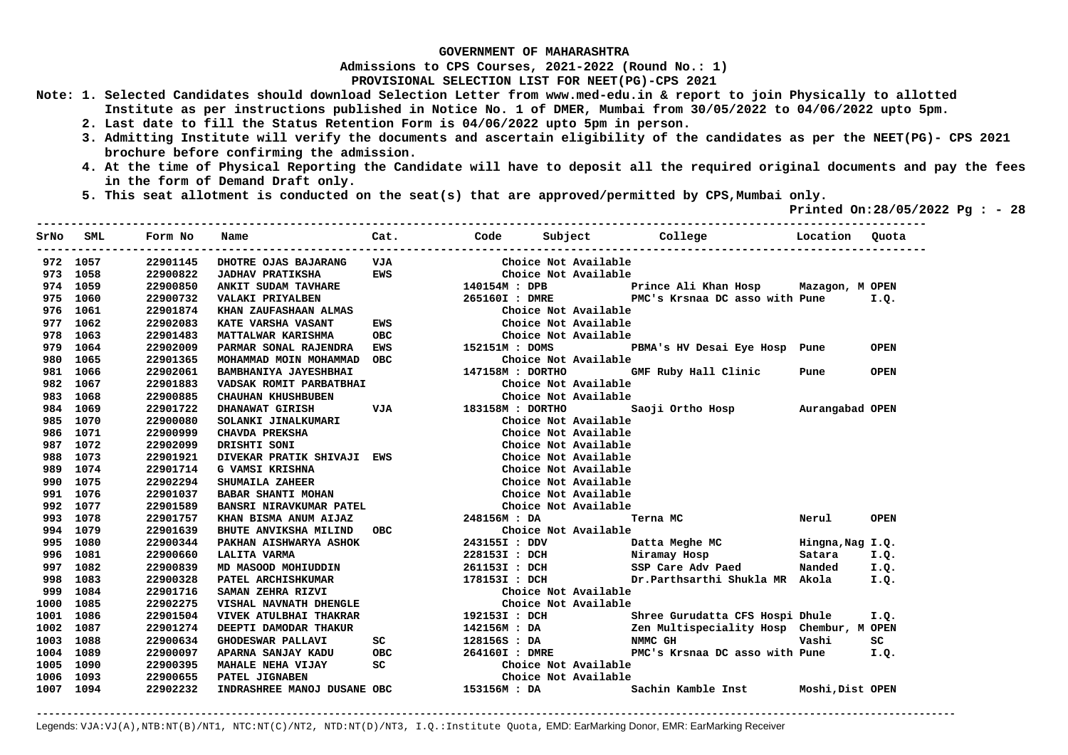**GOVERNMENT OF MAHARASHTRA**

**Admissions to CPS Courses, 2021-2022 (Round No.: 1)**

**PROVISIONAL SELECTION LIST FOR NEET(PG)-CPS 2021**

Note:
1. Selected Candidates should download Selection Letter from www.med-edu.in & report to join Physically to allotted Institute as per instructions published in Notice No. 1 of DMER, Mumbai from 30/05/2022 to 04/06/2022 upto 5pm.
2. Last date to fill the Status Retention Form is 04/06/2022 upto 5pm in person.
3. Admitting Institute will verify the documents and ascertain eligibility of the candidates as per the NEET(PG)- CPS 2021 brochure before confirming the admission.
4. At the time of Physical Reporting the Candidate will have to deposit all the required original documents and pay the fees in the form of Demand Draft only.
5. This seat allotment is conducted on the seat(s) that are approved/permitted by CPS,Mumbai only.

Printed On:28/05/2022 Pg : - 28

| SrNo | SML | Form No | Name | Cat. | Code | Subject | College | Location | Quota |
|---|---|---|---|---|---|---|---|---|---|
| 972 | 1057 | 22901145 | DHOTRE OJAS BAJARANG | VJA | | Choice Not Available | | | |
| 973 | 1058 | 22900822 | JADHAV PRATIKSHA | EWS | | Choice Not Available | | | |
| 974 | 1059 | 22900850 | ANKIT SUDAM TAVHARE | | 140154M : DPB | | Prince Ali Khan Hosp | Mazagon, M | OPEN |
| 975 | 1060 | 22900732 | VALAKI PRIYALBEN | | 265160I : DMRE | | PMC's Krsnaa DC asso with | Pune | I.Q. |
| 976 | 1061 | 22901874 | KHAN ZAUFASHAAN ALMAS | | | Choice Not Available | | | |
| 977 | 1062 | 22902083 | KATE VARSHA VASANT | EWS | | Choice Not Available | | | |
| 978 | 1063 | 22901483 | MATTALWAR KARISHMA | OBC | | Choice Not Available | | | |
| 979 | 1064 | 22902009 | PARMAR SONAL RAJENDRA | EWS | 152151M : DOMS | | PBMA's HV Desai Eye Hosp | Pune | OPEN |
| 980 | 1065 | 22901365 | MOHAMMAD MOIN MOHAMMAD | OBC | | Choice Not Available | | | |
| 981 | 1066 | 22902061 | BAMBHANIYA JAYESHBHAI | | 147158M : DORTHO | | GMF Ruby Hall Clinic | Pune | OPEN |
| 982 | 1067 | 22901883 | VADSAK ROMIT PARBATBHAI | | | Choice Not Available | | | |
| 983 | 1068 | 22900885 | CHAUHAN KHUSHBUBEN | | | Choice Not Available | | | |
| 984 | 1069 | 22901722 | DHANAWAT GIRISH | VJA | 183158M : DORTHO | | Saoji Ortho Hosp | Aurangabad | OPEN |
| 985 | 1070 | 22900080 | SOLANKI JINALKUMARI | | | Choice Not Available | | | |
| 986 | 1071 | 22900999 | CHAVDA PREKSHA | | | Choice Not Available | | | |
| 987 | 1072 | 22902099 | DRISHTI SONI | | | Choice Not Available | | | |
| 988 | 1073 | 22901921 | DIVEKAR PRATIK SHIVAJI | EWS | | Choice Not Available | | | |
| 989 | 1074 | 22901714 | G VAMSI KRISHNA | | | Choice Not Available | | | |
| 990 | 1075 | 22902294 | SHUMAILA ZAHEER | | | Choice Not Available | | | |
| 991 | 1076 | 22901037 | BABAR SHANTI MOHAN | | | Choice Not Available | | | |
| 992 | 1077 | 22901589 | BANSRI NIRAVKUMAR PATEL | | | Choice Not Available | | | |
| 993 | 1078 | 22901757 | KHAN BISMA ANUM AIJAZ | | 248156M : DA | | Terna MC | Nerul | OPEN |
| 994 | 1079 | 22901639 | BHUTE ANVIKSHA MILIND | OBC | | Choice Not Available | | | |
| 995 | 1080 | 22900344 | PAKHAN AISHWARYA ASHOK | | 243155I : DDV | | Datta Meghe MC | Hingna,Nag | I.Q. |
| 996 | 1081 | 22900660 | LALITA VARMA | | 228153I : DCH | | Niramay Hosp | Satara | I.Q. |
| 997 | 1082 | 22900839 | MD MASOOD MOHIUDDIN | | 261153I : DCH | | SSP Care Adv Paed | Nanded | I.Q. |
| 998 | 1083 | 22900328 | PATEL ARCHISHKUMAR | | 178153I : DCH | | Dr.Parthsarthi Shukla MR | Akola | I.Q. |
| 999 | 1084 | 22901716 | SAMAN ZEHRA RIZVI | | | Choice Not Available | | | |
| 1000 | 1085 | 22902275 | VISHAL NAVNATH DHENGLE | | | Choice Not Available | | | |
| 1001 | 1086 | 22901504 | VIVEK ATULBHAI THAKRAR | | 192153I : DCH | | Shree Gurudatta CFS Hospi | Dhule | I.Q. |
| 1002 | 1087 | 22901274 | DEEPTI DAMODAR THAKUR | | 142156M : DA | | Zen Multispeciality Hosp | Chembur, M | OPEN |
| 1003 | 1088 | 22900634 | GHODESWAR PALLAVI | SC | 128156S : DA | | NMMC GH | Vashi | SC |
| 1004 | 1089 | 22900097 | APARNA SANJAY KADU | OBC | 264160I : DMRE | | PMC's Krsnaa DC asso with | Pune | I.Q. |
| 1005 | 1090 | 22900395 | MAHALE NEHA VIJAY | SC | | Choice Not Available | | | |
| 1006 | 1093 | 22900655 | PATEL JIGNABEN | | | Choice Not Available | | | |
| 1007 | 1094 | 22902232 | INDRASHREE MANOJ DUSANE | OBC | 153156M : DA | | Sachin Kamble Inst | Moshi,Dist | OPEN |

Legends: VJA:VJ(A),NTB:NT(B)/NT1, NTC:NT(C)/NT2, NTD:NT(D)/NT3, I.Q.:Institute Quota, EMD: EarMarking Donor, EMR: EarMarking Receiver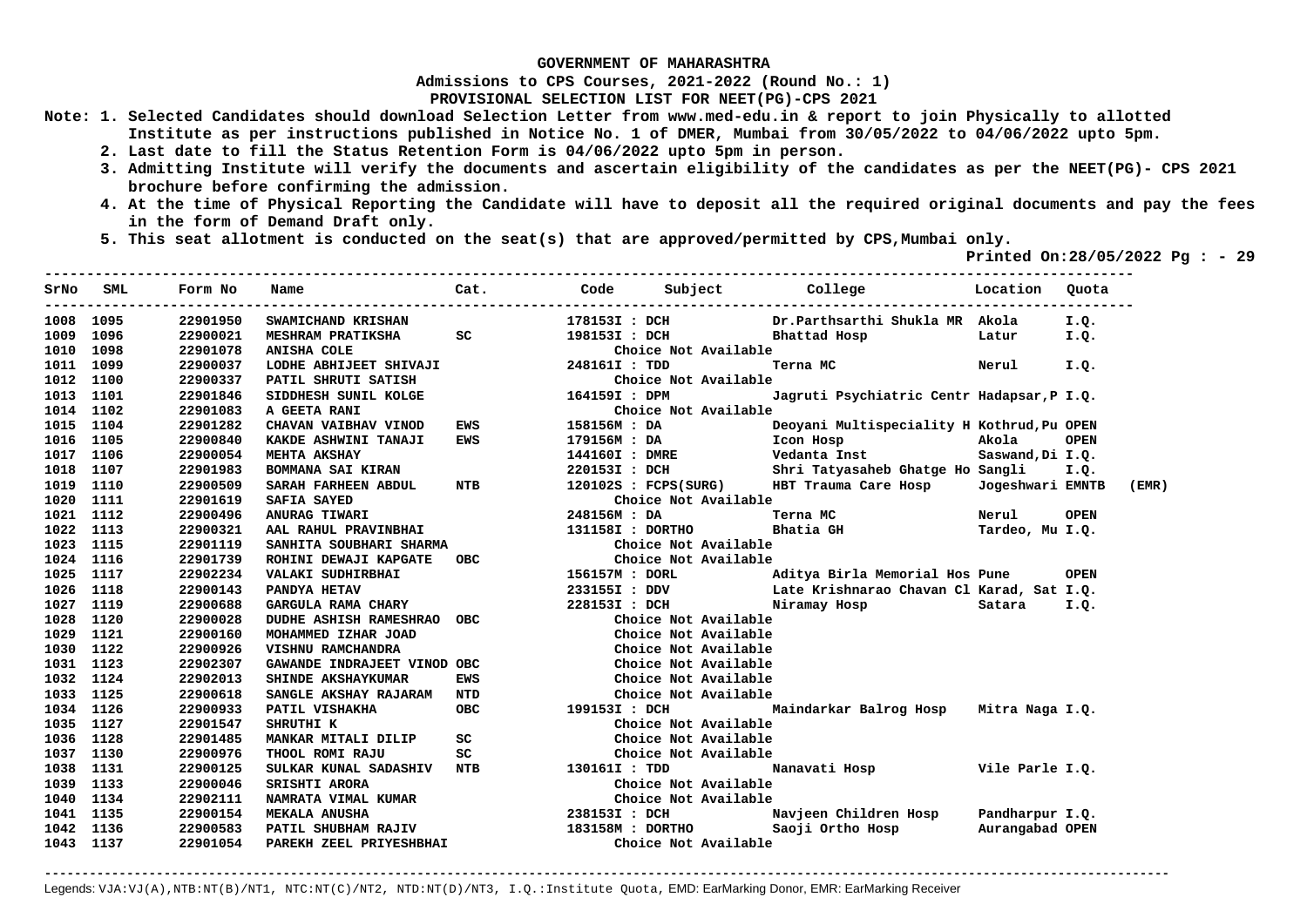# GOVERNMENT OF MAHARASHTRA

**Admissions to CPS Courses, 2021-2022 (Round No.: 1)**

**PROVISIONAL SELECTION LIST FOR NEET(PG)-CPS 2021**

**Note:**
1. Selected Candidates should download Selection Letter from www.med-edu.in & report to join Physically to allotted Institute as per instructions published in Notice No. 1 of DMER, Mumbai from 30/05/2022 to 04/06/2022 upto 5pm.
2. Last date to fill the Status Retention Form is 04/06/2022 upto 5pm in person.
3. Admitting Institute will verify the documents and ascertain eligibility of the candidates as per the NEET(PG)- CPS 2021 brochure before confirming the admission.
4. At the time of Physical Reporting the Candidate will have to deposit all the required original documents and pay the fees in the form of Demand Draft only.
5. This seat allotment is conducted on the seat(s) that are approved/permitted by CPS,Mumbai only.

**Printed On:28/05/2022 Pg : - 29**

| SrNo | SML | Form No | Name | Cat. | Code | Subject | College | Location | Quota |
|---|---|---|---|---|---|---|---|---|---|
| 1008 | 1095 | 22901950 | SWAMICHAND KRISHAN | | 178153I | DCH | Dr.Parthsarthi Shukla MR | Akola | I.Q. |
| 1009 | 1096 | 22900021 | MESHRAM PRATIKSHA | SC | 198153I | DCH | Bhattad Hosp | Latur | I.Q. |
| 1010 | 1098 | 22901078 | ANISHA COLE | | | Choice Not Available | | | |
| 1011 | 1099 | 22900037 | LODHE ABHIJEET SHIVAJI | | 248161I | TDD | Terna MC | Nerul | I.Q. |
| 1012 | 1100 | 22900337 | PATIL SHRUTI SATISH | | | Choice Not Available | | | |
| 1013 | 1101 | 22901846 | SIDDHESH SUNIL KOLGE | | 164159I | DPM | Jagruti Psychiatric Centr | Hadapsar,P | I.Q. |
| 1014 | 1102 | 22901083 | A GEETA RANI | | | Choice Not Available | | | |
| 1015 | 1104 | 22901282 | CHAVAN VAIBHAV VINOD | EWS | 158156M | DA | Deoyani Multispeciality H | Kothrud,Pu | OPEN |
| 1016 | 1105 | 22900840 | KAKDE ASHWINI TANAJI | EWS | 179156M | DA | Icon Hosp | Akola | OPEN |
| 1017 | 1106 | 22900054 | MEHTA AKSHAY | | 144160I | DMRE | Vedanta Inst | Saswand,Di | I.Q. |
| 1018 | 1107 | 22901983 | BOMMANA SAI KIRAN | | 220153I | DCH | Shri Tatyasaheb Ghatge Ho | Sangli | I.Q. |
| 1019 | 1110 | 22900509 | SARAH FARHEEN ABDUL | NTB | 120102S | FCPS(SURG) | HBT Trauma Care Hosp | Jogeshwari | EMNTB (EMR) |
| 1020 | 1111 | 22901619 | SAFIA SAYED | | | Choice Not Available | | | |
| 1021 | 1112 | 22900496 | ANURAG TIWARI | | 248156M | DA | Terna MC | Nerul | OPEN |
| 1022 | 1113 | 22900321 | AAL RAHUL PRAVINBHAI | | 131158I | DORTHO | Bhatia GH | Tardeo, Mu | I.Q. |
| 1023 | 1115 | 22901119 | SANHITA SOUBHARI SHARMA | | | Choice Not Available | | | |
| 1024 | 1116 | 22901739 | ROHINI DEWAJI KAPGATE | OBC | | Choice Not Available | | | |
| 1025 | 1117 | 22902234 | VALAKI SUDHIRBHAI | | 156157M | DORL | Aditya Birla Memorial Hos | Pune | OPEN |
| 1026 | 1118 | 22900143 | PANDYA HETAV | | 233155I | DDV | Late Krishnarao Chavan Cl | Karad, Sat | I.Q. |
| 1027 | 1119 | 22900688 | GARGULA RAMA CHARY | | 228153I | DCH | Niramay Hosp | Satara | I.Q. |
| 1028 | 1120 | 22900028 | DUDHE ASHISH RAMESHRAO | OBC | | Choice Not Available | | | |
| 1029 | 1121 | 22900160 | MOHAMMED IZHAR JOAD | | | Choice Not Available | | | |
| 1030 | 1122 | 22900926 | VISHNU RAMCHANDRA | | | Choice Not Available | | | |
| 1031 | 1123 | 22902307 | GAWANDE INDRAJEET VINOD | OBC | | Choice Not Available | | | |
| 1032 | 1124 | 22902013 | SHINDE AKSHAYKUMAR | EWS | | Choice Not Available | | | |
| 1033 | 1125 | 22900618 | SANGLE AKSHAY RAJARAM | NTD | | Choice Not Available | | | |
| 1034 | 1126 | 22900933 | PATIL VISHAKHA | OBC | 199153I | DCH | Maindarkar Balrog Hosp | Mitra Naga | I.Q. |
| 1035 | 1127 | 22901547 | SHRUTHI K | | | Choice Not Available | | | |
| 1036 | 1128 | 22901485 | MANKAR MITALI DILIP | SC | | Choice Not Available | | | |
| 1037 | 1130 | 22900976 | THOOL ROMI RAJU | SC | | Choice Not Available | | | |
| 1038 | 1131 | 22900125 | SULKAR KUNAL SADASHIV | NTB | 130161I | TDD | Nanavati Hosp | Vile Parle | I.Q. |
| 1039 | 1133 | 22900046 | SRISHTI ARORA | | | Choice Not Available | | | |
| 1040 | 1134 | 22902111 | NAMRATA VIMAL KUMAR | | | Choice Not Available | | | |
| 1041 | 1135 | 22900154 | MEKALA ANUSHA | | 238153I | DCH | Navjeen Children Hosp | Pandharpur | I.Q. |
| 1042 | 1136 | 22900583 | PATIL SHUBHAM RAJIV | | 183158M | DORTHO | Saoji Ortho Hosp | Aurangabad | OPEN |
| 1043 | 1137 | 22901054 | PAREKH ZEEL PRIYESHBHAI | | | Choice Not Available | | | |

Legends: VJA:VJ(A),NTB:NT(B)/NT1, NTC:NT(C)/NT2, NTD:NT(D)/NT3, I.Q.:Institute Quota, EMD: EarMarking Donor, EMR: EarMarking Receiver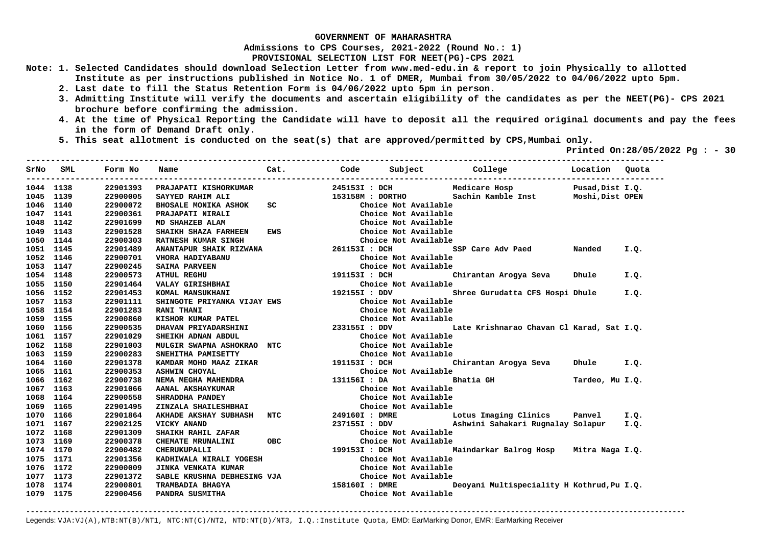**GOVERNMENT OF MAHARASHTRA**

**Admissions to CPS Courses, 2021-2022 (Round No.: 1)**

**PROVISIONAL SELECTION LIST FOR NEET(PG)-CPS 2021**

**Note:**
1. Selected Candidates should download Selection Letter from www.med-edu.in & report to join Physically to allotted Institute as per instructions published in Notice No. 1 of DMER, Mumbai from 30/05/2022 to 04/06/2022 upto 5pm.
2. Last date to fill the Status Retention Form is 04/06/2022 upto 5pm in person.
3. Admitting Institute will verify the documents and ascertain eligibility of the candidates as per the NEET(PG)- CPS 2021 brochure before confirming the admission.
4. At the time of Physical Reporting the Candidate will have to deposit all the required original documents and pay the fees in the form of Demand Draft only.
5. This seat allotment is conducted on the seat(s) that are approved/permitted by CPS,Mumbai only.

**Printed On:28/05/2022 Pg : - 30**

| SrNo | SML | Form No | Name | Cat. | Code | Subject | College | Location | Quota |
|---|---|---|---|---|---|---|---|---|---|
| 1044 | 1138 | 22901393 | PRAJAPATI KISHORKUMAR | | 245153I | DCH | Medicare Hosp | Pusad,Dist | I.Q. |
| 1045 | 1139 | 22900005 | SAYYED RAHIM ALI | | 153158M | DORTHO | Sachin Kamble Inst | Moshi,Dist | OPEN |
| 1046 | 1140 | 22900072 | BHOSALE MONIKA ASHOK | SC | | Choice Not Available | | | |
| 1047 | 1141 | 22900361 | PRAJAPATI NIRALI | | | Choice Not Available | | | |
| 1048 | 1142 | 22901699 | MD SHAHZEB ALAM | | | Choice Not Available | | | |
| 1049 | 1143 | 22901528 | SHAIKH SHAZA FARHEEN | EWS | | Choice Not Available | | | |
| 1050 | 1144 | 22900303 | RATNESH KUMAR SINGH | | | Choice Not Available | | | |
| 1051 | 1145 | 22901489 | ANANTAPUR SHAIK RIZWANA | | 261153I | DCH | SSP Care Adv Paed | Nanded | I.Q. |
| 1052 | 1146 | 22900701 | VHORA HADIYABANU | | | Choice Not Available | | | |
| 1053 | 1147 | 22900245 | SAIMA PARVEEN | | | Choice Not Available | | | |
| 1054 | 1148 | 22900573 | ATHUL REGHU | | 191153I | DCH | Chirantan Arogya Seva | Dhule | I.Q. |
| 1055 | 1150 | 22901464 | VALAY GIRISHBHAI | | | Choice Not Available | | | |
| 1056 | 1152 | 22901453 | KOMAL MANSUKHANI | | 192155I | DDV | Shree Gurudatta CFS Hospi | Dhule | I.Q. |
| 1057 | 1153 | 22901111 | SHINGOTE PRIYANKA VIJAY | EWS | | Choice Not Available | | | |
| 1058 | 1154 | 22901283 | RANI THANI | | | Choice Not Available | | | |
| 1059 | 1155 | 22900860 | KISHOR KUMAR PATEL | | | Choice Not Available | | | |
| 1060 | 1156 | 22900535 | DHAVAN PRIYADARSHINI | | 233155I | DDV | Late Krishnarao Chavan Cl | Karad, Sat | I.Q. |
| 1061 | 1157 | 22901029 | SHEIKH ADNAN ABDUL | | | Choice Not Available | | | |
| 1062 | 1158 | 22901003 | MULGIR SWAPNA ASHOKRAO | NTC | | Choice Not Available | | | |
| 1063 | 1159 | 22900283 | SNEHITHA PAMISETTY | | | Choice Not Available | | | |
| 1064 | 1160 | 22901378 | KAMDAR MOHD MAAZ ZIKAR | | 191153I | DCH | Chirantan Arogya Seva | Dhule | I.Q. |
| 1065 | 1161 | 22900353 | ASHWIN CHOYAL | | | Choice Not Available | | | |
| 1066 | 1162 | 22900738 | NEMA MEGHA MAHENDRA | | 131156I | DA | Bhatia GH | Tardeo, Mu | I.Q. |
| 1067 | 1163 | 22901066 | AANAL AKSHAYKUMAR | | | Choice Not Available | | | |
| 1068 | 1164 | 22900558 | SHRADDHA PANDEY | | | Choice Not Available | | | |
| 1069 | 1165 | 22901495 | ZINZALA SHAILESHBHAI | | | Choice Not Available | | | |
| 1070 | 1166 | 22901864 | AKHADE AKSHAY SUBHASH | NTC | 249160I | DMRE | Lotus Imaging Clinics | Panvel | I.Q. |
| 1071 | 1167 | 22902125 | VICKY ANAND | | 237155I | DDV | Ashwini Sahakari Rugnalay | Solapur | I.Q. |
| 1072 | 1168 | 22901309 | SHAIKH RAHIL ZAFAR | | | Choice Not Available | | | |
| 1073 | 1169 | 22900378 | CHEMATE MRUNALINI | OBC | | Choice Not Available | | | |
| 1074 | 1170 | 22900482 | CHERUKUPALLI | | 199153I | DCH | Maindarkar Balrog Hosp | Mitra Naga | I.Q. |
| 1075 | 1171 | 22901356 | KADHIWALA NIRALI YOGESH | | | Choice Not Available | | | |
| 1076 | 1172 | 22900009 | JINKA VENKATA KUMAR | | | Choice Not Available | | | |
| 1077 | 1173 | 22901372 | SABLE KRUSHNA DEBHESING | VJA | | Choice Not Available | | | |
| 1078 | 1174 | 22900801 | TRAMBADIA BHAGYA | | 158160I | DMRE | Deoyani Multispeciality H | Kothrud,Pu | I.Q. |
| 1079 | 1175 | 22900456 | PANDRA SUSMITHA | | | Choice Not Available | | | |

Legends: VJA:VJ(A),NTB:NT(B)/NT1, NTC:NT(C)/NT2, NTD:NT(D)/NT3, I.Q.:Institute Quota, EMD: EarMarking Donor, EMR: EarMarking Receiver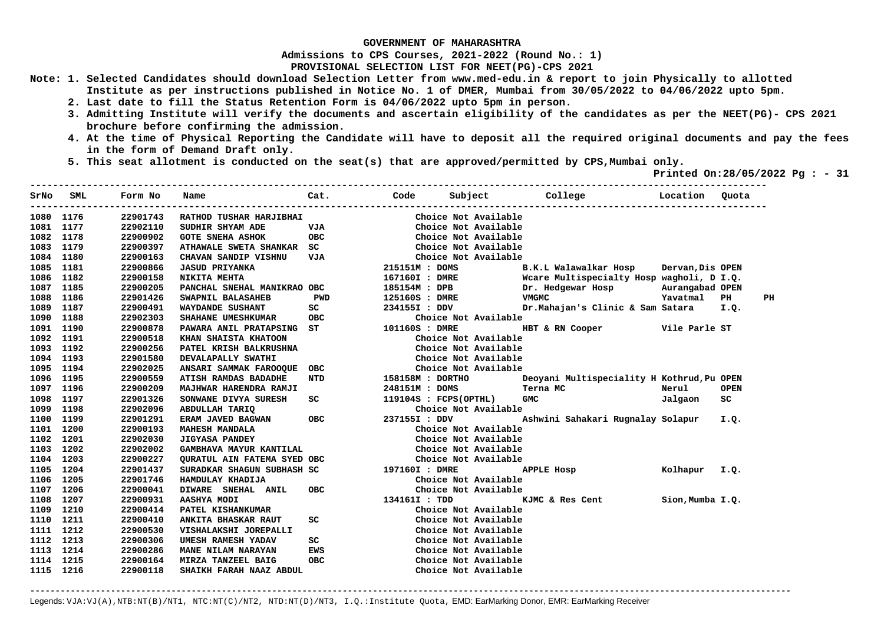# GOVERNMENT OF MAHARASHTRA

## Admissions to CPS Courses, 2021-2022 (Round No.: 1)

## PROVISIONAL SELECTION LIST FOR NEET(PG)-CPS 2021

**Note: 1. Selected Candidates should download Selection Letter from www.med-edu.in & report to join Physically to allotted Institute as per instructions published in Notice No. 1 of DMER, Mumbai from 30/05/2022 to 04/06/2022 upto 5pm.**

**2. Last date to fill the Status Retention Form is 04/06/2022 upto 5pm in person.**

**3. Admitting Institute will verify the documents and ascertain eligibility of the candidates as per the NEET(PG)- CPS 2021 brochure before confirming the admission.**

**4. At the time of Physical Reporting the Candidate will have to deposit all the required original documents and pay the fees in the form of Demand Draft only.**

**5. This seat allotment is conducted on the seat(s) that are approved/permitted by CPS,Mumbai only.**

**Printed On:28/05/2022**

| SrNo | SML | Form No | Name | Cat. | Code | Subject | College | Location | Quota | |
|---|---|---|---|---|---|---|---|---|---|---|
| 1080 | 1176 | 22901743 | RATHOD TUSHAR HARJIBHAI | | | Choice Not Available | | | | |
| 1081 | 1177 | 22902110 | SUDHIR SHYAM ADE | VJA | | Choice Not Available | | | | |
| 1082 | 1178 | 22900902 | GOTE SNEHA ASHOK | OBC | | Choice Not Available | | | | |
| 1083 | 1179 | 22900397 | ATHAWALE SWETA SHANKAR | SC | | Choice Not Available | | | | |
| 1084 | 1180 | 22900163 | CHAVAN SANDIP VISHNU | VJA | | Choice Not Available | | | | |
| 1085 | 1181 | 22900866 | JASUD PRIYANKA | | 215151M : | DOMS | B.K.L Walawalkar Hosp | Dervan,Dis | OPEN | |
| 1086 | 1182 | 22900158 | NIKITA MEHTA | | 167160I : | DMRE | Wcare Multispecialty Hosp | wagholi, D | I.Q. | |
| 1087 | 1185 | 22900205 | PANCHAL SNEHAL MANIKRAO | OBC | 185154M : | DPB | Dr. Hedgewar Hosp | Aurangabad | OPEN | |
| 1088 | 1186 | 22901426 | SWAPNIL BALASAHEB | PWD | 125160S : | DMRE | VMGMC | Yavatmal | PH | PH |
| 1089 | 1187 | 22900491 | WAYDANDE SUSHANT | SC | 234155I : | DDV | Dr.Mahajan's Clinic & Sam | Satara | I.Q. | |
| 1090 | 1188 | 22902303 | SHAHANE UMESHKUMAR | OBC | | Choice Not Available | | | | |
| 1091 | 1190 | 22900878 | PAWARA ANIL PRATAPSING | ST | 101160S : | DMRE | HBT & RN Cooper | Vile Parle | ST | |
| 1092 | 1191 | 22900518 | KHAN SHAISTA KHATOON | | | Choice Not Available | | | | |
| 1093 | 1192 | 22900256 | PATEL KRISH BALKRUSHNA | | | Choice Not Available | | | | |
| 1094 | 1193 | 22901580 | DEVALAPALLY SWATHI | | | Choice Not Available | | | | |
| 1095 | 1194 | 22902025 | ANSARI SAMMAK FAROOQUE | OBC | | Choice Not Available | | | | |
| 1096 | 1195 | 22900559 | ATISH RAMDAS BADADHE | NTD | 158158M : | DORTHO | Deoyani Multispeciality H | Kothrud,Pu | OPEN | |
| 1097 | 1196 | 22900209 | MAJHWAR HARENDRA RAMJI | | 248151M : | DOMS | Terna MC | Nerul | OPEN | |
| 1098 | 1197 | 22901326 | SONWANE DIVYA SURESH | SC | 119104S : | FCPS(OPTHL) | GMC | Jalgaon | SC | |
| 1099 | 1198 | 22902096 | ABDULLAH TARIQ | | | Choice Not Available | | | | |
| 1100 | 1199 | 22901291 | ERAM JAVED BAGWAN | OBC | 237155I : | DDV | Ashwini Sahakari Rugnalay | Solapur | I.Q. | |
| 1101 | 1200 | 22900193 | MAHESH MANDALA | | | Choice Not Available | | | | |
| 1102 | 1201 | 22902030 | JIGYASA PANDEY | | | Choice Not Available | | | | |
| 1103 | 1202 | 22902002 | GAMBHAVA MAYUR KANTILAL | | | Choice Not Available | | | | |
| 1104 | 1203 | 22900227 | QURATUL AIN FATEMA SYED | OBC | | Choice Not Available | | | | |
| 1105 | 1204 | 22901437 | SURADKAR SHAGUN SUBHASH | SC | 197160I : | DMRE | APPLE Hosp | Kolhapur | I.Q. | |
| 1106 | 1205 | 22901746 | HAMDULAY KHADIJA | | | Choice Not Available | | | | |
| 1107 | 1206 | 22900041 | DIWARE SNEHAL ANIL | OBC | | Choice Not Available | | | | |
| 1108 | 1207 | 22900931 | AASHYA MODI | | 134161I : | TDD | KJMC & Res Cent | Sion,Mumba | I.Q. | |
| 1109 | 1210 | 22900414 | PATEL KISHANKUMAR | | | Choice Not Available | | | | |
| 1110 | 1211 | 22900410 | ANKITA BHASKAR RAUT | SC | | Choice Not Available | | | | |
| 1111 | 1212 | 22900530 | VISHALAKSHI JOREPALLI | | | Choice Not Available | | | | |
| 1112 | 1213 | 22900306 | UMESH RAMESH YADAV | SC | | Choice Not Available | | | | |
| 1113 | 1214 | 22900286 | MANE NILAM NARAYAN | EWS | | Choice Not Available | | | | |
| 1114 | 1215 | 22900164 | MIRZA TANZEEL BAIG | OBC | | Choice Not Available | | | | |
| 1115 | 1216 | 22900118 | SHAIKH FARAH NAAZ ABDUL | | | Choice Not Available | | | | |

Legends: VJA:VJ(A),NTB:NT(B)/NT1, NTC:NT(C)/NT2, NTD:NT(D)/NT3, I.Q.:Institute Quota, EMD: EarMarking Donor, EMR: EarMarking Receiver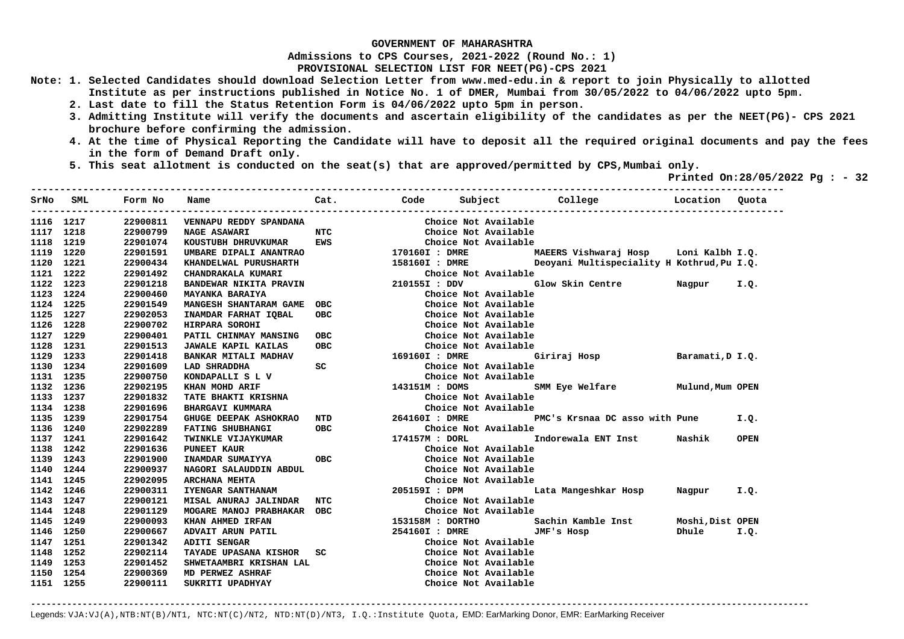# GOVERNMENT OF MAHARASHTRA

## Admissions to CPS Courses, 2021-2022 (Round No.: 1)

## PROVISIONAL SELECTION LIST FOR NEET(PG)-CPS 2021

**Note:**
1. Selected Candidates should download Selection Letter from www.med-edu.in & report to join Physically to allotted Institute as per instructions published in Notice No. 1 of DMER, Mumbai from 30/05/2022 to 04/06/2022 upto 5pm.
2. Last date to fill the Status Retention Form is 04/06/2022 upto 5pm in person.
3. Admitting Institute will verify the documents and ascertain eligibility of the candidates as per the NEET(PG)- CPS 2021 brochure before confirming the admission.
4. At the time of Physical Reporting the Candidate will have to deposit all the required original documents and pay the fees in the form of Demand Draft only.
5. This seat allotment is conducted on the seat(s) that are approved/permitted by CPS,Mumbai only.

**Printed On:28/05/2022 Pg : - 32**

| SrNo | SML | Form No | Name | Cat. | Code | Subject | College | Location | Quota |
|---|---|---|---|---|---|---|---|---|---|
| 1116 | 1217 | 22900811 | VENNAPU REDDY SPANDANA | | | Choice Not Available | | | |
| 1117 | 1218 | 22900799 | NAGE ASAWARI | NTC | | Choice Not Available | | | |
| 1118 | 1219 | 22901074 | KOUSTUBH DHRUVKUMAR | EWS | | Choice Not Available | | | |
| 1119 | 1220 | 22901591 | UMBARE DIPALI ANANTRAO | | 170160I | DMRE | MAEERS Vishwaraj Hosp | Loni Kalbh | I.Q. |
| 1120 | 1221 | 22900434 | KHANDELWAL PURUSHARTH | | 158160I | DMRE | Deoyani Multispeciality H | Kothrud,Pu | I.Q. |
| 1121 | 1222 | 22901492 | CHANDRAKALA KUMARI | | | Choice Not Available | | | |
| 1122 | 1223 | 22901218 | BANDEWAR NIKITA PRAVIN | | 210155I | DDV | Glow Skin Centre | Nagpur | I.Q. |
| 1123 | 1224 | 22900460 | MAYANKA BARAIYA | | | Choice Not Available | | | |
| 1124 | 1225 | 22901549 | MANGESH SHANTARAM GAME | OBC | | Choice Not Available | | | |
| 1125 | 1227 | 22902053 | INAMDAR FARHAT IQBAL | OBC | | Choice Not Available | | | |
| 1126 | 1228 | 22900702 | HIRPARA SOROHI | | | Choice Not Available | | | |
| 1127 | 1229 | 22900401 | PATIL CHINMAY MANSING | OBC | | Choice Not Available | | | |
| 1128 | 1231 | 22901513 | JAWALE KAPIL KAILAS | OBC | | Choice Not Available | | | |
| 1129 | 1233 | 22901418 | BANKAR MITALI MADHAV | | 169160I | DMRE | Giriraj Hosp | Baramati,D | I.Q. |
| 1130 | 1234 | 22901609 | LAD SHRADDHA | SC | | Choice Not Available | | | |
| 1131 | 1235 | 22900750 | KONDAPALLI S L V | | | Choice Not Available | | | |
| 1132 | 1236 | 22902195 | KHAN MOHD ARIF | | 143151M | DOMS | SMM Eye Welfare | Mulund,Mum | OPEN |
| 1133 | 1237 | 22901832 | TATE BHAKTI KRISHNA | | | Choice Not Available | | | |
| 1134 | 1238 | 22901696 | BHARGAVI KUMMARA | | | Choice Not Available | | | |
| 1135 | 1239 | 22901754 | GHUGE DEEPAK ASHOKRAO | NTD | 264160I | DMRE | PMC's Krsnaa DC asso with | Pune | I.Q. |
| 1136 | 1240 | 22902289 | FATING SHUBHANGI | OBC | | Choice Not Available | | | |
| 1137 | 1241 | 22901642 | TWINKLE VIJAYKUMAR | | 174157M | DORL | Indorewala ENT Inst | Nashik | OPEN |
| 1138 | 1242 | 22901636 | PUNEET KAUR | | | Choice Not Available | | | |
| 1139 | 1243 | 22901900 | INAMDAR SUMAIYYA | OBC | | Choice Not Available | | | |
| 1140 | 1244 | 22900937 | NAGORI SALAUDDIN ABDUL | | | Choice Not Available | | | |
| 1141 | 1245 | 22902095 | ARCHANA MEHTA | | | Choice Not Available | | | |
| 1142 | 1246 | 22900311 | IYENGAR SANTHANAM | | 205159I | DPM | Lata Mangeshkar Hosp | Nagpur | I.Q. |
| 1143 | 1247 | 22900121 | MISAL ANURAJ JALINDAR | NTC | | Choice Not Available | | | |
| 1144 | 1248 | 22901129 | MOGARE MANOJ PRABHAKAR | OBC | | Choice Not Available | | | |
| 1145 | 1249 | 22900093 | KHAN AHMED IRFAN | | 153158M | DORTHO | Sachin Kamble Inst | Moshi,Dist | OPEN |
| 1146 | 1250 | 22900667 | ADVAIT ARUN PATIL | | 254160I | DMRE | JMF's Hosp | Dhule | I.Q. |
| 1147 | 1251 | 22901342 | ADITI SENGAR | | | Choice Not Available | | | |
| 1148 | 1252 | 22902114 | TAYADE UPASANA KISHOR | SC | | Choice Not Available | | | |
| 1149 | 1253 | 22901452 | SHWETAAMBRI KRISHAN LAL | | | Choice Not Available | | | |
| 1150 | 1254 | 22900369 | MD PERWEZ ASHRAF | | | Choice Not Available | | | |
| 1151 | 1255 | 22900111 | SUKRITI UPADHYAY | | | Choice Not Available | | | |

Legends: VJA:VJ(A),NTB:NT(B)/NT1, NTC:NT(C)/NT2, NTD:NT(D)/NT3, I.Q.:Institute Quota, EMD: EarMarking Donor, EMR: EarMarking Receiver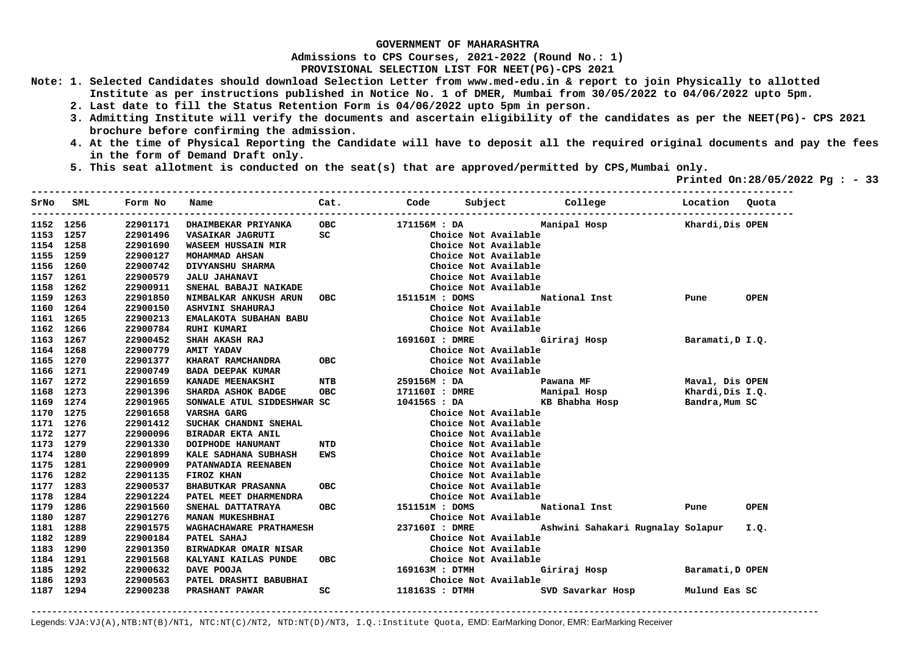**GOVERNMENT OF MAHARASHTRA**

**Admissions to CPS Courses, 2021-2022 (Round No.: 1)**

**PROVISIONAL SELECTION LIST FOR NEET(PG)-CPS 2021**

**Note: 1. Selected Candidates should download Selection Letter from www.med-edu.in & report to join Physically to allotted Institute as per instructions published in Notice No. 1 of DMER, Mumbai from 30/05/2022 to 04/06/2022 upto 5pm.**

**2. Last date to fill the Status Retention Form is 04/06/2022 upto 5pm in person.**

**3. Admitting Institute will verify the documents and ascertain eligibility of the candidates as per the NEET(PG)- CPS 2021 brochure before confirming the admission.**

**4. At the time of Physical Reporting the Candidate will have to deposit all the required original documents and pay the fees in the form of Demand Draft only.**

**5. This seat allotment is conducted on the seat(s) that are approved/permitted by CPS,Mumbai only.**

**Printed On:28/05/2022 Pg : - 33**

| SrNo | SML | Form No | Name | Cat. | Code | Subject | College | Location | Quota |
|---|---|---|---|---|---|---|---|---|---|
| 1152 | 1256 | 22901171 | DHAIMBEKAR PRIYANKA | OBC | 171156M : DA | | Manipal Hosp | Khardi,Dis | OPEN |
| 1153 | 1257 | 22901496 | VASAIKAR JAGRUTI | SC | | Choice Not Available | | | |
| 1154 | 1258 | 22901690 | WASEEM HUSSAIN MIR | | | Choice Not Available | | | |
| 1155 | 1259 | 22900127 | MOHAMMAD AHSAN | | | Choice Not Available | | | |
| 1156 | 1260 | 22900742 | DIVYANSHU SHARMA | | | Choice Not Available | | | |
| 1157 | 1261 | 22900579 | JALU JAHANAVI | | | Choice Not Available | | | |
| 1158 | 1262 | 22900911 | SNEHAL BABAJI NAIKADE | | | Choice Not Available | | | |
| 1159 | 1263 | 22901850 | NIMBALKAR ANKUSH ARUN | OBC | 151151M : DOMS | | National Inst | Pune | OPEN |
| 1160 | 1264 | 22900150 | ASHVINI SHAHURAJ | | | Choice Not Available | | | |
| 1161 | 1265 | 22900213 | EMALAKOTA SUBAHAN BABU | | | Choice Not Available | | | |
| 1162 | 1266 | 22900784 | RUHI KUMARI | | | Choice Not Available | | | |
| 1163 | 1267 | 22900452 | SHAH AKASH RAJ | | 169160I : DMRE | | Giriraj Hosp | Baramati,D | I.Q. |
| 1164 | 1268 | 22900779 | AMIT YADAV | | | Choice Not Available | | | |
| 1165 | 1270 | 22901377 | KHARAT RAMCHANDRA | OBC | | Choice Not Available | | | |
| 1166 | 1271 | 22900749 | BADA DEEPAK KUMAR | | | Choice Not Available | | | |
| 1167 | 1272 | 22901659 | KANADE MEENAKSHI | NTB | 259156M : DA | | Pawana MF | Maval, Dis | OPEN |
| 1168 | 1273 | 22901396 | SHARDA ASHOK BADGE | OBC | 171160I : DMRE | | Manipal Hosp | Khardi,Dis | I.Q. |
| 1169 | 1274 | 22901965 | SONWALE ATUL SIDDESHWAR | SC | 104156S : DA | | KB Bhabha Hosp | Bandra,Mum | SC |
| 1170 | 1275 | 22901658 | VARSHA GARG | | | Choice Not Available | | | |
| 1171 | 1276 | 22901412 | SUCHAK CHANDNI SNEHAL | | | Choice Not Available | | | |
| 1172 | 1277 | 22900096 | BIRADAR EKTA ANIL | | | Choice Not Available | | | |
| 1173 | 1279 | 22901330 | DOIPHODE HANUMANT | NTD | | Choice Not Available | | | |
| 1174 | 1280 | 22901899 | KALE SADHANA SUBHASH | EWS | | Choice Not Available | | | |
| 1175 | 1281 | 22900909 | PATANWADIA REENABEN | | | Choice Not Available | | | |
| 1176 | 1282 | 22901135 | FIROZ KHAN | | | Choice Not Available | | | |
| 1177 | 1283 | 22900537 | BHABUTKAR PRASANNA | OBC | | Choice Not Available | | | |
| 1178 | 1284 | 22901224 | PATEL MEET DHARMENDRA | | | Choice Not Available | | | |
| 1179 | 1286 | 22901560 | SNEHAL DATTATRAYA | OBC | 151151M : DOMS | | National Inst | Pune | OPEN |
| 1180 | 1287 | 22901276 | MANAN MUKESHBHAI | | | Choice Not Available | | | |
| 1181 | 1288 | 22901575 | WAGHACHAWARE PRATHAMESH | | 237160I : DMRE | | Ashwini Sahakari Rugnalay Solapur | | I.Q. |
| 1182 | 1289 | 22900184 | PATEL SAHAJ | | | Choice Not Available | | | |
| 1183 | 1290 | 22901350 | BIRWADKAR OMAIR NISAR | | | Choice Not Available | | | |
| 1184 | 1291 | 22901568 | KALYANI KAILAS PUNDE | OBC | | Choice Not Available | | | |
| 1185 | 1292 | 22900632 | DAVE POOJA | | 169163M : DTMH | | Giriraj Hosp | Baramati,D | OPEN |
| 1186 | 1293 | 22900563 | PATEL DRASHTI BABUBHAI | | | Choice Not Available | | | |
| 1187 | 1294 | 22900238 | PRASHANT PAWAR | SC | 118163S : DTMH | | SVD Savarkar Hosp | Mulund Eas | SC |

Legends: VJA:VJ(A),NTB:NT(B)/NT1, NTC:NT(C)/NT2, NTD:NT(D)/NT3, I.Q.:Institute Quota, EMD: EarMarking Donor, EMR: EarMarking Receiver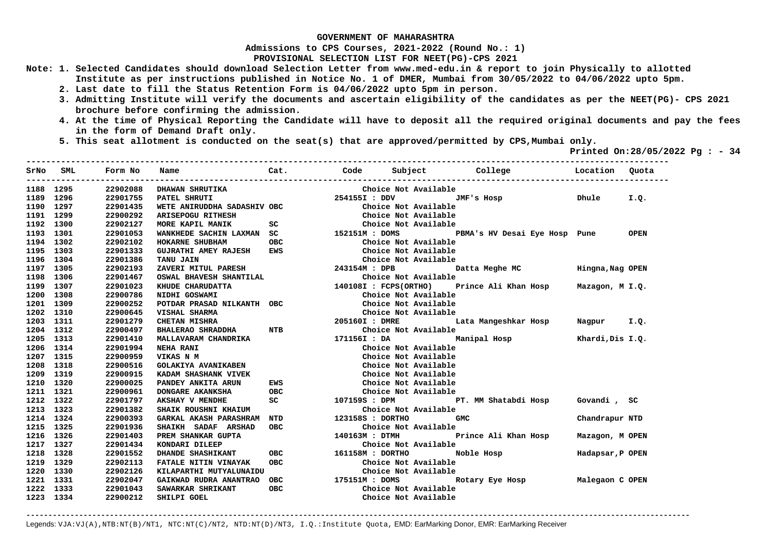**GOVERNMENT OF MAHARASHTRA**

**Admissions to CPS Courses, 2021-2022 (Round No.: 1)**

**PROVISIONAL SELECTION LIST FOR NEET(PG)-CPS 2021**

**Note:**
1. Selected Candidates should download Selection Letter from www.med-edu.in & report to join Physically to allotted Institute as per instructions published in Notice No. 1 of DMER, Mumbai from 30/05/2022 to 04/06/2022 upto 5pm.
2. Last date to fill the Status Retention Form is 04/06/2022 upto 5pm in person.
3. Admitting Institute will verify the documents and ascertain eligibility of the candidates as per the NEET(PG)- CPS 2021 brochure before confirming the admission.
4. At the time of Physical Reporting the Candidate will have to deposit all the required original documents and pay the fees in the form of Demand Draft only.
5. This seat allotment is conducted on the seat(s) that are approved/permitted by CPS,Mumbai only.

**Printed On:28/05/2022 Pg : - 34**

| SrNo | SML | Form No | Name | Cat. | Code | Subject | College | Location | Quota |
|---|---|---|---|---|---|---|---|---|---|
| 1188 | 1295 | 22902088 | DHAWAN SHRUTIKA | | | Choice Not Available | | | |
| 1189 | 1296 | 22901755 | PATEL SHRUTI | | 254155I | DDV | JMF's Hosp | Dhule | I.Q. |
| 1190 | 1297 | 22901435 | WETE ANIRUDDHA SADASHIV | OBC | | Choice Not Available | | | |
| 1191 | 1299 | 22900292 | ARISEPOGU RITHESH | | | Choice Not Available | | | |
| 1192 | 1300 | 22902127 | MORE KAPIL MANIK | SC | | Choice Not Available | | | |
| 1193 | 1301 | 22901053 | WANKHEDE SACHIN LAXMAN | SC | 152151M | DOMS | PBMA's HV Desai Eye Hosp | Pune | OPEN |
| 1194 | 1302 | 22902102 | HOKARNE SHUBHAM | OBC | | Choice Not Available | | | |
| 1195 | 1303 | 22901333 | GUJRATHI AMEY RAJESH | EWS | | Choice Not Available | | | |
| 1196 | 1304 | 22901386 | TANU JAIN | | | Choice Not Available | | | |
| 1197 | 1305 | 22902193 | ZAVERI MITUL PARESH | | 243154M | DPB | Datta Meghe MC | Hingna,Nag | OPEN |
| 1198 | 1306 | 22901467 | OSWAL BHAVESH SHANTILAL | | | Choice Not Available | | | |
| 1199 | 1307 | 22901023 | KHUDE CHARUDATTA | | 140108I | FCPS(ORTHO) | Prince Ali Khan Hosp | Mazagon, M | I.Q. |
| 1200 | 1308 | 22900786 | NIDHI GOSWAMI | | | Choice Not Available | | | |
| 1201 | 1309 | 22900252 | POTDAR PRASAD NILKANTH | OBC | | Choice Not Available | | | |
| 1202 | 1310 | 22900645 | VISHAL SHARMA | | | Choice Not Available | | | |
| 1203 | 1311 | 22901279 | CHETAN MISHRA | | 205160I | DMRE | Lata Mangeshkar Hosp | Nagpur | I.Q. |
| 1204 | 1312 | 22900497 | BHALERAO SHRADDHA | NTB | | Choice Not Available | | | |
| 1205 | 1313 | 22901410 | MALLAVARAM CHANDRIKA | | 171156I | DA | Manipal Hosp | Khardi,Dis | I.Q. |
| 1206 | 1314 | 22901994 | NEHA RANI | | | Choice Not Available | | | |
| 1207 | 1315 | 22900959 | VIKAS N M | | | Choice Not Available | | | |
| 1208 | 1318 | 22900516 | GOLAKIYA AVANIKABEN | | | Choice Not Available | | | |
| 1209 | 1319 | 22900915 | KADAM SHASHANK VIVEK | | | Choice Not Available | | | |
| 1210 | 1320 | 22900025 | PANDEY ANKITA ARUN | EWS | | Choice Not Available | | | |
| 1211 | 1321 | 22900961 | DONGARE AKANKSHA | OBC | | Choice Not Available | | | |
| 1212 | 1322 | 22901797 | AKSHAY V MENDHE | SC | 107159S | DPM | PT. MM Shatabdi Hosp | Govandi , | SC |
| 1213 | 1323 | 22901382 | SHAIK ROUSHNI KHAIUM | | | Choice Not Available | | | |
| 1214 | 1324 | 22900393 | GARKAL AKASH PARASHRAM | NTD | 123158S | DORTHO | GMC | Chandrapur | NTD |
| 1215 | 1325 | 22901936 | SHAIKH SADAF ARSHAD | OBC | | Choice Not Available | | | |
| 1216 | 1326 | 22901403 | PREM SHANKAR GUPTA | | 140163M | DTMH | Prince Ali Khan Hosp | Mazagon, M | OPEN |
| 1217 | 1327 | 22901434 | KONDARI DILEEP | | | Choice Not Available | | | |
| 1218 | 1328 | 22901552 | DHANDE SHASHIKANT | OBC | 161158M | DORTHO | Noble Hosp | Hadapsar,P | OPEN |
| 1219 | 1329 | 22902113 | FATALE NITIN VINAYAK | OBC | | Choice Not Available | | | |
| 1220 | 1330 | 22902126 | KILAPARTHI MUTYALUNAIDU | | | Choice Not Available | | | |
| 1221 | 1331 | 22902047 | GAIKWAD RUDRA ANANTRAO | OBC | 175151M | DOMS | Rotary Eye Hosp | Malegaon C | OPEN |
| 1222 | 1333 | 22901043 | SAWARKAR SHRIKANT | OBC | | Choice Not Available | | | |
| 1223 | 1334 | 22900212 | SHILPI GOEL | | | Choice Not Available | | | |

Legends: VJA:VJ(A),NTB:NT(B)/NT1, NTC:NT(C)/NT2, NTD:NT(D)/NT3, I.Q.:Institute Quota, EMD: EarMarking Donor, EMR: EarMarking Receiver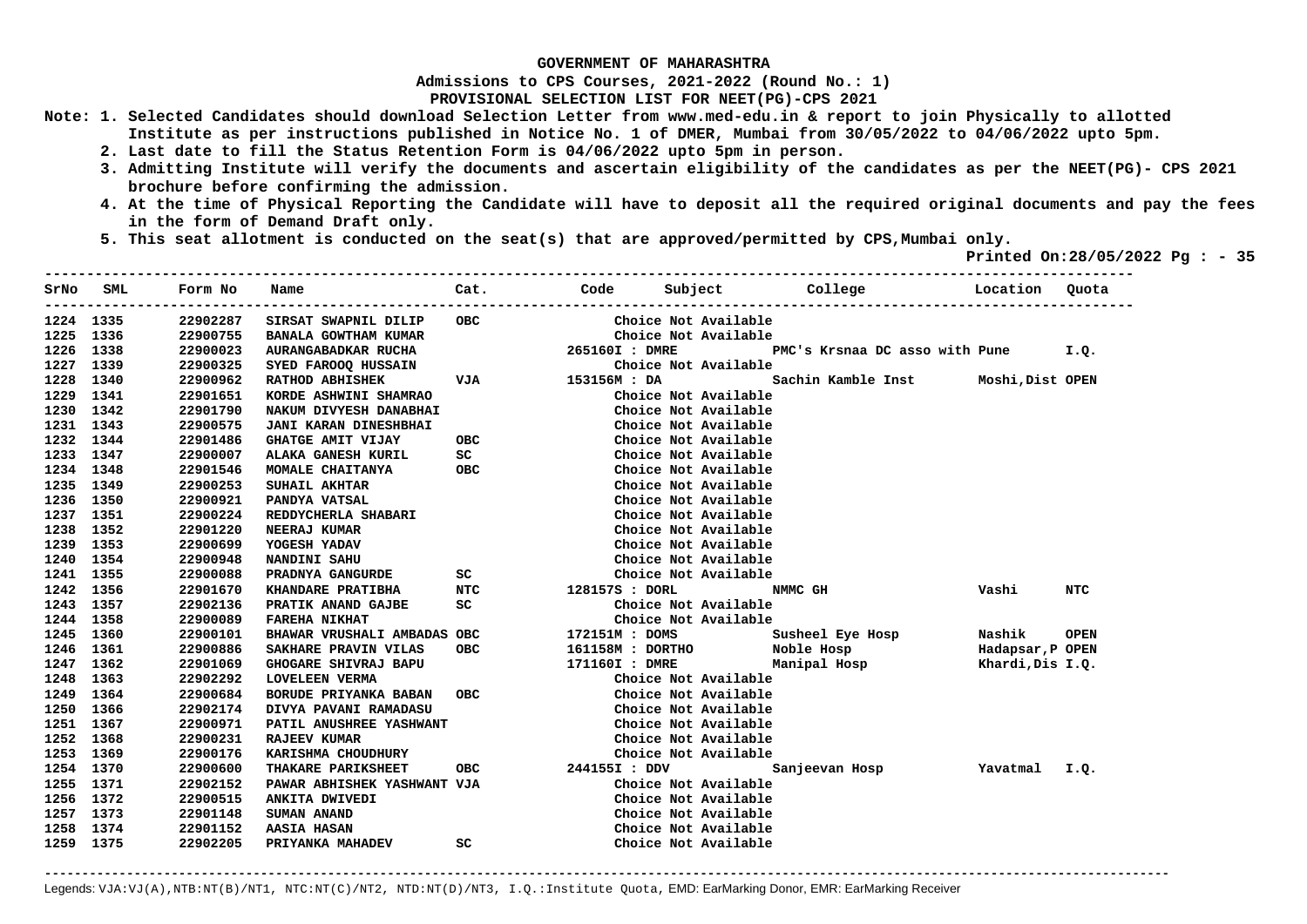**GOVERNMENT OF MAHARASHTRA**

**Admissions to CPS Courses, 2021-2022 (Round No.: 1)**

**PROVISIONAL SELECTION LIST FOR NEET(PG)-CPS 2021**

**Note:**
1. Selected Candidates should download Selection Letter from www.med-edu.in & report to join Physically to allotted Institute as per instructions published in Notice No. 1 of DMER, Mumbai from 30/05/2022 to 04/06/2022 upto 5pm.
2. Last date to fill the Status Retention Form is 04/06/2022 upto 5pm in person.
3. Admitting Institute will verify the documents and ascertain eligibility of the candidates as per the NEET(PG)- CPS 2021 brochure before confirming the admission.
4. At the time of Physical Reporting the Candidate will have to deposit all the required original documents and pay the fees in the form of Demand Draft only.
5. This seat allotment is conducted on the seat(s) that are approved/permitted by CPS,Mumbai only.

**Printed On:28/05/2022 Pg : - 35**

| SrNo | SML | Form No | Name | Cat. | Code | Subject | College | Location | Quota |
|---|---|---|---|---|---|---|---|---|---|
| 1224 | 1335 | 22902287 | SIRSAT SWAPNIL DILIP | OBC | | Choice Not Available | | | |
| 1225 | 1336 | 22900755 | BANALA GOWTHAM KUMAR | | | Choice Not Available | | | |
| 1226 | 1338 | 22900023 | AURANGABADKAR RUCHA | | 265160I | DMRE | PMC's Krsnaa DC asso with | Pune | I.Q. |
| 1227 | 1339 | 22900325 | SYED FAROOQ HUSSAIN | | | Choice Not Available | | | |
| 1228 | 1340 | 22900962 | RATHOD ABHISHEK | VJA | 153156M | DA | Sachin Kamble Inst | Moshi,Dist | OPEN |
| 1229 | 1341 | 22901651 | KORDE ASHWINI SHAMRAO | | | Choice Not Available | | | |
| 1230 | 1342 | 22901790 | NAKUM DIVYESH DANABHAI | | | Choice Not Available | | | |
| 1231 | 1343 | 22900575 | JANI KARAN DINESHBHAI | | | Choice Not Available | | | |
| 1232 | 1344 | 22901486 | GHATGE AMIT VIJAY | OBC | | Choice Not Available | | | |
| 1233 | 1347 | 22900007 | ALAKA GANESH KURIL | SC | | Choice Not Available | | | |
| 1234 | 1348 | 22901546 | MOMALE CHAITANYA | OBC | | Choice Not Available | | | |
| 1235 | 1349 | 22900253 | SUHAIL AKHTAR | | | Choice Not Available | | | |
| 1236 | 1350 | 22900921 | PANDYA VATSAL | | | Choice Not Available | | | |
| 1237 | 1351 | 22900224 | REDDYCHERLA SHABARI | | | Choice Not Available | | | |
| 1238 | 1352 | 22901220 | NEERAJ KUMAR | | | Choice Not Available | | | |
| 1239 | 1353 | 22900699 | YOGESH YADAV | | | Choice Not Available | | | |
| 1240 | 1354 | 22900948 | NANDINI SAHU | | | Choice Not Available | | | |
| 1241 | 1355 | 22900088 | PRADNYA GANGURDE | SC | | Choice Not Available | | | |
| 1242 | 1356 | 22901670 | KHANDARE PRATIBHA | NTC | 128157S | DORL | NMMC GH | Vashi | NTC |
| 1243 | 1357 | 22902136 | PRATIK ANAND GAJBE | SC | | Choice Not Available | | | |
| 1244 | 1358 | 22900089 | FAREHA NIKHAT | | | Choice Not Available | | | |
| 1245 | 1360 | 22900101 | BHAWAR VRUSHALI AMBADAS | OBC | 172151M | DOMS | Susheel Eye Hosp | Nashik | OPEN |
| 1246 | 1361 | 22900886 | SAKHARE PRAVIN VILAS | OBC | 161158M | DORTHO | Noble Hosp | Hadapsar,P | OPEN |
| 1247 | 1362 | 22901069 | GHOGARE SHIVRAJ BAPU | | 171160I | DMRE | Manipal Hosp | Khardi,Dis | I.Q. |
| 1248 | 1363 | 22902292 | LOVELEEN VERMA | | | Choice Not Available | | | |
| 1249 | 1364 | 22900684 | BORUDE PRIYANKA BABAN | OBC | | Choice Not Available | | | |
| 1250 | 1366 | 22902174 | DIVYA PAVANI RAMADASU | | | Choice Not Available | | | |
| 1251 | 1367 | 22900971 | PATIL ANUSHREE YASHWANT | | | Choice Not Available | | | |
| 1252 | 1368 | 22900231 | RAJEEV KUMAR | | | Choice Not Available | | | |
| 1253 | 1369 | 22900176 | KARISHMA CHOUDHURY | | | Choice Not Available | | | |
| 1254 | 1370 | 22900600 | THAKARE PARIKSHEET | OBC | 244155I | DDV | Sanjeevan Hosp | Yavatmal | I.Q. |
| 1255 | 1371 | 22902152 | PAWAR ABHISHEK YASHWANT | VJA | | Choice Not Available | | | |
| 1256 | 1372 | 22900515 | ANKITA DWIVEDI | | | Choice Not Available | | | |
| 1257 | 1373 | 22901148 | SUMAN ANAND | | | Choice Not Available | | | |
| 1258 | 1374 | 22901152 | AASIA HASAN | | | Choice Not Available | | | |
| 1259 | 1375 | 22902205 | PRIYANKA MAHADEV | SC | | Choice Not Available | | | |

Legends: VJA:VJ(A),NTB:NT(B)/NT1, NTC:NT(C)/NT2, NTD:NT(D)/NT3, I.Q.:Institute Quota, EMD: EarMarking Donor, EMR: EarMarking Receiver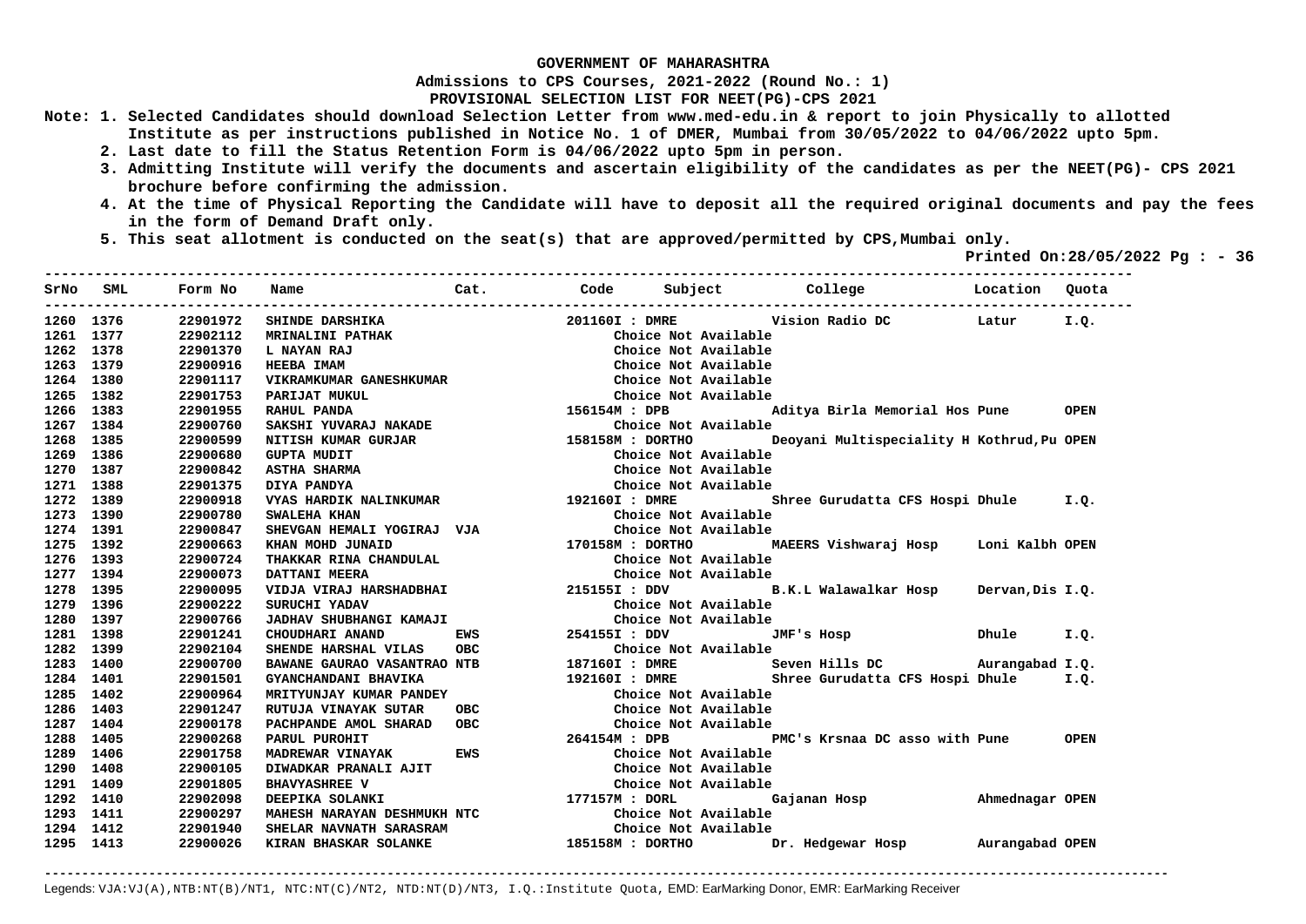**GOVERNMENT OF MAHARASHTRA**

**Admissions to CPS Courses, 2021-2022 (Round No.: 1)**

**PROVISIONAL SELECTION LIST FOR NEET(PG)-CPS 2021**

**Note: 1. Selected Candidates should download Selection Letter from www.med-edu.in & report to join Physically to allotted Institute as per instructions published in Notice No. 1 of DMER, Mumbai from 30/05/2022 to 04/06/2022 upto 5pm.**

**2. Last date to fill the Status Retention Form is 04/06/2022 upto 5pm in person.**

**3. Admitting Institute will verify the documents and ascertain eligibility of the candidates as per the NEET(PG)- CPS 2021 brochure before confirming the admission.**

**4. At the time of Physical Reporting the Candidate will have to deposit all the required original documents and pay the fees in the form of Demand Draft only.**

**5. This seat allotment is conducted on the seat(s) that are approved/permitted by CPS,Mumbai only.**

**Printed On:28/05/2022 Pg : - 36**

| SrNo | SML | Form No | Name | Cat. | Code | Subject | College | Location | Quota |
|---|---|---|---|---|---|---|---|---|---|
| 1260 | 1376 | 22901972 | SHINDE DARSHIKA | | 201160I : DMRE | | Vision Radio DC | Latur | I.Q. |
| 1261 | 1377 | 22902112 | MRINALINI PATHAK | | | Choice Not Available | | | |
| 1262 | 1378 | 22901370 | L NAYAN RAJ | | | Choice Not Available | | | |
| 1263 | 1379 | 22900916 | HEEBA IMAM | | | Choice Not Available | | | |
| 1264 | 1380 | 22901117 | VIKRAMKUMAR GANESHKUMAR | | | Choice Not Available | | | |
| 1265 | 1382 | 22901753 | PARIJAT MUKUL | | | Choice Not Available | | | |
| 1266 | 1383 | 22901955 | RAHUL PANDA | | 156154M : DPB | | Aditya Birla Memorial Hos | Pune | OPEN |
| 1267 | 1384 | 22900760 | SAKSHI YUVARAJ NAKADE | | | Choice Not Available | | | |
| 1268 | 1385 | 22900599 | NITISH KUMAR GURJAR | | 158158M : DORTHO | | Deoyani Multispeciality H | Kothrud,Pu | OPEN |
| 1269 | 1386 | 22900680 | GUPTA MUDIT | | | Choice Not Available | | | |
| 1270 | 1387 | 22900842 | ASTHA SHARMA | | | Choice Not Available | | | |
| 1271 | 1388 | 22901375 | DIYA PANDYA | | | Choice Not Available | | | |
| 1272 | 1389 | 22900918 | VYAS HARDIK NALINKUMAR | | 192160I : DMRE | | Shree Gurudatta CFS Hospi | Dhule | I.Q. |
| 1273 | 1390 | 22900780 | SWALEHA KHAN | | | Choice Not Available | | | |
| 1274 | 1391 | 22900847 | SHEVGAN HEMALI YOGIRAJ | VJA | | Choice Not Available | | | |
| 1275 | 1392 | 22900663 | KHAN MOHD JUNAID | | 170158M : DORTHO | | MAEERS Vishwaraj Hosp | Loni Kalbh | OPEN |
| 1276 | 1393 | 22900724 | THAKKAR RINA CHANDULAL | | | Choice Not Available | | | |
| 1277 | 1394 | 22900073 | DATTANI MEERA | | | Choice Not Available | | | |
| 1278 | 1395 | 22900095 | VIDJA VIRAJ HARSHADBHAI | | 215155I : DDV | | B.K.L Walawalkar Hosp | Dervan,Dis | I.Q. |
| 1279 | 1396 | 22900222 | SURUCHI YADAV | | | Choice Not Available | | | |
| 1280 | 1397 | 22900766 | JADHAV SHUBHANGI KAMAJI | | | Choice Not Available | | | |
| 1281 | 1398 | 22901241 | CHOUDHARI ANAND | EWS | 254155I : DDV | | JMF's Hosp | Dhule | I.Q. |
| 1282 | 1399 | 22902104 | SHENDE HARSHAL VILAS | OBC | | Choice Not Available | | | |
| 1283 | 1400 | 22900700 | BAWANE GAURAO VASANTRAO | NTB | 187160I : DMRE | | Seven Hills DC | Aurangabad | I.Q. |
| 1284 | 1401 | 22901501 | GYANCHANDANI BHAVIKA | | 192160I : DMRE | | Shree Gurudatta CFS Hospi | Dhule | I.Q. |
| 1285 | 1402 | 22900964 | MRITYUNJAY KUMAR PANDEY | | | Choice Not Available | | | |
| 1286 | 1403 | 22901247 | RUTUJA VINAYAK SUTAR | OBC | | Choice Not Available | | | |
| 1287 | 1404 | 22900178 | PACHPANDE AMOL SHARAD | OBC | | Choice Not Available | | | |
| 1288 | 1405 | 22900268 | PARUL PUROHIT | | 264154M : DPB | | PMC's Krsnaa DC asso with | Pune | OPEN |
| 1289 | 1406 | 22901758 | MADREWAR VINAYAK | EWS | | Choice Not Available | | | |
| 1290 | 1408 | 22900105 | DIWADKAR PRANALI AJIT | | | Choice Not Available | | | |
| 1291 | 1409 | 22901805 | BHAVYASHREE V | | | Choice Not Available | | | |
| 1292 | 1410 | 22902098 | DEEPIKA SOLANKI | | 177157M : DORL | | Gajanan Hosp | Ahmednagar | OPEN |
| 1293 | 1411 | 22900297 | MAHESH NARAYAN DESHMUKH | NTC | | Choice Not Available | | | |
| 1294 | 1412 | 22901940 | SHELAR NAVNATH SARASRAM | | | Choice Not Available | | | |
| 1295 | 1413 | 22900026 | KIRAN BHASKAR SOLANKE | | 185158M : DORTHO | | Dr. Hedgewar Hosp | Aurangabad | OPEN |

Legends: VJA:VJ(A),NTB:NT(B)/NT1, NTC:NT(C)/NT2, NTD:NT(D)/NT3, I.Q.:Institute Quota, EMD: EarMarking Donor, EMR: EarMarking Receiver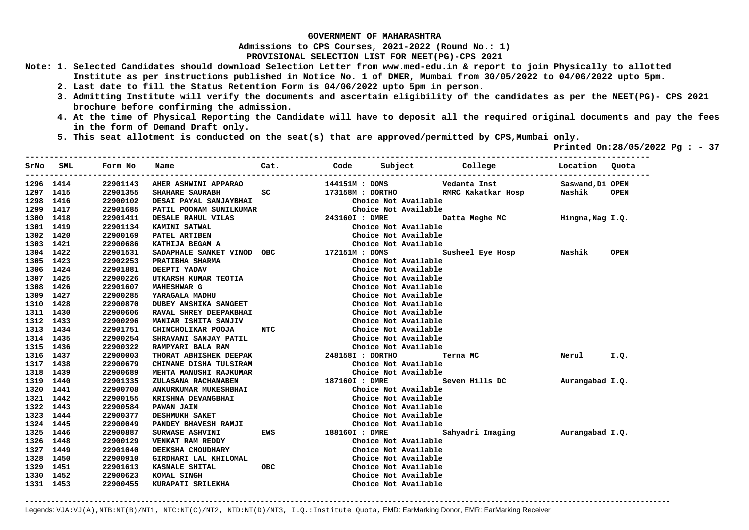GOVERNMENT OF MAHARASHTRA

Admissions to CPS Courses, 2021-2022 (Round No.: 1)

PROVISIONAL SELECTION LIST FOR NEET(PG)-CPS 2021

**Note:**
1. Selected Candidates should download Selection Letter from www.med-edu.in & report to join Physically to allotted Institute as per instructions published in Notice No. 1 of DMER, Mumbai from 30/05/2022 to 04/06/2022 upto 5pm.
2. Last date to fill the Status Retention Form is 04/06/2022 upto 5pm in person.
3. Admitting Institute will verify the documents and ascertain eligibility of the candidates as per the NEET(PG)- CPS 2021 brochure before confirming the admission.
4. At the time of Physical Reporting the Candidate will have to deposit all the required original documents and pay the fees in the form of Demand Draft only.
5. This seat allotment is conducted on the seat(s) that are approved/permitted by CPS,Mumbai only.

Printed On:28/05/2022

| SrNo | SML | Form No | Name | Cat. | Code | Subject | College | Location | Quota |
|---|---|---|---|---|---|---|---|---|---|
| 1296 | 1414 | 22901143 | AHER ASHWINI APPARAO | | 144151M | DOMS | Vedanta Inst | Saswand,Di | OPEN |
| 1297 | 1415 | 22901355 | SHAHARE SAURABH | SC | 173158M | DORTHO | RMRC Kakatkar Hosp | Nashik | OPEN |
| 1298 | 1416 | 22900102 | DESAI PAYAL SANJAYBHAI | | | Choice Not Available | | | |
| 1299 | 1417 | 22901685 | PATIL POONAM SUNILKUMAR | | | Choice Not Available | | | |
| 1300 | 1418 | 22901411 | DESALE RAHUL VILAS | | 243160I | DMRE | Datta Meghe MC | Hingna,Nag | I.Q. |
| 1301 | 1419 | 22901134 | KAMINI SATWAL | | | Choice Not Available | | | |
| 1302 | 1420 | 22900169 | PATEL ARTIBEN | | | Choice Not Available | | | |
| 1303 | 1421 | 22900686 | KATHIJA BEGAM A | | | Choice Not Available | | | |
| 1304 | 1422 | 22901531 | SADAPHALE SANKET VINOD | OBC | 172151M | DOMS | Susheel Eye Hosp | Nashik | OPEN |
| 1305 | 1423 | 22902253 | PRATIBHA SHARMA | | | Choice Not Available | | | |
| 1306 | 1424 | 22901881 | DEEPTI YADAV | | | Choice Not Available | | | |
| 1307 | 1425 | 22900226 | UTKARSH KUMAR TEOTIA | | | Choice Not Available | | | |
| 1308 | 1426 | 22901607 | MAHESHWAR G | | | Choice Not Available | | | |
| 1309 | 1427 | 22900285 | YARAGALA MADHU | | | Choice Not Available | | | |
| 1310 | 1428 | 22900870 | DUBEY ANSHIKA SANGEET | | | Choice Not Available | | | |
| 1311 | 1430 | 22900606 | RAVAL SHREY DEEPAKBHAI | | | Choice Not Available | | | |
| 1312 | 1433 | 22900296 | MANIAR ISHITA SANJIV | | | Choice Not Available | | | |
| 1313 | 1434 | 22901751 | CHINCHOLIKAR POOJA | NTC | | Choice Not Available | | | |
| 1314 | 1435 | 22900254 | SHRAVANI SANJAY PATIL | | | Choice Not Available | | | |
| 1315 | 1436 | 22900322 | RAMPYARI BALA RAM | | | Choice Not Available | | | |
| 1316 | 1437 | 22900003 | THORAT ABHISHEK DEEPAK | | 248158I | DORTHO | Terna MC | Nerul | I.Q. |
| 1317 | 1438 | 22900679 | CHIMANE DISHA TULSIRAM | | | Choice Not Available | | | |
| 1318 | 1439 | 22900689 | MEHTA MANUSHI RAJKUMAR | | | Choice Not Available | | | |
| 1319 | 1440 | 22901335 | ZULASANA RACHANABEN | | 187160I | DMRE | Seven Hills DC | Aurangabad | I.Q. |
| 1320 | 1441 | 22900708 | ANKURKUMAR MUKESHBHAI | | | Choice Not Available | | | |
| 1321 | 1442 | 22900155 | KRISHNA DEVANGBHAI | | | Choice Not Available | | | |
| 1322 | 1443 | 22900584 | PAWAN JAIN | | | Choice Not Available | | | |
| 1323 | 1444 | 22900377 | DESHMUKH SAKET | | | Choice Not Available | | | |
| 1324 | 1445 | 22900049 | PANDEY BHAVESH RAMJI | | | Choice Not Available | | | |
| 1325 | 1446 | 22900887 | SURWASE ASHVINI | EWS | 188160I | DMRE | Sahyadri Imaging | Aurangabad | I.Q. |
| 1326 | 1448 | 22900129 | VENKAT RAM REDDY | | | Choice Not Available | | | |
| 1327 | 1449 | 22901040 | DEEKSHA CHOUDHARY | | | Choice Not Available | | | |
| 1328 | 1450 | 22900910 | GIRDHARI LAL KHILOMAL | | | Choice Not Available | | | |
| 1329 | 1451 | 22901613 | KASNALE SHITAL | OBC | | Choice Not Available | | | |
| 1330 | 1452 | 22900623 | KOMAL SINGH | | | Choice Not Available | | | |
| 1331 | 1453 | 22900455 | KURAPATI SRILEKHA | | | Choice Not Available | | | |

Legends: VJA:VJ(A),NTB:NT(B)/NT1, NTC:NT(C)/NT2, NTD:NT(D)/NT3, I.Q.:Institute Quota, EMD: EarMarking Donor, EMR: EarMarking Receiver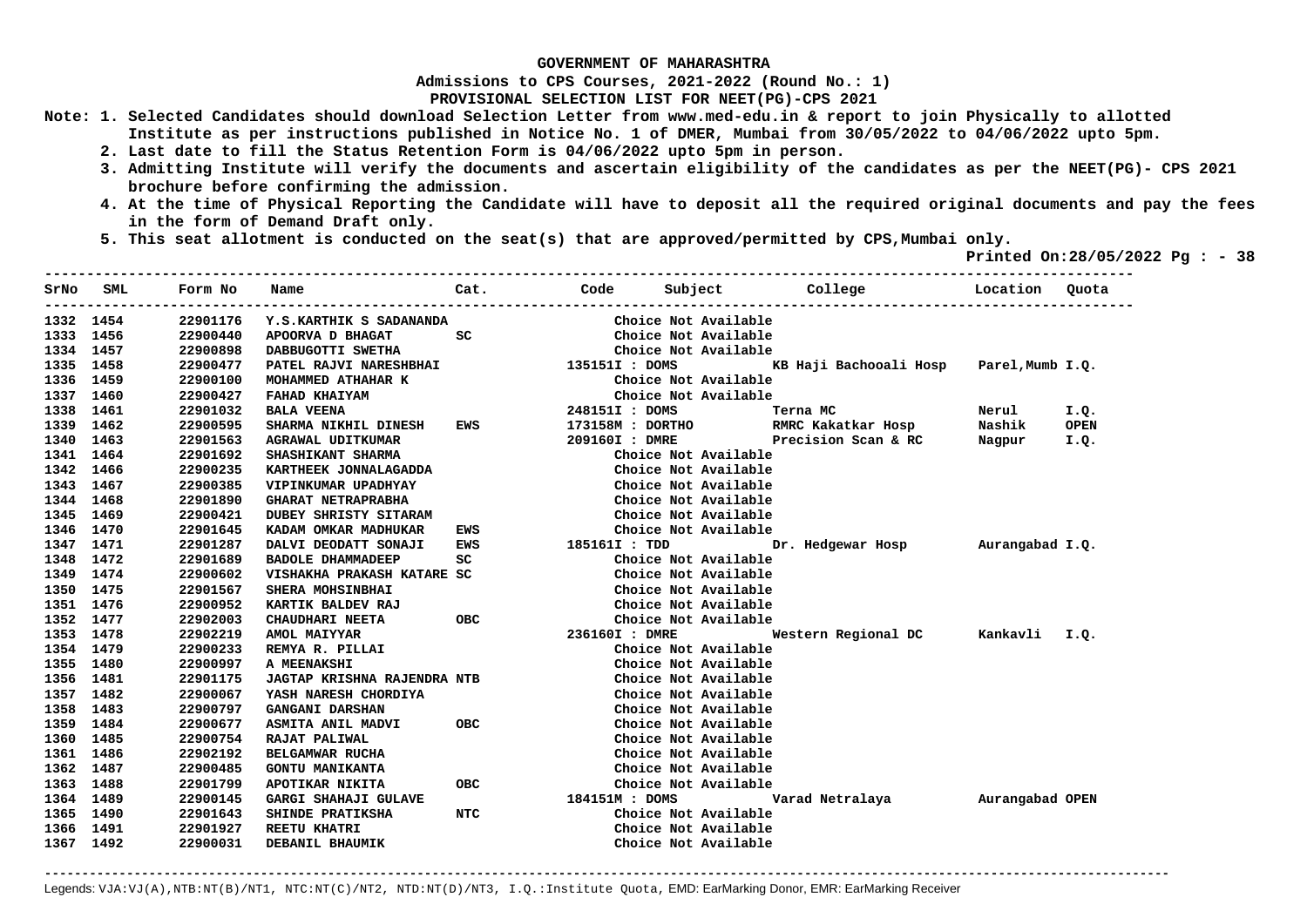# GOVERNMENT OF MAHARASHTRA

## Admissions to CPS Courses, 2021-2022 (Round No.: 1)

## PROVISIONAL SELECTION LIST FOR NEET(PG)-CPS 2021

**Note:**
1. Selected Candidates should download Selection Letter from www.med-edu.in & report to join Physically to allotted Institute as per instructions published in Notice No. 1 of DMER, Mumbai from 30/05/2022 to 04/06/2022 upto 5pm.
2. Last date to fill the Status Retention Form is 04/06/2022 upto 5pm in person.
3. Admitting Institute will verify the documents and ascertain eligibility of the candidates as per the NEET(PG)- CPS 2021 brochure before confirming the admission.
4. At the time of Physical Reporting the Candidate will have to deposit all the required original documents and pay the fees in the form of Demand Draft only.
5. This seat allotment is conducted on the seat(s) that are approved/permitted by CPS,Mumbai only.

Printed On:28/05/2022

| SrNo | SML | Form No | Name | Cat. | Code | Subject | College | Location | Quota |
|---|---|---|---|---|---|---|---|---|---|
| 1332 | 1454 | 22901176 | Y.S.KARTHIK S SADANANDA | | | Choice Not Available | | | |
| 1333 | 1456 | 22900440 | APOORVA D BHAGAT | SC | | Choice Not Available | | | |
| 1334 | 1457 | 22900898 | DABBUGOTTI SWETHA | | | Choice Not Available | | | |
| 1335 | 1458 | 22900477 | PATEL RAJVI NARESHBHAI | | 135151I | DOMS | KB Haji Bachooali Hosp | Parel,Mumb | I.Q. |
| 1336 | 1459 | 22900100 | MOHAMMED ATHAHAR K | | | Choice Not Available | | | |
| 1337 | 1460 | 22900427 | FAHAD KHAIYAM | | | Choice Not Available | | | |
| 1338 | 1461 | 22901032 | BALA VEENA | | 248151I | DOMS | Terna MC | Nerul | I.Q. |
| 1339 | 1462 | 22900595 | SHARMA NIKHIL DINESH | EWS | 173158M | DORTHO | RMRC Kakatkar Hosp | Nashik | OPEN |
| 1340 | 1463 | 22901563 | AGRAWAL UDITKUMAR | | 209160I | DMRE | Precision Scan & RC | Nagpur | I.Q. |
| 1341 | 1464 | 22901692 | SHASHIKANT SHARMA | | | Choice Not Available | | | |
| 1342 | 1466 | 22900235 | KARTHEEK JONNALAGADDA | | | Choice Not Available | | | |
| 1343 | 1467 | 22900385 | VIPINKUMAR UPADHYAY | | | Choice Not Available | | | |
| 1344 | 1468 | 22901890 | GHARAT NETRAPRABHA | | | Choice Not Available | | | |
| 1345 | 1469 | 22900421 | DUBEY SHRISTY SITARAM | | | Choice Not Available | | | |
| 1346 | 1470 | 22901645 | KADAM OMKAR MADHUKAR | EWS | | Choice Not Available | | | |
| 1347 | 1471 | 22901287 | DALVI DEODATT SONAJI | EWS | 185161I | TDD | Dr. Hedgewar Hosp | Aurangabad | I.Q. |
| 1348 | 1472 | 22901689 | BADOLE DHAMMADEEP | SC | | Choice Not Available | | | |
| 1349 | 1474 | 22900602 | VISHAKHA PRAKASH KATARE | SC | | Choice Not Available | | | |
| 1350 | 1475 | 22901567 | SHERA MOHSINBHAI | | | Choice Not Available | | | |
| 1351 | 1476 | 22900952 | KARTIK BALDEV RAJ | | | Choice Not Available | | | |
| 1352 | 1477 | 22902003 | CHAUDHARI NEETA | OBC | | Choice Not Available | | | |
| 1353 | 1478 | 22902219 | AMOL MAIYYAR | | 236160I | DMRE | Western Regional DC | Kankavli | I.Q. |
| 1354 | 1479 | 22900233 | REMYA R. PILLAI | | | Choice Not Available | | | |
| 1355 | 1480 | 22900997 | A MEENAKSHI | | | Choice Not Available | | | |
| 1356 | 1481 | 22901175 | JAGTAP KRISHNA RAJENDRA | NTB | | Choice Not Available | | | |
| 1357 | 1482 | 22900067 | YASH NARESH CHORDIYA | | | Choice Not Available | | | |
| 1358 | 1483 | 22900797 | GANGANI DARSHAN | | | Choice Not Available | | | |
| 1359 | 1484 | 22900677 | ASMITA ANIL MADVI | OBC | | Choice Not Available | | | |
| 1360 | 1485 | 22900754 | RAJAT PALIWAL | | | Choice Not Available | | | |
| 1361 | 1486 | 22902192 | BELGAMWAR RUCHA | | | Choice Not Available | | | |
| 1362 | 1487 | 22900485 | GONTU MANIKANTA | | | Choice Not Available | | | |
| 1363 | 1488 | 22901799 | APOTIKAR NIKITA | OBC | | Choice Not Available | | | |
| 1364 | 1489 | 22900145 | GARGI SHAHAJI GULAVE | | 184151M | DOMS | Varad Netralaya | Aurangabad | OPEN |
| 1365 | 1490 | 22901643 | SHINDE PRATIKSHA | NTC | | Choice Not Available | | | |
| 1366 | 1491 | 22901927 | REETU KHATRI | | | Choice Not Available | | | |
| 1367 | 1492 | 22900031 | DEBANIL BHAUMIK | | | Choice Not Available | | | |

Legends: VJA:VJ(A),NTB:NT(B)/NT1, NTC:NT(C)/NT2, NTD:NT(D)/NT3, I.Q.:Institute Quota, EMD: EarMarking Donor, EMR: EarMarking Receiver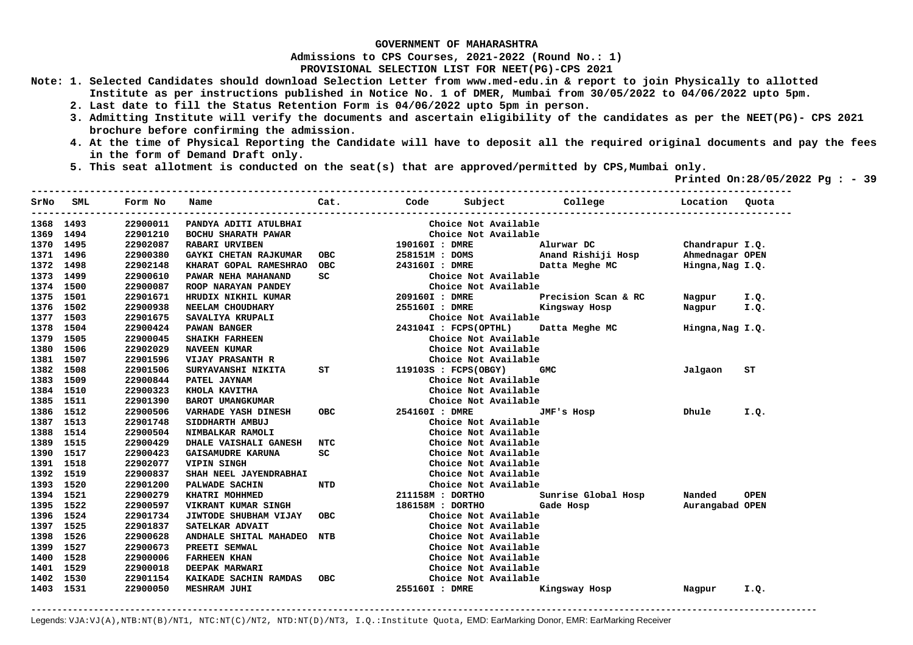**GOVERNMENT OF MAHARASHTRA**

**Admissions to CPS Courses, 2021-2022 (Round No.: 1)**

**PROVISIONAL SELECTION LIST FOR NEET(PG)-CPS 2021**

**Note: 1. Selected Candidates should download Selection Letter from www.med-edu.in & report to join Physically to allotted Institute as per instructions published in Notice No. 1 of DMER, Mumbai from 30/05/2022 to 04/06/2022 upto 5pm.**

**2. Last date to fill the Status Retention Form is 04/06/2022 upto 5pm in person.**

**3. Admitting Institute will verify the documents and ascertain eligibility of the candidates as per the NEET(PG)- CPS 2021 brochure before confirming the admission.**

**4. At the time of Physical Reporting the Candidate will have to deposit all the required original documents and pay the fees in the form of Demand Draft only.**

**5. This seat allotment is conducted on the seat(s) that are approved/permitted by CPS,Mumbai only.**

**Printed On:28/05/2022 Pg : - 39**

| SrNo | SML | Form No | Name | Cat. | Code | Subject | College | Location | Quota |
|---|---|---|---|---|---|---|---|---|---|
| 1368 | 1493 | 22900011 | PANDYA ADITI ATULBHAI | | | Choice Not Available | | | |
| 1369 | 1494 | 22901210 | BOCHU SHARATH PAWAR | | | Choice Not Available | | | |
| 1370 | 1495 | 22902087 | RABARI URVIBEN | | 190160I | DMRE | Alurwar DC | Chandrapur | I.Q. |
| 1371 | 1496 | 22900380 | GAYKI CHETAN RAJKUMAR | OBC | 258151M | DOMS | Anand Rishiji Hosp | Ahmednagar | OPEN |
| 1372 | 1498 | 22902148 | KHARAT GOPAL RAMESHRAO | OBC | 243160I | DMRE | Datta Meghe MC | Hingna,Nag | I.Q. |
| 1373 | 1499 | 22900610 | PAWAR NEHA MAHANAND | SC | | Choice Not Available | | | |
| 1374 | 1500 | 22900087 | ROOP NARAYAN PANDEY | | | Choice Not Available | | | |
| 1375 | 1501 | 22901671 | HRUDIX NIKHIL KUMAR | | 209160I | DMRE | Precision Scan & RC | Nagpur | I.Q. |
| 1376 | 1502 | 22900938 | NEELAM CHOUDHARY | | 255160I | DMRE | Kingsway Hosp | Nagpur | I.Q. |
| 1377 | 1503 | 22901675 | SAVALIYA KRUPALI | | | Choice Not Available | | | |
| 1378 | 1504 | 22900424 | PAWAN BANGER | | 243104I | FCPS(OPTHL) | Datta Meghe MC | Hingna,Nag | I.Q. |
| 1379 | 1505 | 22900045 | SHAIKH FARHEEN | | | Choice Not Available | | | |
| 1380 | 1506 | 22902029 | NAVEEN KUMAR | | | Choice Not Available | | | |
| 1381 | 1507 | 22901596 | VIJAY PRASANTH R | | | Choice Not Available | | | |
| 1382 | 1508 | 22901506 | SURYAVANSHI NIKITA | ST | 119103S | FCPS(OBGY) | GMC | Jalgaon | ST |
| 1383 | 1509 | 22900844 | PATEL JAYNAM | | | Choice Not Available | | | |
| 1384 | 1510 | 22900323 | KHOLA KAVITHA | | | Choice Not Available | | | |
| 1385 | 1511 | 22901390 | BAROT UMANGKUMAR | | | Choice Not Available | | | |
| 1386 | 1512 | 22900506 | VARHADE YASH DINESH | OBC | 254160I | DMRE | JMF's Hosp | Dhule | I.Q. |
| 1387 | 1513 | 22901748 | SIDDHARTH AMBUJ | | | Choice Not Available | | | |
| 1388 | 1514 | 22900504 | NIMBALKAR RAMOLI | | | Choice Not Available | | | |
| 1389 | 1515 | 22900429 | DHALE VAISHALI GANESH | NTC | | Choice Not Available | | | |
| 1390 | 1517 | 22900423 | GAISAMUDRE KARUNA | SC | | Choice Not Available | | | |
| 1391 | 1518 | 22902077 | VIPIN SINGH | | | Choice Not Available | | | |
| 1392 | 1519 | 22900837 | SHAH NEEL JAYENDRABHAI | | | Choice Not Available | | | |
| 1393 | 1520 | 22901200 | PALWADE SACHIN | NTD | | Choice Not Available | | | |
| 1394 | 1521 | 22900279 | KHATRI MOHHMED | | 211158M | DORTHO | Sunrise Global Hosp | Nanded | OPEN |
| 1395 | 1522 | 22900597 | VIKRANT KUMAR SINGH | | 186158M | DORTHO | Gade Hosp | Aurangabad | OPEN |
| 1396 | 1524 | 22901734 | JIWTODE SHUBHAM VIJAY | OBC | | Choice Not Available | | | |
| 1397 | 1525 | 22901837 | SATELKAR ADVAIT | | | Choice Not Available | | | |
| 1398 | 1526 | 22900628 | ANDHALE SHITAL MAHADEO | NTB | | Choice Not Available | | | |
| 1399 | 1527 | 22900673 | PREETI SEMWAL | | | Choice Not Available | | | |
| 1400 | 1528 | 22900006 | FARHEEN KHAN | | | Choice Not Available | | | |
| 1401 | 1529 | 22900018 | DEEPAK MARWARI | | | Choice Not Available | | | |
| 1402 | 1530 | 22901154 | KAIKADE SACHIN RAMDAS | OBC | | Choice Not Available | | | |
| 1403 | 1531 | 22900050 | MESHRAM JUHI | | 255160I | DMRE | Kingsway Hosp | Nagpur | I.Q. |

Legends: VJA:VJ(A),NTB:NT(B)/NT1, NTC:NT(C)/NT2, NTD:NT(D)/NT3, I.Q.:Institute Quota, EMD: EarMarking Donor, EMR: EarMarking Receiver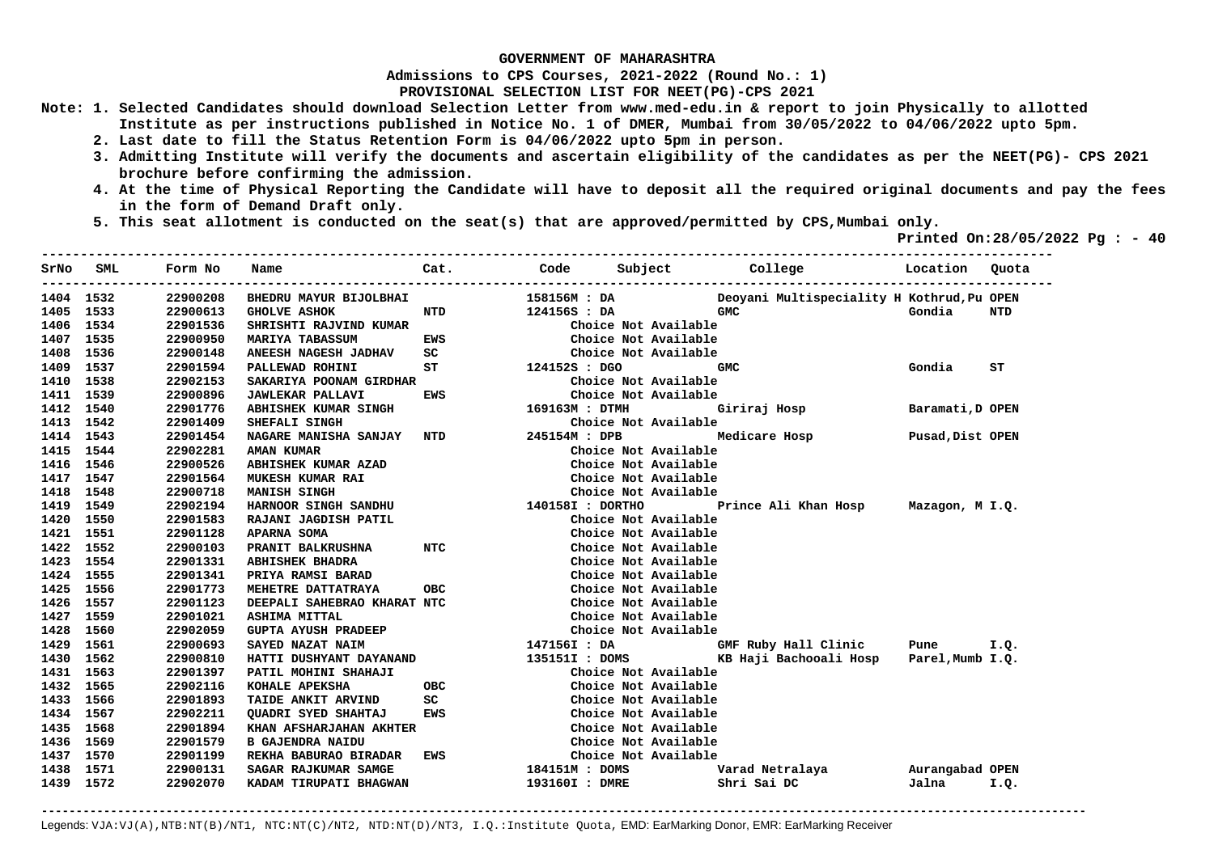**GOVERNMENT OF MAHARASHTRA**

**Admissions to CPS Courses, 2021-2022 (Round No.: 1)**

**PROVISIONAL SELECTION LIST FOR NEET(PG)-CPS 2021**

**Note:**
1. Selected Candidates should download Selection Letter from www.med-edu.in & report to join Physically to allotted Institute as per instructions published in Notice No. 1 of DMER, Mumbai from 30/05/2022 to 04/06/2022 upto 5pm.
2. Last date to fill the Status Retention Form is 04/06/2022 upto 5pm in person.
3. Admitting Institute will verify the documents and ascertain eligibility of the candidates as per the NEET(PG)- CPS 2021 brochure before confirming the admission.
4. At the time of Physical Reporting the Candidate will have to deposit all the required original documents and pay the fees in the form of Demand Draft only.
5. This seat allotment is conducted on the seat(s) that are approved/permitted by CPS,Mumbai only.

**Printed On:28/05/2022 Pg : - 40**

| SrNo | SML | Form No | Name | Cat. | Code | Subject | College | Location | Quota |
|---|---|---|---|---|---|---|---|---|---|
| 1404 | 1532 | 22900208 | BHEDRU MAYUR BIJOLBHAI | | 158156M | DA | Deoyani Multispeciality H | Kothrud,Pu | OPEN |
| 1405 | 1533 | 22900613 | GHOLVE ASHOK | NTD | 124156S | DA | GMC | Gondia | NTD |
| 1406 | 1534 | 22901536 | SHRISHTI RAJVIND KUMAR | | | Choice Not Available | | | |
| 1407 | 1535 | 22900950 | MARIYA TABASSUM | EWS | | Choice Not Available | | | |
| 1408 | 1536 | 22900148 | ANEESH NAGESH JADHAV | SC | | Choice Not Available | | | |
| 1409 | 1537 | 22901594 | PALLEWAD ROHINI | ST | 124152S | DGO | GMC | Gondia | ST |
| 1410 | 1538 | 22902153 | SAKARIYA POONAM GIRDHAR | | | Choice Not Available | | | |
| 1411 | 1539 | 22900896 | JAWLEKAR PALLAVI | EWS | | Choice Not Available | | | |
| 1412 | 1540 | 22901776 | ABHISHEK KUMAR SINGH | | 169163M | DTMH | Giriraj Hosp | Baramati,D | OPEN |
| 1413 | 1542 | 22901409 | SHEFALI SINGH | | | Choice Not Available | | | |
| 1414 | 1543 | 22901454 | NAGARE MANISHA SANJAY | NTD | 245154M | DPB | Medicare Hosp | Pusad,Dist | OPEN |
| 1415 | 1544 | 22902281 | AMAN KUMAR | | | Choice Not Available | | | |
| 1416 | 1546 | 22900526 | ABHISHEK KUMAR AZAD | | | Choice Not Available | | | |
| 1417 | 1547 | 22901564 | MUKESH KUMAR RAI | | | Choice Not Available | | | |
| 1418 | 1548 | 22900718 | MANISH SINGH | | | Choice Not Available | | | |
| 1419 | 1549 | 22902194 | HARNOOR SINGH SANDHU | | 140158I | DORTHO | Prince Ali Khan Hosp | Mazagon, M | I.Q. |
| 1420 | 1550 | 22901583 | RAJANI JAGDISH PATIL | | | Choice Not Available | | | |
| 1421 | 1551 | 22901128 | APARNA SOMA | | | Choice Not Available | | | |
| 1422 | 1552 | 22900103 | PRANIT BALKRUSHNA | NTC | | Choice Not Available | | | |
| 1423 | 1554 | 22901331 | ABHISHEK BHADRA | | | Choice Not Available | | | |
| 1424 | 1555 | 22901341 | PRIYA RAMSI BARAD | | | Choice Not Available | | | |
| 1425 | 1556 | 22901773 | MEHETRE DATTATRAYA | OBC | | Choice Not Available | | | |
| 1426 | 1557 | 22901123 | DEEPALI SAHEBRAO KHARAT | NTC | | Choice Not Available | | | |
| 1427 | 1559 | 22901021 | ASHIMA MITTAL | | | Choice Not Available | | | |
| 1428 | 1560 | 22902059 | GUPTA AYUSH PRADEEP | | | Choice Not Available | | | |
| 1429 | 1561 | 22900693 | SAYED NAZAT NAIM | | 147156I | DA | GMF Ruby Hall Clinic | Pune | I.Q. |
| 1430 | 1562 | 22900810 | HATTI DUSHYANT DAYANAND | | 135151I | DOMS | KB Haji Bachooali Hosp | Parel,Mumb | I.Q. |
| 1431 | 1563 | 22901397 | PATIL MOHINI SHAHAJI | | | Choice Not Available | | | |
| 1432 | 1565 | 22902116 | KOHALE APEKSHA | OBC | | Choice Not Available | | | |
| 1433 | 1566 | 22901893 | TAIDE ANKIT ARVIND | SC | | Choice Not Available | | | |
| 1434 | 1567 | 22902211 | QUADRI SYED SHAHTAJ | EWS | | Choice Not Available | | | |
| 1435 | 1568 | 22901894 | KHAN AFSHARJAHAN AKHTER | | | Choice Not Available | | | |
| 1436 | 1569 | 22901579 | B GAJENDRA NAIDU | | | Choice Not Available | | | |
| 1437 | 1570 | 22901199 | REKHA BABURAO BIRADAR | EWS | | Choice Not Available | | | |
| 1438 | 1571 | 22900131 | SAGAR RAJKUMAR SAMGE | | 184151M | DOMS | Varad Netralaya | Aurangabad | OPEN |
| 1439 | 1572 | 22902070 | KADAM TIRUPATI BHAGWAN | | 193160I | DMRE | Shri Sai DC | Jalna | I.Q. |

Legends: VJA:VJ(A),NTB:NT(B)/NT1, NTC:NT(C)/NT2, NTD:NT(D)/NT3, I.Q.:Institute Quota, EMD: EarMarking Donor, EMR: EarMarking Receiver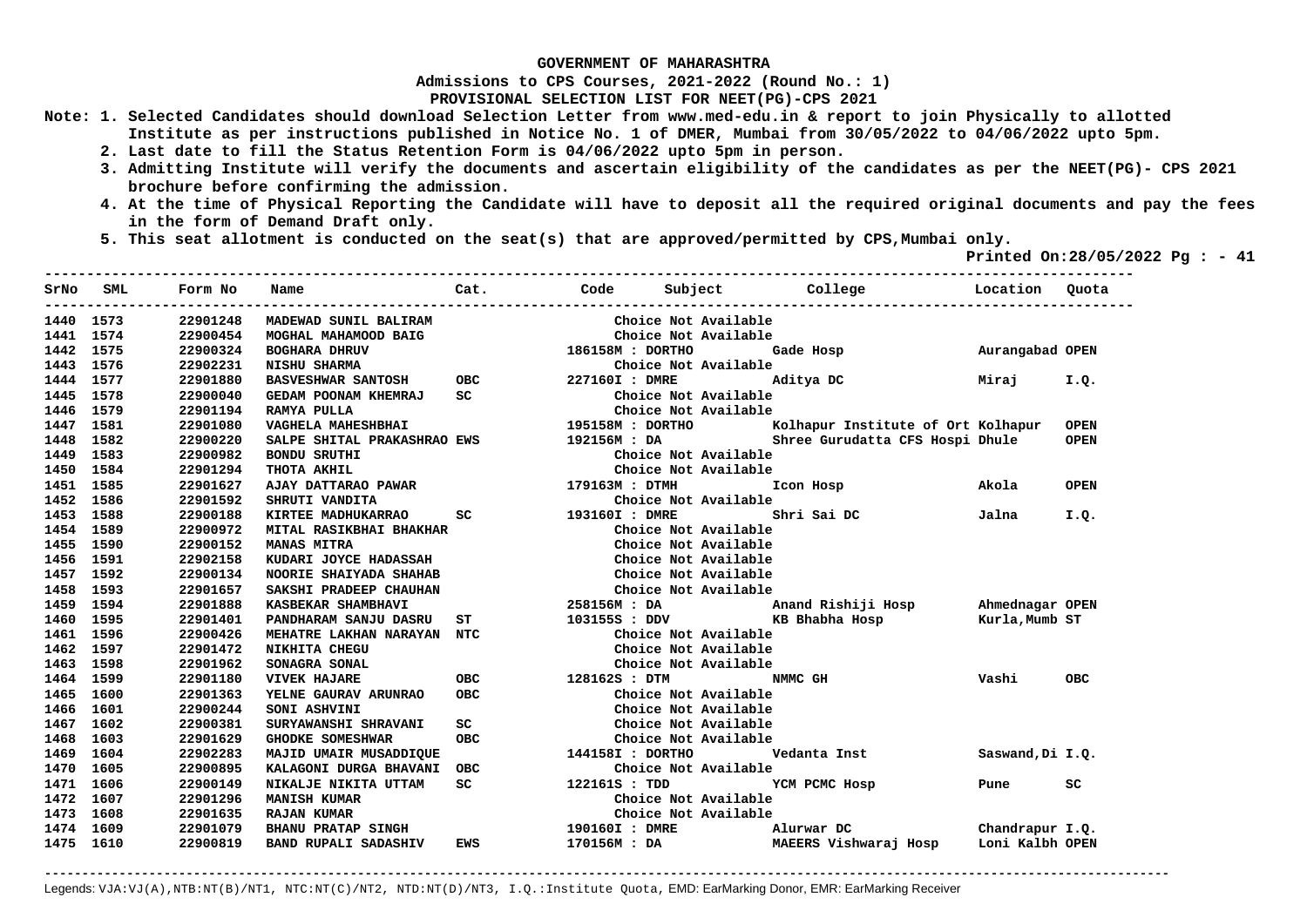GOVERNMENT OF MAHARASHTRA

Admissions to CPS Courses, 2021-2022 (Round No.: 1)

PROVISIONAL SELECTION LIST FOR NEET(PG)-CPS 2021

**Note:**
1. Selected Candidates should download Selection Letter from www.med-edu.in & report to join Physically to allotted Institute as per instructions published in Notice No. 1 of DMER, Mumbai from 30/05/2022 to 04/06/2022 upto 5pm.
2. Last date to fill the Status Retention Form is 04/06/2022 upto 5pm in person.
3. Admitting Institute will verify the documents and ascertain eligibility of the candidates as per the NEET(PG)- CPS 2021 brochure before confirming the admission.
4. At the time of Physical Reporting the Candidate will have to deposit all the required original documents and pay the fees in the form of Demand Draft only.
5. This seat allotment is conducted on the seat(s) that are approved/permitted by CPS,Mumbai only.

Printed On:28/05/2022 Pg : - 41

| SrNo | SML | Form No | Name | Cat. | Code | Subject | College | Location | Quota |
|---|---|---|---|---|---|---|---|---|---|
| 1440 | 1573 | 22901248 | MADEWAD SUNIL BALIRAM | | | Choice Not Available | | | |
| 1441 | 1574 | 22900454 | MOGHAL MAHAMOOD BAIG | | | Choice Not Available | | | |
| 1442 | 1575 | 22900324 | BOGHARA DHRUV | | 186158M : DORTHO | | Gade Hosp | Aurangabad | OPEN |
| 1443 | 1576 | 22902231 | NISHU SHARMA | | | Choice Not Available | | | |
| 1444 | 1577 | 22901880 | BASVESHWAR SANTOSH | OBC | 227160I : DMRE | | Aditya DC | Miraj | I.Q. |
| 1445 | 1578 | 22900040 | GEDAM POONAM KHEMRAJ | SC | | Choice Not Available | | | |
| 1446 | 1579 | 22901194 | RAMYA PULLA | | | Choice Not Available | | | |
| 1447 | 1581 | 22901080 | VAGHELA MAHESHBHAI | | 195158M : DORTHO | | Kolhapur Institute of Ort | Kolhapur | OPEN |
| 1448 | 1582 | 22900220 | SALPE SHITAL PRAKASHRAO | EWS | 192156M : DA | | Shree Gurudatta CFS Hospi | Dhule | OPEN |
| 1449 | 1583 | 22900982 | BONDU SRUTHI | | | Choice Not Available | | | |
| 1450 | 1584 | 22901294 | THOTA AKHIL | | | Choice Not Available | | | |
| 1451 | 1585 | 22901627 | AJAY DATTARAO PAWAR | | 179163M : DTMH | | Icon Hosp | Akola | OPEN |
| 1452 | 1586 | 22901592 | SHRUTI VANDITA | | | Choice Not Available | | | |
| 1453 | 1588 | 22900188 | KIRTEE MADHUKARRAO | SC | 193160I : DMRE | | Shri Sai DC | Jalna | I.Q. |
| 1454 | 1589 | 22900972 | MITAL RASIKBHAI BHAKHAR | | | Choice Not Available | | | |
| 1455 | 1590 | 22900152 | MANAS MITRA | | | Choice Not Available | | | |
| 1456 | 1591 | 22902158 | KUDARI JOYCE HADASSAH | | | Choice Not Available | | | |
| 1457 | 1592 | 22900134 | NOORIE SHAIYADA SHAHAB | | | Choice Not Available | | | |
| 1458 | 1593 | 22901657 | SAKSHI PRADEEP CHAUHAN | | | Choice Not Available | | | |
| 1459 | 1594 | 22901888 | KASBEKAR SHAMBHAVI | | 258156M : DA | | Anand Rishiji Hosp | Ahmednagar | OPEN |
| 1460 | 1595 | 22901401 | PANDHARAM SANJU DASRU | ST | 103155S : DDV | | KB Bhabha Hosp | Kurla,Mumb | ST |
| 1461 | 1596 | 22900426 | MEHATRE LAKHAN NARAYAN | NTC | | Choice Not Available | | | |
| 1462 | 1597 | 22901472 | NIKHITA CHEGU | | | Choice Not Available | | | |
| 1463 | 1598 | 22901962 | SONAGRA SONAL | | | Choice Not Available | | | |
| 1464 | 1599 | 22901180 | VIVEK HAJARE | OBC | 128162S : DTM | | NMMC GH | Vashi | OBC |
| 1465 | 1600 | 22901363 | YELNE GAURAV ARUNRAO | OBC | | Choice Not Available | | | |
| 1466 | 1601 | 22900244 | SONI ASHVINI | | | Choice Not Available | | | |
| 1467 | 1602 | 22900381 | SURYAWANSHI SHRAVANI | SC | | Choice Not Available | | | |
| 1468 | 1603 | 22901629 | GHODKE SOMESHWAR | OBC | | Choice Not Available | | | |
| 1469 | 1604 | 22902283 | MAJID UMAIR MUSADDIQUE | | 144158I : DORTHO | | Vedanta Inst | Saswand,Di | I.Q. |
| 1470 | 1605 | 22900895 | KALAGONI DURGA BHAVANI | OBC | | Choice Not Available | | | |
| 1471 | 1606 | 22900149 | NIKALJE NIKITA UTTAM | SC | 122161S : TDD | | YCM PCMC Hosp | Pune | SC |
| 1472 | 1607 | 22901296 | MANISH KUMAR | | | Choice Not Available | | | |
| 1473 | 1608 | 22901635 | RAJAN KUMAR | | | Choice Not Available | | | |
| 1474 | 1609 | 22901079 | BHANU PRATAP SINGH | | 190160I : DMRE | | Alurwar DC | Chandrapur | I.Q. |
| 1475 | 1610 | 22900819 | BAND RUPALI SADASHIV | EWS | 170156M : DA | | MAEERS Vishwaraj Hosp | Loni Kalbh | OPEN |

Legends: VJA:VJ(A),NTB:NT(B)/NT1, NTC:NT(C)/NT2, NTD:NT(D)/NT3, I.Q.:Institute Quota, EMD: EarMarking Donor, EMR: EarMarking Receiver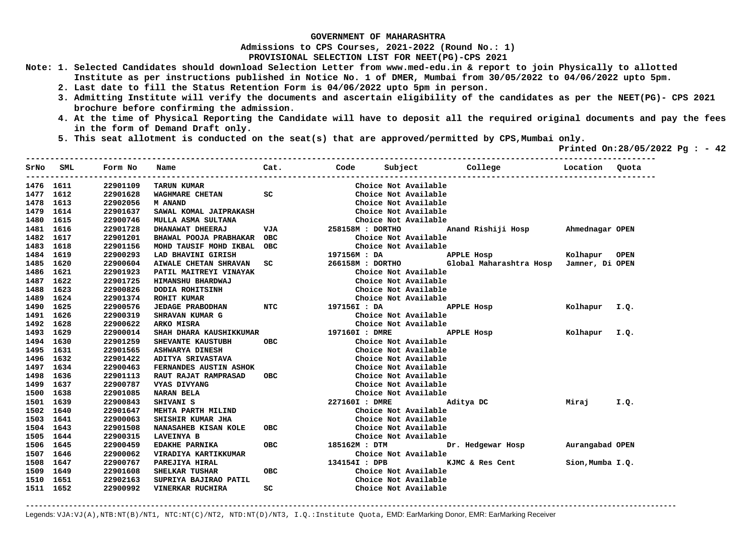# GOVERNMENT OF MAHARASHTRA

**Admissions to CPS Courses, 2021-2022 (Round No.: 1)**

**PROVISIONAL SELECTION LIST FOR NEET(PG)-CPS 2021**

**Note:**
1. Selected Candidates should download Selection Letter from www.med-edu.in & report to join Physically to allotted Institute as per instructions published in Notice No. 1 of DMER, Mumbai from 30/05/2022 to 04/06/2022 upto 5pm.
2. Last date to fill the Status Retention Form is 04/06/2022 upto 5pm in person.
3. Admitting Institute will verify the documents and ascertain eligibility of the candidates as per the NEET(PG)- CPS 2021 brochure before confirming the admission.
4. At the time of Physical Reporting the Candidate will have to deposit all the required original documents and pay the fees in the form of Demand Draft only.
5. This seat allotment is conducted on the seat(s) that are approved/permitted by CPS,Mumbai only.

**Printed On:28/05/2022 Pg : - 42**

| SrNo | SML | Form No | Name | Cat. | Code | Subject | College | Location | Quota |
|---|---|---|---|---|---|---|---|---|---|
| 1476 | 1611 | 22901109 | TARUN KUMAR | | | Choice Not Available | | | |
| 1477 | 1612 | 22901628 | WAGHMARE CHETAN | SC | | Choice Not Available | | | |
| 1478 | 1613 | 22902056 | M ANAND | | | Choice Not Available | | | |
| 1479 | 1614 | 22901637 | SAWAL KOMAL JAIPRAKASH | | | Choice Not Available | | | |
| 1480 | 1615 | 22900746 | MULLA ASMA SULTANA | | | Choice Not Available | | | |
| 1481 | 1616 | 22901728 | DHANAWAT DHEERAJ | VJA | 258158M | DORTHO | Anand Rishiji Hosp | Ahmednagar | OPEN |
| 1482 | 1617 | 22901201 | BHAWAL POOJA PRABHAKAR | OBC | | Choice Not Available | | | |
| 1483 | 1618 | 22901156 | MOHD TAUSIF MOHD IKBAL | OBC | | Choice Not Available | | | |
| 1484 | 1619 | 22900293 | LAD BHAVINI GIRISH | | 197156M | DA | APPLE Hosp | Kolhapur | OPEN |
| 1485 | 1620 | 22900604 | AIWALE CHETAN SHRAVAN | SC | 266158M | DORTHO | Global Maharashtra Hosp | Jamner, Di | OPEN |
| 1486 | 1621 | 22901923 | PATIL MAITREYI VINAYAK | | | Choice Not Available | | | |
| 1487 | 1622 | 22901725 | HIMANSHU BHARDWAJ | | | Choice Not Available | | | |
| 1488 | 1623 | 22900826 | DODIA ROHITSINH | | | Choice Not Available | | | |
| 1489 | 1624 | 22901374 | ROHIT KUMAR | | | Choice Not Available | | | |
| 1490 | 1625 | 22900576 | JEDAGE PRABODHAN | NTC | 197156I | DA | APPLE Hosp | Kolhapur | I.Q. |
| 1491 | 1626 | 22900319 | SHRAVAN KUMAR G | | | Choice Not Available | | | |
| 1492 | 1628 | 22900622 | ARKO MISRA | | | Choice Not Available | | | |
| 1493 | 1629 | 22900014 | SHAH DHARA KAUSHIKKUMAR | | 197160I | DMRE | APPLE Hosp | Kolhapur | I.Q. |
| 1494 | 1630 | 22901259 | SHEVANTE KAUSTUBH | OBC | | Choice Not Available | | | |
| 1495 | 1631 | 22901565 | ASHWARYA DINESH | | | Choice Not Available | | | |
| 1496 | 1632 | 22901422 | ADITYA SRIVASTAVA | | | Choice Not Available | | | |
| 1497 | 1634 | 22900463 | FERNANDES AUSTIN ASHOK | | | Choice Not Available | | | |
| 1498 | 1636 | 22901113 | RAUT RAJAT RAMPRASAD | OBC | | Choice Not Available | | | |
| 1499 | 1637 | 22900787 | VYAS DIVYANG | | | Choice Not Available | | | |
| 1500 | 1638 | 22901085 | NARAN BELA | | | Choice Not Available | | | |
| 1501 | 1639 | 22900843 | SHIVANI S | | 227160I | DMRE | Aditya DC | Miraj | I.Q. |
| 1502 | 1640 | 22901647 | MEHTA PARTH MILIND | | | Choice Not Available | | | |
| 1503 | 1641 | 22900063 | SHISHIR KUMAR JHA | | | Choice Not Available | | | |
| 1504 | 1643 | 22901508 | NANASAHEB KISAN KOLE | OBC | | Choice Not Available | | | |
| 1505 | 1644 | 22900315 | LAVEINYA B | | | Choice Not Available | | | |
| 1506 | 1645 | 22900459 | EDAKHE PARNIKA | OBC | 185162M | DTM | Dr. Hedgewar Hosp | Aurangabad | OPEN |
| 1507 | 1646 | 22900062 | VIRADIYA KARTIKKUMAR | | | Choice Not Available | | | |
| 1508 | 1647 | 22900767 | PAREJIYA HIRAL | | 134154I | DPB | KJMC & Res Cent | Sion,Mumba | I.Q. |
| 1509 | 1649 | 22901608 | SHELKAR TUSHAR | OBC | | Choice Not Available | | | |
| 1510 | 1651 | 22902163 | SUPRIYA BAJIRAO PATIL | | | Choice Not Available | | | |
| 1511 | 1652 | 22900992 | VINERKAR RUCHIRA | SC | | Choice Not Available | | | |

Legends: VJA:VJ(A),NTB:NT(B)/NT1, NTC:NT(C)/NT2, NTD:NT(D)/NT3, I.Q.:Institute Quota, EMD: EarMarking Donor, EMR: EarMarking Receiver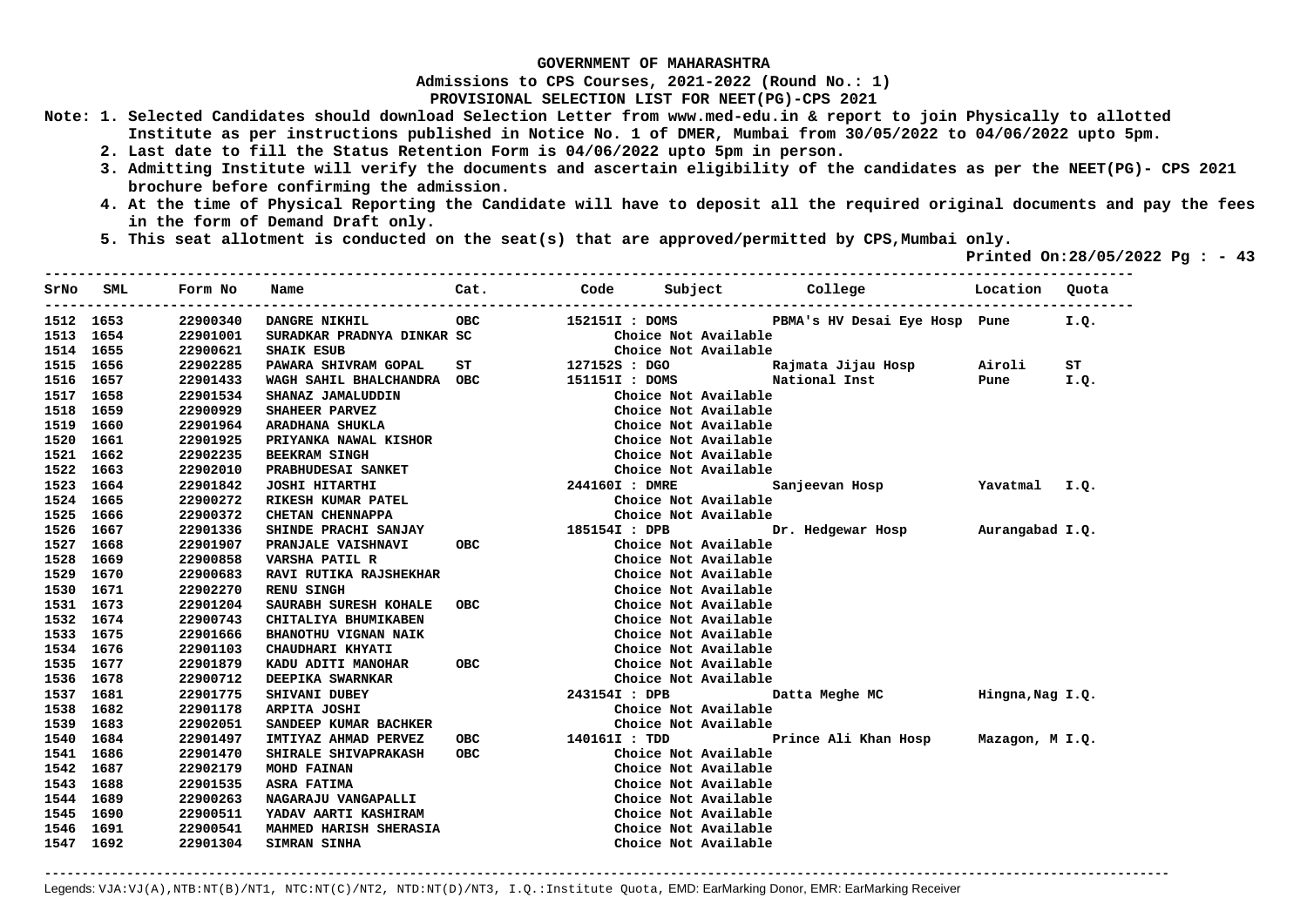**GOVERNMENT OF MAHARASHTRA**

**Admissions to CPS Courses, 2021-2022 (Round No.: 1)**

**PROVISIONAL SELECTION LIST FOR NEET(PG)-CPS 2021**

**Note:**
1. Selected Candidates should download Selection Letter from www.med-edu.in & report to join Physically to allotted Institute as per instructions published in Notice No. 1 of DMER, Mumbai from 30/05/2022 to 04/06/2022 upto 5pm.
2. Last date to fill the Status Retention Form is 04/06/2022 upto 5pm in person.
3. Admitting Institute will verify the documents and ascertain eligibility of the candidates as per the NEET(PG)- CPS 2021 brochure before confirming the admission.
4. At the time of Physical Reporting the Candidate will have to deposit all the required original documents and pay the fees in the form of Demand Draft only.
5. This seat allotment is conducted on the seat(s) that are approved/permitted by CPS,Mumbai only.

**Printed On:28/05/2022 Pg : - 43**

| SrNo | SML | Form No | Name | Cat. | Code | Subject | College | Location | Quota |
|---|---|---|---|---|---|---|---|---|---|
| 1512 | 1653 | 22900340 | DANGRE NIKHIL | OBC | 152151I : DOMS | | PBMA's HV Desai Eye Hosp | Pune | I.Q. |
| 1513 | 1654 | 22901001 | SURADKAR PRADNYA DINKAR | SC | | Choice Not Available | | | |
| 1514 | 1655 | 22900621 | SHAIK ESUB | | | Choice Not Available | | | |
| 1515 | 1656 | 22902285 | PAWARA SHIVRAM GOPAL | ST | 127152S : DGO | | Rajmata Jijau Hosp | Airoli | ST |
| 1516 | 1657 | 22901433 | WAGH SAHIL BHALCHANDRA | OBC | 151151I : DOMS | | National Inst | Pune | I.Q. |
| 1517 | 1658 | 22901534 | SHANAZ JAMALUDDIN | | | Choice Not Available | | | |
| 1518 | 1659 | 22900929 | SHAHEER PARVEZ | | | Choice Not Available | | | |
| 1519 | 1660 | 22901964 | ARADHANA SHUKLA | | | Choice Not Available | | | |
| 1520 | 1661 | 22901925 | PRIYANKA NAWAL KISHOR | | | Choice Not Available | | | |
| 1521 | 1662 | 22902235 | BEEKRAM SINGH | | | Choice Not Available | | | |
| 1522 | 1663 | 22902010 | PRABHUDESAI SANKET | | | Choice Not Available | | | |
| 1523 | 1664 | 22901842 | JOSHI HITARTHI | | 244160I : DMRE | | Sanjeevan Hosp | Yavatmal | I.Q. |
| 1524 | 1665 | 22900272 | RIKESH KUMAR PATEL | | | Choice Not Available | | | |
| 1525 | 1666 | 22900372 | CHETAN CHENNAPPA | | | Choice Not Available | | | |
| 1526 | 1667 | 22901336 | SHINDE PRACHI SANJAY | | 185154I : DPB | | Dr. Hedgewar Hosp | Aurangabad | I.Q. |
| 1527 | 1668 | 22901907 | PRANJALE VAISHNAVI | OBC | | Choice Not Available | | | |
| 1528 | 1669 | 22900858 | VARSHA PATIL R | | | Choice Not Available | | | |
| 1529 | 1670 | 22900683 | RAVI RUTIKA RAJSHEKHAR | | | Choice Not Available | | | |
| 1530 | 1671 | 22902270 | RENU SINGH | | | Choice Not Available | | | |
| 1531 | 1673 | 22901204 | SAURABH SURESH KOHALE | OBC | | Choice Not Available | | | |
| 1532 | 1674 | 22900743 | CHITALIYA BHUMIKABEN | | | Choice Not Available | | | |
| 1533 | 1675 | 22901666 | BHANOTHU VIGNAN NAIK | | | Choice Not Available | | | |
| 1534 | 1676 | 22901103 | CHAUDHARI KHYATI | | | Choice Not Available | | | |
| 1535 | 1677 | 22901879 | KADU ADITI MANOHAR | OBC | | Choice Not Available | | | |
| 1536 | 1678 | 22900712 | DEEPIKA SWARNKAR | | | Choice Not Available | | | |
| 1537 | 1681 | 22901775 | SHIVANI DUBEY | | 243154I : DPB | | Datta Meghe MC | Hingna,Nag | I.Q. |
| 1538 | 1682 | 22901178 | ARPITA JOSHI | | | Choice Not Available | | | |
| 1539 | 1683 | 22902051 | SANDEEP KUMAR BACHKER | | | Choice Not Available | | | |
| 1540 | 1684 | 22901497 | IMTIYAZ AHMAD PERVEZ | OBC | 140161I : TDD | | Prince Ali Khan Hosp | Mazagon, M | I.Q. |
| 1541 | 1686 | 22901470 | SHIRALE SHIVAPRAKASH | OBC | | Choice Not Available | | | |
| 1542 | 1687 | 22902179 | MOHD FAINAN | | | Choice Not Available | | | |
| 1543 | 1688 | 22901535 | ASRA FATIMA | | | Choice Not Available | | | |
| 1544 | 1689 | 22900263 | NAGARAJU VANGAPALLI | | | Choice Not Available | | | |
| 1545 | 1690 | 22900511 | YADAV AARTI KASHIRAM | | | Choice Not Available | | | |
| 1546 | 1691 | 22900541 | MAHMED HARISH SHERASIA | | | Choice Not Available | | | |
| 1547 | 1692 | 22901304 | SIMRAN SINHA | | | Choice Not Available | | | |

Legends: VJA:VJ(A),NTB:NT(B)/NT1, NTC:NT(C)/NT2, NTD:NT(D)/NT3, I.Q.:Institute Quota, EMD: EarMarking Donor, EMR: EarMarking Receiver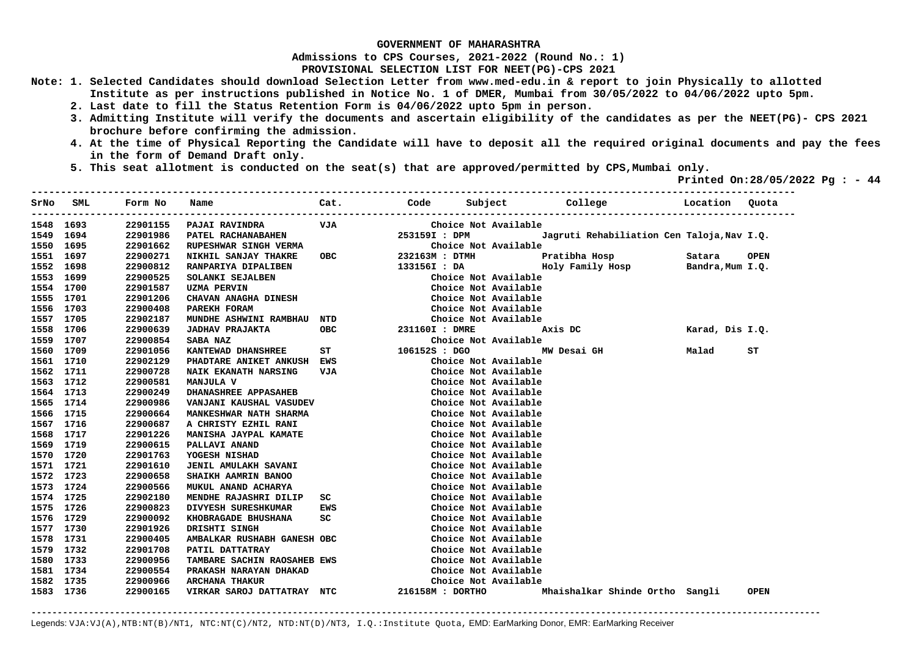**GOVERNMENT OF MAHARASHTRA**

**Admissions to CPS Courses, 2021-2022 (Round No.: 1)**

**PROVISIONAL SELECTION LIST FOR NEET(PG)-CPS 2021**

**Note:**
1. Selected Candidates should download Selection Letter from www.med-edu.in & report to join Physically to allotted Institute as per instructions published in Notice No. 1 of DMER, Mumbai from 30/05/2022 to 04/06/2022 upto 5pm.
2. Last date to fill the Status Retention Form is 04/06/2022 upto 5pm in person.
3. Admitting Institute will verify the documents and ascertain eligibility of the candidates as per the NEET(PG)- CPS 2021 brochure before confirming the admission.
4. At the time of Physical Reporting the Candidate will have to deposit all the required original documents and pay the fees in the form of Demand Draft only.
5. This seat allotment is conducted on the seat(s) that are approved/permitted by CPS,Mumbai only.

Printed On:28/05/2022 Pg : - 44

| SrNo | SML | Form No | Name | Cat. | Code | Subject | College | Location | Quota |
|---|---|---|---|---|---|---|---|---|---|
| 1548 | 1693 | 22901155 | PAJAI RAVINDRA | VJA | | Choice Not Available | | | |
| 1549 | 1694 | 22901986 | PATEL RACHANABAHEN | | 253159I | DPM | Jagruti Rehabiliation Cen | Taloja,Nav | I.Q. |
| 1550 | 1695 | 22901662 | RUPESHWAR SINGH VERMA | | | Choice Not Available | | | |
| 1551 | 1697 | 22900271 | NIKHIL SANJAY THAKRE | OBC | 232163M | DTMH | Pratibha Hosp | Satara | OPEN |
| 1552 | 1698 | 22900812 | RANPARIYA DIPALIBEN | | 133156I | DA | Holy Family Hosp | Bandra,Mum | I.Q. |
| 1553 | 1699 | 22900525 | SOLANKI SEJALBEN | | | Choice Not Available | | | |
| 1554 | 1700 | 22901587 | UZMA PERVIN | | | Choice Not Available | | | |
| 1555 | 1701 | 22901206 | CHAVAN ANAGHA DINESH | | | Choice Not Available | | | |
| 1556 | 1703 | 22900408 | PAREKH FORAM | | | Choice Not Available | | | |
| 1557 | 1705 | 22902187 | MUNDHE ASHWINI RAMBHAU | NTD | | Choice Not Available | | | |
| 1558 | 1706 | 22900639 | JADHAV PRAJAKTA | OBC | 231160I | DMRE | Axis DC | Karad, Dis | I.Q. |
| 1559 | 1707 | 22900854 | SABA NAZ | | | Choice Not Available | | | |
| 1560 | 1709 | 22901056 | KANTEWAD DHANSHREE | ST | 106152S | DGO | MW Desai GH | Malad | ST |
| 1561 | 1710 | 22902129 | PHADTARE ANIKET ANKUSH | EWS | | Choice Not Available | | | |
| 1562 | 1711 | 22900728 | NAIK EKANATH NARSING | VJA | | Choice Not Available | | | |
| 1563 | 1712 | 22900581 | MANJULA V | | | Choice Not Available | | | |
| 1564 | 1713 | 22900249 | DHANASHREE APPASAHEB | | | Choice Not Available | | | |
| 1565 | 1714 | 22900986 | VANJANI KAUSHAL VASUDEV | | | Choice Not Available | | | |
| 1566 | 1715 | 22900664 | MANKESHWAR NATH SHARMA | | | Choice Not Available | | | |
| 1567 | 1716 | 22900687 | A CHRISTY EZHIL RANI | | | Choice Not Available | | | |
| 1568 | 1717 | 22901226 | MANISHA JAYPAL KAMATE | | | Choice Not Available | | | |
| 1569 | 1719 | 22900615 | PALLAVI ANAND | | | Choice Not Available | | | |
| 1570 | 1720 | 22901763 | YOGESH NISHAD | | | Choice Not Available | | | |
| 1571 | 1721 | 22901610 | JENIL AMULAKH SAVANI | | | Choice Not Available | | | |
| 1572 | 1723 | 22900658 | SHAIKH AAMRIN BANOO | | | Choice Not Available | | | |
| 1573 | 1724 | 22900566 | MUKUL ANAND ACHARYA | | | Choice Not Available | | | |
| 1574 | 1725 | 22902180 | MENDHE RAJASHRI DILIP | SC | | Choice Not Available | | | |
| 1575 | 1726 | 22900823 | DIVYESH SURESHKUMAR | EWS | | Choice Not Available | | | |
| 1576 | 1729 | 22900092 | KHOBRAGADE BHUSHANA | SC | | Choice Not Available | | | |
| 1577 | 1730 | 22901926 | DRISHTI SINGH | | | Choice Not Available | | | |
| 1578 | 1731 | 22900405 | AMBALKAR RUSHABH GANESH | OBC | | Choice Not Available | | | |
| 1579 | 1732 | 22901708 | PATIL DATTATRAY | | | Choice Not Available | | | |
| 1580 | 1733 | 22900956 | TAMBARE SACHIN RAOSAHEB | EWS | | Choice Not Available | | | |
| 1581 | 1734 | 22900554 | PRAKASH NARAYAN DHAKAD | | | Choice Not Available | | | |
| 1582 | 1735 | 22900966 | ARCHANA THAKUR | | | Choice Not Available | | | |
| 1583 | 1736 | 22900165 | VIRKAR SAROJ DATTATRAY | NTC | 216158M | DORTHO | Mhaishalkar Shinde Ortho | Sangli | OPEN |

Legends: VJA:VJ(A),NTB:NT(B)/NT1, NTC:NT(C)/NT2, NTD:NT(D)/NT3, I.Q.:Institute Quota, EMD: EarMarking Donor, EMR: EarMarking Receiver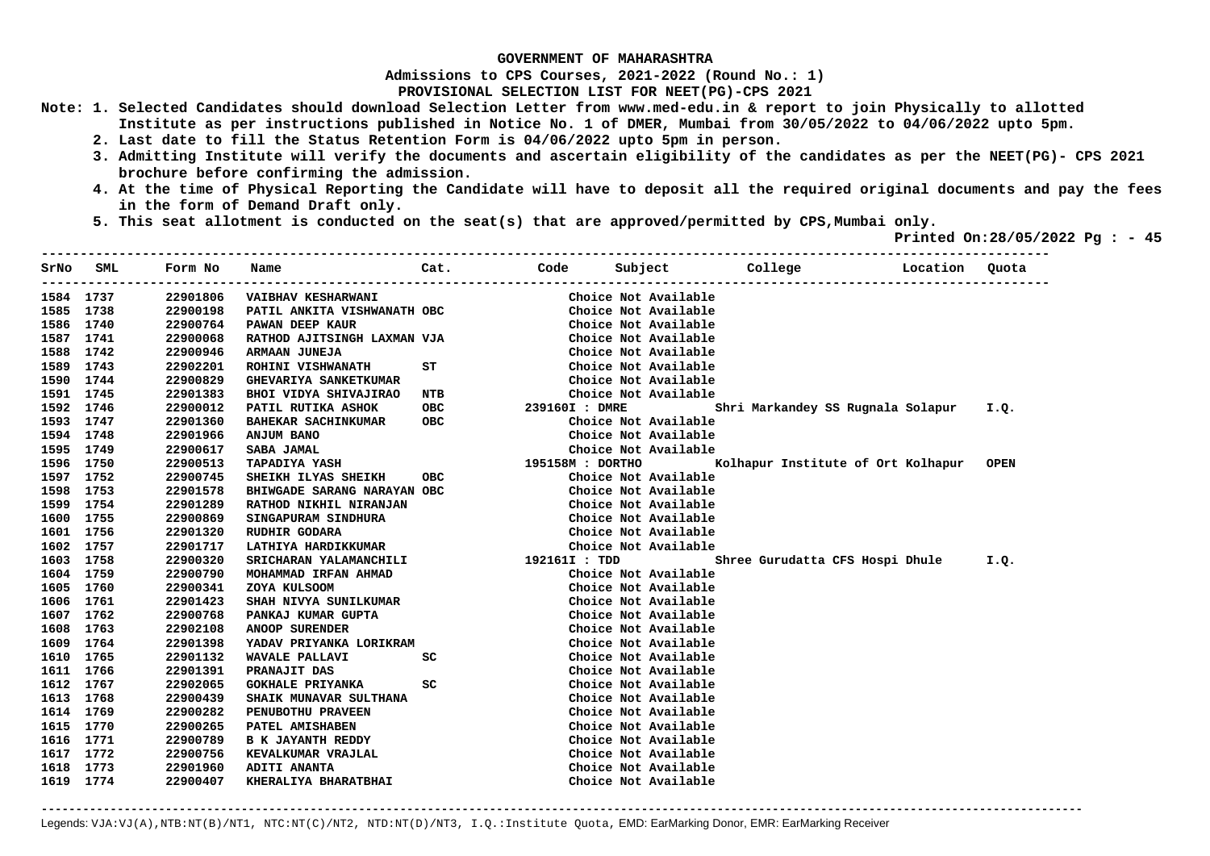**GOVERNMENT OF MAHARASHTRA**

**Admissions to CPS Courses, 2021-2022 (Round No.: 1)**

**PROVISIONAL SELECTION LIST FOR NEET(PG)-CPS 2021**

**Note:**
1. Selected Candidates should download Selection Letter from www.med-edu.in & report to join Physically to allotted Institute as per instructions published in Notice No. 1 of DMER, Mumbai from 30/05/2022 to 04/06/2022 upto 5pm.
2. Last date to fill the Status Retention Form is 04/06/2022 upto 5pm in person.
3. Admitting Institute will verify the documents and ascertain eligibility of the candidates as per the NEET(PG)- CPS 2021 brochure before confirming the admission.
4. At the time of Physical Reporting the Candidate will have to deposit all the required original documents and pay the fees in the form of Demand Draft only.
5. This seat allotment is conducted on the seat(s) that are approved/permitted by CPS,Mumbai only.

**Printed On:28/05/2022 Pg : - 45**

| SrNo | SML | Form No | Name | Cat. | Code | Subject | College | Location | Quota |
|---|---|---|---|---|---|---|---|---|---|
| 1584 | 1737 | 22901806 | VAIBHAV KESHARWANI | | | Choice Not Available | | | |
| 1585 | 1738 | 22900198 | PATIL ANKITA VISHWANATH | OBC | | Choice Not Available | | | |
| 1586 | 1740 | 22900764 | PAWAN DEEP KAUR | | | Choice Not Available | | | |
| 1587 | 1741 | 22900068 | RATHOD AJITSINGH LAXMAN | VJA | | Choice Not Available | | | |
| 1588 | 1742 | 22900946 | ARMAAN JUNEJA | | | Choice Not Available | | | |
| 1589 | 1743 | 22902201 | ROHINI VISHWANATH | ST | | Choice Not Available | | | |
| 1590 | 1744 | 22900829 | GHEVARIYA SANKETKUMAR | | | Choice Not Available | | | |
| 1591 | 1745 | 22901383 | BHOI VIDYA SHIVAJIRAO | NTB | | Choice Not Available | | | |
| 1592 | 1746 | 22900012 | PATIL RUTIKA ASHOK | OBC | 239160I | DMRE | Shri Markandey SS Rugnala Solapur | | I.Q. |
| 1593 | 1747 | 22901360 | BAHEKAR SACHINKUMAR | OBC | | Choice Not Available | | | |
| 1594 | 1748 | 22901966 | ANJUM BANO | | | Choice Not Available | | | |
| 1595 | 1749 | 22900617 | SABA JAMAL | | | Choice Not Available | | | |
| 1596 | 1750 | 22900513 | TAPADIYA YASH | | 195158M | DORTHO | Kolhapur Institute of Ort Kolhapur | | OPEN |
| 1597 | 1752 | 22900745 | SHEIKH ILYAS SHEIKH | OBC | | Choice Not Available | | | |
| 1598 | 1753 | 22901578 | BHIWGADE SARANG NARAYAN | OBC | | Choice Not Available | | | |
| 1599 | 1754 | 22901289 | RATHOD NIKHIL NIRANJAN | | | Choice Not Available | | | |
| 1600 | 1755 | 22900869 | SINGAPURAM SINDHURA | | | Choice Not Available | | | |
| 1601 | 1756 | 22901320 | RUDHIR GODARA | | | Choice Not Available | | | |
| 1602 | 1757 | 22901717 | LATHIYA HARDIKKUMAR | | | Choice Not Available | | | |
| 1603 | 1758 | 22900320 | SRICHARAN YALAMANCHILI | | 192161I | TDD | Shree Gurudatta CFS Hospi Dhule | | I.Q. |
| 1604 | 1759 | 22900790 | MOHAMMAD IRFAN AHMAD | | | Choice Not Available | | | |
| 1605 | 1760 | 22900341 | ZOYA KULSOOM | | | Choice Not Available | | | |
| 1606 | 1761 | 22901423 | SHAH NIVYA SUNILKUMAR | | | Choice Not Available | | | |
| 1607 | 1762 | 22900768 | PANKAJ KUMAR GUPTA | | | Choice Not Available | | | |
| 1608 | 1763 | 22902108 | ANOOP SURENDER | | | Choice Not Available | | | |
| 1609 | 1764 | 22901398 | YADAV PRIYANKA LORIKRAM | | | Choice Not Available | | | |
| 1610 | 1765 | 22901132 | WAVALE PALLAVI | SC | | Choice Not Available | | | |
| 1611 | 1766 | 22901391 | PRANAJIT DAS | | | Choice Not Available | | | |
| 1612 | 1767 | 22902065 | GOKHALE PRIYANKA | SC | | Choice Not Available | | | |
| 1613 | 1768 | 22900439 | SHAIK MUNAVAR SULTHANA | | | Choice Not Available | | | |
| 1614 | 1769 | 22900282 | PENUBOTHU PRAVEEN | | | Choice Not Available | | | |
| 1615 | 1770 | 22900265 | PATEL AMISHABEN | | | Choice Not Available | | | |
| 1616 | 1771 | 22900789 | B K JAYANTH REDDY | | | Choice Not Available | | | |
| 1617 | 1772 | 22900756 | KEVALKUMAR VRAJLAL | | | Choice Not Available | | | |
| 1618 | 1773 | 22901960 | ADITI ANANTA | | | Choice Not Available | | | |
| 1619 | 1774 | 22900407 | KHERALIYA BHARATBHAI | | | Choice Not Available | | | |

Legends: VJA:VJ(A),NTB:NT(B)/NT1, NTC:NT(C)/NT2, NTD:NT(D)/NT3, I.Q.:Institute Quota, EMD: EarMarking Donor, EMR: EarMarking Receiver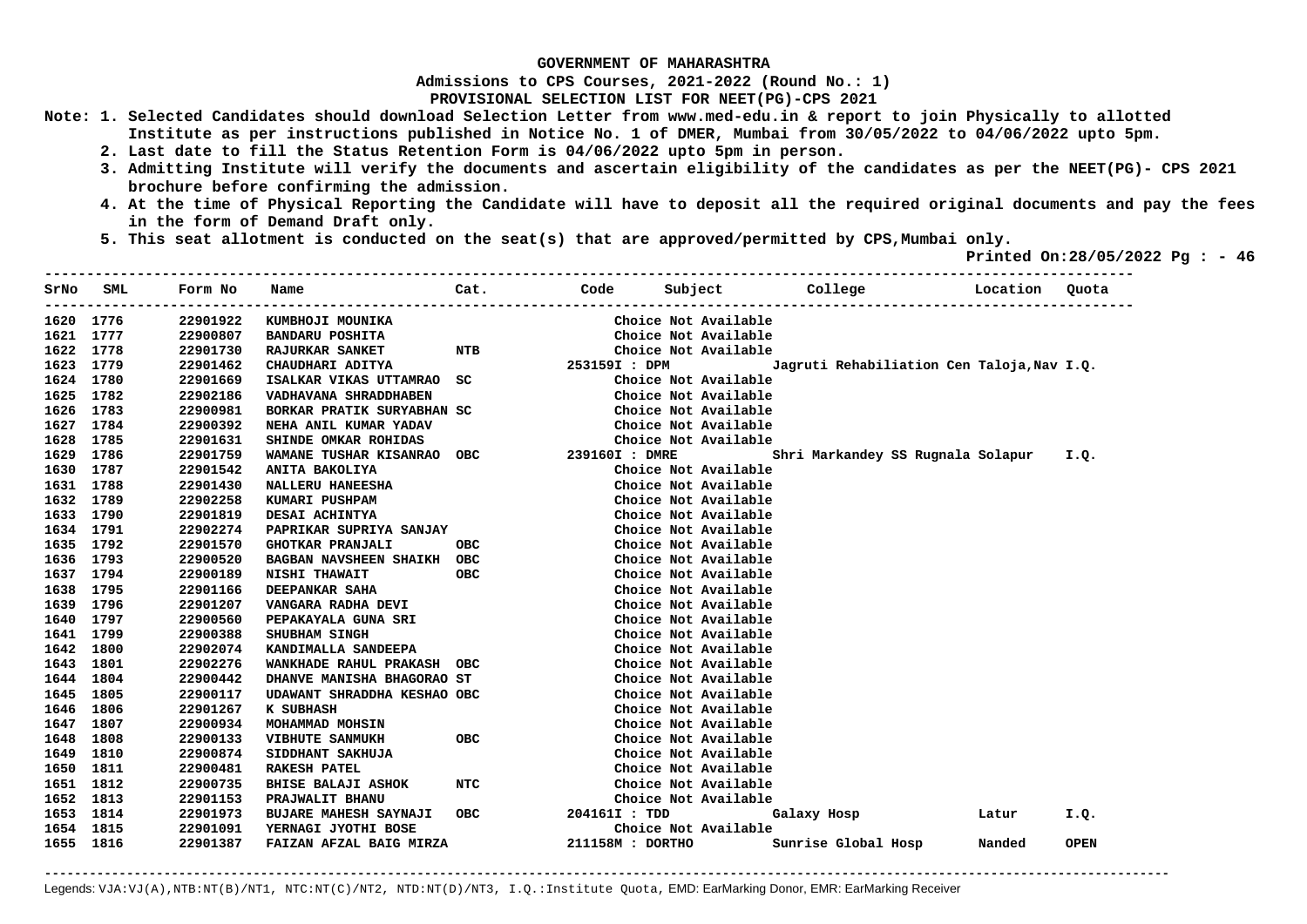**GOVERNMENT OF MAHARASHTRA**

**Admissions to CPS Courses, 2021-2022 (Round No.: 1)**

**PROVISIONAL SELECTION LIST FOR NEET(PG)-CPS 2021**

**Note: 1. Selected Candidates should download Selection Letter from www.med-edu.in & report to join Physically to allotted Institute as per instructions published in Notice No. 1 of DMER, Mumbai from 30/05/2022 to 04/06/2022 upto 5pm.**

**2. Last date to fill the Status Retention Form is 04/06/2022 upto 5pm in person.**

**3. Admitting Institute will verify the documents and ascertain eligibility of the candidates as per the NEET(PG)- CPS 2021 brochure before confirming the admission.**

**4. At the time of Physical Reporting the Candidate will have to deposit all the required original documents and pay the fees in the form of Demand Draft only.**

**5. This seat allotment is conducted on the seat(s) that are approved/permitted by CPS,Mumbai only.**

**Printed On:28/05/2022 Pg : - 46**

| SrNo | SML | Form No | Name | Cat. | Code | Subject | College | Location | Quota |
|---|---|---|---|---|---|---|---|---|---|
| 1620 | 1776 | 22901922 | KUMBHOJI MOUNIKA | | | Choice Not Available | | | |
| 1621 | 1777 | 22900807 | BANDARU POSHITA | | | Choice Not Available | | | |
| 1622 | 1778 | 22901730 | RAJURKAR SANKET | NTB | | Choice Not Available | | | |
| 1623 | 1779 | 22901462 | CHAUDHARI ADITYA | | 253159I | DPM | Jagruti Rehabiliation Cen | Taloja,Nav | I.Q. |
| 1624 | 1780 | 22901669 | ISALKAR VIKAS UTTAMRAO | SC | | Choice Not Available | | | |
| 1625 | 1782 | 22902186 | VADHAVANA SHRADDHABEN | | | Choice Not Available | | | |
| 1626 | 1783 | 22900981 | BORKAR PRATIK SURYABHAN | SC | | Choice Not Available | | | |
| 1627 | 1784 | 22900392 | NEHA ANIL KUMAR YADAV | | | Choice Not Available | | | |
| 1628 | 1785 | 22901631 | SHINDE OMKAR ROHIDAS | | | Choice Not Available | | | |
| 1629 | 1786 | 22901759 | WAMANE TUSHAR KISANRAO | OBC | 239160I | DMRE | Shri Markandey SS Rugnala | Solapur | I.Q. |
| 1630 | 1787 | 22901542 | ANITA BAKOLIYA | | | Choice Not Available | | | |
| 1631 | 1788 | 22901430 | NALLERU HANEESHA | | | Choice Not Available | | | |
| 1632 | 1789 | 22902258 | KUMARI PUSHPAM | | | Choice Not Available | | | |
| 1633 | 1790 | 22901819 | DESAI ACHINTYA | | | Choice Not Available | | | |
| 1634 | 1791 | 22902274 | PAPRIKAR SUPRIYA SANJAY | | | Choice Not Available | | | |
| 1635 | 1792 | 22901570 | GHOTKAR PRANJALI | OBC | | Choice Not Available | | | |
| 1636 | 1793 | 22900520 | BAGBAN NAVSHEEN SHAIKH | OBC | | Choice Not Available | | | |
| 1637 | 1794 | 22900189 | NISHI THAWAIT | OBC | | Choice Not Available | | | |
| 1638 | 1795 | 22901166 | DEEPANKAR SAHA | | | Choice Not Available | | | |
| 1639 | 1796 | 22901207 | VANGARA RADHA DEVI | | | Choice Not Available | | | |
| 1640 | 1797 | 22900560 | PEPAKAYALA GUNA SRI | | | Choice Not Available | | | |
| 1641 | 1799 | 22900388 | SHUBHAM SINGH | | | Choice Not Available | | | |
| 1642 | 1800 | 22902074 | KANDIMALLA SANDEEPA | | | Choice Not Available | | | |
| 1643 | 1801 | 22902276 | WANKHADE RAHUL PRAKASH | OBC | | Choice Not Available | | | |
| 1644 | 1804 | 22900442 | DHANVE MANISHA BHAGORAO | ST | | Choice Not Available | | | |
| 1645 | 1805 | 22900117 | UDAWANT SHRADDHA KESHAO | OBC | | Choice Not Available | | | |
| 1646 | 1806 | 22901267 | K SUBHASH | | | Choice Not Available | | | |
| 1647 | 1807 | 22900934 | MOHAMMAD MOHSIN | | | Choice Not Available | | | |
| 1648 | 1808 | 22900133 | VIBHUTE SANMUKH | OBC | | Choice Not Available | | | |
| 1649 | 1810 | 22900874 | SIDDHANT SAKHUJA | | | Choice Not Available | | | |
| 1650 | 1811 | 22900481 | RAKESH PATEL | | | Choice Not Available | | | |
| 1651 | 1812 | 22900735 | BHISE BALAJI ASHOK | NTC | | Choice Not Available | | | |
| 1652 | 1813 | 22901153 | PRAJWALIT BHANU | | | Choice Not Available | | | |
| 1653 | 1814 | 22901973 | BUJARE MAHESH SAYNAJI | OBC | 204161I | TDD | Galaxy Hosp | Latur | I.Q. |
| 1654 | 1815 | 22901091 | YERNAGI JYOTHI BOSE | | | Choice Not Available | | | |
| 1655 | 1816 | 22901387 | FAIZAN AFZAL BAIG MIRZA | | 211158M | DORTHO | Sunrise Global Hosp | Nanded | OPEN |

Legends: VJA:VJ(A),NTB:NT(B)/NT1, NTC:NT(C)/NT2, NTD:NT(D)/NT3, I.Q.:Institute Quota, EMD: EarMarking Donor, EMR: EarMarking Receiver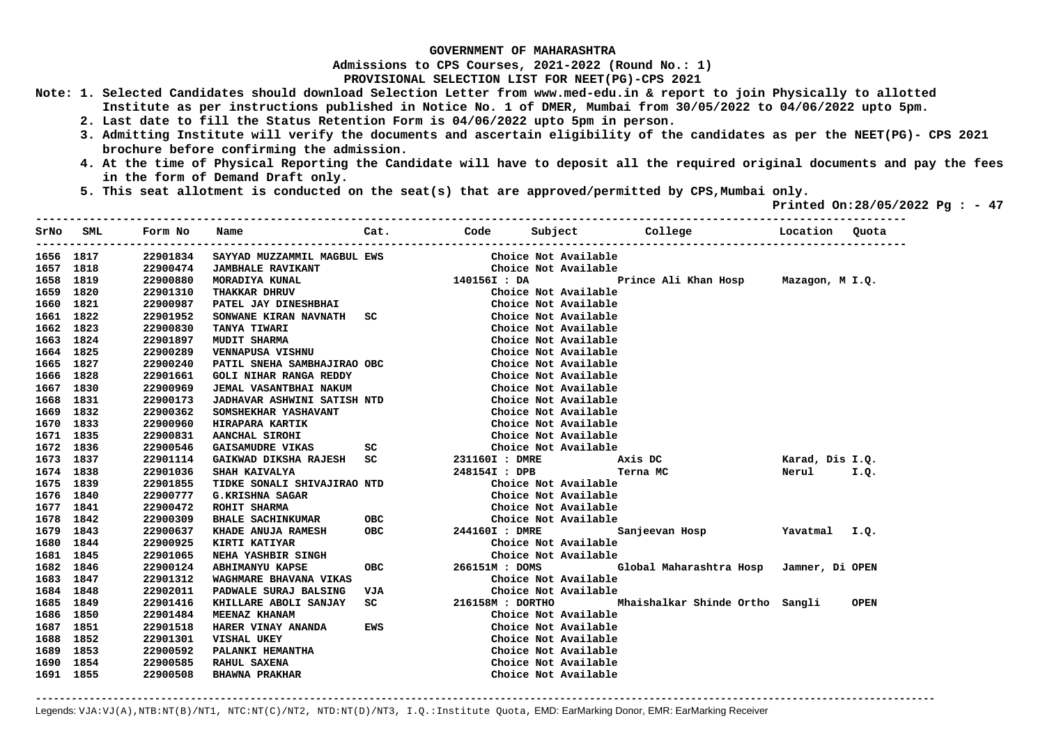**GOVERNMENT OF MAHARASHTRA**

**Admissions to CPS Courses, 2021-2022 (Round No.: 1)**

**PROVISIONAL SELECTION LIST FOR NEET(PG)-CPS 2021**

**Note: 1. Selected Candidates should download Selection Letter from www.med-edu.in & report to join Physically to allotted Institute as per instructions published in Notice No. 1 of DMER, Mumbai from 30/05/2022 to 04/06/2022 upto 5pm.**

**2. Last date to fill the Status Retention Form is 04/06/2022 upto 5pm in person.**

**3. Admitting Institute will verify the documents and ascertain eligibility of the candidates as per the NEET(PG)- CPS 2021 brochure before confirming the admission.**

**4. At the time of Physical Reporting the Candidate will have to deposit all the required original documents and pay the fees in the form of Demand Draft only.**

**5. This seat allotment is conducted on the seat(s) that are approved/permitted by CPS,Mumbai only.**

**Printed On:28/05/2022 Pg : - 47**

| SrNo | SML | Form No | Name | Cat. | Code | Subject | College | Location | Quota |
|---|---|---|---|---|---|---|---|---|---|
| 1656 | 1817 | 22901834 | SAYYAD MUZZAMMIL MAGBUL | EWS | | Choice Not Available | | | |
| 1657 | 1818 | 22900474 | JAMBHALE RAVIKANT | | | Choice Not Available | | | |
| 1658 | 1819 | 22900880 | MORADIYA KUNAL | | 140156I : DA | | Prince Ali Khan Hosp | Mazagon, M | I.Q. |
| 1659 | 1820 | 22901310 | THAKKAR DHRUV | | | Choice Not Available | | | |
| 1660 | 1821 | 22900987 | PATEL JAY DINESHBHAI | | | Choice Not Available | | | |
| 1661 | 1822 | 22901952 | SONWANE KIRAN NAVNATH | SC | | Choice Not Available | | | |
| 1662 | 1823 | 22900830 | TANYA TIWARI | | | Choice Not Available | | | |
| 1663 | 1824 | 22901897 | MUDIT SHARMA | | | Choice Not Available | | | |
| 1664 | 1825 | 22900289 | VENNAPUSA VISHNU | | | Choice Not Available | | | |
| 1665 | 1827 | 22900240 | PATIL SNEHA SAMBHAJIRAO | OBC | | Choice Not Available | | | |
| 1666 | 1828 | 22901661 | GOLI NIHAR RANGA REDDY | | | Choice Not Available | | | |
| 1667 | 1830 | 22900969 | JEMAL VASANTBHAI NAKUM | | | Choice Not Available | | | |
| 1668 | 1831 | 22900173 | JADHAVAR ASHWINI SATISH | NTD | | Choice Not Available | | | |
| 1669 | 1832 | 22900362 | SOMSHEKHAR YASHAVANT | | | Choice Not Available | | | |
| 1670 | 1833 | 22900960 | HIRAPARA KARTIK | | | Choice Not Available | | | |
| 1671 | 1835 | 22900831 | AANCHAL SIROHI | | | Choice Not Available | | | |
| 1672 | 1836 | 22900546 | GAISAMUDRE VIKAS | SC | | Choice Not Available | | | |
| 1673 | 1837 | 22901114 | GAIKWAD DIKSHA RAJESH | SC | 231160I : DMRE | | Axis DC | Karad, Dis | I.Q. |
| 1674 | 1838 | 22901036 | SHAH KAIVALYA | | 248154I : DPB | | Terna MC | Nerul | I.Q. |
| 1675 | 1839 | 22901855 | TIDKE SONALI SHIVAJIRAO | NTD | | Choice Not Available | | | |
| 1676 | 1840 | 22900777 | G.KRISHNA SAGAR | | | Choice Not Available | | | |
| 1677 | 1841 | 22900472 | ROHIT SHARMA | | | Choice Not Available | | | |
| 1678 | 1842 | 22900309 | BHALE SACHINKUMAR | OBC | | Choice Not Available | | | |
| 1679 | 1843 | 22900637 | KHADE ANUJA RAMESH | OBC | 244160I : DMRE | | Sanjeevan Hosp | Yavatmal | I.Q. |
| 1680 | 1844 | 22900925 | KIRTI KATIYAR | | | Choice Not Available | | | |
| 1681 | 1845 | 22901065 | NEHA YASHBIR SINGH | | | Choice Not Available | | | |
| 1682 | 1846 | 22900124 | ABHIMANYU KAPSE | OBC | 266151M : DOMS | | Global Maharashtra Hosp | Jamner, Di | OPEN |
| 1683 | 1847 | 22901312 | WAGHMARE BHAVANA VIKAS | | | Choice Not Available | | | |
| 1684 | 1848 | 22902011 | PADWALE SURAJ BALSING | VJA | | Choice Not Available | | | |
| 1685 | 1849 | 22901416 | KHILLARE ABOLI SANJAY | SC | 216158M : DORTHO | | Mhaishalkar Shinde Ortho | Sangli | OPEN |
| 1686 | 1850 | 22901484 | MEENAZ KHANAM | | | Choice Not Available | | | |
| 1687 | 1851 | 22901518 | HARER VINAY ANANDA | EWS | | Choice Not Available | | | |
| 1688 | 1852 | 22901301 | VISHAL UKEY | | | Choice Not Available | | | |
| 1689 | 1853 | 22900592 | PALANKI HEMANTHA | | | Choice Not Available | | | |
| 1690 | 1854 | 22900585 | RAHUL SAXENA | | | Choice Not Available | | | |
| 1691 | 1855 | 22900508 | BHAWNA PRAKHAR | | | Choice Not Available | | | |

Legends: VJA:VJ(A),NTB:NT(B)/NT1, NTC:NT(C)/NT2, NTD:NT(D)/NT3, I.Q.:Institute Quota, EMD: EarMarking Donor, EMR: EarMarking Receiver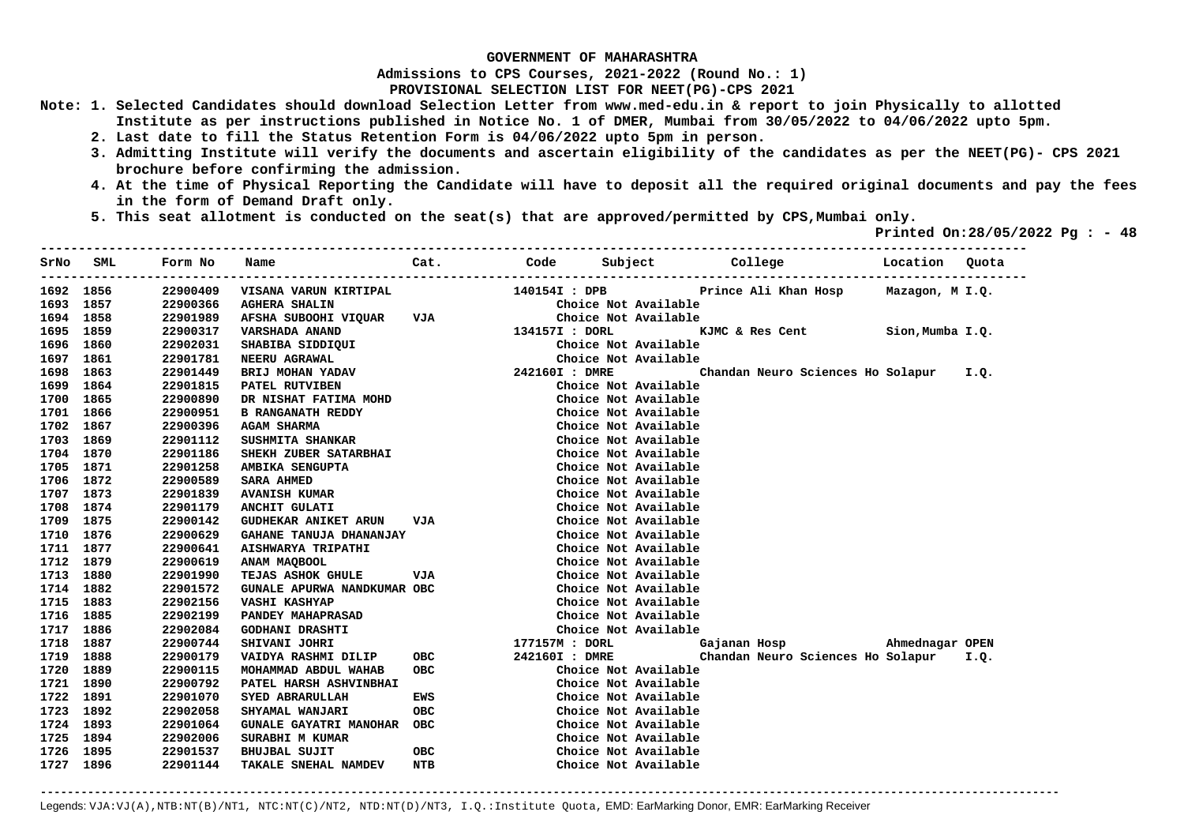**GOVERNMENT OF MAHARASHTRA**

**Admissions to CPS Courses, 2021-2022 (Round No.: 1)**

**PROVISIONAL SELECTION LIST FOR NEET(PG)-CPS 2021**

**Note: 1. Selected Candidates should download Selection Letter from www.med-edu.in & report to join Physically to allotted Institute as per instructions published in Notice No. 1 of DMER, Mumbai from 30/05/2022 to 04/06/2022 upto 5pm.**

**2. Last date to fill the Status Retention Form is 04/06/2022 upto 5pm in person.**

**3. Admitting Institute will verify the documents and ascertain eligibility of the candidates as per the NEET(PG)- CPS 2021 brochure before confirming the admission.**

**4. At the time of Physical Reporting the Candidate will have to deposit all the required original documents and pay the fees in the form of Demand Draft only.**

**5. This seat allotment is conducted on the seat(s) that are approved/permitted by CPS,Mumbai only.**

**Printed On:28/05/2022**

| SrNo | SML | Form No | Name | Cat. | Code | Subject | College | Location | Quota |
|---|---|---|---|---|---|---|---|---|---|
| 1692 | 1856 | 22900409 | VISANA VARUN KIRTIPAL | | 140154I | DPB | Prince Ali Khan Hosp | Mazagon, M | I.Q. |
| 1693 | 1857 | 22900366 | AGHERA SHALIN | | | Choice Not Available | | | |
| 1694 | 1858 | 22901989 | AFSHA SUBOOHI VIQUAR | VJA | | Choice Not Available | | | |
| 1695 | 1859 | 22900317 | VARSHADA ANAND | | 134157I | DORL | KJMC & Res Cent | Sion,Mumba | I.Q. |
| 1696 | 1860 | 22902031 | SHABIBA SIDDIQUI | | | Choice Not Available | | | |
| 1697 | 1861 | 22901781 | NEERU AGRAWAL | | | Choice Not Available | | | |
| 1698 | 1863 | 22901449 | BRIJ MOHAN YADAV | | 242160I | DMRE | Chandan Neuro Sciences Ho | Solapur | I.Q. |
| 1699 | 1864 | 22901815 | PATEL RUTVIBEN | | | Choice Not Available | | | |
| 1700 | 1865 | 22900890 | DR NISHAT FATIMA MOHD | | | Choice Not Available | | | |
| 1701 | 1866 | 22900951 | B RANGANATH REDDY | | | Choice Not Available | | | |
| 1702 | 1867 | 22900396 | AGAM SHARMA | | | Choice Not Available | | | |
| 1703 | 1869 | 22901112 | SUSHMITA SHANKAR | | | Choice Not Available | | | |
| 1704 | 1870 | 22901186 | SHEKH ZUBER SATARBHAI | | | Choice Not Available | | | |
| 1705 | 1871 | 22901258 | AMBIKA SENGUPTA | | | Choice Not Available | | | |
| 1706 | 1872 | 22900589 | SARA AHMED | | | Choice Not Available | | | |
| 1707 | 1873 | 22901839 | AVANISH KUMAR | | | Choice Not Available | | | |
| 1708 | 1874 | 22901179 | ANCHIT GULATI | | | Choice Not Available | | | |
| 1709 | 1875 | 22900142 | GUDHEKAR ANIKET ARUN | VJA | | Choice Not Available | | | |
| 1710 | 1876 | 22900629 | GAHANE TANUJA DHANANJAY | | | Choice Not Available | | | |
| 1711 | 1877 | 22900641 | AISHWARYA TRIPATHI | | | Choice Not Available | | | |
| 1712 | 1879 | 22900619 | ANAM MAQBOOL | | | Choice Not Available | | | |
| 1713 | 1880 | 22901990 | TEJAS ASHOK GHULE | VJA | | Choice Not Available | | | |
| 1714 | 1882 | 22901572 | GUNALE APURWA NANDKUMAR | OBC | | Choice Not Available | | | |
| 1715 | 1883 | 22902156 | VASHI KASHYAP | | | Choice Not Available | | | |
| 1716 | 1885 | 22902199 | PANDEY MAHAPRASAD | | | Choice Not Available | | | |
| 1717 | 1886 | 22902084 | GODHANI DRASHTI | | | Choice Not Available | | | |
| 1718 | 1887 | 22900744 | SHIVANI JOHRI | | 177157M | DORL | Gajanan Hosp | Ahmednagar | OPEN |
| 1719 | 1888 | 22900179 | VAIDYA RASHMI DILIP | OBC | 242160I | DMRE | Chandan Neuro Sciences Ho | Solapur | I.Q. |
| 1720 | 1889 | 22900115 | MOHAMMAD ABDUL WAHAB | OBC | | Choice Not Available | | | |
| 1721 | 1890 | 22900792 | PATEL HARSH ASHVINBHAI | | | Choice Not Available | | | |
| 1722 | 1891 | 22901070 | SYED ABRARULLAH | EWS | | Choice Not Available | | | |
| 1723 | 1892 | 22902058 | SHYAMAL WANJARI | OBC | | Choice Not Available | | | |
| 1724 | 1893 | 22901064 | GUNALE GAYATRI MANOHAR | OBC | | Choice Not Available | | | |
| 1725 | 1894 | 22902006 | SURABHI M KUMAR | | | Choice Not Available | | | |
| 1726 | 1895 | 22901537 | BHUJBAL SUJIT | OBC | | Choice Not Available | | | |
| 1727 | 1896 | 22901144 | TAKALE SNEHAL NAMDEV | NTB | | Choice Not Available | | | |

Legends: VJA:VJ(A),NTB:NT(B)/NT1, NTC:NT(C)/NT2, NTD:NT(D)/NT3, I.Q.:Institute Quota, EMD: EarMarking Donor, EMR: EarMarking Receiver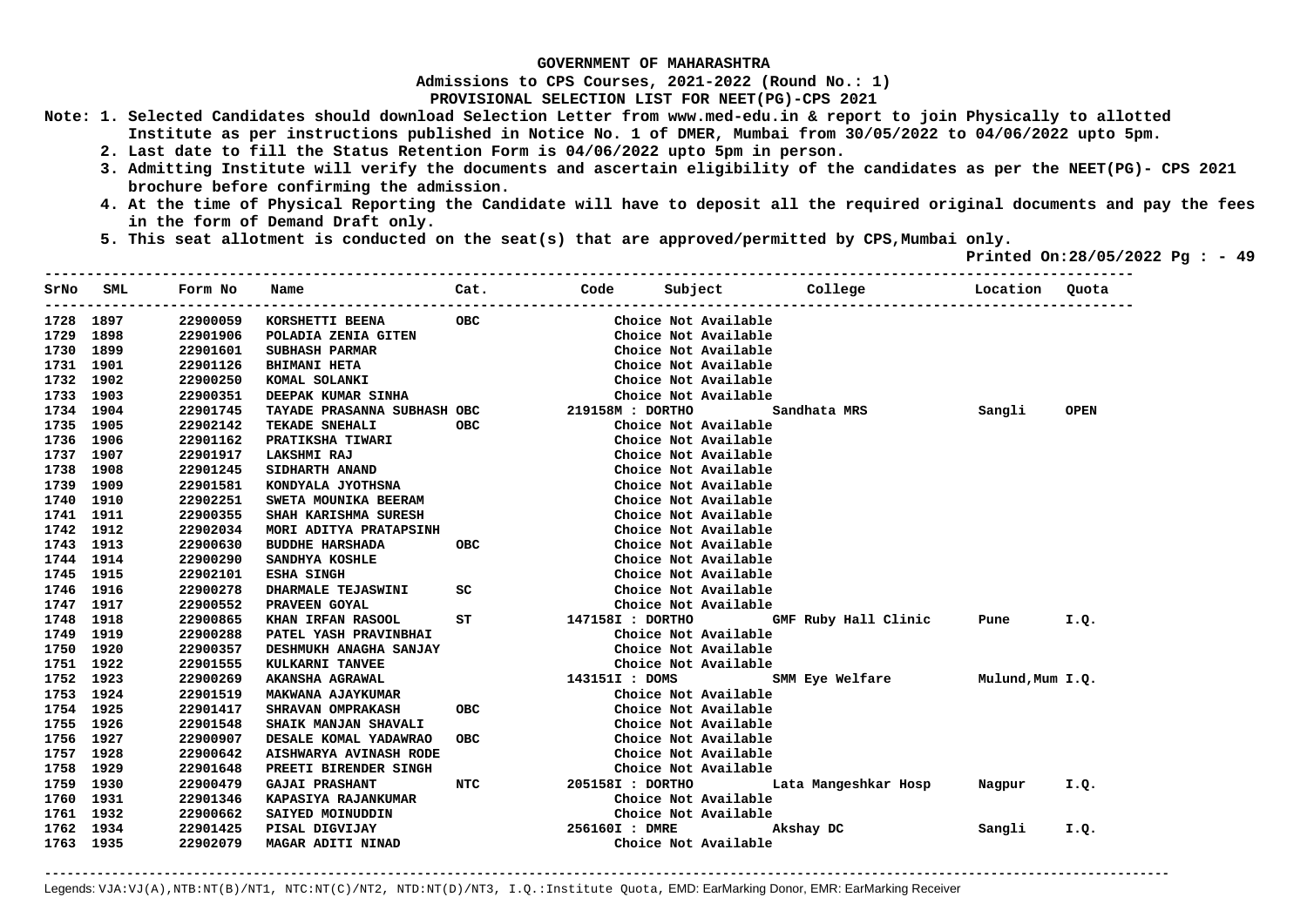**GOVERNMENT OF MAHARASHTRA**

**Admissions to CPS Courses, 2021-2022 (Round No.: 1)**

**PROVISIONAL SELECTION LIST FOR NEET(PG)-CPS 2021**

**Note:**
1. Selected Candidates should download Selection Letter from www.med-edu.in & report to join Physically to allotted Institute as per instructions published in Notice No. 1 of DMER, Mumbai from 30/05/2022 to 04/06/2022 upto 5pm.
2. Last date to fill the Status Retention Form is 04/06/2022 upto 5pm in person.
3. Admitting Institute will verify the documents and ascertain eligibility of the candidates as per the NEET(PG)- CPS 2021 brochure before confirming the admission.
4. At the time of Physical Reporting the Candidate will have to deposit all the required original documents and pay the fees in the form of Demand Draft only.
5. This seat allotment is conducted on the seat(s) that are approved/permitted by CPS,Mumbai only.

Printed On:28/05/2022 Pg : - 49

| SrNo | SML | Form No | Name | Cat. | Code | Subject | College | Location | Quota |
|---|---|---|---|---|---|---|---|---|---|
| 1728 | 1897 | 22900059 | KORSHETTI BEENA | OBC | | Choice Not Available | | | |
| 1729 | 1898 | 22901906 | POLADIA ZENIA GITEN | | | Choice Not Available | | | |
| 1730 | 1899 | 22901601 | SUBHASH PARMAR | | | Choice Not Available | | | |
| 1731 | 1901 | 22901126 | BHIMANI HETA | | | Choice Not Available | | | |
| 1732 | 1902 | 22900250 | KOMAL SOLANKI | | | Choice Not Available | | | |
| 1733 | 1903 | 22900351 | DEEPAK KUMAR SINHA | | | Choice Not Available | | | |
| 1734 | 1904 | 22901745 | TAYADE PRASANNA SUBHASH | OBC | 219158M | DORTHO | Sandhata MRS | Sangli | OPEN |
| 1735 | 1905 | 22902142 | TEKADE SNEHALI | OBC | | Choice Not Available | | | |
| 1736 | 1906 | 22901162 | PRATIKSHA TIWARI | | | Choice Not Available | | | |
| 1737 | 1907 | 22901917 | LAKSHMI RAJ | | | Choice Not Available | | | |
| 1738 | 1908 | 22901245 | SIDHARTH ANAND | | | Choice Not Available | | | |
| 1739 | 1909 | 22901581 | KONDYALA JYOTHSNA | | | Choice Not Available | | | |
| 1740 | 1910 | 22902251 | SWETA MOUNIKA BEERAM | | | Choice Not Available | | | |
| 1741 | 1911 | 22900355 | SHAH KARISHMA SURESH | | | Choice Not Available | | | |
| 1742 | 1912 | 22902034 | MORI ADITYA PRATAPSINH | | | Choice Not Available | | | |
| 1743 | 1913 | 22900630 | BUDDHE HARSHADA | OBC | | Choice Not Available | | | |
| 1744 | 1914 | 22900290 | SANDHYA KOSHLE | | | Choice Not Available | | | |
| 1745 | 1915 | 22902101 | ESHA SINGH | | | Choice Not Available | | | |
| 1746 | 1916 | 22900278 | DHARMALE TEJASWINI | SC | | Choice Not Available | | | |
| 1747 | 1917 | 22900552 | PRAVEEN GOYAL | | | Choice Not Available | | | |
| 1748 | 1918 | 22900865 | KHAN IRFAN RASOOL | ST | 147158I | DORTHO | GMF Ruby Hall Clinic | Pune | I.Q. |
| 1749 | 1919 | 22900288 | PATEL YASH PRAVINBHAI | | | Choice Not Available | | | |
| 1750 | 1920 | 22900357 | DESHMUKH ANAGHA SANJAY | | | Choice Not Available | | | |
| 1751 | 1922 | 22901555 | KULKARNI TANVEE | | | Choice Not Available | | | |
| 1752 | 1923 | 22900269 | AKANSHA AGRAWAL | | 143151I | DOMS | SMM Eye Welfare | Mulund,Mum | I.Q. |
| 1753 | 1924 | 22901519 | MAKWANA AJAYKUMAR | | | Choice Not Available | | | |
| 1754 | 1925 | 22901417 | SHRAVAN OMPRAKASH | OBC | | Choice Not Available | | | |
| 1755 | 1926 | 22901548 | SHAIK MANJAN SHAVALI | | | Choice Not Available | | | |
| 1756 | 1927 | 22900907 | DESALE KOMAL YADAWRAO | OBC | | Choice Not Available | | | |
| 1757 | 1928 | 22900642 | AISHWARYA AVINASH RODE | | | Choice Not Available | | | |
| 1758 | 1929 | 22901648 | PREETI BIRENDER SINGH | | | Choice Not Available | | | |
| 1759 | 1930 | 22900479 | GAJAI PRASHANT | NTC | 205158I | DORTHO | Lata Mangeshkar Hosp | Nagpur | I.Q. |
| 1760 | 1931 | 22901346 | KAPASIYA RAJANKUMAR | | | Choice Not Available | | | |
| 1761 | 1932 | 22900662 | SAIYED MOINUDDIN | | | Choice Not Available | | | |
| 1762 | 1934 | 22901425 | PISAL DIGVIJAY | | 256160I | DMRE | Akshay DC | Sangli | I.Q. |
| 1763 | 1935 | 22902079 | MAGAR ADITI NINAD | | | Choice Not Available | | | |

Legends: VJA:VJ(A),NTB:NT(B)/NT1, NTC:NT(C)/NT2, NTD:NT(D)/NT3, I.Q.:Institute Quota, EMD: EarMarking Donor, EMR: EarMarking Receiver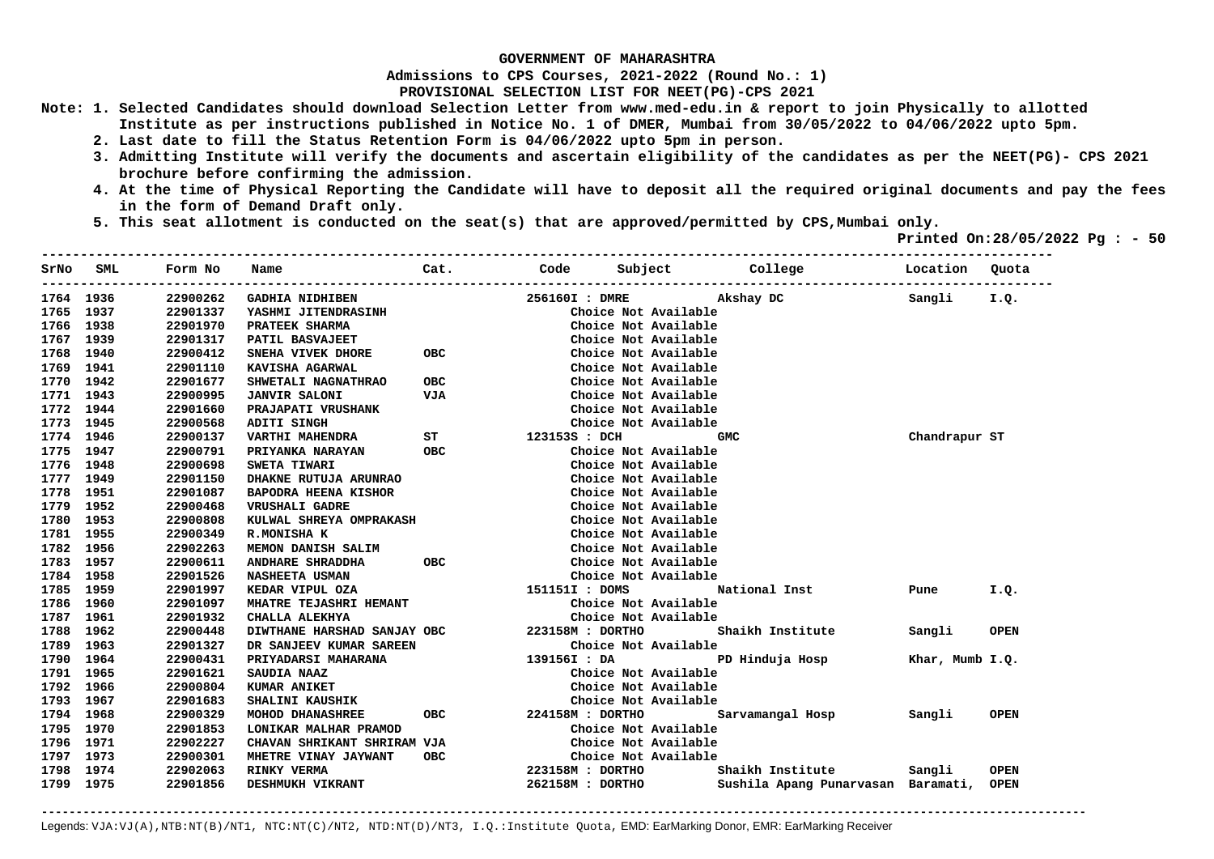**GOVERNMENT OF MAHARASHTRA**

**Admissions to CPS Courses, 2021-2022 (Round No.: 1)**

**PROVISIONAL SELECTION LIST FOR NEET(PG)-CPS 2021**

**Note: 1. Selected Candidates should download Selection Letter from www.med-edu.in & report to join Physically to allotted Institute as per instructions published in Notice No. 1 of DMER, Mumbai from 30/05/2022 to 04/06/2022 upto 5pm.**

**2. Last date to fill the Status Retention Form is 04/06/2022 upto 5pm in person.**

**3. Admitting Institute will verify the documents and ascertain eligibility of the candidates as per the NEET(PG)- CPS 2021 brochure before confirming the admission.**

**4. At the time of Physical Reporting the Candidate will have to deposit all the required original documents and pay the fees in the form of Demand Draft only.**

**5. This seat allotment is conducted on the seat(s) that are approved/permitted by CPS,Mumbai only.**

**Printed On:28/05/2022**

| SrNo | SML | Form No | Name | Cat. | Code | Subject | College | Location | Quota |
|---|---|---|---|---|---|---|---|---|---|
| 1764 | 1936 | 22900262 | GADHIA NIDHIBEN | | 256160I : DMRE | | Akshay DC | Sangli | I.Q. |
| 1765 | 1937 | 22901337 | YASHMI JITENDRASINH | | | Choice Not Available | | | |
| 1766 | 1938 | 22901970 | PRATEEK SHARMA | | | Choice Not Available | | | |
| 1767 | 1939 | 22901317 | PATIL BASVAJEET | | | Choice Not Available | | | |
| 1768 | 1940 | 22900412 | SNEHA VIVEK DHORE | OBC | | Choice Not Available | | | |
| 1769 | 1941 | 22901110 | KAVISHA AGARWAL | | | Choice Not Available | | | |
| 1770 | 1942 | 22901677 | SHWETALI NAGNATHRAO | OBC | | Choice Not Available | | | |
| 1771 | 1943 | 22900995 | JANVIR SALONI | VJA | | Choice Not Available | | | |
| 1772 | 1944 | 22901660 | PRAJAPATI VRUSHANK | | | Choice Not Available | | | |
| 1773 | 1945 | 22900568 | ADITI SINGH | | | Choice Not Available | | | |
| 1774 | 1946 | 22900137 | VARTHI MAHENDRA | ST | 123153S : DCH | | GMC | Chandrapur | ST |
| 1775 | 1947 | 22900791 | PRIYANKA NARAYAN | OBC | | Choice Not Available | | | |
| 1776 | 1948 | 22900698 | SWETA TIWARI | | | Choice Not Available | | | |
| 1777 | 1949 | 22901150 | DHAKNE RUTUJA ARUNRAO | | | Choice Not Available | | | |
| 1778 | 1951 | 22901087 | BAPODRA HEENA KISHOR | | | Choice Not Available | | | |
| 1779 | 1952 | 22900468 | VRUSHALI GADRE | | | Choice Not Available | | | |
| 1780 | 1953 | 22900808 | KULWAL SHREYA OMPRAKASH | | | Choice Not Available | | | |
| 1781 | 1955 | 22900349 | R.MONISHA K | | | Choice Not Available | | | |
| 1782 | 1956 | 22902263 | MEMON DANISH SALIM | | | Choice Not Available | | | |
| 1783 | 1957 | 22900611 | ANDHARE SHRADDHA | OBC | | Choice Not Available | | | |
| 1784 | 1958 | 22901526 | NASHEETA USMAN | | | Choice Not Available | | | |
| 1785 | 1959 | 22901997 | KEDAR VIPUL OZA | | 151151I : DOMS | | National Inst | Pune | I.Q. |
| 1786 | 1960 | 22901097 | MHATRE TEJASHRI HEMANT | | | Choice Not Available | | | |
| 1787 | 1961 | 22901932 | CHALLA ALEKHYA | | | Choice Not Available | | | |
| 1788 | 1962 | 22900448 | DIWTHANE HARSHAD SANJAY | OBC | 223158M : DORTHO | | Shaikh Institute | Sangli | OPEN |
| 1789 | 1963 | 22901327 | DR SANJEEV KUMAR SAREEN | | | Choice Not Available | | | |
| 1790 | 1964 | 22900431 | PRIYADARSI MAHARANA | | 139156I : DA | | PD Hinduja Hosp | Khar, Mumb | I.Q. |
| 1791 | 1965 | 22901621 | SAUDIA NAAZ | | | Choice Not Available | | | |
| 1792 | 1966 | 22900804 | KUMAR ANIKET | | | Choice Not Available | | | |
| 1793 | 1967 | 22901683 | SHALINI KAUSHIK | | | Choice Not Available | | | |
| 1794 | 1968 | 22900329 | MOHOD DHANASHREE | OBC | 224158M : DORTHO | | Sarvamangal Hosp | Sangli | OPEN |
| 1795 | 1970 | 22901853 | LONIKAR MALHAR PRAMOD | | | Choice Not Available | | | |
| 1796 | 1971 | 22902227 | CHAVAN SHRIKANT SHRIRAM | VJA | | Choice Not Available | | | |
| 1797 | 1973 | 22900301 | MHETRE VINAY JAYWANT | OBC | | Choice Not Available | | | |
| 1798 | 1974 | 22902063 | RINKY VERMA | | 223158M : DORTHO | | Shaikh Institute | Sangli | OPEN |
| 1799 | 1975 | 22901856 | DESHMUKH VIKRANT | | 262158M : DORTHO | | Sushila Apang Punarvasan | Baramati, | OPEN |

Legends: VJA:VJ(A),NTB:NT(B)/NT1, NTC:NT(C)/NT2, NTD:NT(D)/NT3, I.Q.:Institute Quota, EMD: EarMarking Donor, EMR: EarMarking Receiver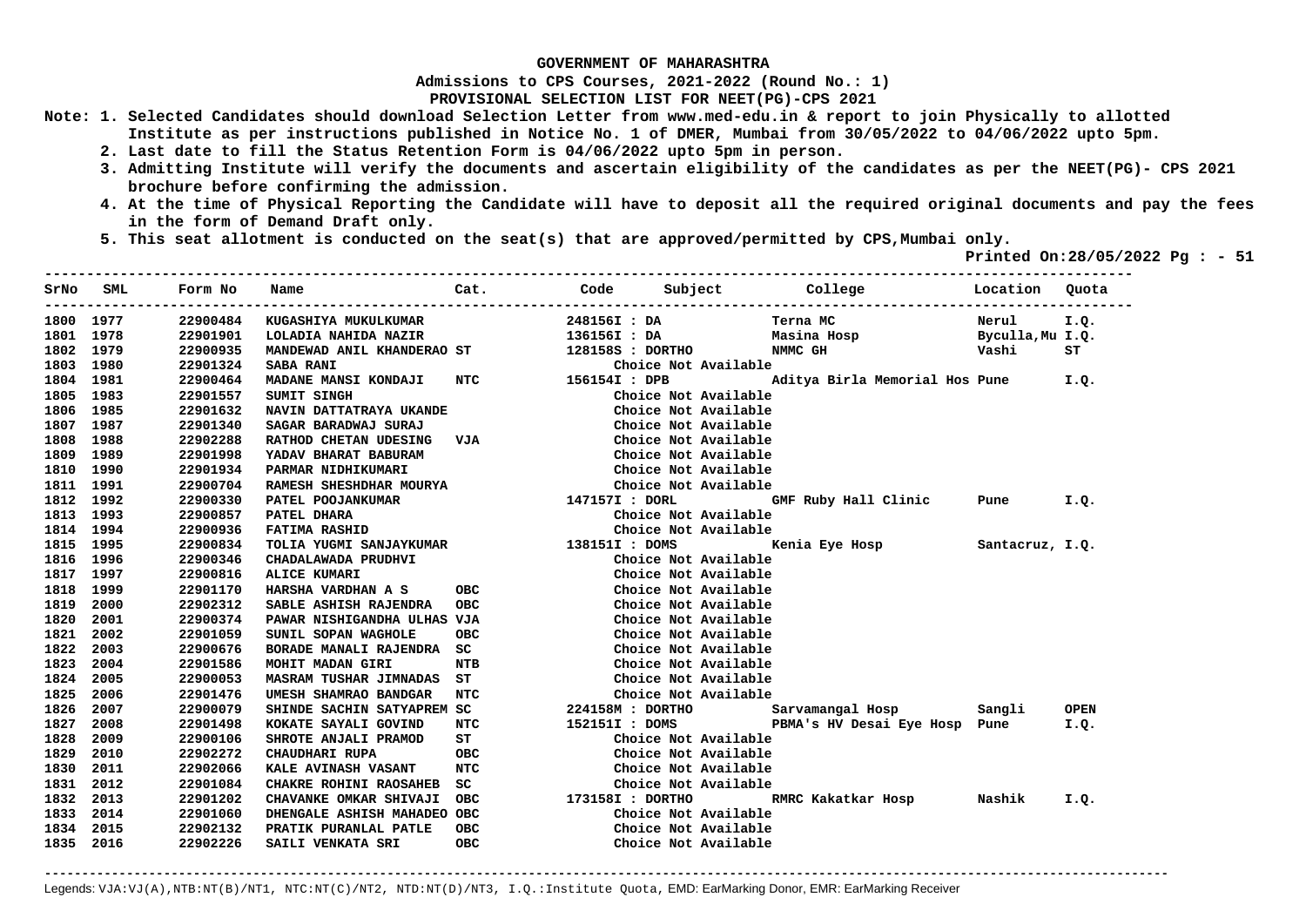**GOVERNMENT OF MAHARASHTRA**

**Admissions to CPS Courses, 2021-2022 (Round No.: 1)**

**PROVISIONAL SELECTION LIST FOR NEET(PG)-CPS 2021**

**Note:**
1. Selected Candidates should download Selection Letter from www.med-edu.in & report to join Physically to allotted Institute as per instructions published in Notice No. 1 of DMER, Mumbai from 30/05/2022 to 04/06/2022 upto 5pm.
2. Last date to fill the Status Retention Form is 04/06/2022 upto 5pm in person.
3. Admitting Institute will verify the documents and ascertain eligibility of the candidates as per the NEET(PG)- CPS 2021 brochure before confirming the admission.
4. At the time of Physical Reporting the Candidate will have to deposit all the required original documents and pay the fees in the form of Demand Draft only.
5. This seat allotment is conducted on the seat(s) that are approved/permitted by CPS,Mumbai only.

**Printed On:28/05/2022 Pg : - 51**

| SrNo | SML | Form No | Name | Cat. | Code | Subject | College | Location | Quota |
|---|---|---|---|---|---|---|---|---|---|
| 1800 | 1977 | 22900484 | KUGASHIYA MUKULKUMAR | | 248156I | DA | Terna MC | Nerul | I.Q. |
| 1801 | 1978 | 22901901 | LOLADIA NAHIDA NAZIR | | 136156I | DA | Masina Hosp | Byculla,Mu | I.Q. |
| 1802 | 1979 | 22900935 | MANDEWAD ANIL KHANDERAO | ST | 128158S | DORTHO | NMMC GH | Vashi | ST |
| 1803 | 1980 | 22901324 | SABA RANI | | | Choice Not Available | | | |
| 1804 | 1981 | 22900464 | MADANE MANSI KONDAJI | NTC | 156154I | DPB | Aditya Birla Memorial Hos | Pune | I.Q. |
| 1805 | 1983 | 22901557 | SUMIT SINGH | | | Choice Not Available | | | |
| 1806 | 1985 | 22901632 | NAVIN DATTATRAYA UKANDE | | | Choice Not Available | | | |
| 1807 | 1987 | 22901340 | SAGAR BARADWAJ SURAJ | | | Choice Not Available | | | |
| 1808 | 1988 | 22902288 | RATHOD CHETAN UDESING | VJA | | Choice Not Available | | | |
| 1809 | 1989 | 22901998 | YADAV BHARAT BABURAM | | | Choice Not Available | | | |
| 1810 | 1990 | 22901934 | PARMAR NIDHIKUMARI | | | Choice Not Available | | | |
| 1811 | 1991 | 22900704 | RAMESH SHESHDHAR MOURYA | | | Choice Not Available | | | |
| 1812 | 1992 | 22900330 | PATEL POOJANKUMAR | | 147157I | DORL | GMF Ruby Hall Clinic | Pune | I.Q. |
| 1813 | 1993 | 22900857 | PATEL DHARA | | | Choice Not Available | | | |
| 1814 | 1994 | 22900936 | FATIMA RASHID | | | Choice Not Available | | | |
| 1815 | 1995 | 22900834 | TOLIA YUGMI SANJAYKUMAR | | 138151I | DOMS | Kenia Eye Hosp | Santacruz, | I.Q. |
| 1816 | 1996 | 22900346 | CHADALAWADA PRUDHVI | | | Choice Not Available | | | |
| 1817 | 1997 | 22900816 | ALICE KUMARI | | | Choice Not Available | | | |
| 1818 | 1999 | 22901170 | HARSHA VARDHAN A S | OBC | | Choice Not Available | | | |
| 1819 | 2000 | 22902312 | SABLE ASHISH RAJENDRA | OBC | | Choice Not Available | | | |
| 1820 | 2001 | 22900374 | PAWAR NISHIGANDHA ULHAS | VJA | | Choice Not Available | | | |
| 1821 | 2002 | 22901059 | SUNIL SOPAN WAGHOLE | OBC | | Choice Not Available | | | |
| 1822 | 2003 | 22900676 | BORADE MANALI RAJENDRA | SC | | Choice Not Available | | | |
| 1823 | 2004 | 22901586 | MOHIT MADAN GIRI | NTB | | Choice Not Available | | | |
| 1824 | 2005 | 22900053 | MASRAM TUSHAR JIMNADAS | ST | | Choice Not Available | | | |
| 1825 | 2006 | 22901476 | UMESH SHAMRAO BANDGAR | NTC | | Choice Not Available | | | |
| 1826 | 2007 | 22900079 | SHINDE SACHIN SATYAPREM | SC | 224158M | DORTHO | Sarvamangal Hosp | Sangli | OPEN |
| 1827 | 2008 | 22901498 | KOKATE SAYALI GOVIND | NTC | 152151I | DOMS | PBMA's HV Desai Eye Hosp | Pune | I.Q. |
| 1828 | 2009 | 22900106 | SHROTE ANJALI PRAMOD | ST | | Choice Not Available | | | |
| 1829 | 2010 | 22902272 | CHAUDHARI RUPA | OBC | | Choice Not Available | | | |
| 1830 | 2011 | 22902066 | KALE AVINASH VASANT | NTC | | Choice Not Available | | | |
| 1831 | 2012 | 22901084 | CHAKRE ROHINI RAOSAHEB | SC | | Choice Not Available | | | |
| 1832 | 2013 | 22901202 | CHAVANKE OMKAR SHIVAJI | OBC | 173158I | DORTHO | RMRC Kakatkar Hosp | Nashik | I.Q. |
| 1833 | 2014 | 22901060 | DHENGALE ASHISH MAHADEO | OBC | | Choice Not Available | | | |
| 1834 | 2015 | 22902132 | PRATIK PURANLAL PATLE | OBC | | Choice Not Available | | | |
| 1835 | 2016 | 22902226 | SAILI VENKATA SRI | OBC | | Choice Not Available | | | |

Legends: VJA:VJ(A),NTB:NT(B)/NT1, NTC:NT(C)/NT2, NTD:NT(D)/NT3, I.Q.:Institute Quota, EMD: EarMarking Donor, EMR: EarMarking Receiver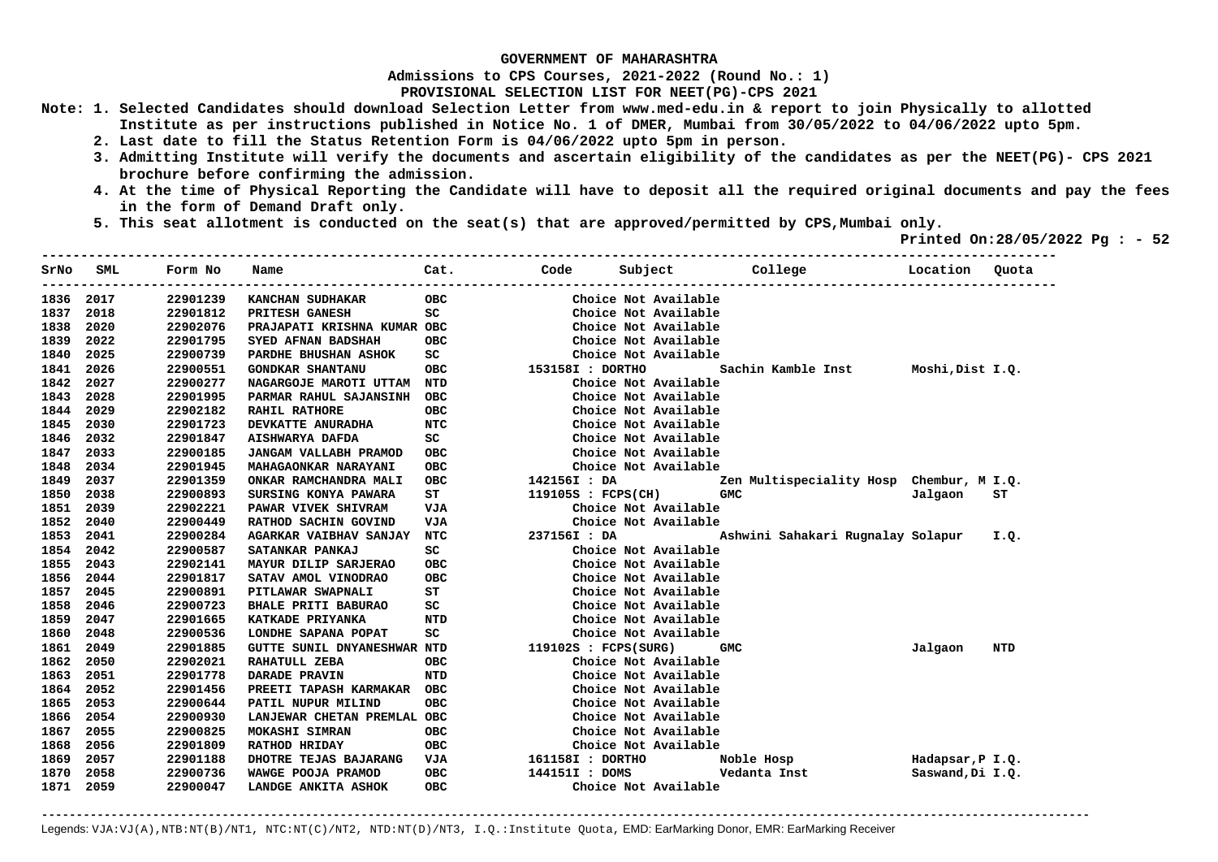**GOVERNMENT OF MAHARASHTRA**

**Admissions to CPS Courses, 2021-2022 (Round No.: 1)**

**PROVISIONAL SELECTION LIST FOR NEET(PG)-CPS 2021**

**Note: 1. Selected Candidates should download Selection Letter from www.med-edu.in & report to join Physically to allotted Institute as per instructions published in Notice No. 1 of DMER, Mumbai from 30/05/2022 to 04/06/2022 upto 5pm.**

**2. Last date to fill the Status Retention Form is 04/06/2022 upto 5pm in person.**

**3. Admitting Institute will verify the documents and ascertain eligibility of the candidates as per the NEET(PG)- CPS 2021 brochure before confirming the admission.**

**4. At the time of Physical Reporting the Candidate will have to deposit all the required original documents and pay the fees in the form of Demand Draft only.**

**5. This seat allotment is conducted on the seat(s) that are approved/permitted by CPS,Mumbai only.**

**Printed On:28/05/2022 Pg : - 52**

| SrNo | SML | Form No | Name | Cat. | Code | Subject | College | Location | Quota |
|---|---|---|---|---|---|---|---|---|---|
| 1836 | 2017 | 22901239 | KANCHAN SUDHAKAR | OBC | | Choice Not Available | | | |
| 1837 | 2018 | 22901812 | PRITESH GANESH | SC | | Choice Not Available | | | |
| 1838 | 2020 | 22902076 | PRAJAPATI KRISHNA KUMAR | OBC | | Choice Not Available | | | |
| 1839 | 2022 | 22901795 | SYED AFNAN BADSHAH | OBC | | Choice Not Available | | | |
| 1840 | 2025 | 22900739 | PARDHE BHUSHAN ASHOK | SC | | Choice Not Available | | | |
| 1841 | 2026 | 22900551 | GONDKAR SHANTANU | OBC | 153158I | DORTHO | Sachin Kamble Inst | Moshi,Dist | I.Q. |
| 1842 | 2027 | 22900277 | NAGARGOJE MAROTI UTTAM | NTD | | Choice Not Available | | | |
| 1843 | 2028 | 22901995 | PARMAR RAHUL SAJANSINH | OBC | | Choice Not Available | | | |
| 1844 | 2029 | 22902182 | RAHIL RATHORE | OBC | | Choice Not Available | | | |
| 1845 | 2030 | 22901723 | DEVKATTE ANURADHA | NTC | | Choice Not Available | | | |
| 1846 | 2032 | 22901847 | AISHWARYA DAFDA | SC | | Choice Not Available | | | |
| 1847 | 2033 | 22900185 | JANGAM VALLABH PRAMOD | OBC | | Choice Not Available | | | |
| 1848 | 2034 | 22901945 | MAHAGAONKAR NARAYANI | OBC | | Choice Not Available | | | |
| 1849 | 2037 | 22901359 | ONKAR RAMCHANDRA MALI | OBC | 142156I | DA | Zen Multispeciality Hosp | Chembur, M | I.Q. |
| 1850 | 2038 | 22900893 | SURSING KONYA PAWARA | ST | 119105S | FCPS(CH) | GMC | Jalgaon | ST |
| 1851 | 2039 | 22902221 | PAWAR VIVEK SHIVRAM | VJA | | Choice Not Available | | | |
| 1852 | 2040 | 22900449 | RATHOD SACHIN GOVIND | VJA | | Choice Not Available | | | |
| 1853 | 2041 | 22900284 | AGARKAR VAIBHAV SANJAY | NTC | 237156I | DA | Ashwini Sahakari Rugnalay | Solapur | I.Q. |
| 1854 | 2042 | 22900587 | SATANKAR PANKAJ | SC | | Choice Not Available | | | |
| 1855 | 2043 | 22902141 | MAYUR DILIP SARJERAO | OBC | | Choice Not Available | | | |
| 1856 | 2044 | 22901817 | SATAV AMOL VINODRAO | OBC | | Choice Not Available | | | |
| 1857 | 2045 | 22900891 | PITLAWAR SWAPNALI | ST | | Choice Not Available | | | |
| 1858 | 2046 | 22900723 | BHALE PRITI BABURAO | SC | | Choice Not Available | | | |
| 1859 | 2047 | 22901665 | KATKADE PRIYANKA | NTD | | Choice Not Available | | | |
| 1860 | 2048 | 22900536 | LONDHE SAPANA POPAT | SC | | Choice Not Available | | | |
| 1861 | 2049 | 22901885 | GUTTE SUNIL DNYANESHWAR | NTD | 119102S | FCPS(SURG) | GMC | Jalgaon | NTD |
| 1862 | 2050 | 22902021 | RAHATULL ZEBA | OBC | | Choice Not Available | | | |
| 1863 | 2051 | 22901778 | DARADE PRAVIN | NTD | | Choice Not Available | | | |
| 1864 | 2052 | 22901456 | PREETI TAPASH KARMAKAR | OBC | | Choice Not Available | | | |
| 1865 | 2053 | 22900644 | PATIL NUPUR MILIND | OBC | | Choice Not Available | | | |
| 1866 | 2054 | 22900930 | LANJEWAR CHETAN PREMLAL | OBC | | Choice Not Available | | | |
| 1867 | 2055 | 22900825 | MOKASHI SIMRAN | OBC | | Choice Not Available | | | |
| 1868 | 2056 | 22901809 | RATHOD HRIDAY | OBC | | Choice Not Available | | | |
| 1869 | 2057 | 22901188 | DHOTRE TEJAS BAJARANG | VJA | 161158I | DORTHO | Noble Hosp | Hadapsar,P | I.Q. |
| 1870 | 2058 | 22900736 | WAWGE POOJA PRAMOD | OBC | 144151I | DOMS | Vedanta Inst | Saswand,Di | I.Q. |
| 1871 | 2059 | 22900047 | LANDGE ANKITA ASHOK | OBC | | Choice Not Available | | | |

Legends: VJA:VJ(A),NTB:NT(B)/NT1, NTC:NT(C)/NT2, NTD:NT(D)/NT3, I.Q.:Institute Quota, EMD: EarMarking Donor, EMR: EarMarking Receiver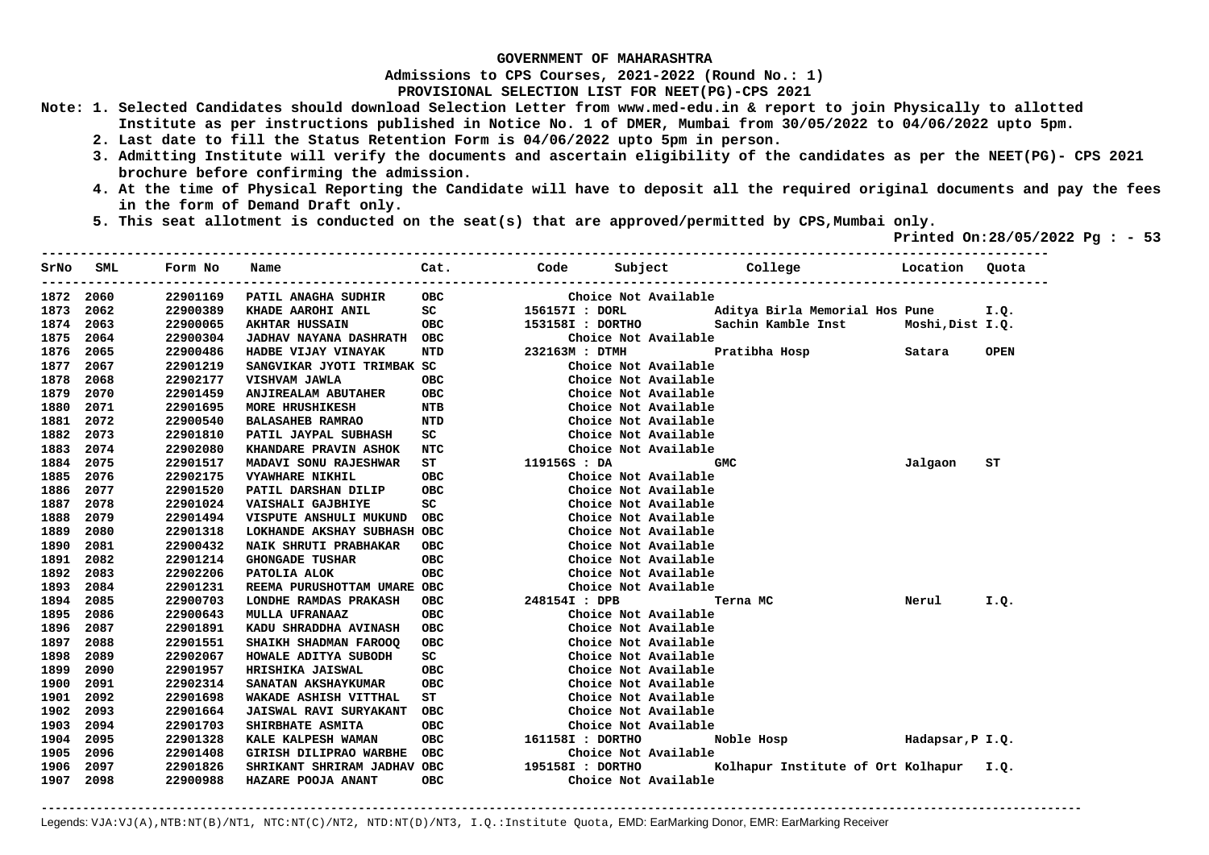# GOVERNMENT OF MAHARASHTRA

## Admissions to CPS Courses, 2021-2022 (Round No.: 1)

### PROVISIONAL SELECTION LIST FOR NEET(PG)-CPS 2021

**Note:**
1. Selected Candidates should download Selection Letter from www.med-edu.in & report to join Physically to allotted Institute as per instructions published in Notice No. 1 of DMER, Mumbai from 30/05/2022 to 04/06/2022 upto 5pm.
2. Last date to fill the Status Retention Form is 04/06/2022 upto 5pm in person.
3. Admitting Institute will verify the documents and ascertain eligibility of the candidates as per the NEET(PG)- CPS 2021 brochure before confirming the admission.
4. At the time of Physical Reporting the Candidate will have to deposit all the required original documents and pay the fees in the form of Demand Draft only.
5. This seat allotment is conducted on the seat(s) that are approved/permitted by CPS,Mumbai only.

**Printed On:28/05/2022 Pg : - 53**

| SrNo | SML | Form No | Name | Cat. | Code | Subject | College | Location | Quota |
|---|---|---|---|---|---|---|---|---|---|
| 1872 | 2060 | 22901169 | PATIL ANAGHA SUDHIR | OBC | Choice Not Available | | | | |
| 1873 | 2062 | 22900389 | KHADE AAROHI ANIL | SC | 156157I | DORL | Aditya Birla Memorial Hos | Pune | I.Q. |
| 1874 | 2063 | 22900065 | AKHTAR HUSSAIN | OBC | 153158I | DORTHO | Sachin Kamble Inst | Moshi,Dist | I.Q. |
| 1875 | 2064 | 22900304 | JADHAV NAYANA DASHRATH | OBC | Choice Not Available | | | | |
| 1876 | 2065 | 22900486 | HADBE VIJAY VINAYAK | NTD | 232163M | DTMH | Pratibha Hosp | Satara | OPEN |
| 1877 | 2067 | 22901219 | SANGVIKAR JYOTI TRIMBAK | SC | Choice Not Available | | | | |
| 1878 | 2068 | 22902177 | VISHVAM JAWLA | OBC | Choice Not Available | | | | |
| 1879 | 2070 | 22901459 | ANJIREALAM ABUTAHER | OBC | Choice Not Available | | | | |
| 1880 | 2071 | 22901695 | MORE HRUSHIKESH | NTB | Choice Not Available | | | | |
| 1881 | 2072 | 22900540 | BALASAHEB RAMRAO | NTD | Choice Not Available | | | | |
| 1882 | 2073 | 22901810 | PATIL JAYPAL SUBHASH | SC | Choice Not Available | | | | |
| 1883 | 2074 | 22902080 | KHANDARE PRAVIN ASHOK | NTC | Choice Not Available | | | | |
| 1884 | 2075 | 22901517 | MADAVI SONU RAJESHWAR | ST | 119156S | DA | GMC | Jalgaon | ST |
| 1885 | 2076 | 22902175 | VYAWHARE NIKHIL | OBC | Choice Not Available | | | | |
| 1886 | 2077 | 22901520 | PATIL DARSHAN DILIP | OBC | Choice Not Available | | | | |
| 1887 | 2078 | 22901024 | VAISHALI GAJBHIYE | SC | Choice Not Available | | | | |
| 1888 | 2079 | 22901494 | VISPUTE ANSHULI MUKUND | OBC | Choice Not Available | | | | |
| 1889 | 2080 | 22901318 | LOKHANDE AKSHAY SUBHASH | OBC | Choice Not Available | | | | |
| 1890 | 2081 | 22900432 | NAIK SHRUTI PRABHAKAR | OBC | Choice Not Available | | | | |
| 1891 | 2082 | 22901214 | GHONGADE TUSHAR | OBC | Choice Not Available | | | | |
| 1892 | 2083 | 22902206 | PATOLIA ALOK | OBC | Choice Not Available | | | | |
| 1893 | 2084 | 22901231 | REEMA PURUSHOTTAM UMARE | OBC | Choice Not Available | | | | |
| 1894 | 2085 | 22900703 | LONDHE RAMDAS PRAKASH | OBC | 248154I | DPB | Terna MC | Nerul | I.Q. |
| 1895 | 2086 | 22900643 | MULLA UFRANAAZ | OBC | Choice Not Available | | | | |
| 1896 | 2087 | 22901891 | KADU SHRADDHA AVINASH | OBC | Choice Not Available | | | | |
| 1897 | 2088 | 22901551 | SHAIKH SHADMAN FAROOQ | OBC | Choice Not Available | | | | |
| 1898 | 2089 | 22902067 | HOWALE ADITYA SUBODH | SC | Choice Not Available | | | | |
| 1899 | 2090 | 22901957 | HRISHIKA JAISWAL | OBC | Choice Not Available | | | | |
| 1900 | 2091 | 22902314 | SANATAN AKSHAYKUMAR | OBC | Choice Not Available | | | | |
| 1901 | 2092 | 22901698 | WAKADE ASHISH VITTHAL | ST | Choice Not Available | | | | |
| 1902 | 2093 | 22901664 | JAISWAL RAVI SURYAKANT | OBC | Choice Not Available | | | | |
| 1903 | 2094 | 22901703 | SHIRBHATE ASMITA | OBC | Choice Not Available | | | | |
| 1904 | 2095 | 22901328 | KALE KALPESH WAMAN | OBC | 161158I | DORTHO | Noble Hosp | Hadapsar,P | I.Q. |
| 1905 | 2096 | 22901408 | GIRISH DILIPRAO WARBHE | OBC | Choice Not Available | | | | |
| 1906 | 2097 | 22901826 | SHRIKANT SHRIRAM JADHAV | OBC | 195158I | DORTHO | Kolhapur Institute of Ort | Kolhapur | I.Q. |
| 1907 | 2098 | 22900988 | HAZARE POOJA ANANT | OBC | Choice Not Available | | | | |

Legends: VJA:VJ(A),NTB:NT(B)/NT1, NTC:NT(C)/NT2, NTD:NT(D)/NT3, I.Q.:Institute Quota, EMD: EarMarking Donor, EMR: EarMarking Receiver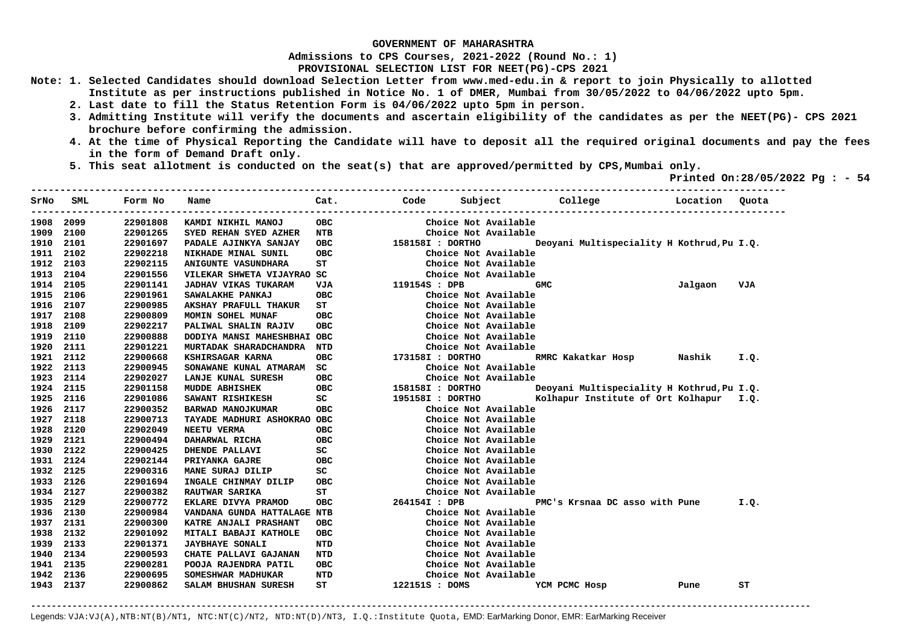**GOVERNMENT OF MAHARASHTRA**

**Admissions to CPS Courses, 2021-2022 (Round No.: 1)**

**PROVISIONAL SELECTION LIST FOR NEET(PG)-CPS 2021**

**Note: 1. Selected Candidates should download Selection Letter from www.med-edu.in & report to join Physically to allotted Institute as per instructions published in Notice No. 1 of DMER, Mumbai from 30/05/2022 to 04/06/2022 upto 5pm.**

**2. Last date to fill the Status Retention Form is 04/06/2022 upto 5pm in person.**

**3. Admitting Institute will verify the documents and ascertain eligibility of the candidates as per the NEET(PG)- CPS 2021 brochure before confirming the admission.**

**4. At the time of Physical Reporting the Candidate will have to deposit all the required original documents and pay the fees in the form of Demand Draft only.**

**5. This seat allotment is conducted on the seat(s) that are approved/permitted by CPS,Mumbai only.**

**Printed On:28/05/2022 Pg : - 54**

| SrNo | SML | Form No | Name | Cat. | Code | Subject | College | Location | Quota |
|---|---|---|---|---|---|---|---|---|---|
| 1908 | 2099 | 22901808 | KAMDI NIKHIL MANOJ | OBC | | Choice Not Available | | | |
| 1909 | 2100 | 22901265 | SYED REHAN SYED AZHER | NTB | | Choice Not Available | | | |
| 1910 | 2101 | 22901697 | PADALE AJINKYA SANJAY | OBC | 158158I | DORTHO | Deoyani Multispeciality H | Kothrud,Pu | I.Q. |
| 1911 | 2102 | 22902218 | NIKHADE MINAL SUNIL | OBC | | Choice Not Available | | | |
| 1912 | 2103 | 22902115 | ANIGUNTE VASUNDHARA | ST | | Choice Not Available | | | |
| 1913 | 2104 | 22901556 | VILEKAR SHWETA VIJAYRAO | SC | | Choice Not Available | | | |
| 1914 | 2105 | 22901141 | JADHAV VIKAS TUKARAM | VJA | 119154S | DPB | GMC | Jalgaon | VJA |
| 1915 | 2106 | 22901961 | SAWALAKHE PANKAJ | OBC | | Choice Not Available | | | |
| 1916 | 2107 | 22900985 | AKSHAY PRAFULL THAKUR | ST | | Choice Not Available | | | |
| 1917 | 2108 | 22900809 | MOMIN SOHEL MUNAF | OBC | | Choice Not Available | | | |
| 1918 | 2109 | 22902217 | PALIWAL SHALIN RAJIV | OBC | | Choice Not Available | | | |
| 1919 | 2110 | 22900888 | DODIYA MANSI MAHESHBHAI | OBC | | Choice Not Available | | | |
| 1920 | 2111 | 22901221 | MURTADAK SHARADCHANDRA | NTD | | Choice Not Available | | | |
| 1921 | 2112 | 22900668 | KSHIRSAGAR KARNA | OBC | 173158I | DORTHO | RMRC Kakatkar Hosp | Nashik | I.Q. |
| 1922 | 2113 | 22900945 | SONAWANE KUNAL ATMARAM | SC | | Choice Not Available | | | |
| 1923 | 2114 | 22902027 | LANJE KUNAL SURESH | OBC | | Choice Not Available | | | |
| 1924 | 2115 | 22901158 | MUDDE ABHISHEK | OBC | 158158I | DORTHO | Deoyani Multispeciality H | Kothrud,Pu | I.Q. |
| 1925 | 2116 | 22901086 | SAWANT RISHIKESH | SC | 195158I | DORTHO | Kolhapur Institute of Ort | Kolhapur | I.Q. |
| 1926 | 2117 | 22900352 | BARWAD MANOJKUMAR | OBC | | Choice Not Available | | | |
| 1927 | 2118 | 22900713 | TAYADE MADHURI ASHOKRAO | OBC | | Choice Not Available | | | |
| 1928 | 2120 | 22902049 | NEETU VERMA | OBC | | Choice Not Available | | | |
| 1929 | 2121 | 22900494 | DAHARWAL RICHA | OBC | | Choice Not Available | | | |
| 1930 | 2122 | 22900425 | DHENDE PALLAVI | SC | | Choice Not Available | | | |
| 1931 | 2124 | 22902144 | PRIYANKA GAJRE | OBC | | Choice Not Available | | | |
| 1932 | 2125 | 22900316 | MANE SURAJ DILIP | SC | | Choice Not Available | | | |
| 1933 | 2126 | 22901694 | INGALE CHINMAY DILIP | OBC | | Choice Not Available | | | |
| 1934 | 2127 | 22900382 | RAUTWAR SARIKA | ST | | Choice Not Available | | | |
| 1935 | 2129 | 22900772 | EKLARE DIVYA PRAMOD | OBC | 264154I | DPB | PMC's Krsnaa DC asso with | Pune | I.Q. |
| 1936 | 2130 | 22900984 | VANDANA GUNDA HATTALAGE | NTB | | Choice Not Available | | | |
| 1937 | 2131 | 22900300 | KATRE ANJALI PRASHANT | OBC | | Choice Not Available | | | |
| 1938 | 2132 | 22901092 | MITALI BABAJI KATHOLE | OBC | | Choice Not Available | | | |
| 1939 | 2133 | 22901371 | JAYBHAYE SONALI | NTD | | Choice Not Available | | | |
| 1940 | 2134 | 22900593 | CHATE PALLAVI GAJANAN | NTD | | Choice Not Available | | | |
| 1941 | 2135 | 22900281 | POOJA RAJENDRA PATIL | OBC | | Choice Not Available | | | |
| 1942 | 2136 | 22900695 | SOMESHWAR MADHUKAR | NTD | | Choice Not Available | | | |
| 1943 | 2137 | 22900862 | SALAM BHUSHAN SURESH | ST | 122151S | DOMS | YCM PCMC Hosp | Pune | ST |

Legends: VJA:VJ(A),NTB:NT(B)/NT1, NTC:NT(C)/NT2, NTD:NT(D)/NT3, I.Q.:Institute Quota, EMD: EarMarking Donor, EMR: EarMarking Receiver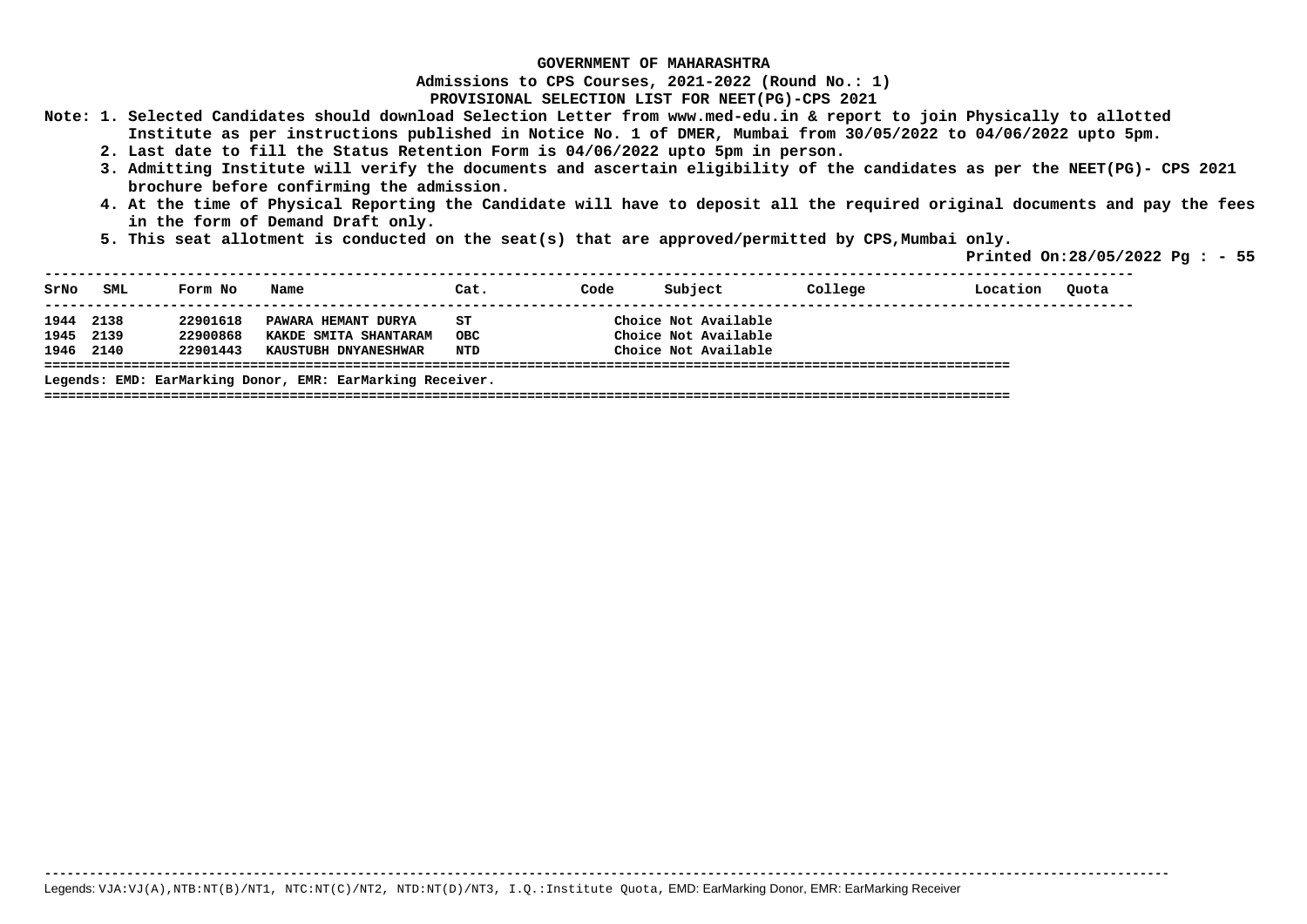**GOVERNMENT OF MAHARASHTRA**

**Admissions to CPS Courses, 2021-2022 (Round No.: 1)**

**PROVISIONAL SELECTION LIST FOR NEET(PG)-CPS 2021**

**Note:**
1. Selected Candidates should download Selection Letter from www.med-edu.in & report to join Physically to allotted Institute as per instructions published in Notice No. 1 of DMER, Mumbai from 30/05/2022 to 04/06/2022 upto 5pm.
2. Last date to fill the Status Retention Form is 04/06/2022 upto 5pm in person.
3. Admitting Institute will verify the documents and ascertain eligibility of the candidates as per the NEET(PG)- CPS 2021 brochure before confirming the admission.
4. At the time of Physical Reporting the Candidate will have to deposit all the required original documents and pay the fees in the form of Demand Draft only.
5. This seat allotment is conducted on the seat(s) that are approved/permitted by CPS,Mumbai only.

Printed On:28/05/2022

| SrNo | SML | Form No | Name | Cat. | Code | Subject | College | Location | Quota |
|---|---|---|---|---|---|---|---|---|---|
| 1944 | 2138 | 22901618 | PAWARA HEMANT DURYA | ST | | Choice Not Available | | | |
| 1945 | 2139 | 22900868 | KAKDE SMITA SHANTARAM | OBC | | Choice Not Available | | | |
| 1946 | 2140 | 22901443 | KAUSTUBH DNYANESHWAR | NTD | | Choice Not Available | | | |

Legends: EMD: EarMarking Donor, EMR: EarMarking Receiver.

Legends: VJA:VJ(A),NTB:NT(B)/NT1, NTC:NT(C)/NT2, NTD:NT(D)/NT3, I.Q.:Institute Quota, EMD: EarMarking Donor, EMR: EarMarking Receiver